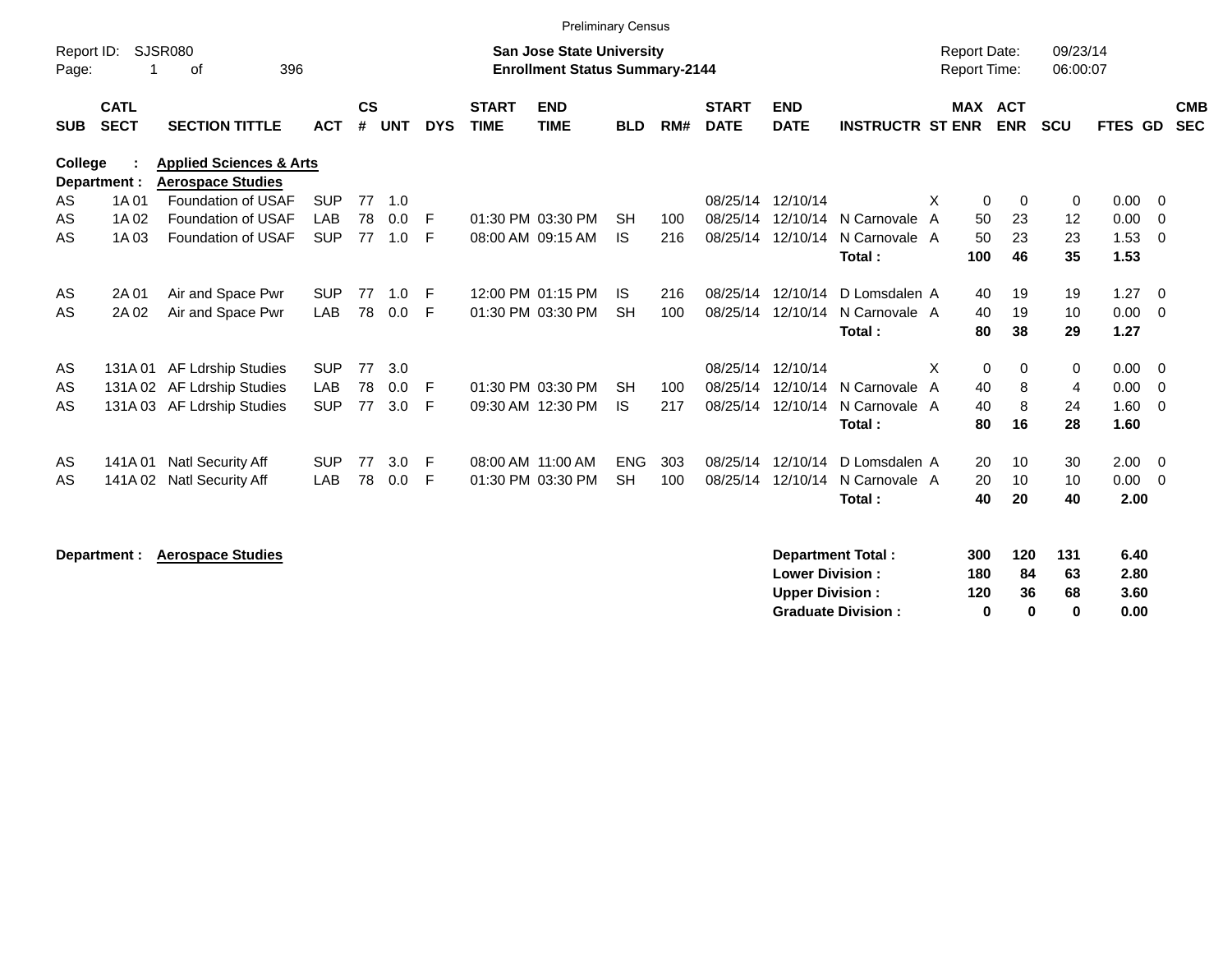Preliminary Census

Report ID: SJSR080
Page: 1 of 396

**San Jose State University**
**Enrollment Status Summary-2144**

Report Date: 09/23/14
Report Time: 06:00:07

**College : Applied Sciences & Arts**
**Department : Aerospace Studies**

| SUB | CATL SECT | SECTION TITTLE | ACT | CS # | UNT | DYS | START TIME | END TIME | BLD | RM# | START DATE | END DATE | INSTRUCTR | ST | MAX ENR | ACT ENR | SCU | FTES | GD | CMB SEC |
|---|---|---|---|---|---|---|---|---|---|---|---|---|---|---|---|---|---|---|---|---|
| AS | 1A 01 | Foundation of USAF | SUP | 77 | 1.0 | | | | | | 08/25/14 | 12/10/14 | | X | 0 | 0 | 0 | 0.00 | 0 | |
| AS | 1A 02 | Foundation of USAF | LAB | 78 | 0.0 | F | 01:30 PM | 03:30 PM | SH | 100 | 08/25/14 | 12/10/14 | N Carnovale | A | 50 | 23 | 12 | 0.00 | 0 | |
| AS | 1A 03 | Foundation of USAF | SUP | 77 | 1.0 | F | 08:00 AM | 09:15 AM | IS | 216 | 08/25/14 | 12/10/14 | N Carnovale | A | 50 | 23 | 23 | 1.53 | 0 | |
| | | | | | | | | | | | | | **Total :** | | **100** | **46** | **35** | **1.53** | | |
| AS | 2A 01 | Air and Space Pwr | SUP | 77 | 1.0 | F | 12:00 PM | 01:15 PM | IS | 216 | 08/25/14 | 12/10/14 | D Lomsdalen | A | 40 | 19 | 19 | 1.27 | 0 | |
| AS | 2A 02 | Air and Space Pwr | LAB | 78 | 0.0 | F | 01:30 PM | 03:30 PM | SH | 100 | 08/25/14 | 12/10/14 | N Carnovale | A | 40 | 19 | 10 | 0.00 | 0 | |
| | | | | | | | | | | | | | **Total :** | | **80** | **38** | **29** | **1.27** | | |
| AS | 131A 01 | AF Ldrship Studies | SUP | 77 | 3.0 | | | | | | 08/25/14 | 12/10/14 | | X | 0 | 0 | 0 | 0.00 | 0 | |
| AS | 131A 02 | AF Ldrship Studies | LAB | 78 | 0.0 | F | 01:30 PM | 03:30 PM | SH | 100 | 08/25/14 | 12/10/14 | N Carnovale | A | 40 | 8 | 4 | 0.00 | 0 | |
| AS | 131A 03 | AF Ldrship Studies | SUP | 77 | 3.0 | F | 09:30 AM | 12:30 PM | IS | 217 | 08/25/14 | 12/10/14 | N Carnovale | A | 40 | 8 | 24 | 1.60 | 0 | |
| | | | | | | | | | | | | | **Total :** | | **80** | **16** | **28** | **1.60** | | |
| AS | 141A 01 | Natl Security Aff | SUP | 77 | 3.0 | F | 08:00 AM | 11:00 AM | ENG | 303 | 08/25/14 | 12/10/14 | D Lomsdalen | A | 20 | 10 | 30 | 2.00 | 0 | |
| AS | 141A 02 | Natl Security Aff | LAB | 78 | 0.0 | F | 01:30 PM | 03:30 PM | SH | 100 | 08/25/14 | 12/10/14 | N Carnovale | A | 20 | 10 | 10 | 0.00 | 0 | |
| | | | | | | | | | | | | | **Total :** | | **40** | **20** | **40** | **2.00** | | |

**Department : Aerospace Studies**

| | MAX ENR | ACT ENR | SCU | FTES |
|---|---|---|---|---|
| **Department Total :** | **300** | **120** | **131** | **6.40** |
| **Lower Division :** | **180** | **84** | **63** | **2.80** |
| **Upper Division :** | **120** | **36** | **68** | **3.60** |
| **Graduate Division :** | **0** | **0** | **0** | **0.00** |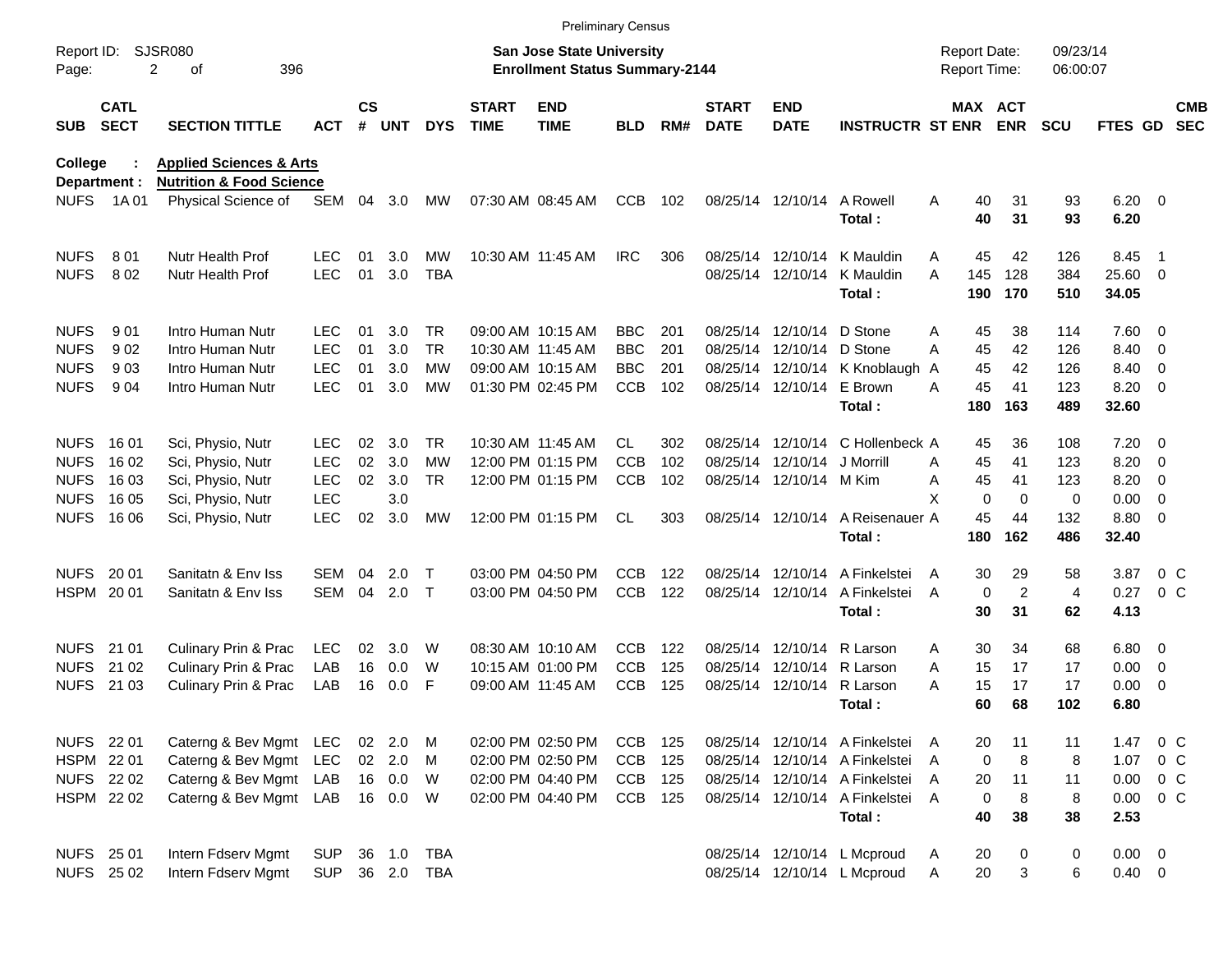Preliminary Census

Report ID: SJSR080

**San Jose State University**
**Enrollment Status Summary-2144**

Report Date: 09/23/14
Report Time: 06:00:07

**College : Applied Sciences & Arts**
**Department : Nutrition & Food Science**

| SUB | CATL SECT | SECTION TITTLE | ACT | CS # | UNT | DYS | START TIME | END TIME | BLD | RM# | START DATE | END DATE | INSTRUCTR | ST | MAX ENR | ACT ENR | SCU | FTES | GD | CMB SEC |
|---|---|---|---|---|---|---|---|---|---|---|---|---|---|---|---|---|---|---|---|---|
| NUFS | 1A 01 | Physical Science of | SEM | 04 | 3.0 | MW | 07:30 AM | 08:45 AM | CCB | 102 | 08/25/14 | 12/10/14 | A Rowell | A | 40 | 31 | 93 | 6.20 | 0 | |
| | | | | | | | | | | | | | **Total :** | | **40** | **31** | **93** | **6.20** | | |
| NUFS | 8 01 | Nutr Health Prof | LEC | 01 | 3.0 | MW | 10:30 AM | 11:45 AM | IRC | 306 | 08/25/14 | 12/10/14 | K Mauldin | A | 45 | 42 | 126 | 8.45 | 1 | |
| NUFS | 8 02 | Nutr Health Prof | LEC | 01 | 3.0 | TBA | | | | | 08/25/14 | 12/10/14 | K Mauldin | A | 145 | 128 | 384 | 25.60 | 0 | |
| | | | | | | | | | | | | | **Total :** | | **190** | **170** | **510** | **34.05** | | |
| NUFS | 9 01 | Intro Human Nutr | LEC | 01 | 3.0 | TR | 09:00 AM | 10:15 AM | BBC | 201 | 08/25/14 | 12/10/14 | D Stone | A | 45 | 38 | 114 | 7.60 | 0 | |
| NUFS | 9 02 | Intro Human Nutr | LEC | 01 | 3.0 | TR | 10:30 AM | 11:45 AM | BBC | 201 | 08/25/14 | 12/10/14 | D Stone | A | 45 | 42 | 126 | 8.40 | 0 | |
| NUFS | 9 03 | Intro Human Nutr | LEC | 01 | 3.0 | MW | 09:00 AM | 10:15 AM | BBC | 201 | 08/25/14 | 12/10/14 | K Knoblaugh | A | 45 | 42 | 126 | 8.40 | 0 | |
| NUFS | 9 04 | Intro Human Nutr | LEC | 01 | 3.0 | MW | 01:30 PM | 02:45 PM | CCB | 102 | 08/25/14 | 12/10/14 | E Brown | A | 45 | 41 | 123 | 8.20 | 0 | |
| | | | | | | | | | | | | | **Total :** | | **180** | **163** | **489** | **32.60** | | |
| NUFS | 16 01 | Sci, Physio, Nutr | LEC | 02 | 3.0 | TR | 10:30 AM | 11:45 AM | CL | 302 | 08/25/14 | 12/10/14 | C Hollenbeck | A | 45 | 36 | 108 | 7.20 | 0 | |
| NUFS | 16 02 | Sci, Physio, Nutr | LEC | 02 | 3.0 | MW | 12:00 PM | 01:15 PM | CCB | 102 | 08/25/14 | 12/10/14 | J Morrill | A | 45 | 41 | 123 | 8.20 | 0 | |
| NUFS | 16 03 | Sci, Physio, Nutr | LEC | 02 | 3.0 | TR | 12:00 PM | 01:15 PM | CCB | 102 | 08/25/14 | 12/10/14 | M Kim | A | 45 | 41 | 123 | 8.20 | 0 | |
| NUFS | 16 05 | Sci, Physio, Nutr | LEC | | 3.0 | | | | | | | | | X | 0 | 0 | 0 | 0.00 | 0 | |
| NUFS | 16 06 | Sci, Physio, Nutr | LEC | 02 | 3.0 | MW | 12:00 PM | 01:15 PM | CL | 303 | 08/25/14 | 12/10/14 | A Reisenauer | A | 45 | 44 | 132 | 8.80 | 0 | |
| | | | | | | | | | | | | | **Total :** | | **180** | **162** | **486** | **32.40** | | |
| NUFS | 20 01 | Sanitatn & Env Iss | SEM | 04 | 2.0 | T | 03:00 PM | 04:50 PM | CCB | 122 | 08/25/14 | 12/10/14 | A Finkelstei | A | 30 | 29 | 58 | 3.87 | 0 | C |
| HSPM | 20 01 | Sanitatn & Env Iss | SEM | 04 | 2.0 | T | 03:00 PM | 04:50 PM | CCB | 122 | 08/25/14 | 12/10/14 | A Finkelstei | A | 0 | 2 | 4 | 0.27 | 0 | C |
| | | | | | | | | | | | | | **Total :** | | **30** | **31** | **62** | **4.13** | | |
| NUFS | 21 01 | Culinary Prin & Prac | LEC | 02 | 3.0 | W | 08:30 AM | 10:10 AM | CCB | 122 | 08/25/14 | 12/10/14 | R Larson | A | 30 | 34 | 68 | 6.80 | 0 | |
| NUFS | 21 02 | Culinary Prin & Prac | LAB | 16 | 0.0 | W | 10:15 AM | 01:00 PM | CCB | 125 | 08/25/14 | 12/10/14 | R Larson | A | 15 | 17 | 17 | 0.00 | 0 | |
| NUFS | 21 03 | Culinary Prin & Prac | LAB | 16 | 0.0 | F | 09:00 AM | 11:45 AM | CCB | 125 | 08/25/14 | 12/10/14 | R Larson | A | 15 | 17 | 17 | 0.00 | 0 | |
| | | | | | | | | | | | | | **Total :** | | **60** | **68** | **102** | **6.80** | | |
| NUFS | 22 01 | Caterng & Bev Mgmt | LEC | 02 | 2.0 | M | 02:00 PM | 02:50 PM | CCB | 125 | 08/25/14 | 12/10/14 | A Finkelstei | A | 20 | 11 | 11 | 1.47 | 0 | C |
| HSPM | 22 01 | Caterng & Bev Mgmt | LEC | 02 | 2.0 | M | 02:00 PM | 02:50 PM | CCB | 125 | 08/25/14 | 12/10/14 | A Finkelstei | A | 0 | 8 | 8 | 1.07 | 0 | C |
| NUFS | 22 02 | Caterng & Bev Mgmt | LAB | 16 | 0.0 | W | 02:00 PM | 04:40 PM | CCB | 125 | 08/25/14 | 12/10/14 | A Finkelstei | A | 20 | 11 | 11 | 0.00 | 0 | C |
| HSPM | 22 02 | Caterng & Bev Mgmt | LAB | 16 | 0.0 | W | 02:00 PM | 04:40 PM | CCB | 125 | 08/25/14 | 12/10/14 | A Finkelstei | A | 0 | 8 | 8 | 0.00 | 0 | C |
| | | | | | | | | | | | | | **Total :** | | **40** | **38** | **38** | **2.53** | | |
| NUFS | 25 01 | Intern Fdserv Mgmt | SUP | 36 | 1.0 | TBA | | | | | 08/25/14 | 12/10/14 | L Mcproud | A | 20 | 0 | 0 | 0.00 | 0 | |
| NUFS | 25 02 | Intern Fdserv Mgmt | SUP | 36 | 2.0 | TBA | | | | | 08/25/14 | 12/10/14 | L Mcproud | A | 20 | 3 | 6 | 0.40 | 0 | |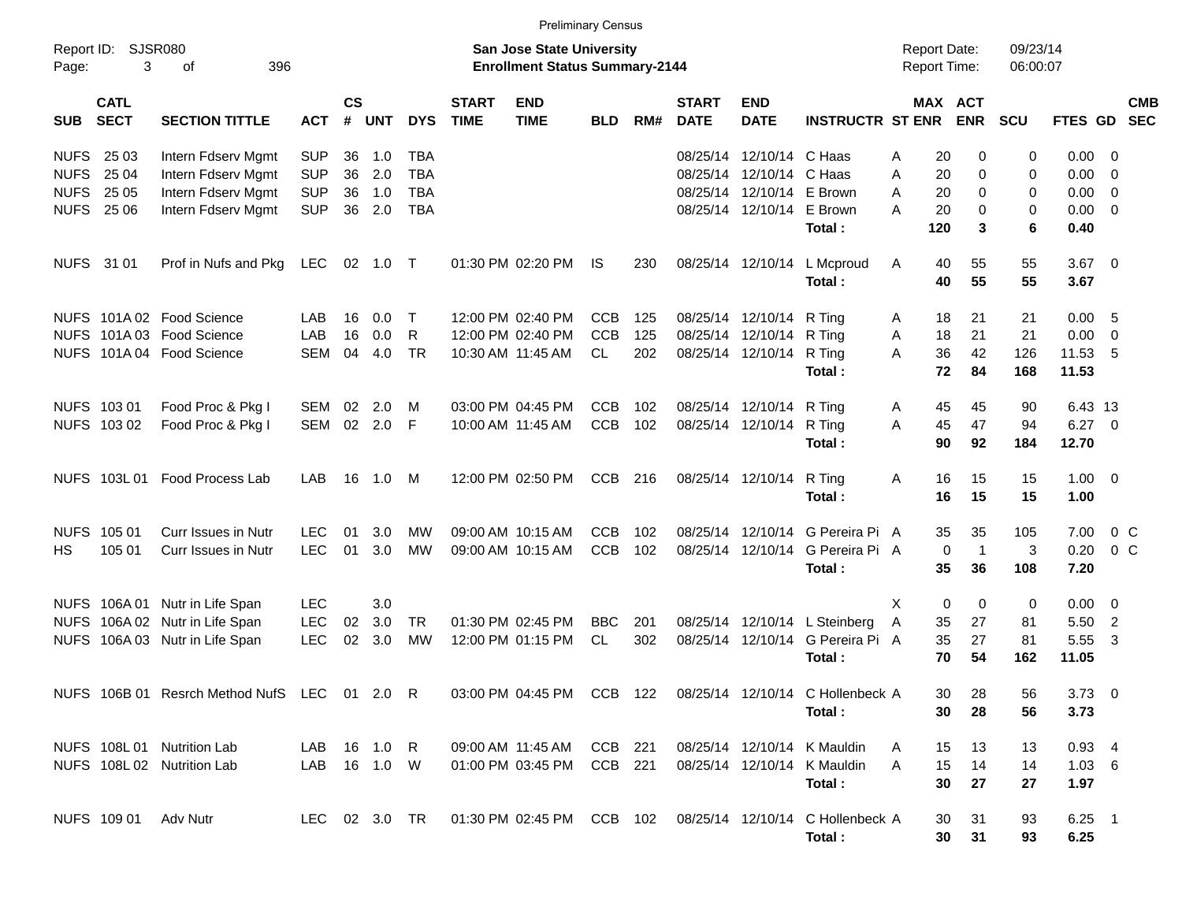Preliminary Census

Report ID: SJSR080

**San Jose State University**
**Enrollment Status Summary-2144**

Report Date: 09/23/14
Report Time: 06:00:07

| SUB | CATL SECT | SECTION TITTLE | ACT | CS # | UNT | DYS | START TIME | END TIME | BLD | RM# | START DATE | END DATE | INSTRUCTR | ST | MAX ENR | ACT ENR | SCU | FTES | GD | CMB SEC |
|---|---|---|---|---|---|---|---|---|---|---|---|---|---|---|---|---|---|---|---|---|
| NUFS | 25 03 | Intern Fdserv Mgmt | SUP | 36 | 1.0 | TBA | | | | | 08/25/14 | 12/10/14 | C Haas | A | 20 | 0 | 0 | 0.00 | 0 | |
| NUFS | 25 04 | Intern Fdserv Mgmt | SUP | 36 | 2.0 | TBA | | | | | 08/25/14 | 12/10/14 | C Haas | A | 20 | 0 | 0 | 0.00 | 0 | |
| NUFS | 25 05 | Intern Fdserv Mgmt | SUP | 36 | 1.0 | TBA | | | | | 08/25/14 | 12/10/14 | E Brown | A | 20 | 0 | 0 | 0.00 | 0 | |
| NUFS | 25 06 | Intern Fdserv Mgmt | SUP | 36 | 2.0 | TBA | | | | | 08/25/14 | 12/10/14 | E Brown | A | 20 | 0 | 0 | 0.00 | 0 | |
| | | | | | | | | | | | | | **Total :** | | **120** | **3** | **6** | **0.40** | | |
| NUFS | 31 01 | Prof in Nufs and Pkg | LEC | 02 | 1.0 | T | 01:30 PM | 02:20 PM | IS | 230 | 08/25/14 | 12/10/14 | L Mcproud | A | 40 | 55 | 55 | 3.67 | 0 | |
| | | | | | | | | | | | | | **Total :** | | **40** | **55** | **55** | **3.67** | | |
| NUFS | 101A 02 | Food Science | LAB | 16 | 0.0 | T | 12:00 PM | 02:40 PM | CCB | 125 | 08/25/14 | 12/10/14 | R Ting | A | 18 | 21 | 21 | 0.00 | 5 | |
| NUFS | 101A 03 | Food Science | LAB | 16 | 0.0 | R | 12:00 PM | 02:40 PM | CCB | 125 | 08/25/14 | 12/10/14 | R Ting | A | 18 | 21 | 21 | 0.00 | 0 | |
| NUFS | 101A 04 | Food Science | SEM | 04 | 4.0 | TR | 10:30 AM | 11:45 AM | CL | 202 | 08/25/14 | 12/10/14 | R Ting | A | 36 | 42 | 126 | 11.53 | 5 | |
| | | | | | | | | | | | | | **Total :** | | **72** | **84** | **168** | **11.53** | | |
| NUFS | 103 01 | Food Proc & Pkg I | SEM | 02 | 2.0 | M | 03:00 PM | 04:45 PM | CCB | 102 | 08/25/14 | 12/10/14 | R Ting | A | 45 | 45 | 90 | 6.43 | 13 | |
| NUFS | 103 02 | Food Proc & Pkg I | SEM | 02 | 2.0 | F | 10:00 AM | 11:45 AM | CCB | 102 | 08/25/14 | 12/10/14 | R Ting | A | 45 | 47 | 94 | 6.27 | 0 | |
| | | | | | | | | | | | | | **Total :** | | **90** | **92** | **184** | **12.70** | | |
| NUFS | 103L 01 | Food Process Lab | LAB | 16 | 1.0 | M | 12:00 PM | 02:50 PM | CCB | 216 | 08/25/14 | 12/10/14 | R Ting | A | 16 | 15 | 15 | 1.00 | 0 | |
| | | | | | | | | | | | | | **Total :** | | **16** | **15** | **15** | **1.00** | | |
| NUFS | 105 01 | Curr Issues in Nutr | LEC | 01 | 3.0 | MW | 09:00 AM | 10:15 AM | CCB | 102 | 08/25/14 | 12/10/14 | G Pereira Pi | A | 35 | 35 | 105 | 7.00 | 0 | C |
| HS | 105 01 | Curr Issues in Nutr | LEC | 01 | 3.0 | MW | 09:00 AM | 10:15 AM | CCB | 102 | 08/25/14 | 12/10/14 | G Pereira Pi | A | 0 | 1 | 3 | 0.20 | 0 | C |
| | | | | | | | | | | | | | **Total :** | | **35** | **36** | **108** | **7.20** | | |
| NUFS | 106A 01 | Nutr in Life Span | LEC | | 3.0 | | | | | | | | | X | 0 | 0 | 0 | 0.00 | 0 | |
| NUFS | 106A 02 | Nutr in Life Span | LEC | 02 | 3.0 | TR | 01:30 PM | 02:45 PM | BBC | 201 | 08/25/14 | 12/10/14 | L Steinberg | A | 35 | 27 | 81 | 5.50 | 2 | |
| NUFS | 106A 03 | Nutr in Life Span | LEC | 02 | 3.0 | MW | 12:00 PM | 01:15 PM | CL | 302 | 08/25/14 | 12/10/14 | G Pereira Pi | A | 35 | 27 | 81 | 5.55 | 3 | |
| | | | | | | | | | | | | | **Total :** | | **70** | **54** | **162** | **11.05** | | |
| NUFS | 106B 01 | Resrch Method NufS | LEC | 01 | 2.0 | R | 03:00 PM | 04:45 PM | CCB | 122 | 08/25/14 | 12/10/14 | C Hollenbeck | A | 30 | 28 | 56 | 3.73 | 0 | |
| | | | | | | | | | | | | | **Total :** | | **30** | **28** | **56** | **3.73** | | |
| NUFS | 108L 01 | Nutrition Lab | LAB | 16 | 1.0 | R | 09:00 AM | 11:45 AM | CCB | 221 | 08/25/14 | 12/10/14 | K Mauldin | A | 15 | 13 | 13 | 0.93 | 4 | |
| NUFS | 108L 02 | Nutrition Lab | LAB | 16 | 1.0 | W | 01:00 PM | 03:45 PM | CCB | 221 | 08/25/14 | 12/10/14 | K Mauldin | A | 15 | 14 | 14 | 1.03 | 6 | |
| | | | | | | | | | | | | | **Total :** | | **30** | **27** | **27** | **1.97** | | |
| NUFS | 109 01 | Adv Nutr | LEC | 02 | 3.0 | TR | 01:30 PM | 02:45 PM | CCB | 102 | 08/25/14 | 12/10/14 | C Hollenbeck | A | 30 | 31 | 93 | 6.25 | 1 | |
| | | | | | | | | | | | | | **Total :** | | **30** | **31** | **93** | **6.25** | | |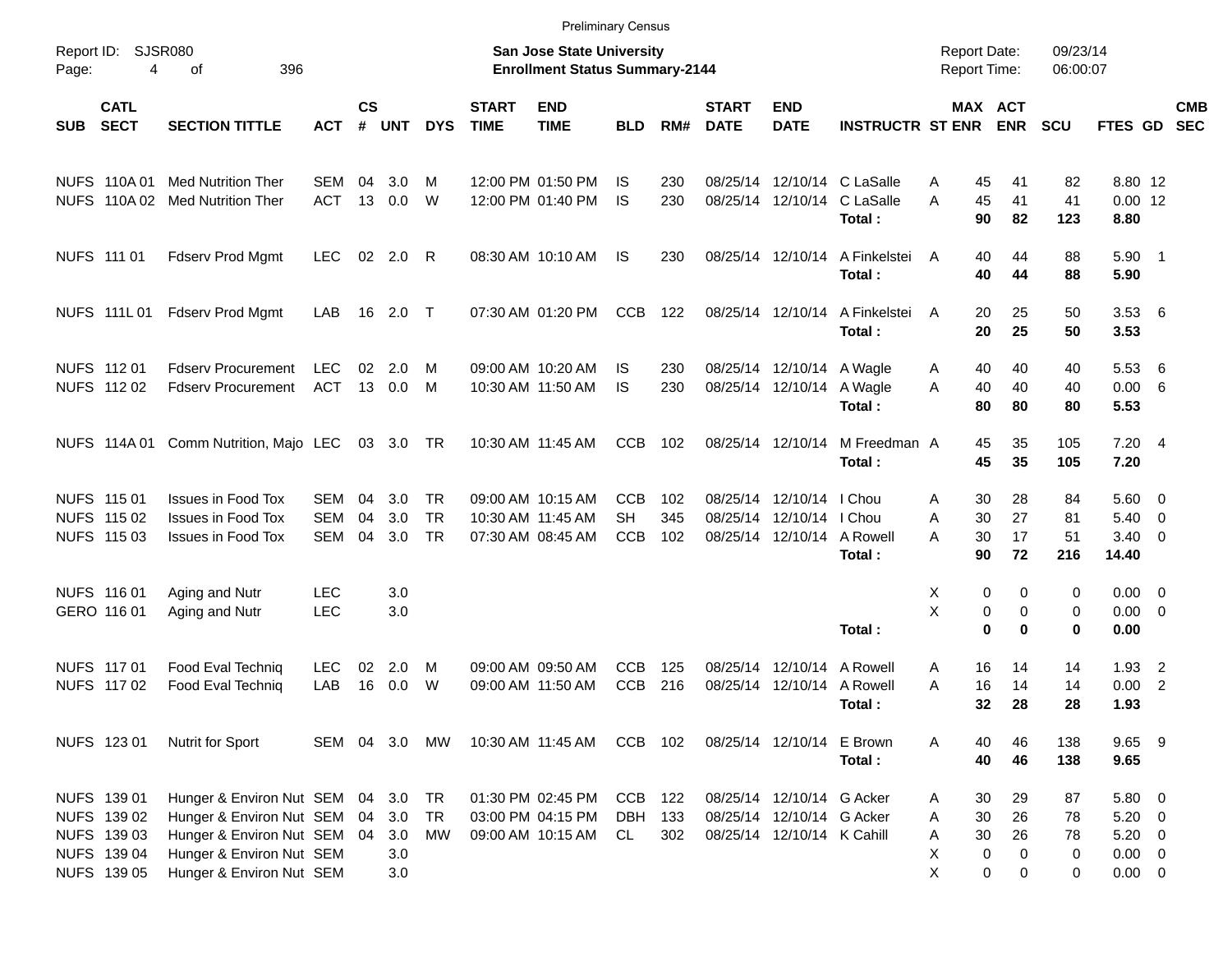Preliminary Census

Report ID: SJSR080
Page: 4 of 396

**San Jose State University**
**Enrollment Status Summary-2144**

Report Date: 09/23/14
Report Time: 06:00:07

| SUB | CATL SECT | SECTION TITTLE | ACT | CS # | UNT | DYS | START TIME | END TIME | BLD | RM# | START DATE | END DATE | INSTRUCTR | ST | MAX ENR | ACT ENR | SCU | FTES | GD | CMB SEC |
|---|---|---|---|---|---|---|---|---|---|---|---|---|---|---|---|---|---|---|---|---|
| NUFS | 110A 01 | Med Nutrition Ther | SEM | 04 | 3.0 | M | 12:00 PM | 01:50 PM | IS | 230 | 08/25/14 | 12/10/14 | C LaSalle | A | 45 | 41 | 82 | 8.80 | 12 | |
| NUFS | 110A 02 | Med Nutrition Ther | ACT | 13 | 0.0 | W | 12:00 PM | 01:40 PM | IS | 230 | 08/25/14 | 12/10/14 | C LaSalle | A | 45 | 41 | 41 | 0.00 | 12 | |
| | | | | | | | | | | | | | **Total :** | | **90** | **82** | **123** | **8.80** | | |
| NUFS | 111 01 | Fdserv Prod Mgmt | LEC | 02 | 2.0 | R | 08:30 AM | 10:10 AM | IS | 230 | 08/25/14 | 12/10/14 | A Finkelstei | A | 40 | 44 | 88 | 5.90 | 1 | |
| | | | | | | | | | | | | | **Total :** | | **40** | **44** | **88** | **5.90** | | |
| NUFS | 111L 01 | Fdserv Prod Mgmt | LAB | 16 | 2.0 | T | 07:30 AM | 01:20 PM | CCB | 122 | 08/25/14 | 12/10/14 | A Finkelstei | A | 20 | 25 | 50 | 3.53 | 6 | |
| | | | | | | | | | | | | | **Total :** | | **20** | **25** | **50** | **3.53** | | |
| NUFS | 112 01 | Fdserv Procurement | LEC | 02 | 2.0 | M | 09:00 AM | 10:20 AM | IS | 230 | 08/25/14 | 12/10/14 | A Wagle | A | 40 | 40 | 40 | 5.53 | 6 | |
| NUFS | 112 02 | Fdserv Procurement | ACT | 13 | 0.0 | M | 10:30 AM | 11:50 AM | IS | 230 | 08/25/14 | 12/10/14 | A Wagle | A | 40 | 40 | 40 | 0.00 | 6 | |
| | | | | | | | | | | | | | **Total :** | | **80** | **80** | **80** | **5.53** | | |
| NUFS | 114A 01 | Comm Nutrition, Majo | LEC | 03 | 3.0 | TR | 10:30 AM | 11:45 AM | CCB | 102 | 08/25/14 | 12/10/14 | M Freedman | A | 45 | 35 | 105 | 7.20 | 4 | |
| | | | | | | | | | | | | | **Total :** | | **45** | **35** | **105** | **7.20** | | |
| NUFS | 115 01 | Issues in Food Tox | SEM | 04 | 3.0 | TR | 09:00 AM | 10:15 AM | CCB | 102 | 08/25/14 | 12/10/14 | I Chou | A | 30 | 28 | 84 | 5.60 | 0 | |
| NUFS | 115 02 | Issues in Food Tox | SEM | 04 | 3.0 | TR | 10:30 AM | 11:45 AM | SH | 345 | 08/25/14 | 12/10/14 | I Chou | A | 30 | 27 | 81 | 5.40 | 0 | |
| NUFS | 115 03 | Issues in Food Tox | SEM | 04 | 3.0 | TR | 07:30 AM | 08:45 AM | CCB | 102 | 08/25/14 | 12/10/14 | A Rowell | A | 30 | 17 | 51 | 3.40 | 0 | |
| | | | | | | | | | | | | | **Total :** | | **90** | **72** | **216** | **14.40** | | |
| NUFS | 116 01 | Aging and Nutr | LEC | | 3.0 | | | | | | | | | X | 0 | 0 | 0 | 0.00 | 0 | |
| GERO | 116 01 | Aging and Nutr | LEC | | 3.0 | | | | | | | | | X | 0 | 0 | 0 | 0.00 | 0 | |
| | | | | | | | | | | | | | **Total :** | | **0** | **0** | **0** | **0.00** | | |
| NUFS | 117 01 | Food Eval Techniq | LEC | 02 | 2.0 | M | 09:00 AM | 09:50 AM | CCB | 125 | 08/25/14 | 12/10/14 | A Rowell | A | 16 | 14 | 14 | 1.93 | 2 | |
| NUFS | 117 02 | Food Eval Techniq | LAB | 16 | 0.0 | W | 09:00 AM | 11:50 AM | CCB | 216 | 08/25/14 | 12/10/14 | A Rowell | A | 16 | 14 | 14 | 0.00 | 2 | |
| | | | | | | | | | | | | | **Total :** | | **32** | **28** | **28** | **1.93** | | |
| NUFS | 123 01 | Nutrit for Sport | SEM | 04 | 3.0 | MW | 10:30 AM | 11:45 AM | CCB | 102 | 08/25/14 | 12/10/14 | E Brown | A | 40 | 46 | 138 | 9.65 | 9 | |
| | | | | | | | | | | | | | **Total :** | | **40** | **46** | **138** | **9.65** | | |
| NUFS | 139 01 | Hunger & Environ Nut | SEM | 04 | 3.0 | TR | 01:30 PM | 02:45 PM | CCB | 122 | 08/25/14 | 12/10/14 | G Acker | A | 30 | 29 | 87 | 5.80 | 0 | |
| NUFS | 139 02 | Hunger & Environ Nut | SEM | 04 | 3.0 | TR | 03:00 PM | 04:15 PM | DBH | 133 | 08/25/14 | 12/10/14 | G Acker | A | 30 | 26 | 78 | 5.20 | 0 | |
| NUFS | 139 03 | Hunger & Environ Nut | SEM | 04 | 3.0 | MW | 09:00 AM | 10:15 AM | CL | 302 | 08/25/14 | 12/10/14 | K Cahill | A | 30 | 26 | 78 | 5.20 | 0 | |
| NUFS | 139 04 | Hunger & Environ Nut | SEM | | 3.0 | | | | | | | | | X | 0 | 0 | 0 | 0.00 | 0 | |
| NUFS | 139 05 | Hunger & Environ Nut | SEM | | 3.0 | | | | | | | | | X | 0 | 0 | 0 | 0.00 | 0 | |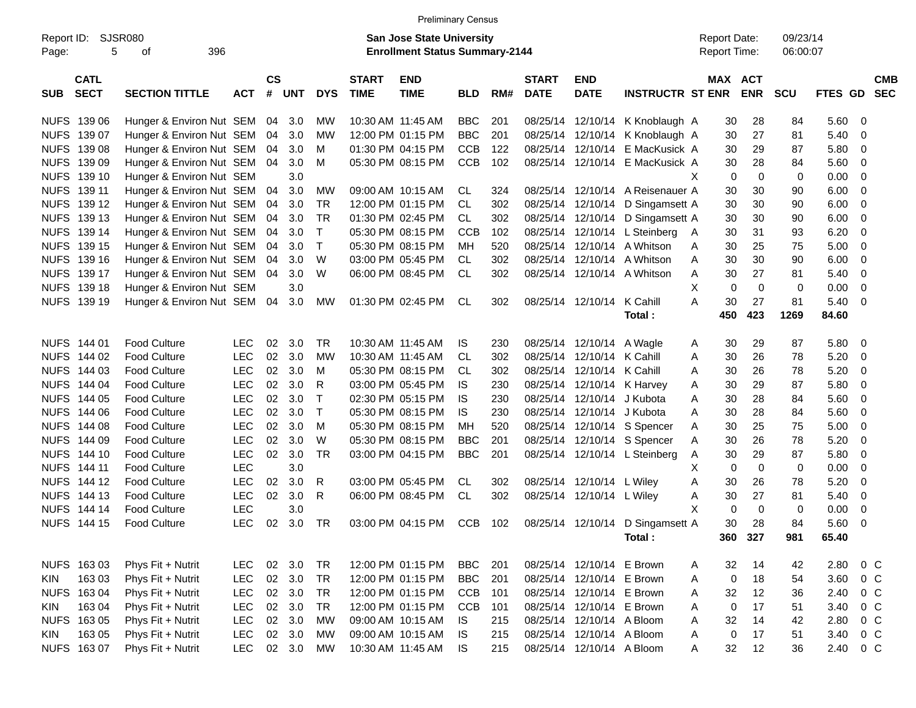Preliminary Census

Report ID: SJSR080
Page: 5 of 396

**San Jose State University**
**Enrollment Status Summary-2144**

Report Date: 09/23/14
Report Time: 06:00:07

| SUB | CATL SECT | SECTION TITTLE | ACT | CS # | UNT | DYS | START TIME | END TIME | BLD | RM# | START DATE | END DATE | INSTRUCTR | ST | MAX ENR | ACT ENR | SCU | FTES | GD | CMB SEC |
|---|---|---|---|---|---|---|---|---|---|---|---|---|---|---|---|---|---|---|---|---|
| NUFS | 139 06 | Hunger & Environ Nut | SEM | 04 | 3.0 | MW | 10:30 AM | 11:45 AM | BBC | 201 | 08/25/14 | 12/10/14 | K Knoblaugh | A | 30 | 28 | 84 | 5.60 | 0 | |
| NUFS | 139 07 | Hunger & Environ Nut | SEM | 04 | 3.0 | MW | 12:00 PM | 01:15 PM | BBC | 201 | 08/25/14 | 12/10/14 | K Knoblaugh | A | 30 | 27 | 81 | 5.40 | 0 | |
| NUFS | 139 08 | Hunger & Environ Nut | SEM | 04 | 3.0 | M | 01:30 PM | 04:15 PM | CCB | 122 | 08/25/14 | 12/10/14 | E MacKusick | A | 30 | 29 | 87 | 5.80 | 0 | |
| NUFS | 139 09 | Hunger & Environ Nut | SEM | 04 | 3.0 | M | 05:30 PM | 08:15 PM | CCB | 102 | 08/25/14 | 12/10/14 | E MacKusick | A | 30 | 28 | 84 | 5.60 | 0 | |
| NUFS | 139 10 | Hunger & Environ Nut | SEM | | 3.0 | | | | | | | | | X | 0 | 0 | 0 | 0.00 | 0 | |
| NUFS | 139 11 | Hunger & Environ Nut | SEM | 04 | 3.0 | MW | 09:00 AM | 10:15 AM | CL | 324 | 08/25/14 | 12/10/14 | A Reisenauer | A | 30 | 30 | 90 | 6.00 | 0 | |
| NUFS | 139 12 | Hunger & Environ Nut | SEM | 04 | 3.0 | TR | 12:00 PM | 01:15 PM | CL | 302 | 08/25/14 | 12/10/14 | D Singamsett | A | 30 | 30 | 90 | 6.00 | 0 | |
| NUFS | 139 13 | Hunger & Environ Nut | SEM | 04 | 3.0 | TR | 01:30 PM | 02:45 PM | CL | 302 | 08/25/14 | 12/10/14 | D Singamsett | A | 30 | 30 | 90 | 6.00 | 0 | |
| NUFS | 139 14 | Hunger & Environ Nut | SEM | 04 | 3.0 | T | 05:30 PM | 08:15 PM | CCB | 102 | 08/25/14 | 12/10/14 | L Steinberg | A | 30 | 31 | 93 | 6.20 | 0 | |
| NUFS | 139 15 | Hunger & Environ Nut | SEM | 04 | 3.0 | T | 05:30 PM | 08:15 PM | MH | 520 | 08/25/14 | 12/10/14 | A Whitson | A | 30 | 25 | 75 | 5.00 | 0 | |
| NUFS | 139 16 | Hunger & Environ Nut | SEM | 04 | 3.0 | W | 03:00 PM | 05:45 PM | CL | 302 | 08/25/14 | 12/10/14 | A Whitson | A | 30 | 30 | 90 | 6.00 | 0 | |
| NUFS | 139 17 | Hunger & Environ Nut | SEM | 04 | 3.0 | W | 06:00 PM | 08:45 PM | CL | 302 | 08/25/14 | 12/10/14 | A Whitson | A | 30 | 27 | 81 | 5.40 | 0 | |
| NUFS | 139 18 | Hunger & Environ Nut | SEM | | 3.0 | | | | | | | | | X | 0 | 0 | 0 | 0.00 | 0 | |
| NUFS | 139 19 | Hunger & Environ Nut | SEM | 04 | 3.0 | MW | 01:30 PM | 02:45 PM | CL | 302 | 08/25/14 | 12/10/14 | K Cahill | A | 30 | 27 | 81 | 5.40 | 0 | |
| | | | | | | | | | | | | | **Total :** | | **450** | **423** | **1269** | **84.60** | | |
| NUFS | 144 01 | Food Culture | LEC | 02 | 3.0 | TR | 10:30 AM | 11:45 AM | IS | 230 | 08/25/14 | 12/10/14 | A Wagle | A | 30 | 29 | 87 | 5.80 | 0 | |
| NUFS | 144 02 | Food Culture | LEC | 02 | 3.0 | MW | 10:30 AM | 11:45 AM | CL | 302 | 08/25/14 | 12/10/14 | K Cahill | A | 30 | 26 | 78 | 5.20 | 0 | |
| NUFS | 144 03 | Food Culture | LEC | 02 | 3.0 | M | 05:30 PM | 08:15 PM | CL | 302 | 08/25/14 | 12/10/14 | K Cahill | A | 30 | 26 | 78 | 5.20 | 0 | |
| NUFS | 144 04 | Food Culture | LEC | 02 | 3.0 | R | 03:00 PM | 05:45 PM | IS | 230 | 08/25/14 | 12/10/14 | K Harvey | A | 30 | 29 | 87 | 5.80 | 0 | |
| NUFS | 144 05 | Food Culture | LEC | 02 | 3.0 | T | 02:30 PM | 05:15 PM | IS | 230 | 08/25/14 | 12/10/14 | J Kubota | A | 30 | 28 | 84 | 5.60 | 0 | |
| NUFS | 144 06 | Food Culture | LEC | 02 | 3.0 | T | 05:30 PM | 08:15 PM | IS | 230 | 08/25/14 | 12/10/14 | J Kubota | A | 30 | 28 | 84 | 5.60 | 0 | |
| NUFS | 144 08 | Food Culture | LEC | 02 | 3.0 | M | 05:30 PM | 08:15 PM | MH | 520 | 08/25/14 | 12/10/14 | S Spencer | A | 30 | 25 | 75 | 5.00 | 0 | |
| NUFS | 144 09 | Food Culture | LEC | 02 | 3.0 | W | 05:30 PM | 08:15 PM | BBC | 201 | 08/25/14 | 12/10/14 | S Spencer | A | 30 | 26 | 78 | 5.20 | 0 | |
| NUFS | 144 10 | Food Culture | LEC | 02 | 3.0 | TR | 03:00 PM | 04:15 PM | BBC | 201 | 08/25/14 | 12/10/14 | L Steinberg | A | 30 | 29 | 87 | 5.80 | 0 | |
| NUFS | 144 11 | Food Culture | LEC | | 3.0 | | | | | | | | | X | 0 | 0 | 0 | 0.00 | 0 | |
| NUFS | 144 12 | Food Culture | LEC | 02 | 3.0 | R | 03:00 PM | 05:45 PM | CL | 302 | 08/25/14 | 12/10/14 | L Wiley | A | 30 | 26 | 78 | 5.20 | 0 | |
| NUFS | 144 13 | Food Culture | LEC | 02 | 3.0 | R | 06:00 PM | 08:45 PM | CL | 302 | 08/25/14 | 12/10/14 | L Wiley | A | 30 | 27 | 81 | 5.40 | 0 | |
| NUFS | 144 14 | Food Culture | LEC | | 3.0 | | | | | | | | | X | 0 | 0 | 0 | 0.00 | 0 | |
| NUFS | 144 15 | Food Culture | LEC | 02 | 3.0 | TR | 03:00 PM | 04:15 PM | CCB | 102 | 08/25/14 | 12/10/14 | D Singamsett | A | 30 | 28 | 84 | 5.60 | 0 | |
| | | | | | | | | | | | | | **Total :** | | **360** | **327** | **981** | **65.40** | | |
| NUFS | 163 03 | Phys Fit + Nutrit | LEC | 02 | 3.0 | TR | 12:00 PM | 01:15 PM | BBC | 201 | 08/25/14 | 12/10/14 | E Brown | A | 32 | 14 | 42 | 2.80 | 0 | C |
| KIN | 163 03 | Phys Fit + Nutrit | LEC | 02 | 3.0 | TR | 12:00 PM | 01:15 PM | BBC | 201 | 08/25/14 | 12/10/14 | E Brown | A | 0 | 18 | 54 | 3.60 | 0 | C |
| NUFS | 163 04 | Phys Fit + Nutrit | LEC | 02 | 3.0 | TR | 12:00 PM | 01:15 PM | CCB | 101 | 08/25/14 | 12/10/14 | E Brown | A | 32 | 12 | 36 | 2.40 | 0 | C |
| KIN | 163 04 | Phys Fit + Nutrit | LEC | 02 | 3.0 | TR | 12:00 PM | 01:15 PM | CCB | 101 | 08/25/14 | 12/10/14 | E Brown | A | 0 | 17 | 51 | 3.40 | 0 | C |
| NUFS | 163 05 | Phys Fit + Nutrit | LEC | 02 | 3.0 | MW | 09:00 AM | 10:15 AM | IS | 215 | 08/25/14 | 12/10/14 | A Bloom | A | 32 | 14 | 42 | 2.80 | 0 | C |
| KIN | 163 05 | Phys Fit + Nutrit | LEC | 02 | 3.0 | MW | 09:00 AM | 10:15 AM | IS | 215 | 08/25/14 | 12/10/14 | A Bloom | A | 0 | 17 | 51 | 3.40 | 0 | C |
| NUFS | 163 07 | Phys Fit + Nutrit | LEC | 02 | 3.0 | MW | 10:30 AM | 11:45 AM | IS | 215 | 08/25/14 | 12/10/14 | A Bloom | A | 32 | 12 | 36 | 2.40 | 0 | C |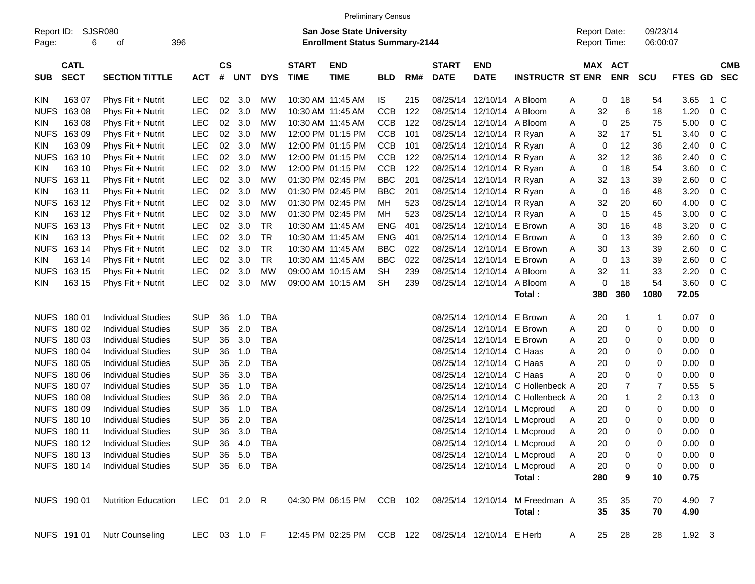Preliminary Census

Report ID: SJSR080
Page: 6 of 396

**San Jose State University**
**Enrollment Status Summary-2144**

Report Date: 09/23/14
Report Time: 06:00:07

| SUB | CATL SECT | SECTION TITTLE | ACT | CS # | UNT | DYS | START TIME | END TIME | BLD | RM# | START DATE | END DATE | INSTRUCTR | ST | MAX ENR | ACT ENR | SCU | FTES | GD | CMB SEC |
|---|---|---|---|---|---|---|---|---|---|---|---|---|---|---|---|---|---|---|---|---|
| KIN | 163 07 | Phys Fit + Nutrit | LEC | 02 | 3.0 | MW | 10:30 AM | 11:45 AM | IS | 215 | 08/25/14 | 12/10/14 | A Bloom | A | 0 | 18 | 54 | 3.65 | 1 | C |
| NUFS | 163 08 | Phys Fit + Nutrit | LEC | 02 | 3.0 | MW | 10:30 AM | 11:45 AM | CCB | 122 | 08/25/14 | 12/10/14 | A Bloom | A | 32 | 6 | 18 | 1.20 | 0 | C |
| KIN | 163 08 | Phys Fit + Nutrit | LEC | 02 | 3.0 | MW | 10:30 AM | 11:45 AM | CCB | 122 | 08/25/14 | 12/10/14 | A Bloom | A | 0 | 25 | 75 | 5.00 | 0 | C |
| NUFS | 163 09 | Phys Fit + Nutrit | LEC | 02 | 3.0 | MW | 12:00 PM | 01:15 PM | CCB | 101 | 08/25/14 | 12/10/14 | R Ryan | A | 32 | 17 | 51 | 3.40 | 0 | C |
| KIN | 163 09 | Phys Fit + Nutrit | LEC | 02 | 3.0 | MW | 12:00 PM | 01:15 PM | CCB | 101 | 08/25/14 | 12/10/14 | R Ryan | A | 0 | 12 | 36 | 2.40 | 0 | C |
| NUFS | 163 10 | Phys Fit + Nutrit | LEC | 02 | 3.0 | MW | 12:00 PM | 01:15 PM | CCB | 122 | 08/25/14 | 12/10/14 | R Ryan | A | 32 | 12 | 36 | 2.40 | 0 | C |
| KIN | 163 10 | Phys Fit + Nutrit | LEC | 02 | 3.0 | MW | 12:00 PM | 01:15 PM | CCB | 122 | 08/25/14 | 12/10/14 | R Ryan | A | 0 | 18 | 54 | 3.60 | 0 | C |
| NUFS | 163 11 | Phys Fit + Nutrit | LEC | 02 | 3.0 | MW | 01:30 PM | 02:45 PM | BBC | 201 | 08/25/14 | 12/10/14 | R Ryan | A | 32 | 13 | 39 | 2.60 | 0 | C |
| KIN | 163 11 | Phys Fit + Nutrit | LEC | 02 | 3.0 | MW | 01:30 PM | 02:45 PM | BBC | 201 | 08/25/14 | 12/10/14 | R Ryan | A | 0 | 16 | 48 | 3.20 | 0 | C |
| NUFS | 163 12 | Phys Fit + Nutrit | LEC | 02 | 3.0 | MW | 01:30 PM | 02:45 PM | MH | 523 | 08/25/14 | 12/10/14 | R Ryan | A | 32 | 20 | 60 | 4.00 | 0 | C |
| KIN | 163 12 | Phys Fit + Nutrit | LEC | 02 | 3.0 | MW | 01:30 PM | 02:45 PM | MH | 523 | 08/25/14 | 12/10/14 | R Ryan | A | 0 | 15 | 45 | 3.00 | 0 | C |
| NUFS | 163 13 | Phys Fit + Nutrit | LEC | 02 | 3.0 | TR | 10:30 AM | 11:45 AM | ENG | 401 | 08/25/14 | 12/10/14 | E Brown | A | 30 | 16 | 48 | 3.20 | 0 | C |
| KIN | 163 13 | Phys Fit + Nutrit | LEC | 02 | 3.0 | TR | 10:30 AM | 11:45 AM | ENG | 401 | 08/25/14 | 12/10/14 | E Brown | A | 0 | 13 | 39 | 2.60 | 0 | C |
| NUFS | 163 14 | Phys Fit + Nutrit | LEC | 02 | 3.0 | TR | 10:30 AM | 11:45 AM | BBC | 022 | 08/25/14 | 12/10/14 | E Brown | A | 30 | 13 | 39 | 2.60 | 0 | C |
| KIN | 163 14 | Phys Fit + Nutrit | LEC | 02 | 3.0 | TR | 10:30 AM | 11:45 AM | BBC | 022 | 08/25/14 | 12/10/14 | E Brown | A | 0 | 13 | 39 | 2.60 | 0 | C |
| NUFS | 163 15 | Phys Fit + Nutrit | LEC | 02 | 3.0 | MW | 09:00 AM | 10:15 AM | SH | 239 | 08/25/14 | 12/10/14 | A Bloom | A | 32 | 11 | 33 | 2.20 | 0 | C |
| KIN | 163 15 | Phys Fit + Nutrit | LEC | 02 | 3.0 | MW | 09:00 AM | 10:15 AM | SH | 239 | 08/25/14 | 12/10/14 | A Bloom | A | 0 | 18 | 54 | 3.60 | 0 | C |
| | | | | | | | | | | | | | **Total :** | | **380** | **360** | **1080** | **72.05** | | |
| NUFS | 180 01 | Individual Studies | SUP | 36 | 1.0 | TBA | | | | | 08/25/14 | 12/10/14 | E Brown | A | 20 | 1 | 1 | 0.07 | 0 | |
| NUFS | 180 02 | Individual Studies | SUP | 36 | 2.0 | TBA | | | | | 08/25/14 | 12/10/14 | E Brown | A | 20 | 0 | 0 | 0.00 | 0 | |
| NUFS | 180 03 | Individual Studies | SUP | 36 | 3.0 | TBA | | | | | 08/25/14 | 12/10/14 | E Brown | A | 20 | 0 | 0 | 0.00 | 0 | |
| NUFS | 180 04 | Individual Studies | SUP | 36 | 1.0 | TBA | | | | | 08/25/14 | 12/10/14 | C Haas | A | 20 | 0 | 0 | 0.00 | 0 | |
| NUFS | 180 05 | Individual Studies | SUP | 36 | 2.0 | TBA | | | | | 08/25/14 | 12/10/14 | C Haas | A | 20 | 0 | 0 | 0.00 | 0 | |
| NUFS | 180 06 | Individual Studies | SUP | 36 | 3.0 | TBA | | | | | 08/25/14 | 12/10/14 | C Haas | A | 20 | 0 | 0 | 0.00 | 0 | |
| NUFS | 180 07 | Individual Studies | SUP | 36 | 1.0 | TBA | | | | | 08/25/14 | 12/10/14 | C Hollenbeck | A | 20 | 7 | 7 | 0.55 | 5 | |
| NUFS | 180 08 | Individual Studies | SUP | 36 | 2.0 | TBA | | | | | 08/25/14 | 12/10/14 | C Hollenbeck | A | 20 | 1 | 2 | 0.13 | 0 | |
| NUFS | 180 09 | Individual Studies | SUP | 36 | 1.0 | TBA | | | | | 08/25/14 | 12/10/14 | L Mcproud | A | 20 | 0 | 0 | 0.00 | 0 | |
| NUFS | 180 10 | Individual Studies | SUP | 36 | 2.0 | TBA | | | | | 08/25/14 | 12/10/14 | L Mcproud | A | 20 | 0 | 0 | 0.00 | 0 | |
| NUFS | 180 11 | Individual Studies | SUP | 36 | 3.0 | TBA | | | | | 08/25/14 | 12/10/14 | L Mcproud | A | 20 | 0 | 0 | 0.00 | 0 | |
| NUFS | 180 12 | Individual Studies | SUP | 36 | 4.0 | TBA | | | | | 08/25/14 | 12/10/14 | L Mcproud | A | 20 | 0 | 0 | 0.00 | 0 | |
| NUFS | 180 13 | Individual Studies | SUP | 36 | 5.0 | TBA | | | | | 08/25/14 | 12/10/14 | L Mcproud | A | 20 | 0 | 0 | 0.00 | 0 | |
| NUFS | 180 14 | Individual Studies | SUP | 36 | 6.0 | TBA | | | | | 08/25/14 | 12/10/14 | L Mcproud | A | 20 | 0 | 0 | 0.00 | 0 | |
| | | | | | | | | | | | | | **Total :** | | **280** | **9** | **10** | **0.75** | | |
| NUFS | 190 01 | Nutrition Education | LEC | 01 | 2.0 | R | 04:30 PM | 06:15 PM | CCB | 102 | 08/25/14 | 12/10/14 | M Freedman | A | 35 | 35 | 70 | 4.90 | 7 | |
| | | | | | | | | | | | | | **Total :** | | **35** | **35** | **70** | **4.90** | | |
| NUFS | 191 01 | Nutr Counseling | LEC | 03 | 1.0 | F | 12:45 PM | 02:25 PM | CCB | 122 | 08/25/14 | 12/10/14 | E Herb | A | 25 | 28 | 28 | 1.92 | 3 | |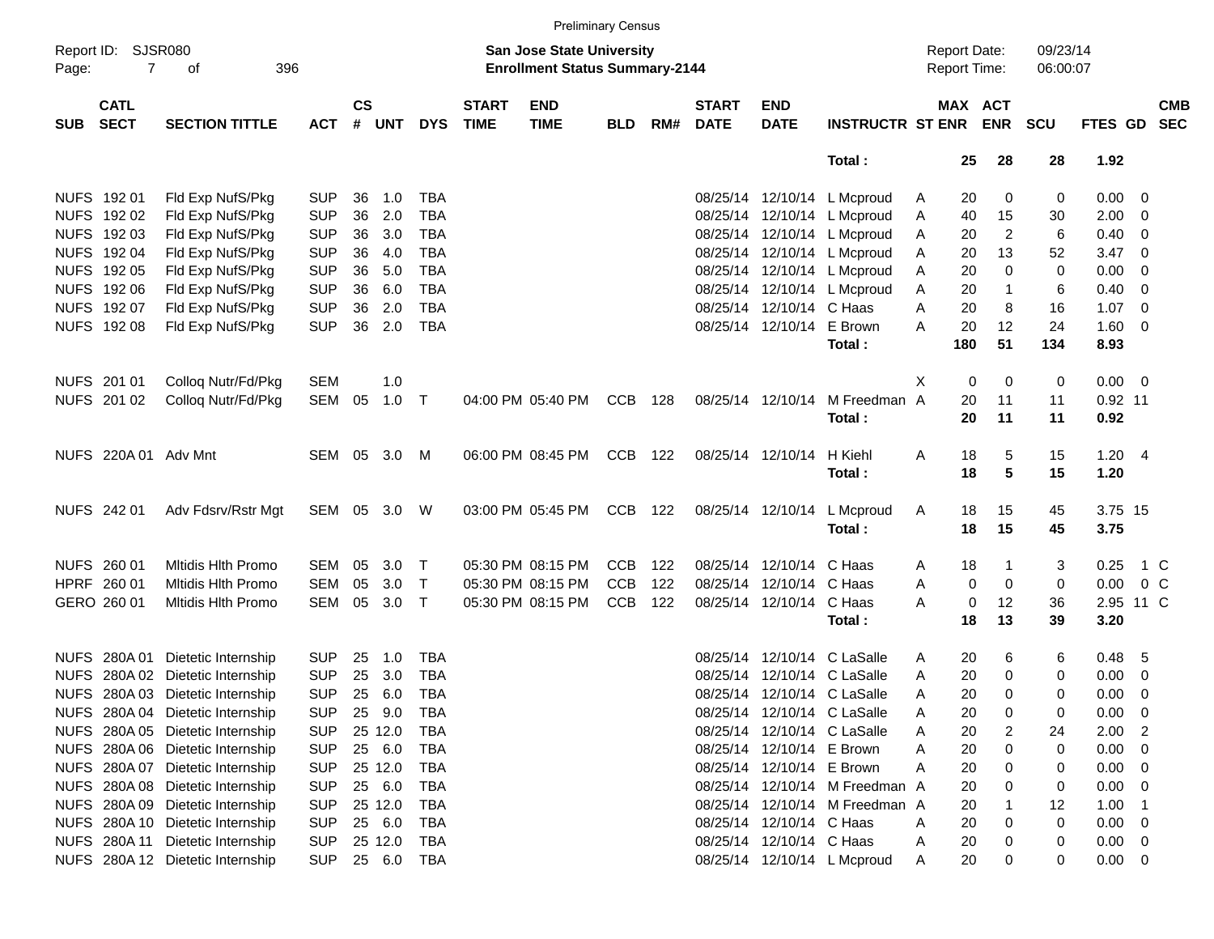Preliminary Census

Report ID: SJSR080

**San Jose State University**
**Enrollment Status Summary-2144**

Report Date: 09/23/14
Report Time: 06:00:07

| SUB | CATL SECT | SECTION TITTLE | ACT | CS # | UNT | DYS | START TIME | END TIME | BLD | RM# | START DATE | END DATE | INSTRUCTR | ST | MAX ENR | ACT ENR | SCU | FTES | GD | CMB SEC |
|---|---|---|---|---|---|---|---|---|---|---|---|---|---|---|---|---|---|---|---|---|
| | | | | | | | | | | | | | **Total :** | | **25** | **28** | **28** | **1.92** | | |
| NUFS | 192 01 | Fld Exp NufS/Pkg | SUP | 36 | 1.0 | TBA | | | | | 08/25/14 | 12/10/14 | L Mcproud | A | 20 | 0 | 0 | 0.00 | 0 | |
| NUFS | 192 02 | Fld Exp NufS/Pkg | SUP | 36 | 2.0 | TBA | | | | | 08/25/14 | 12/10/14 | L Mcproud | A | 40 | 15 | 30 | 2.00 | 0 | |
| NUFS | 192 03 | Fld Exp NufS/Pkg | SUP | 36 | 3.0 | TBA | | | | | 08/25/14 | 12/10/14 | L Mcproud | A | 20 | 2 | 6 | 0.40 | 0 | |
| NUFS | 192 04 | Fld Exp NufS/Pkg | SUP | 36 | 4.0 | TBA | | | | | 08/25/14 | 12/10/14 | L Mcproud | A | 20 | 13 | 52 | 3.47 | 0 | |
| NUFS | 192 05 | Fld Exp NufS/Pkg | SUP | 36 | 5.0 | TBA | | | | | 08/25/14 | 12/10/14 | L Mcproud | A | 20 | 0 | 0 | 0.00 | 0 | |
| NUFS | 192 06 | Fld Exp NufS/Pkg | SUP | 36 | 6.0 | TBA | | | | | 08/25/14 | 12/10/14 | L Mcproud | A | 20 | 1 | 6 | 0.40 | 0 | |
| NUFS | 192 07 | Fld Exp NufS/Pkg | SUP | 36 | 2.0 | TBA | | | | | 08/25/14 | 12/10/14 | C Haas | A | 20 | 8 | 16 | 1.07 | 0 | |
| NUFS | 192 08 | Fld Exp NufS/Pkg | SUP | 36 | 2.0 | TBA | | | | | 08/25/14 | 12/10/14 | E Brown | A | 20 | 12 | 24 | 1.60 | 0 | |
| | | | | | | | | | | | | | **Total :** | | **180** | **51** | **134** | **8.93** | | |
| NUFS | 201 01 | Colloq Nutr/Fd/Pkg | SEM | | 1.0 | | | | | | | | | X | 0 | 0 | 0 | 0.00 | 0 | |
| NUFS | 201 02 | Colloq Nutr/Fd/Pkg | SEM | 05 | 1.0 | T | 04:00 PM | 05:40 PM | CCB | 128 | 08/25/14 | 12/10/14 | M Freedman | A | 20 | 11 | 11 | 0.92 | 11 | |
| | | | | | | | | | | | | | **Total :** | | **20** | **11** | **11** | **0.92** | | |
| NUFS | 220A 01 | Adv Mnt | SEM | 05 | 3.0 | M | 06:00 PM | 08:45 PM | CCB | 122 | 08/25/14 | 12/10/14 | H Kiehl | A | 18 | 5 | 15 | 1.20 | 4 | |
| | | | | | | | | | | | | | **Total :** | | **18** | **5** | **15** | **1.20** | | |
| NUFS | 242 01 | Adv Fdsrv/Rstr Mgt | SEM | 05 | 3.0 | W | 03:00 PM | 05:45 PM | CCB | 122 | 08/25/14 | 12/10/14 | L Mcproud | A | 18 | 15 | 45 | 3.75 | 15 | |
| | | | | | | | | | | | | | **Total :** | | **18** | **15** | **45** | **3.75** | | |
| NUFS | 260 01 | Mltidis Hlth Promo | SEM | 05 | 3.0 | T | 05:30 PM | 08:15 PM | CCB | 122 | 08/25/14 | 12/10/14 | C Haas | A | 18 | 1 | 3 | 0.25 | 1 | C |
| HPRF | 260 01 | Mltidis Hlth Promo | SEM | 05 | 3.0 | T | 05:30 PM | 08:15 PM | CCB | 122 | 08/25/14 | 12/10/14 | C Haas | A | 0 | 0 | 0 | 0.00 | 0 | C |
| GERO | 260 01 | Mltidis Hlth Promo | SEM | 05 | 3.0 | T | 05:30 PM | 08:15 PM | CCB | 122 | 08/25/14 | 12/10/14 | C Haas | A | 0 | 12 | 36 | 2.95 | 11 | C |
| | | | | | | | | | | | | | **Total :** | | **18** | **13** | **39** | **3.20** | | |
| NUFS | 280A 01 | Dietetic Internship | SUP | 25 | 1.0 | TBA | | | | | 08/25/14 | 12/10/14 | C LaSalle | A | 20 | 6 | 6 | 0.48 | 5 | |
| NUFS | 280A 02 | Dietetic Internship | SUP | 25 | 3.0 | TBA | | | | | 08/25/14 | 12/10/14 | C LaSalle | A | 20 | 0 | 0 | 0.00 | 0 | |
| NUFS | 280A 03 | Dietetic Internship | SUP | 25 | 6.0 | TBA | | | | | 08/25/14 | 12/10/14 | C LaSalle | A | 20 | 0 | 0 | 0.00 | 0 | |
| NUFS | 280A 04 | Dietetic Internship | SUP | 25 | 9.0 | TBA | | | | | 08/25/14 | 12/10/14 | C LaSalle | A | 20 | 0 | 0 | 0.00 | 0 | |
| NUFS | 280A 05 | Dietetic Internship | SUP | 25 | 12.0 | TBA | | | | | 08/25/14 | 12/10/14 | C LaSalle | A | 20 | 2 | 24 | 2.00 | 2 | |
| NUFS | 280A 06 | Dietetic Internship | SUP | 25 | 6.0 | TBA | | | | | 08/25/14 | 12/10/14 | E Brown | A | 20 | 0 | 0 | 0.00 | 0 | |
| NUFS | 280A 07 | Dietetic Internship | SUP | 25 | 12.0 | TBA | | | | | 08/25/14 | 12/10/14 | E Brown | A | 20 | 0 | 0 | 0.00 | 0 | |
| NUFS | 280A 08 | Dietetic Internship | SUP | 25 | 6.0 | TBA | | | | | 08/25/14 | 12/10/14 | M Freedman | A | 20 | 0 | 0 | 0.00 | 0 | |
| NUFS | 280A 09 | Dietetic Internship | SUP | 25 | 12.0 | TBA | | | | | 08/25/14 | 12/10/14 | M Freedman | A | 20 | 1 | 12 | 1.00 | 1 | |
| NUFS | 280A 10 | Dietetic Internship | SUP | 25 | 6.0 | TBA | | | | | 08/25/14 | 12/10/14 | C Haas | A | 20 | 0 | 0 | 0.00 | 0 | |
| NUFS | 280A 11 | Dietetic Internship | SUP | 25 | 12.0 | TBA | | | | | 08/25/14 | 12/10/14 | C Haas | A | 20 | 0 | 0 | 0.00 | 0 | |
| NUFS | 280A 12 | Dietetic Internship | SUP | 25 | 6.0 | TBA | | | | | 08/25/14 | 12/10/14 | L Mcproud | A | 20 | 0 | 0 | 0.00 | 0 | |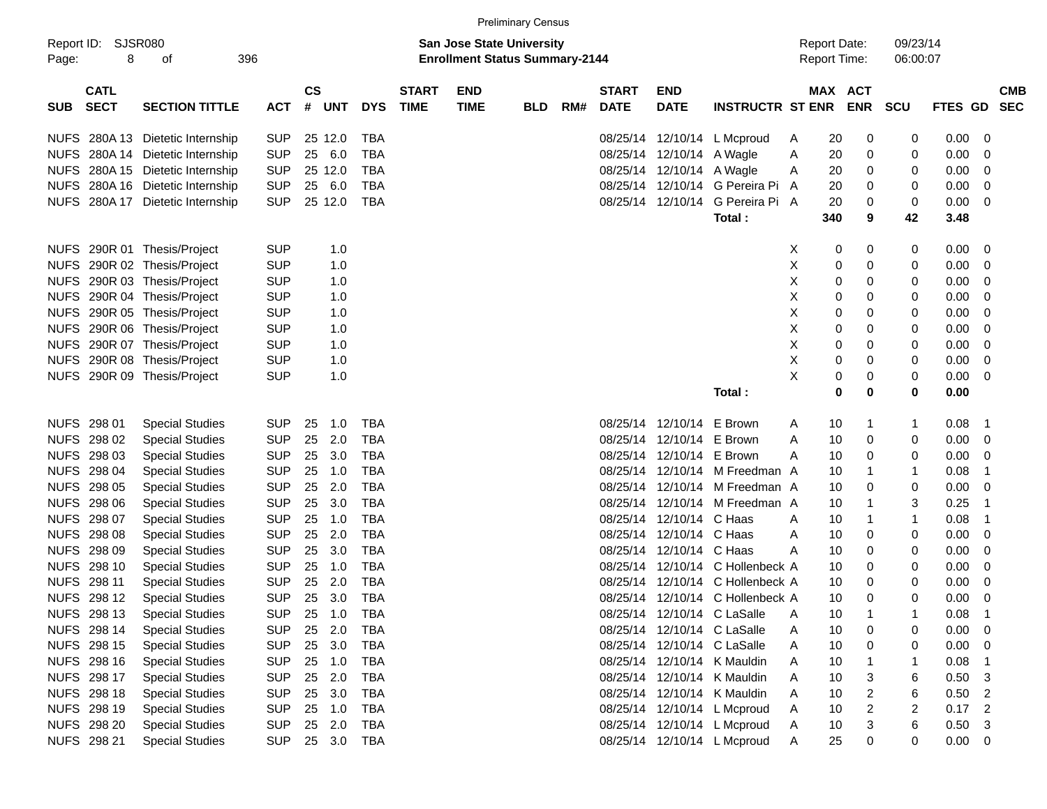Preliminary Census

Report ID: SJSR080

**San Jose State University**
**Enrollment Status Summary-2144**

Report Date: 09/23/14
Report Time: 06:00:07

| SUB | CATL SECT | SECTION TITTLE | ACT | CS # | UNT | DYS | START TIME | END TIME | BLD | RM# | START DATE | END DATE | INSTRUCTR | ST | MAX ENR | ACT ENR | SCU | FTES | GD | CMB SEC |
|---|---|---|---|---|---|---|---|---|---|---|---|---|---|---|---|---|---|---|---|---|
| NUFS | 280A 13 | Dietetic Internship | SUP | 25 | 12.0 | TBA | | | | | 08/25/14 | 12/10/14 | L Mcproud | A | 20 | 0 | 0 | 0.00 | 0 | |
| NUFS | 280A 14 | Dietetic Internship | SUP | 25 | 6.0 | TBA | | | | | 08/25/14 | 12/10/14 | A Wagle | A | 20 | 0 | 0 | 0.00 | 0 | |
| NUFS | 280A 15 | Dietetic Internship | SUP | 25 | 12.0 | TBA | | | | | 08/25/14 | 12/10/14 | A Wagle | A | 20 | 0 | 0 | 0.00 | 0 | |
| NUFS | 280A 16 | Dietetic Internship | SUP | 25 | 6.0 | TBA | | | | | 08/25/14 | 12/10/14 | G Pereira Pi | A | 20 | 0 | 0 | 0.00 | 0 | |
| NUFS | 280A 17 | Dietetic Internship | SUP | 25 | 12.0 | TBA | | | | | 08/25/14 | 12/10/14 | G Pereira Pi | A | 20 | 0 | 0 | 0.00 | 0 | |
| | | | | | | | | | | | | | **Total :** | | **340** | **9** | **42** | **3.48** | | |
| NUFS | 290R 01 | Thesis/Project | SUP | | 1.0 | | | | | | | | | X | 0 | 0 | 0 | 0.00 | 0 | |
| NUFS | 290R 02 | Thesis/Project | SUP | | 1.0 | | | | | | | | | X | 0 | 0 | 0 | 0.00 | 0 | |
| NUFS | 290R 03 | Thesis/Project | SUP | | 1.0 | | | | | | | | | X | 0 | 0 | 0 | 0.00 | 0 | |
| NUFS | 290R 04 | Thesis/Project | SUP | | 1.0 | | | | | | | | | X | 0 | 0 | 0 | 0.00 | 0 | |
| NUFS | 290R 05 | Thesis/Project | SUP | | 1.0 | | | | | | | | | X | 0 | 0 | 0 | 0.00 | 0 | |
| NUFS | 290R 06 | Thesis/Project | SUP | | 1.0 | | | | | | | | | X | 0 | 0 | 0 | 0.00 | 0 | |
| NUFS | 290R 07 | Thesis/Project | SUP | | 1.0 | | | | | | | | | X | 0 | 0 | 0 | 0.00 | 0 | |
| NUFS | 290R 08 | Thesis/Project | SUP | | 1.0 | | | | | | | | | X | 0 | 0 | 0 | 0.00 | 0 | |
| NUFS | 290R 09 | Thesis/Project | SUP | | 1.0 | | | | | | | | | X | 0 | 0 | 0 | 0.00 | 0 | |
| | | | | | | | | | | | | | **Total :** | | **0** | **0** | **0** | **0.00** | | |
| NUFS | 298 01 | Special Studies | SUP | 25 | 1.0 | TBA | | | | | 08/25/14 | 12/10/14 | E Brown | A | 10 | 1 | 1 | 0.08 | 1 | |
| NUFS | 298 02 | Special Studies | SUP | 25 | 2.0 | TBA | | | | | 08/25/14 | 12/10/14 | E Brown | A | 10 | 0 | 0 | 0.00 | 0 | |
| NUFS | 298 03 | Special Studies | SUP | 25 | 3.0 | TBA | | | | | 08/25/14 | 12/10/14 | E Brown | A | 10 | 0 | 0 | 0.00 | 0 | |
| NUFS | 298 04 | Special Studies | SUP | 25 | 1.0 | TBA | | | | | 08/25/14 | 12/10/14 | M Freedman | A | 10 | 1 | 1 | 0.08 | 1 | |
| NUFS | 298 05 | Special Studies | SUP | 25 | 2.0 | TBA | | | | | 08/25/14 | 12/10/14 | M Freedman | A | 10 | 0 | 0 | 0.00 | 0 | |
| NUFS | 298 06 | Special Studies | SUP | 25 | 3.0 | TBA | | | | | 08/25/14 | 12/10/14 | M Freedman | A | 10 | 1 | 3 | 0.25 | 1 | |
| NUFS | 298 07 | Special Studies | SUP | 25 | 1.0 | TBA | | | | | 08/25/14 | 12/10/14 | C Haas | A | 10 | 1 | 1 | 0.08 | 1 | |
| NUFS | 298 08 | Special Studies | SUP | 25 | 2.0 | TBA | | | | | 08/25/14 | 12/10/14 | C Haas | A | 10 | 0 | 0 | 0.00 | 0 | |
| NUFS | 298 09 | Special Studies | SUP | 25 | 3.0 | TBA | | | | | 08/25/14 | 12/10/14 | C Haas | A | 10 | 0 | 0 | 0.00 | 0 | |
| NUFS | 298 10 | Special Studies | SUP | 25 | 1.0 | TBA | | | | | 08/25/14 | 12/10/14 | C Hollenbeck | A | 10 | 0 | 0 | 0.00 | 0 | |
| NUFS | 298 11 | Special Studies | SUP | 25 | 2.0 | TBA | | | | | 08/25/14 | 12/10/14 | C Hollenbeck | A | 10 | 0 | 0 | 0.00 | 0 | |
| NUFS | 298 12 | Special Studies | SUP | 25 | 3.0 | TBA | | | | | 08/25/14 | 12/10/14 | C Hollenbeck | A | 10 | 0 | 0 | 0.00 | 0 | |
| NUFS | 298 13 | Special Studies | SUP | 25 | 1.0 | TBA | | | | | 08/25/14 | 12/10/14 | C LaSalle | A | 10 | 1 | 1 | 0.08 | 1 | |
| NUFS | 298 14 | Special Studies | SUP | 25 | 2.0 | TBA | | | | | 08/25/14 | 12/10/14 | C LaSalle | A | 10 | 0 | 0 | 0.00 | 0 | |
| NUFS | 298 15 | Special Studies | SUP | 25 | 3.0 | TBA | | | | | 08/25/14 | 12/10/14 | C LaSalle | A | 10 | 0 | 0 | 0.00 | 0 | |
| NUFS | 298 16 | Special Studies | SUP | 25 | 1.0 | TBA | | | | | 08/25/14 | 12/10/14 | K Mauldin | A | 10 | 1 | 1 | 0.08 | 1 | |
| NUFS | 298 17 | Special Studies | SUP | 25 | 2.0 | TBA | | | | | 08/25/14 | 12/10/14 | K Mauldin | A | 10 | 3 | 6 | 0.50 | 3 | |
| NUFS | 298 18 | Special Studies | SUP | 25 | 3.0 | TBA | | | | | 08/25/14 | 12/10/14 | K Mauldin | A | 10 | 2 | 6 | 0.50 | 2 | |
| NUFS | 298 19 | Special Studies | SUP | 25 | 1.0 | TBA | | | | | 08/25/14 | 12/10/14 | L Mcproud | A | 10 | 2 | 2 | 0.17 | 2 | |
| NUFS | 298 20 | Special Studies | SUP | 25 | 2.0 | TBA | | | | | 08/25/14 | 12/10/14 | L Mcproud | A | 10 | 3 | 6 | 0.50 | 3 | |
| NUFS | 298 21 | Special Studies | SUP | 25 | 3.0 | TBA | | | | | 08/25/14 | 12/10/14 | L Mcproud | A | 25 | 0 | 0 | 0.00 | 0 | |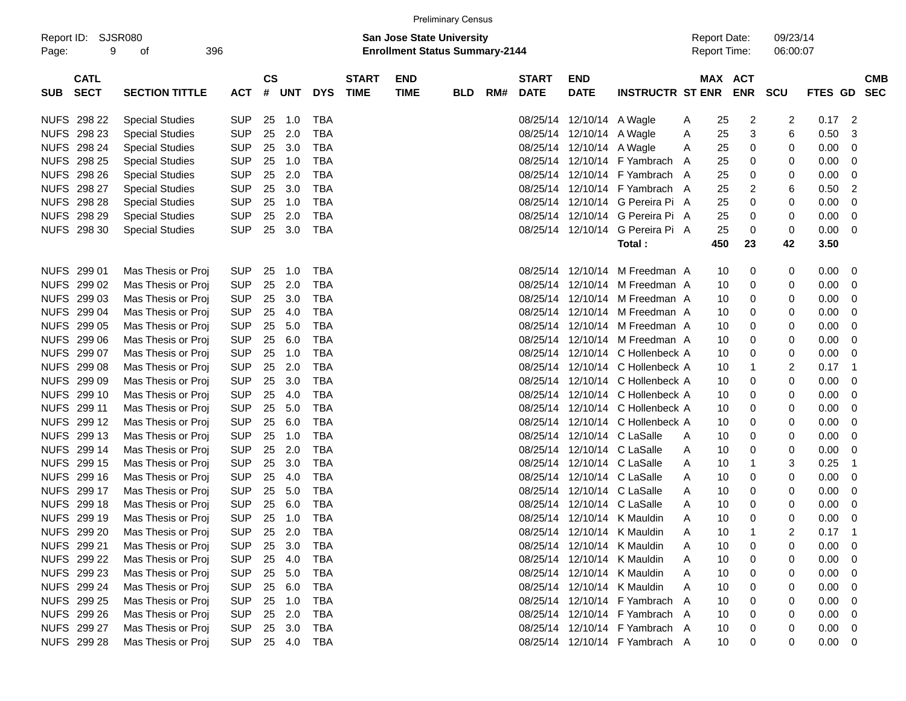Preliminary Census

Report ID: SJSR080
Page: 9 of 396

**San Jose State University**
**Enrollment Status Summary-2144**

Report Date: 09/23/14
Report Time: 06:00:07

| SUB | CATL SECT | SECTION TITTLE | ACT | CS # | UNT | DYS | START TIME | END TIME | BLD | RM# | START DATE | END DATE | INSTRUCTR | ST | MAX ENR | ACT ENR | SCU | FTES | GD | CMB SEC |
|---|---|---|---|---|---|---|---|---|---|---|---|---|---|---|---|---|---|---|---|---|
| NUFS | 298 22 | Special Studies | SUP | 25 | 1.0 | TBA | | | | | 08/25/14 | 12/10/14 | A Wagle | A | 25 | 2 | 2 | 0.17 | 2 | |
| NUFS | 298 23 | Special Studies | SUP | 25 | 2.0 | TBA | | | | | 08/25/14 | 12/10/14 | A Wagle | A | 25 | 3 | 6 | 0.50 | 3 | |
| NUFS | 298 24 | Special Studies | SUP | 25 | 3.0 | TBA | | | | | 08/25/14 | 12/10/14 | A Wagle | A | 25 | 0 | 0 | 0.00 | 0 | |
| NUFS | 298 25 | Special Studies | SUP | 25 | 1.0 | TBA | | | | | 08/25/14 | 12/10/14 | F Yambrach | A | 25 | 0 | 0 | 0.00 | 0 | |
| NUFS | 298 26 | Special Studies | SUP | 25 | 2.0 | TBA | | | | | 08/25/14 | 12/10/14 | F Yambrach | A | 25 | 0 | 0 | 0.00 | 0 | |
| NUFS | 298 27 | Special Studies | SUP | 25 | 3.0 | TBA | | | | | 08/25/14 | 12/10/14 | F Yambrach | A | 25 | 2 | 6 | 0.50 | 2 | |
| NUFS | 298 28 | Special Studies | SUP | 25 | 1.0 | TBA | | | | | 08/25/14 | 12/10/14 | G Pereira Pi | A | 25 | 0 | 0 | 0.00 | 0 | |
| NUFS | 298 29 | Special Studies | SUP | 25 | 2.0 | TBA | | | | | 08/25/14 | 12/10/14 | G Pereira Pi | A | 25 | 0 | 0 | 0.00 | 0 | |
| NUFS | 298 30 | Special Studies | SUP | 25 | 3.0 | TBA | | | | | 08/25/14 | 12/10/14 | G Pereira Pi | A | 25 | 0 | 0 | 0.00 | 0 | |
| | | | | | | | | | | | | | **Total :** | | **450** | **23** | **42** | **3.50** | | |
| NUFS | 299 01 | Mas Thesis or Proj | SUP | 25 | 1.0 | TBA | | | | | 08/25/14 | 12/10/14 | M Freedman | A | 10 | 0 | 0 | 0.00 | 0 | |
| NUFS | 299 02 | Mas Thesis or Proj | SUP | 25 | 2.0 | TBA | | | | | 08/25/14 | 12/10/14 | M Freedman | A | 10 | 0 | 0 | 0.00 | 0 | |
| NUFS | 299 03 | Mas Thesis or Proj | SUP | 25 | 3.0 | TBA | | | | | 08/25/14 | 12/10/14 | M Freedman | A | 10 | 0 | 0 | 0.00 | 0 | |
| NUFS | 299 04 | Mas Thesis or Proj | SUP | 25 | 4.0 | TBA | | | | | 08/25/14 | 12/10/14 | M Freedman | A | 10 | 0 | 0 | 0.00 | 0 | |
| NUFS | 299 05 | Mas Thesis or Proj | SUP | 25 | 5.0 | TBA | | | | | 08/25/14 | 12/10/14 | M Freedman | A | 10 | 0 | 0 | 0.00 | 0 | |
| NUFS | 299 06 | Mas Thesis or Proj | SUP | 25 | 6.0 | TBA | | | | | 08/25/14 | 12/10/14 | M Freedman | A | 10 | 0 | 0 | 0.00 | 0 | |
| NUFS | 299 07 | Mas Thesis or Proj | SUP | 25 | 1.0 | TBA | | | | | 08/25/14 | 12/10/14 | C Hollenbeck | A | 10 | 0 | 0 | 0.00 | 0 | |
| NUFS | 299 08 | Mas Thesis or Proj | SUP | 25 | 2.0 | TBA | | | | | 08/25/14 | 12/10/14 | C Hollenbeck | A | 10 | 1 | 2 | 0.17 | 1 | |
| NUFS | 299 09 | Mas Thesis or Proj | SUP | 25 | 3.0 | TBA | | | | | 08/25/14 | 12/10/14 | C Hollenbeck | A | 10 | 0 | 0 | 0.00 | 0 | |
| NUFS | 299 10 | Mas Thesis or Proj | SUP | 25 | 4.0 | TBA | | | | | 08/25/14 | 12/10/14 | C Hollenbeck | A | 10 | 0 | 0 | 0.00 | 0 | |
| NUFS | 299 11 | Mas Thesis or Proj | SUP | 25 | 5.0 | TBA | | | | | 08/25/14 | 12/10/14 | C Hollenbeck | A | 10 | 0 | 0 | 0.00 | 0 | |
| NUFS | 299 12 | Mas Thesis or Proj | SUP | 25 | 6.0 | TBA | | | | | 08/25/14 | 12/10/14 | C Hollenbeck | A | 10 | 0 | 0 | 0.00 | 0 | |
| NUFS | 299 13 | Mas Thesis or Proj | SUP | 25 | 1.0 | TBA | | | | | 08/25/14 | 12/10/14 | C LaSalle | A | 10 | 0 | 0 | 0.00 | 0 | |
| NUFS | 299 14 | Mas Thesis or Proj | SUP | 25 | 2.0 | TBA | | | | | 08/25/14 | 12/10/14 | C LaSalle | A | 10 | 0 | 0 | 0.00 | 0 | |
| NUFS | 299 15 | Mas Thesis or Proj | SUP | 25 | 3.0 | TBA | | | | | 08/25/14 | 12/10/14 | C LaSalle | A | 10 | 1 | 3 | 0.25 | 1 | |
| NUFS | 299 16 | Mas Thesis or Proj | SUP | 25 | 4.0 | TBA | | | | | 08/25/14 | 12/10/14 | C LaSalle | A | 10 | 0 | 0 | 0.00 | 0 | |
| NUFS | 299 17 | Mas Thesis or Proj | SUP | 25 | 5.0 | TBA | | | | | 08/25/14 | 12/10/14 | C LaSalle | A | 10 | 0 | 0 | 0.00 | 0 | |
| NUFS | 299 18 | Mas Thesis or Proj | SUP | 25 | 6.0 | TBA | | | | | 08/25/14 | 12/10/14 | C LaSalle | A | 10 | 0 | 0 | 0.00 | 0 | |
| NUFS | 299 19 | Mas Thesis or Proj | SUP | 25 | 1.0 | TBA | | | | | 08/25/14 | 12/10/14 | K Mauldin | A | 10 | 0 | 0 | 0.00 | 0 | |
| NUFS | 299 20 | Mas Thesis or Proj | SUP | 25 | 2.0 | TBA | | | | | 08/25/14 | 12/10/14 | K Mauldin | A | 10 | 1 | 2 | 0.17 | 1 | |
| NUFS | 299 21 | Mas Thesis or Proj | SUP | 25 | 3.0 | TBA | | | | | 08/25/14 | 12/10/14 | K Mauldin | A | 10 | 0 | 0 | 0.00 | 0 | |
| NUFS | 299 22 | Mas Thesis or Proj | SUP | 25 | 4.0 | TBA | | | | | 08/25/14 | 12/10/14 | K Mauldin | A | 10 | 0 | 0 | 0.00 | 0 | |
| NUFS | 299 23 | Mas Thesis or Proj | SUP | 25 | 5.0 | TBA | | | | | 08/25/14 | 12/10/14 | K Mauldin | A | 10 | 0 | 0 | 0.00 | 0 | |
| NUFS | 299 24 | Mas Thesis or Proj | SUP | 25 | 6.0 | TBA | | | | | 08/25/14 | 12/10/14 | K Mauldin | A | 10 | 0 | 0 | 0.00 | 0 | |
| NUFS | 299 25 | Mas Thesis or Proj | SUP | 25 | 1.0 | TBA | | | | | 08/25/14 | 12/10/14 | F Yambrach | A | 10 | 0 | 0 | 0.00 | 0 | |
| NUFS | 299 26 | Mas Thesis or Proj | SUP | 25 | 2.0 | TBA | | | | | 08/25/14 | 12/10/14 | F Yambrach | A | 10 | 0 | 0 | 0.00 | 0 | |
| NUFS | 299 27 | Mas Thesis or Proj | SUP | 25 | 3.0 | TBA | | | | | 08/25/14 | 12/10/14 | F Yambrach | A | 10 | 0 | 0 | 0.00 | 0 | |
| NUFS | 299 28 | Mas Thesis or Proj | SUP | 25 | 4.0 | TBA | | | | | 08/25/14 | 12/10/14 | F Yambrach | A | 10 | 0 | 0 | 0.00 | 0 | |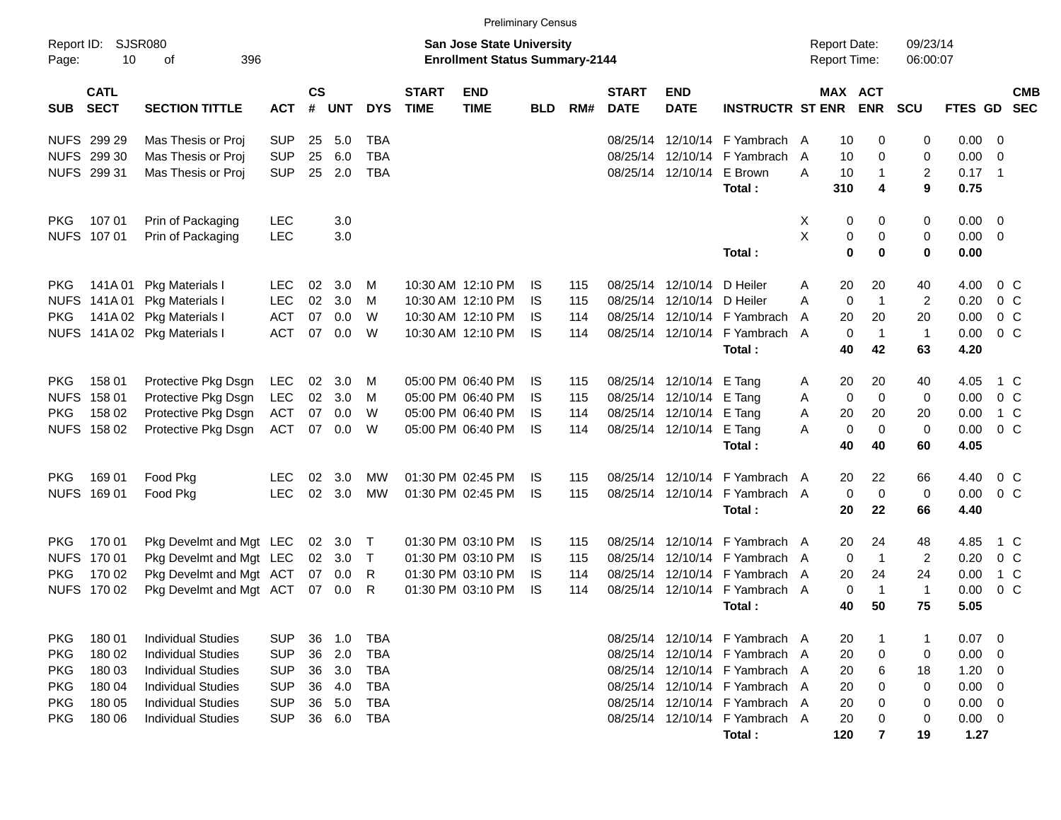Preliminary Census

Report ID: SJSR080
Page: 10 of 396

**San Jose State University**
**Enrollment Status Summary-2144**

Report Date: 09/23/14
Report Time: 06:00:07

| SUB | CATL SECT | SECTION TITTLE | ACT | CS # | UNT | DYS | START TIME | END TIME | BLD | RM# | START DATE | END DATE | INSTRUCTR | ST | MAX ENR | ACT ENR | SCU | FTES | GD | CMB SEC |
|---|---|---|---|---|---|---|---|---|---|---|---|---|---|---|---|---|---|---|---|---|
| NUFS | 299 29 | Mas Thesis or Proj | SUP | 25 | 5.0 | TBA | | | | | 08/25/14 | 12/10/14 | F Yambrach | A | 10 | 0 | 0 | 0.00 | 0 | |
| NUFS | 299 30 | Mas Thesis or Proj | SUP | 25 | 6.0 | TBA | | | | | 08/25/14 | 12/10/14 | F Yambrach | A | 10 | 0 | 0 | 0.00 | 0 | |
| NUFS | 299 31 | Mas Thesis or Proj | SUP | 25 | 2.0 | TBA | | | | | 08/25/14 | 12/10/14 | E Brown | A | 10 | 1 | 2 | 0.17 | 1 | |
| | | | | | | | | | | | | | **Total :** | | **310** | **4** | **9** | **0.75** | | |
| PKG | 107 01 | Prin of Packaging | LEC | | 3.0 | | | | | | | | | X | 0 | 0 | 0 | 0.00 | 0 | |
| NUFS | 107 01 | Prin of Packaging | LEC | | 3.0 | | | | | | | | | X | 0 | 0 | 0 | 0.00 | 0 | |
| | | | | | | | | | | | | | **Total :** | | **0** | **0** | **0** | **0.00** | | |
| PKG | 141A 01 | Pkg Materials I | LEC | 02 | 3.0 | M | 10:30 AM | 12:10 PM | IS | 115 | 08/25/14 | 12/10/14 | D Heiler | A | 20 | 20 | 40 | 4.00 | 0 | C |
| NUFS | 141A 01 | Pkg Materials I | LEC | 02 | 3.0 | M | 10:30 AM | 12:10 PM | IS | 115 | 08/25/14 | 12/10/14 | D Heiler | A | 0 | 1 | 2 | 0.20 | 0 | C |
| PKG | 141A 02 | Pkg Materials I | ACT | 07 | 0.0 | W | 10:30 AM | 12:10 PM | IS | 114 | 08/25/14 | 12/10/14 | F Yambrach | A | 20 | 20 | 20 | 0.00 | 0 | C |
| NUFS | 141A 02 | Pkg Materials I | ACT | 07 | 0.0 | W | 10:30 AM | 12:10 PM | IS | 114 | 08/25/14 | 12/10/14 | F Yambrach | A | 0 | 1 | 1 | 0.00 | 0 | C |
| | | | | | | | | | | | | | **Total :** | | **40** | **42** | **63** | **4.20** | | |
| PKG | 158 01 | Protective Pkg Dsgn | LEC | 02 | 3.0 | M | 05:00 PM | 06:40 PM | IS | 115 | 08/25/14 | 12/10/14 | E Tang | A | 20 | 20 | 40 | 4.05 | 1 | C |
| NUFS | 158 01 | Protective Pkg Dsgn | LEC | 02 | 3.0 | M | 05:00 PM | 06:40 PM | IS | 115 | 08/25/14 | 12/10/14 | E Tang | A | 0 | 0 | 0 | 0.00 | 0 | C |
| PKG | 158 02 | Protective Pkg Dsgn | ACT | 07 | 0.0 | W | 05:00 PM | 06:40 PM | IS | 114 | 08/25/14 | 12/10/14 | E Tang | A | 20 | 20 | 20 | 0.00 | 1 | C |
| NUFS | 158 02 | Protective Pkg Dsgn | ACT | 07 | 0.0 | W | 05:00 PM | 06:40 PM | IS | 114 | 08/25/14 | 12/10/14 | E Tang | A | 0 | 0 | 0 | 0.00 | 0 | C |
| | | | | | | | | | | | | | **Total :** | | **40** | **40** | **60** | **4.05** | | |
| PKG | 169 01 | Food Pkg | LEC | 02 | 3.0 | MW | 01:30 PM | 02:45 PM | IS | 115 | 08/25/14 | 12/10/14 | F Yambrach | A | 20 | 22 | 66 | 4.40 | 0 | C |
| NUFS | 169 01 | Food Pkg | LEC | 02 | 3.0 | MW | 01:30 PM | 02:45 PM | IS | 115 | 08/25/14 | 12/10/14 | F Yambrach | A | 0 | 0 | 0 | 0.00 | 0 | C |
| | | | | | | | | | | | | | **Total :** | | **20** | **22** | **66** | **4.40** | | |
| PKG | 170 01 | Pkg Develmt and Mgt | LEC | 02 | 3.0 | T | 01:30 PM | 03:10 PM | IS | 115 | 08/25/14 | 12/10/14 | F Yambrach | A | 20 | 24 | 48 | 4.85 | 1 | C |
| NUFS | 170 01 | Pkg Develmt and Mgt | LEC | 02 | 3.0 | T | 01:30 PM | 03:10 PM | IS | 115 | 08/25/14 | 12/10/14 | F Yambrach | A | 0 | 1 | 2 | 0.20 | 0 | C |
| PKG | 170 02 | Pkg Develmt and Mgt | ACT | 07 | 0.0 | R | 01:30 PM | 03:10 PM | IS | 114 | 08/25/14 | 12/10/14 | F Yambrach | A | 20 | 24 | 24 | 0.00 | 1 | C |
| NUFS | 170 02 | Pkg Develmt and Mgt | ACT | 07 | 0.0 | R | 01:30 PM | 03:10 PM | IS | 114 | 08/25/14 | 12/10/14 | F Yambrach | A | 0 | 1 | 1 | 0.00 | 0 | C |
| | | | | | | | | | | | | | **Total :** | | **40** | **50** | **75** | **5.05** | | |
| PKG | 180 01 | Individual Studies | SUP | 36 | 1.0 | TBA | | | | | 08/25/14 | 12/10/14 | F Yambrach | A | 20 | 1 | 1 | 0.07 | 0 | |
| PKG | 180 02 | Individual Studies | SUP | 36 | 2.0 | TBA | | | | | 08/25/14 | 12/10/14 | F Yambrach | A | 20 | 0 | 0 | 0.00 | 0 | |
| PKG | 180 03 | Individual Studies | SUP | 36 | 3.0 | TBA | | | | | 08/25/14 | 12/10/14 | F Yambrach | A | 20 | 6 | 18 | 1.20 | 0 | |
| PKG | 180 04 | Individual Studies | SUP | 36 | 4.0 | TBA | | | | | 08/25/14 | 12/10/14 | F Yambrach | A | 20 | 0 | 0 | 0.00 | 0 | |
| PKG | 180 05 | Individual Studies | SUP | 36 | 5.0 | TBA | | | | | 08/25/14 | 12/10/14 | F Yambrach | A | 20 | 0 | 0 | 0.00 | 0 | |
| PKG | 180 06 | Individual Studies | SUP | 36 | 6.0 | TBA | | | | | 08/25/14 | 12/10/14 | F Yambrach | A | 20 | 0 | 0 | 0.00 | 0 | |
| | | | | | | | | | | | | | **Total :** | | **120** | **7** | **19** | **1.27** | | |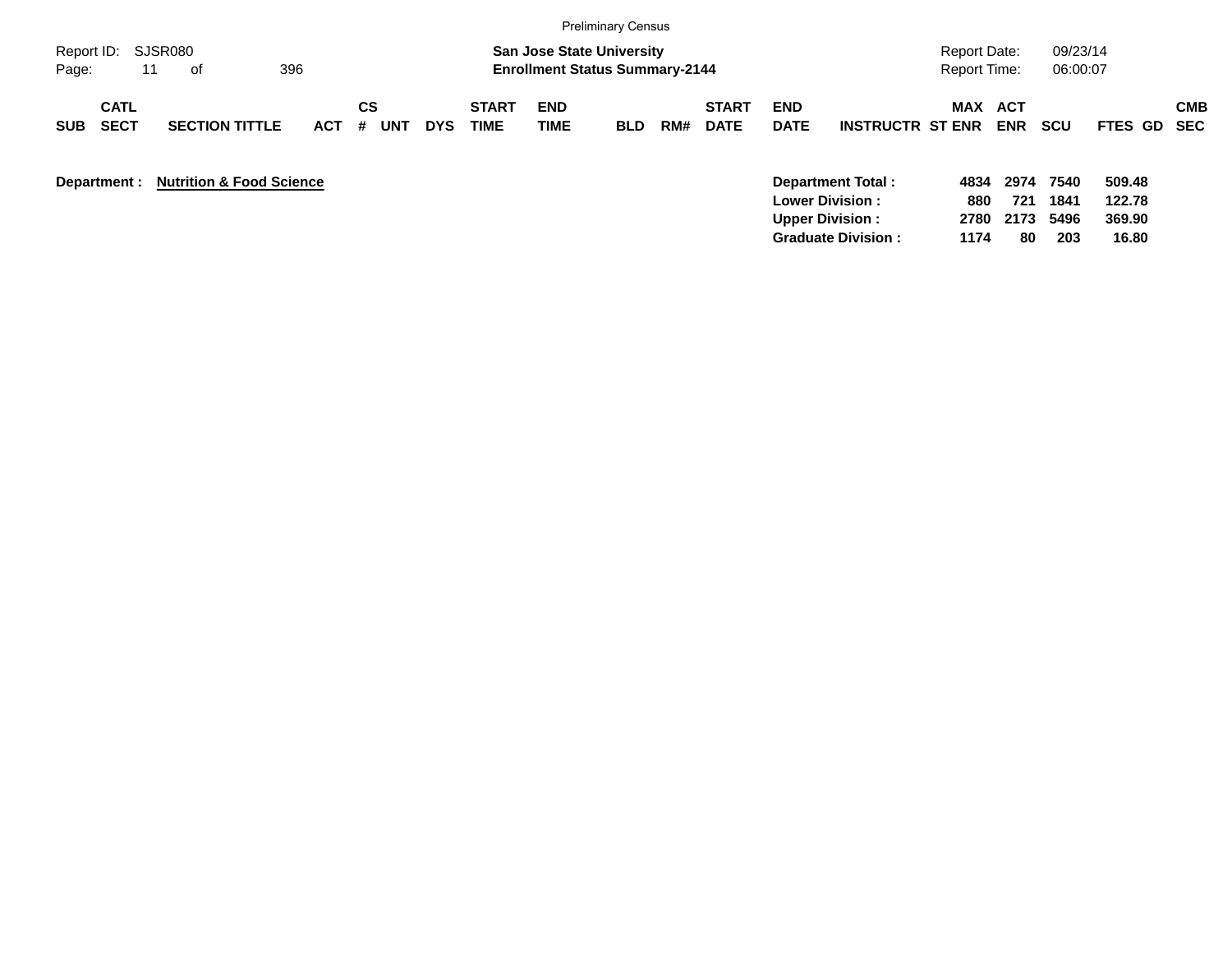Preliminary Census

Report ID: SJSR080

**San Jose State University**
**Enrollment Status Summary-2144**

Report Date: 09/23/14
Report Time: 06:00:07

| SUB | CATL SECT | SECTION TITTLE | ACT | CS # | UNT | DYS | START TIME | END TIME | BLD | RM# | START DATE | END DATE | INSTRUCTR | MAX ST ENR | ACT ENR | SCU | FTES | GD | CMB SEC |
|---|---|---|---|---|---|---|---|---|---|---|---|---|---|---|---|---|---|---|---|

**Department :** **Nutrition & Food Science**

| | MAX ST ENR | ACT ENR | SCU | FTES |
|---|---|---|---|---|
| **Department Total :** | **4834** | **2974** | **7540** | **509.48** |
| **Lower Division :** | **880** | **721** | **1841** | **122.78** |
| **Upper Division :** | **2780** | **2173** | **5496** | **369.90** |
| **Graduate Division :** | **1174** | **80** | **203** | **16.80** |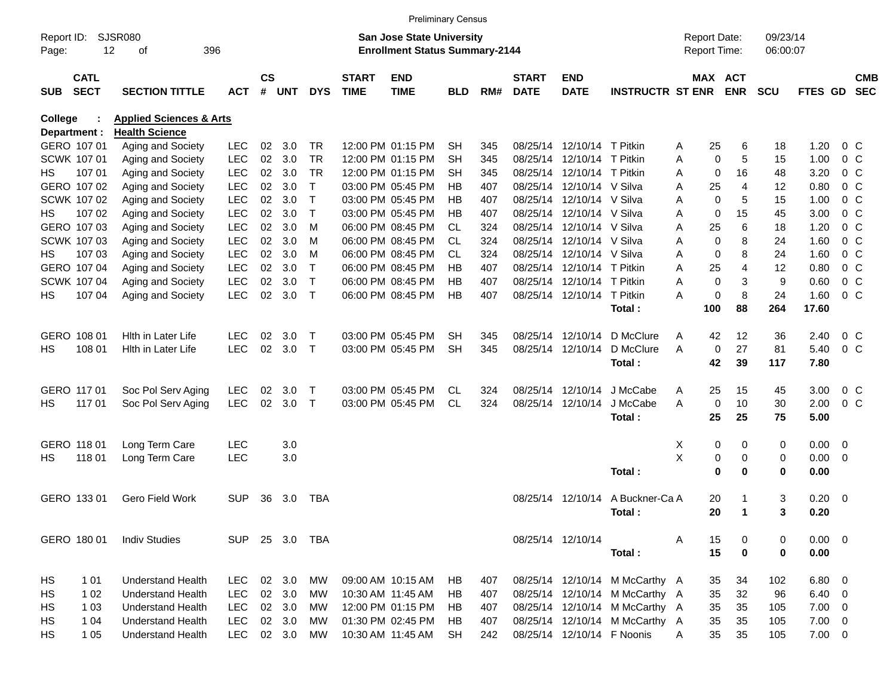Preliminary Census

Report ID: SJSR080 &nbsp;&nbsp;&nbsp; **San Jose State University** &nbsp;&nbsp;&nbsp; Report Date: 09/23/14
Page: 12 of 396 &nbsp;&nbsp;&nbsp; **Enrollment Status Summary-2144** &nbsp;&nbsp;&nbsp; Report Time: 06:00:07

| SUB | CATL SECT | SECTION TITTLE | ACT | CS # | UNT | DYS | START TIME | END TIME | BLD | RM# | START DATE | END DATE | INSTRUCTR | ST | MAX ENR | ACT ENR | SCU | FTES | GD | CMB SEC |
|---|---|---|---|---|---|---|---|---|---|---|---|---|---|---|---|---|---|---|---|---|
| **College :** | | **Applied Sciences & Arts** | | | | | | | | | | | | | | | | | | |
| **Department :** | | **Health Science** | | | | | | | | | | | | | | | | | | |
| GERO | 107 01 | Aging and Society | LEC | 02 | 3.0 | TR | 12:00 PM | 01:15 PM | SH | 345 | 08/25/14 | 12/10/14 | T Pitkin | A | 25 | 6 | 18 | 1.20 | 0 | C |
| SCWK | 107 01 | Aging and Society | LEC | 02 | 3.0 | TR | 12:00 PM | 01:15 PM | SH | 345 | 08/25/14 | 12/10/14 | T Pitkin | A | 0 | 5 | 15 | 1.00 | 0 | C |
| HS | 107 01 | Aging and Society | LEC | 02 | 3.0 | TR | 12:00 PM | 01:15 PM | SH | 345 | 08/25/14 | 12/10/14 | T Pitkin | A | 0 | 16 | 48 | 3.20 | 0 | C |
| GERO | 107 02 | Aging and Society | LEC | 02 | 3.0 | T | 03:00 PM | 05:45 PM | HB | 407 | 08/25/14 | 12/10/14 | V Silva | A | 25 | 4 | 12 | 0.80 | 0 | C |
| SCWK | 107 02 | Aging and Society | LEC | 02 | 3.0 | T | 03:00 PM | 05:45 PM | HB | 407 | 08/25/14 | 12/10/14 | V Silva | A | 0 | 5 | 15 | 1.00 | 0 | C |
| HS | 107 02 | Aging and Society | LEC | 02 | 3.0 | T | 03:00 PM | 05:45 PM | HB | 407 | 08/25/14 | 12/10/14 | V Silva | A | 0 | 15 | 45 | 3.00 | 0 | C |
| GERO | 107 03 | Aging and Society | LEC | 02 | 3.0 | M | 06:00 PM | 08:45 PM | CL | 324 | 08/25/14 | 12/10/14 | V Silva | A | 25 | 6 | 18 | 1.20 | 0 | C |
| SCWK | 107 03 | Aging and Society | LEC | 02 | 3.0 | M | 06:00 PM | 08:45 PM | CL | 324 | 08/25/14 | 12/10/14 | V Silva | A | 0 | 8 | 24 | 1.60 | 0 | C |
| HS | 107 03 | Aging and Society | LEC | 02 | 3.0 | M | 06:00 PM | 08:45 PM | CL | 324 | 08/25/14 | 12/10/14 | V Silva | A | 0 | 8 | 24 | 1.60 | 0 | C |
| GERO | 107 04 | Aging and Society | LEC | 02 | 3.0 | T | 06:00 PM | 08:45 PM | HB | 407 | 08/25/14 | 12/10/14 | T Pitkin | A | 25 | 4 | 12 | 0.80 | 0 | C |
| SCWK | 107 04 | Aging and Society | LEC | 02 | 3.0 | T | 06:00 PM | 08:45 PM | HB | 407 | 08/25/14 | 12/10/14 | T Pitkin | A | 0 | 3 | 9 | 0.60 | 0 | C |
| HS | 107 04 | Aging and Society | LEC | 02 | 3.0 | T | 06:00 PM | 08:45 PM | HB | 407 | 08/25/14 | 12/10/14 | T Pitkin | A | 0 | 8 | 24 | 1.60 | 0 | C |
| | | | | | | | | | | | | | **Total :** | | **100** | **88** | **264** | **17.60** | | |
| GERO | 108 01 | Hlth in Later Life | LEC | 02 | 3.0 | T | 03:00 PM | 05:45 PM | SH | 345 | 08/25/14 | 12/10/14 | D McClure | A | 42 | 12 | 36 | 2.40 | 0 | C |
| HS | 108 01 | Hlth in Later Life | LEC | 02 | 3.0 | T | 03:00 PM | 05:45 PM | SH | 345 | 08/25/14 | 12/10/14 | D McClure | A | 0 | 27 | 81 | 5.40 | 0 | C |
| | | | | | | | | | | | | | **Total :** | | **42** | **39** | **117** | **7.80** | | |
| GERO | 117 01 | Soc Pol Serv Aging | LEC | 02 | 3.0 | T | 03:00 PM | 05:45 PM | CL | 324 | 08/25/14 | 12/10/14 | J McCabe | A | 25 | 15 | 45 | 3.00 | 0 | C |
| HS | 117 01 | Soc Pol Serv Aging | LEC | 02 | 3.0 | T | 03:00 PM | 05:45 PM | CL | 324 | 08/25/14 | 12/10/14 | J McCabe | A | 0 | 10 | 30 | 2.00 | 0 | C |
| | | | | | | | | | | | | | **Total :** | | **25** | **25** | **75** | **5.00** | | |
| GERO | 118 01 | Long Term Care | LEC | | 3.0 | | | | | | | | | X | 0 | 0 | 0 | 0.00 | 0 | |
| HS | 118 01 | Long Term Care | LEC | | 3.0 | | | | | | | | | X | 0 | 0 | 0 | 0.00 | 0 | |
| | | | | | | | | | | | | | **Total :** | | **0** | **0** | **0** | **0.00** | | |
| GERO | 133 01 | Gero Field Work | SUP | 36 | 3.0 | TBA | | | | | 08/25/14 | 12/10/14 | A Buckner-Ca | A | 20 | 1 | 3 | 0.20 | 0 | |
| | | | | | | | | | | | | | **Total :** | | **20** | **1** | **3** | **0.20** | | |
| GERO | 180 01 | Indiv Studies | SUP | 25 | 3.0 | TBA | | | | | 08/25/14 | 12/10/14 | | A | 15 | 0 | 0 | 0.00 | 0 | |
| | | | | | | | | | | | | | **Total :** | | **15** | **0** | **0** | **0.00** | | |
| HS | 1 01 | Understand Health | LEC | 02 | 3.0 | MW | 09:00 AM | 10:15 AM | HB | 407 | 08/25/14 | 12/10/14 | M McCarthy | A | 35 | 34 | 102 | 6.80 | 0 | |
| HS | 1 02 | Understand Health | LEC | 02 | 3.0 | MW | 10:30 AM | 11:45 AM | HB | 407 | 08/25/14 | 12/10/14 | M McCarthy | A | 35 | 32 | 96 | 6.40 | 0 | |
| HS | 1 03 | Understand Health | LEC | 02 | 3.0 | MW | 12:00 PM | 01:15 PM | HB | 407 | 08/25/14 | 12/10/14 | M McCarthy | A | 35 | 35 | 105 | 7.00 | 0 | |
| HS | 1 04 | Understand Health | LEC | 02 | 3.0 | MW | 01:30 PM | 02:45 PM | HB | 407 | 08/25/14 | 12/10/14 | M McCarthy | A | 35 | 35 | 105 | 7.00 | 0 | |
| HS | 1 05 | Understand Health | LEC | 02 | 3.0 | MW | 10:30 AM | 11:45 AM | SH | 242 | 08/25/14 | 12/10/14 | F Noonis | A | 35 | 35 | 105 | 7.00 | 0 | |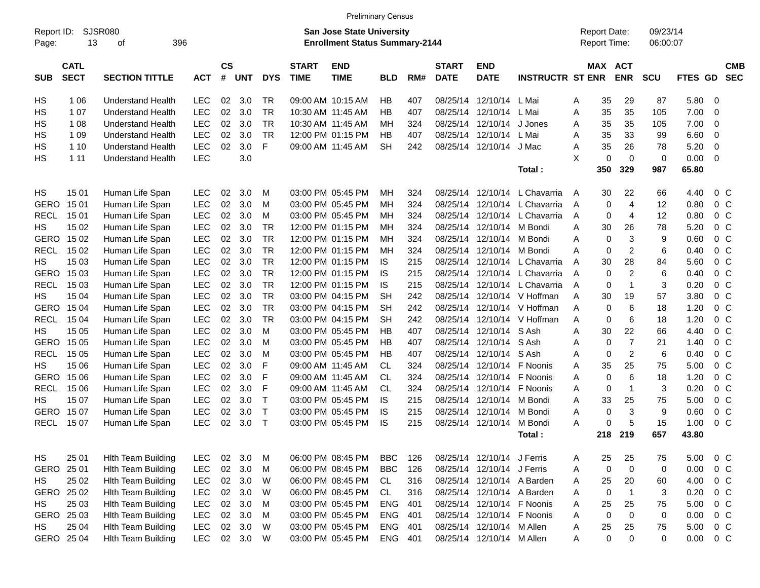Preliminary Census

Report ID: SJSR080 | San Jose State University | Report Date: 09/23/14
Page: 13 of 396 | Enrollment Status Summary-2144 | Report Time: 06:00:07

| SUB | CATL SECT | SECTION TITTLE | ACT | CS # | UNT | DYS | START TIME | END TIME | BLD | RM# | START DATE | END DATE | INSTRUCTR | ST | MAX ENR | ACT ENR | SCU | FTES | GD | CMB SEC |
|---|---|---|---|---|---|---|---|---|---|---|---|---|---|---|---|---|---|---|---|---|
| HS | 1 06 | Understand Health | LEC | 02 | 3.0 | TR | 09:00 AM | 10:15 AM | HB | 407 | 08/25/14 | 12/10/14 | L Mai | A | 35 | 29 | 87 | 5.80 | 0 | |
| HS | 1 07 | Understand Health | LEC | 02 | 3.0 | TR | 10:30 AM | 11:45 AM | HB | 407 | 08/25/14 | 12/10/14 | L Mai | A | 35 | 35 | 105 | 7.00 | 0 | |
| HS | 1 08 | Understand Health | LEC | 02 | 3.0 | TR | 10:30 AM | 11:45 AM | MH | 324 | 08/25/14 | 12/10/14 | J Jones | A | 35 | 35 | 105 | 7.00 | 0 | |
| HS | 1 09 | Understand Health | LEC | 02 | 3.0 | TR | 12:00 PM | 01:15 PM | HB | 407 | 08/25/14 | 12/10/14 | L Mai | A | 35 | 33 | 99 | 6.60 | 0 | |
| HS | 1 10 | Understand Health | LEC | 02 | 3.0 | F | 09:00 AM | 11:45 AM | SH | 242 | 08/25/14 | 12/10/14 | J Mac | A | 35 | 26 | 78 | 5.20 | 0 | |
| HS | 1 11 | Understand Health | LEC | | 3.0 | | | | | | | | | X | 0 | 0 | 0 | 0.00 | 0 | |
| | | | | | | | | | | | | | Total : | | 350 | 329 | 987 | 65.80 | | |
| HS | 15 01 | Human Life Span | LEC | 02 | 3.0 | M | 03:00 PM | 05:45 PM | MH | 324 | 08/25/14 | 12/10/14 | L Chavarria | A | 30 | 22 | 66 | 4.40 | 0 | C |
| GERO | 15 01 | Human Life Span | LEC | 02 | 3.0 | M | 03:00 PM | 05:45 PM | MH | 324 | 08/25/14 | 12/10/14 | L Chavarria | A | 0 | 4 | 12 | 0.80 | 0 | C |
| RECL | 15 01 | Human Life Span | LEC | 02 | 3.0 | M | 03:00 PM | 05:45 PM | MH | 324 | 08/25/14 | 12/10/14 | L Chavarria | A | 0 | 4 | 12 | 0.80 | 0 | C |
| HS | 15 02 | Human Life Span | LEC | 02 | 3.0 | TR | 12:00 PM | 01:15 PM | MH | 324 | 08/25/14 | 12/10/14 | M Bondi | A | 30 | 26 | 78 | 5.20 | 0 | C |
| GERO | 15 02 | Human Life Span | LEC | 02 | 3.0 | TR | 12:00 PM | 01:15 PM | MH | 324 | 08/25/14 | 12/10/14 | M Bondi | A | 0 | 3 | 9 | 0.60 | 0 | C |
| RECL | 15 02 | Human Life Span | LEC | 02 | 3.0 | TR | 12:00 PM | 01:15 PM | MH | 324 | 08/25/14 | 12/10/14 | M Bondi | A | 0 | 2 | 6 | 0.40 | 0 | C |
| HS | 15 03 | Human Life Span | LEC | 02 | 3.0 | TR | 12:00 PM | 01:15 PM | IS | 215 | 08/25/14 | 12/10/14 | L Chavarria | A | 30 | 28 | 84 | 5.60 | 0 | C |
| GERO | 15 03 | Human Life Span | LEC | 02 | 3.0 | TR | 12:00 PM | 01:15 PM | IS | 215 | 08/25/14 | 12/10/14 | L Chavarria | A | 0 | 2 | 6 | 0.40 | 0 | C |
| RECL | 15 03 | Human Life Span | LEC | 02 | 3.0 | TR | 12:00 PM | 01:15 PM | IS | 215 | 08/25/14 | 12/10/14 | L Chavarria | A | 0 | 1 | 3 | 0.20 | 0 | C |
| HS | 15 04 | Human Life Span | LEC | 02 | 3.0 | TR | 03:00 PM | 04:15 PM | SH | 242 | 08/25/14 | 12/10/14 | V Hoffman | A | 30 | 19 | 57 | 3.80 | 0 | C |
| GERO | 15 04 | Human Life Span | LEC | 02 | 3.0 | TR | 03:00 PM | 04:15 PM | SH | 242 | 08/25/14 | 12/10/14 | V Hoffman | A | 0 | 6 | 18 | 1.20 | 0 | C |
| RECL | 15 04 | Human Life Span | LEC | 02 | 3.0 | TR | 03:00 PM | 04:15 PM | SH | 242 | 08/25/14 | 12/10/14 | V Hoffman | A | 0 | 6 | 18 | 1.20 | 0 | C |
| HS | 15 05 | Human Life Span | LEC | 02 | 3.0 | M | 03:00 PM | 05:45 PM | HB | 407 | 08/25/14 | 12/10/14 | S Ash | A | 30 | 22 | 66 | 4.40 | 0 | C |
| GERO | 15 05 | Human Life Span | LEC | 02 | 3.0 | M | 03:00 PM | 05:45 PM | HB | 407 | 08/25/14 | 12/10/14 | S Ash | A | 0 | 7 | 21 | 1.40 | 0 | C |
| RECL | 15 05 | Human Life Span | LEC | 02 | 3.0 | M | 03:00 PM | 05:45 PM | HB | 407 | 08/25/14 | 12/10/14 | S Ash | A | 0 | 2 | 6 | 0.40 | 0 | C |
| HS | 15 06 | Human Life Span | LEC | 02 | 3.0 | F | 09:00 AM | 11:45 AM | CL | 324 | 08/25/14 | 12/10/14 | F Noonis | A | 35 | 25 | 75 | 5.00 | 0 | C |
| GERO | 15 06 | Human Life Span | LEC | 02 | 3.0 | F | 09:00 AM | 11:45 AM | CL | 324 | 08/25/14 | 12/10/14 | F Noonis | A | 0 | 6 | 18 | 1.20 | 0 | C |
| RECL | 15 06 | Human Life Span | LEC | 02 | 3.0 | F | 09:00 AM | 11:45 AM | CL | 324 | 08/25/14 | 12/10/14 | F Noonis | A | 0 | 1 | 3 | 0.20 | 0 | C |
| HS | 15 07 | Human Life Span | LEC | 02 | 3.0 | T | 03:00 PM | 05:45 PM | IS | 215 | 08/25/14 | 12/10/14 | M Bondi | A | 33 | 25 | 75 | 5.00 | 0 | C |
| GERO | 15 07 | Human Life Span | LEC | 02 | 3.0 | T | 03:00 PM | 05:45 PM | IS | 215 | 08/25/14 | 12/10/14 | M Bondi | A | 0 | 3 | 9 | 0.60 | 0 | C |
| RECL | 15 07 | Human Life Span | LEC | 02 | 3.0 | T | 03:00 PM | 05:45 PM | IS | 215 | 08/25/14 | 12/10/14 | M Bondi | A | 0 | 5 | 15 | 1.00 | 0 | C |
| | | | | | | | | | | | | | Total : | | 218 | 219 | 657 | 43.80 | | |
| HS | 25 01 | Hlth Team Building | LEC | 02 | 3.0 | M | 06:00 PM | 08:45 PM | BBC | 126 | 08/25/14 | 12/10/14 | J Ferris | A | 25 | 25 | 75 | 5.00 | 0 | C |
| GERO | 25 01 | Hlth Team Building | LEC | 02 | 3.0 | M | 06:00 PM | 08:45 PM | BBC | 126 | 08/25/14 | 12/10/14 | J Ferris | A | 0 | 0 | 0 | 0.00 | 0 | C |
| HS | 25 02 | Hlth Team Building | LEC | 02 | 3.0 | W | 06:00 PM | 08:45 PM | CL | 316 | 08/25/14 | 12/10/14 | A Barden | A | 25 | 20 | 60 | 4.00 | 0 | C |
| GERO | 25 02 | Hlth Team Building | LEC | 02 | 3.0 | W | 06:00 PM | 08:45 PM | CL | 316 | 08/25/14 | 12/10/14 | A Barden | A | 0 | 1 | 3 | 0.20 | 0 | C |
| HS | 25 03 | Hlth Team Building | LEC | 02 | 3.0 | M | 03:00 PM | 05:45 PM | ENG | 401 | 08/25/14 | 12/10/14 | F Noonis | A | 25 | 25 | 75 | 5.00 | 0 | C |
| GERO | 25 03 | Hlth Team Building | LEC | 02 | 3.0 | M | 03:00 PM | 05:45 PM | ENG | 401 | 08/25/14 | 12/10/14 | F Noonis | A | 0 | 0 | 0 | 0.00 | 0 | C |
| HS | 25 04 | Hlth Team Building | LEC | 02 | 3.0 | W | 03:00 PM | 05:45 PM | ENG | 401 | 08/25/14 | 12/10/14 | M Allen | A | 25 | 25 | 75 | 5.00 | 0 | C |
| GERO | 25 04 | Hlth Team Building | LEC | 02 | 3.0 | W | 03:00 PM | 05:45 PM | ENG | 401 | 08/25/14 | 12/10/14 | M Allen | A | 0 | 0 | 0 | 0.00 | 0 | C |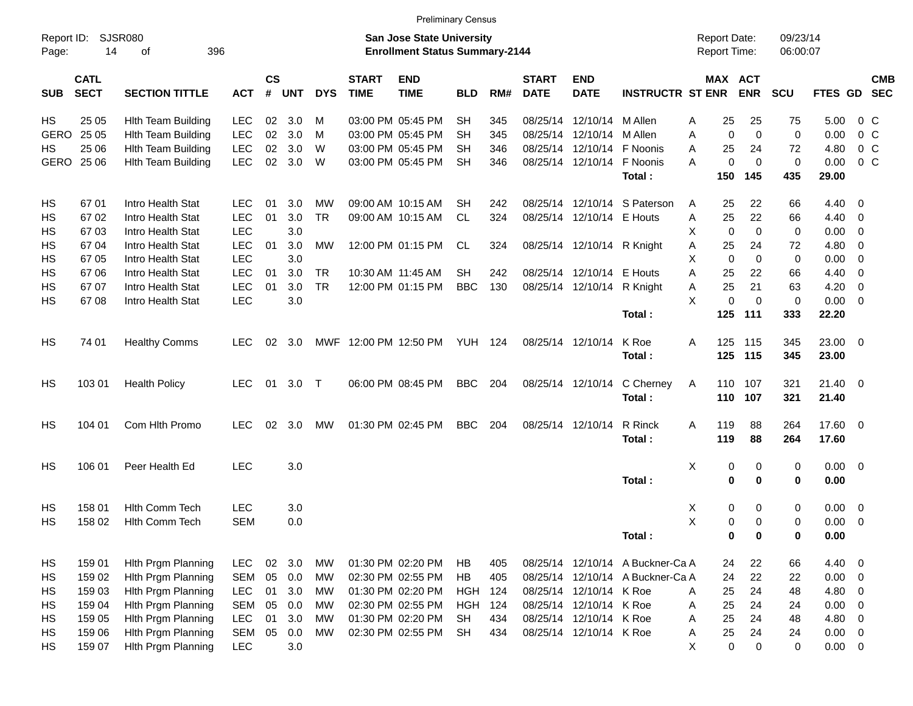Preliminary Census

Report ID: SJSR080

**San Jose State University**
**Enrollment Status Summary-2144**

Report Date: 09/23/14
Report Time: 06:00:07

| SUB | CATL SECT | SECTION TITTLE | ACT | CS # | UNT | DYS | START TIME | END TIME | BLD | RM# | START DATE | END DATE | INSTRUCTR | ST | MAX ENR | ACT ENR | SCU | FTES | GD | CMB SEC |
|---|---|---|---|---|---|---|---|---|---|---|---|---|---|---|---|---|---|---|---|---|
| HS | 25 05 | Hlth Team Building | LEC | 02 | 3.0 | M | 03:00 PM | 05:45 PM | SH | 345 | 08/25/14 | 12/10/14 | M Allen | A | 25 | 25 | 75 | 5.00 | 0 | C |
| GERO | 25 05 | Hlth Team Building | LEC | 02 | 3.0 | M | 03:00 PM | 05:45 PM | SH | 345 | 08/25/14 | 12/10/14 | M Allen | A | 0 | 0 | 0 | 0.00 | 0 | C |
| HS | 25 06 | Hlth Team Building | LEC | 02 | 3.0 | W | 03:00 PM | 05:45 PM | SH | 346 | 08/25/14 | 12/10/14 | F Noonis | A | 25 | 24 | 72 | 4.80 | 0 | C |
| GERO | 25 06 | Hlth Team Building | LEC | 02 | 3.0 | W | 03:00 PM | 05:45 PM | SH | 346 | 08/25/14 | 12/10/14 | F Noonis | A | 0 | 0 | 0 | 0.00 | 0 | C |
| | | | | | | | | | | | | | **Total :** | | **150** | **145** | **435** | **29.00** | | |
| HS | 67 01 | Intro Health Stat | LEC | 01 | 3.0 | MW | 09:00 AM | 10:15 AM | SH | 242 | 08/25/14 | 12/10/14 | S Paterson | A | 25 | 22 | 66 | 4.40 | 0 | |
| HS | 67 02 | Intro Health Stat | LEC | 01 | 3.0 | TR | 09:00 AM | 10:15 AM | CL | 324 | 08/25/14 | 12/10/14 | E Houts | A | 25 | 22 | 66 | 4.40 | 0 | |
| HS | 67 03 | Intro Health Stat | LEC | | 3.0 | | | | | | | | | X | 0 | 0 | 0 | 0.00 | 0 | |
| HS | 67 04 | Intro Health Stat | LEC | 01 | 3.0 | MW | 12:00 PM | 01:15 PM | CL | 324 | 08/25/14 | 12/10/14 | R Knight | A | 25 | 24 | 72 | 4.80 | 0 | |
| HS | 67 05 | Intro Health Stat | LEC | | 3.0 | | | | | | | | | X | 0 | 0 | 0 | 0.00 | 0 | |
| HS | 67 06 | Intro Health Stat | LEC | 01 | 3.0 | TR | 10:30 AM | 11:45 AM | SH | 242 | 08/25/14 | 12/10/14 | E Houts | A | 25 | 22 | 66 | 4.40 | 0 | |
| HS | 67 07 | Intro Health Stat | LEC | 01 | 3.0 | TR | 12:00 PM | 01:15 PM | BBC | 130 | 08/25/14 | 12/10/14 | R Knight | A | 25 | 21 | 63 | 4.20 | 0 | |
| HS | 67 08 | Intro Health Stat | LEC | | 3.0 | | | | | | | | | X | 0 | 0 | 0 | 0.00 | 0 | |
| | | | | | | | | | | | | | **Total :** | | **125** | **111** | **333** | **22.20** | | |
| HS | 74 01 | Healthy Comms | LEC | 02 | 3.0 | MWF | 12:00 PM | 12:50 PM | YUH | 124 | 08/25/14 | 12/10/14 | K Roe | A | 125 | 115 | 345 | 23.00 | 0 | |
| | | | | | | | | | | | | | **Total :** | | **125** | **115** | **345** | **23.00** | | |
| HS | 103 01 | Health Policy | LEC | 01 | 3.0 | T | 06:00 PM | 08:45 PM | BBC | 204 | 08/25/14 | 12/10/14 | C Cherney | A | 110 | 107 | 321 | 21.40 | 0 | |
| | | | | | | | | | | | | | **Total :** | | **110** | **107** | **321** | **21.40** | | |
| HS | 104 01 | Com Hlth Promo | LEC | 02 | 3.0 | MW | 01:30 PM | 02:45 PM | BBC | 204 | 08/25/14 | 12/10/14 | R Rinck | A | 119 | 88 | 264 | 17.60 | 0 | |
| | | | | | | | | | | | | | **Total :** | | **119** | **88** | **264** | **17.60** | | |
| HS | 106 01 | Peer Health Ed | LEC | | 3.0 | | | | | | | | | X | 0 | 0 | 0 | 0.00 | 0 | |
| | | | | | | | | | | | | | **Total :** | | **0** | **0** | **0** | **0.00** | | |
| HS | 158 01 | Hlth Comm Tech | LEC | | 3.0 | | | | | | | | | X | 0 | 0 | 0 | 0.00 | 0 | |
| HS | 158 02 | Hlth Comm Tech | SEM | | 0.0 | | | | | | | | | X | 0 | 0 | 0 | 0.00 | 0 | |
| | | | | | | | | | | | | | **Total :** | | **0** | **0** | **0** | **0.00** | | |
| HS | 159 01 | Hlth Prgm Planning | LEC | 02 | 3.0 | MW | 01:30 PM | 02:20 PM | HB | 405 | 08/25/14 | 12/10/14 | A Buckner-Ca | A | 24 | 22 | 66 | 4.40 | 0 | |
| HS | 159 02 | Hlth Prgm Planning | SEM | 05 | 0.0 | MW | 02:30 PM | 02:55 PM | HB | 405 | 08/25/14 | 12/10/14 | A Buckner-Ca | A | 24 | 22 | 22 | 0.00 | 0 | |
| HS | 159 03 | Hlth Prgm Planning | LEC | 01 | 3.0 | MW | 01:30 PM | 02:20 PM | HGH | 124 | 08/25/14 | 12/10/14 | K Roe | A | 25 | 24 | 48 | 4.80 | 0 | |
| HS | 159 04 | Hlth Prgm Planning | SEM | 05 | 0.0 | MW | 02:30 PM | 02:55 PM | HGH | 124 | 08/25/14 | 12/10/14 | K Roe | A | 25 | 24 | 24 | 0.00 | 0 | |
| HS | 159 05 | Hlth Prgm Planning | LEC | 01 | 3.0 | MW | 01:30 PM | 02:20 PM | SH | 434 | 08/25/14 | 12/10/14 | K Roe | A | 25 | 24 | 48 | 4.80 | 0 | |
| HS | 159 06 | Hlth Prgm Planning | SEM | 05 | 0.0 | MW | 02:30 PM | 02:55 PM | SH | 434 | 08/25/14 | 12/10/14 | K Roe | A | 25 | 24 | 24 | 0.00 | 0 | |
| HS | 159 07 | Hlth Prgm Planning | LEC | | 3.0 | | | | | | | | | X | 0 | 0 | 0 | 0.00 | 0 | |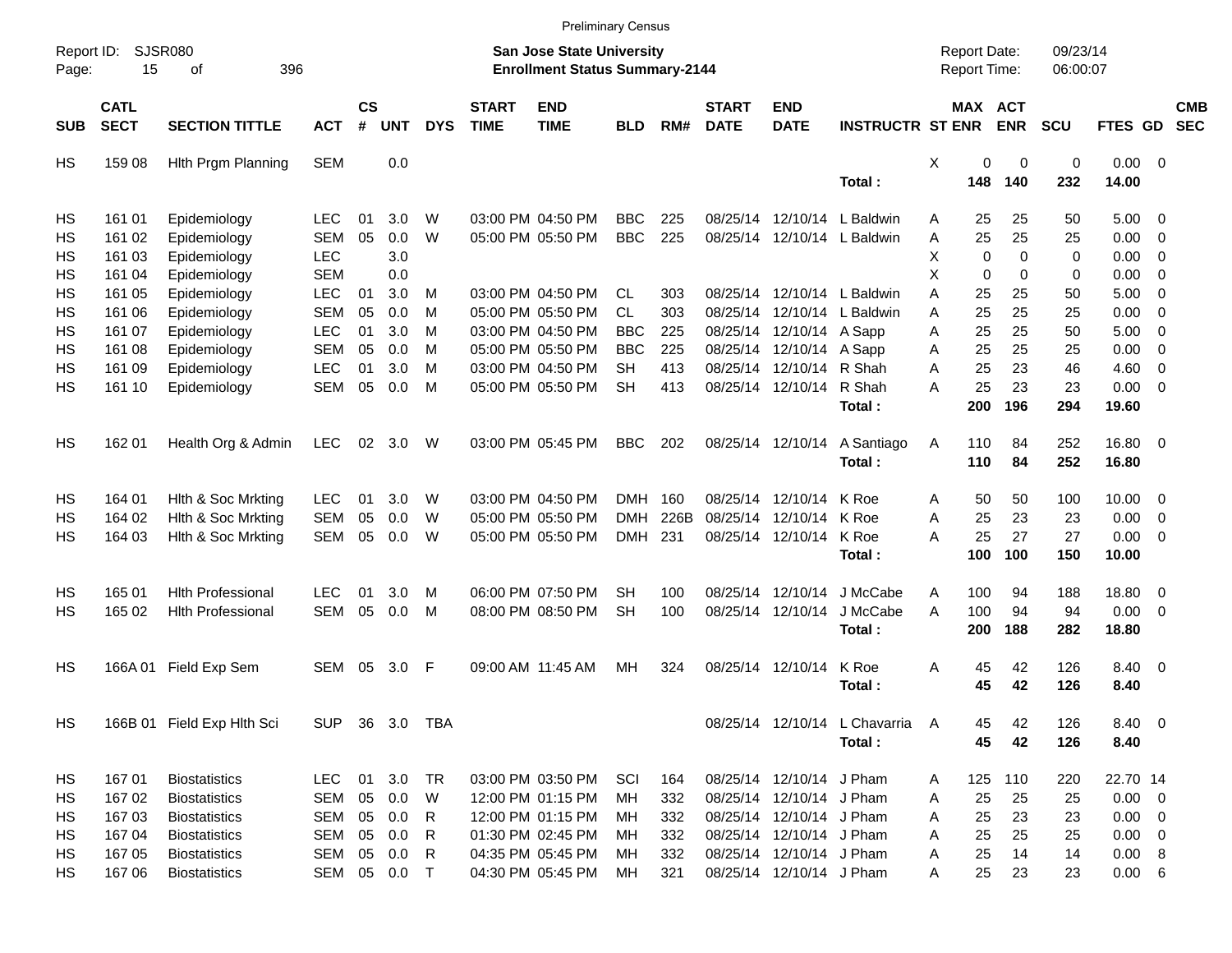Preliminary Census

Report ID: SJSR080

**San Jose State University**
**Enrollment Status Summary-2144**

Report Date: 09/23/14
Report Time: 06:00:07

| SUB | CATL SECT | SECTION TITTLE | ACT | CS # | UNT | DYS | START TIME | END TIME | BLD | RM# | START DATE | END DATE | INSTRUCTR | ST | MAX ENR | ACT ENR | SCU | FTES | GD | CMB SEC |
|---|---|---|---|---|---|---|---|---|---|---|---|---|---|---|---|---|---|---|---|---|
| HS | 159 08 | Hlth Prgm Planning | SEM | | 0.0 | | | | | | | | | X | 0 | 0 | 0 | 0.00 | 0 | |
| | | | | | | | | | | | | | **Total :** | | **148** | **140** | **232** | **14.00** | | |
| HS | 161 01 | Epidemiology | LEC | 01 | 3.0 | W | 03:00 PM | 04:50 PM | BBC | 225 | 08/25/14 | 12/10/14 | L Baldwin | A | 25 | 25 | 50 | 5.00 | 0 | |
| HS | 161 02 | Epidemiology | SEM | 05 | 0.0 | W | 05:00 PM | 05:50 PM | BBC | 225 | 08/25/14 | 12/10/14 | L Baldwin | A | 25 | 25 | 25 | 0.00 | 0 | |
| HS | 161 03 | Epidemiology | LEC | | 3.0 | | | | | | | | | X | 0 | 0 | 0 | 0.00 | 0 | |
| HS | 161 04 | Epidemiology | SEM | | 0.0 | | | | | | | | | X | 0 | 0 | 0 | 0.00 | 0 | |
| HS | 161 05 | Epidemiology | LEC | 01 | 3.0 | M | 03:00 PM | 04:50 PM | CL | 303 | 08/25/14 | 12/10/14 | L Baldwin | A | 25 | 25 | 50 | 5.00 | 0 | |
| HS | 161 06 | Epidemiology | SEM | 05 | 0.0 | M | 05:00 PM | 05:50 PM | CL | 303 | 08/25/14 | 12/10/14 | L Baldwin | A | 25 | 25 | 25 | 0.00 | 0 | |
| HS | 161 07 | Epidemiology | LEC | 01 | 3.0 | M | 03:00 PM | 04:50 PM | BBC | 225 | 08/25/14 | 12/10/14 | A Sapp | A | 25 | 25 | 50 | 5.00 | 0 | |
| HS | 161 08 | Epidemiology | SEM | 05 | 0.0 | M | 05:00 PM | 05:50 PM | BBC | 225 | 08/25/14 | 12/10/14 | A Sapp | A | 25 | 25 | 25 | 0.00 | 0 | |
| HS | 161 09 | Epidemiology | LEC | 01 | 3.0 | M | 03:00 PM | 04:50 PM | SH | 413 | 08/25/14 | 12/10/14 | R Shah | A | 25 | 23 | 46 | 4.60 | 0 | |
| HS | 161 10 | Epidemiology | SEM | 05 | 0.0 | M | 05:00 PM | 05:50 PM | SH | 413 | 08/25/14 | 12/10/14 | R Shah | A | 25 | 23 | 23 | 0.00 | 0 | |
| | | | | | | | | | | | | | **Total :** | | **200** | **196** | **294** | **19.60** | | |
| HS | 162 01 | Health Org & Admin | LEC | 02 | 3.0 | W | 03:00 PM | 05:45 PM | BBC | 202 | 08/25/14 | 12/10/14 | A Santiago | A | 110 | 84 | 252 | 16.80 | 0 | |
| | | | | | | | | | | | | | **Total :** | | **110** | **84** | **252** | **16.80** | | |
| HS | 164 01 | Hlth & Soc Mrkting | LEC | 01 | 3.0 | W | 03:00 PM | 04:50 PM | DMH | 160 | 08/25/14 | 12/10/14 | K Roe | A | 50 | 50 | 100 | 10.00 | 0 | |
| HS | 164 02 | Hlth & Soc Mrkting | SEM | 05 | 0.0 | W | 05:00 PM | 05:50 PM | DMH | 226B | 08/25/14 | 12/10/14 | K Roe | A | 25 | 23 | 23 | 0.00 | 0 | |
| HS | 164 03 | Hlth & Soc Mrkting | SEM | 05 | 0.0 | W | 05:00 PM | 05:50 PM | DMH | 231 | 08/25/14 | 12/10/14 | K Roe | A | 25 | 27 | 27 | 0.00 | 0 | |
| | | | | | | | | | | | | | **Total :** | | **100** | **100** | **150** | **10.00** | | |
| HS | 165 01 | Hlth Professional | LEC | 01 | 3.0 | M | 06:00 PM | 07:50 PM | SH | 100 | 08/25/14 | 12/10/14 | J McCabe | A | 100 | 94 | 188 | 18.80 | 0 | |
| HS | 165 02 | Hlth Professional | SEM | 05 | 0.0 | M | 08:00 PM | 08:50 PM | SH | 100 | 08/25/14 | 12/10/14 | J McCabe | A | 100 | 94 | 94 | 0.00 | 0 | |
| | | | | | | | | | | | | | **Total :** | | **200** | **188** | **282** | **18.80** | | |
| HS | 166A 01 | Field Exp Sem | SEM | 05 | 3.0 | F | 09:00 AM | 11:45 AM | MH | 324 | 08/25/14 | 12/10/14 | K Roe | A | 45 | 42 | 126 | 8.40 | 0 | |
| | | | | | | | | | | | | | **Total :** | | **45** | **42** | **126** | **8.40** | | |
| HS | 166B 01 | Field Exp Hlth Sci | SUP | 36 | 3.0 | TBA | | | | | 08/25/14 | 12/10/14 | L Chavarria | A | 45 | 42 | 126 | 8.40 | 0 | |
| | | | | | | | | | | | | | **Total :** | | **45** | **42** | **126** | **8.40** | | |
| HS | 167 01 | Biostatistics | LEC | 01 | 3.0 | TR | 03:00 PM | 03:50 PM | SCI | 164 | 08/25/14 | 12/10/14 | J Pham | A | 125 | 110 | 220 | 22.70 | 14 | |
| HS | 167 02 | Biostatistics | SEM | 05 | 0.0 | W | 12:00 PM | 01:15 PM | MH | 332 | 08/25/14 | 12/10/14 | J Pham | A | 25 | 25 | 25 | 0.00 | 0 | |
| HS | 167 03 | Biostatistics | SEM | 05 | 0.0 | R | 12:00 PM | 01:15 PM | MH | 332 | 08/25/14 | 12/10/14 | J Pham | A | 25 | 23 | 23 | 0.00 | 0 | |
| HS | 167 04 | Biostatistics | SEM | 05 | 0.0 | R | 01:30 PM | 02:45 PM | MH | 332 | 08/25/14 | 12/10/14 | J Pham | A | 25 | 25 | 25 | 0.00 | 0 | |
| HS | 167 05 | Biostatistics | SEM | 05 | 0.0 | R | 04:35 PM | 05:45 PM | MH | 332 | 08/25/14 | 12/10/14 | J Pham | A | 25 | 14 | 14 | 0.00 | 8 | |
| HS | 167 06 | Biostatistics | SEM | 05 | 0.0 | T | 04:30 PM | 05:45 PM | MH | 321 | 08/25/14 | 12/10/14 | J Pham | A | 25 | 23 | 23 | 0.00 | 6 | |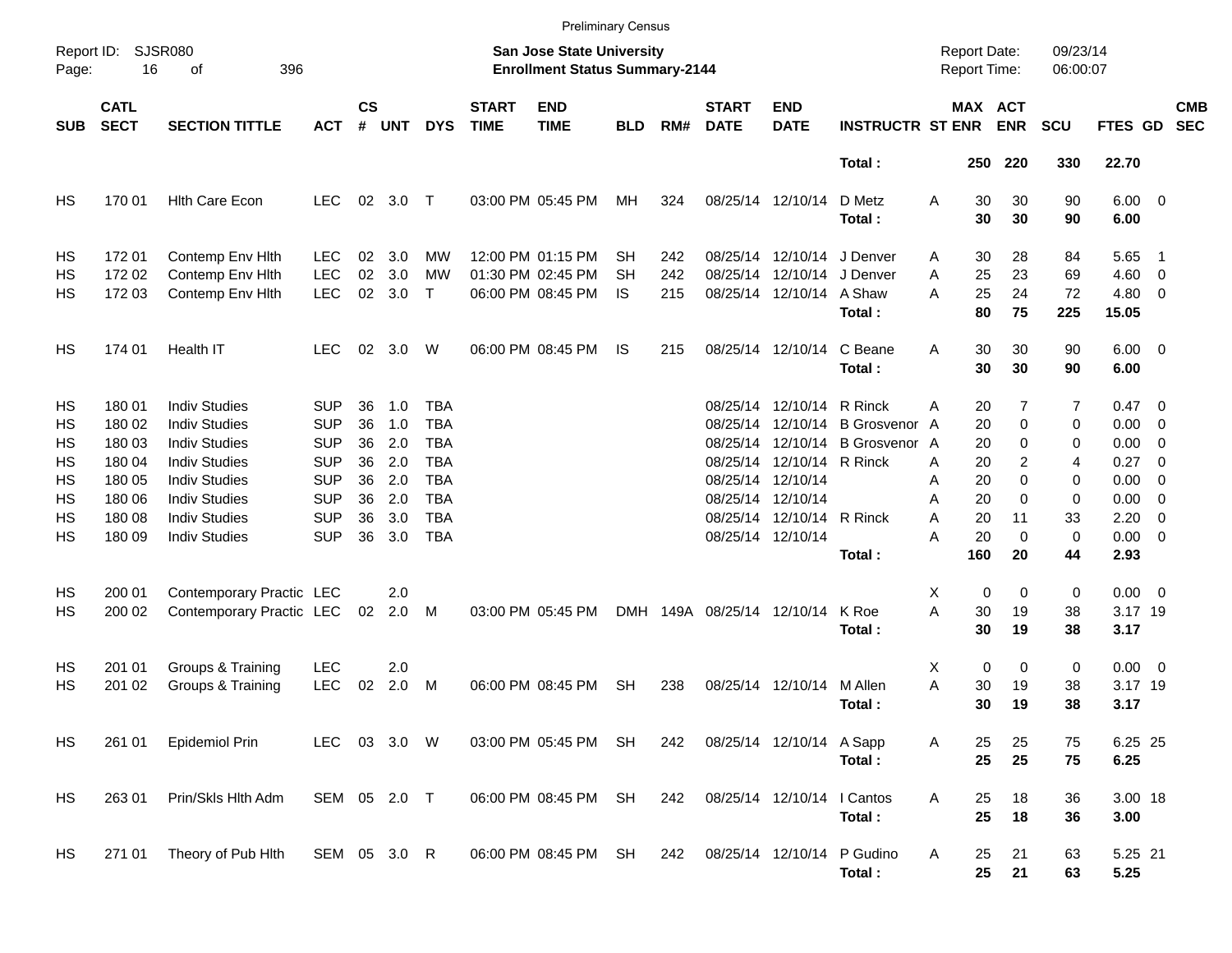Preliminary Census

Report ID: SJSR080

**San Jose State University**
**Enrollment Status Summary-2144**

Report Date: 09/23/14
Report Time: 06:00:07

| SUB | CATL SECT | SECTION TITTLE | ACT | CS # | UNT | DYS | START TIME | END TIME | BLD | RM# | START DATE | END DATE | INSTRUCTR | ST | MAX ENR | ACT ENR | SCU | FTES | GD | CMB SEC |
|---|---|---|---|---|---|---|---|---|---|---|---|---|---|---|---|---|---|---|---|---|
| | | | | | | | | | | | | | **Total :** | | **250** | **220** | **330** | **22.70** | | |
| HS | 170 01 | Hlth Care Econ | LEC | 02 | 3.0 | T | 03:00 PM | 05:45 PM | MH | 324 | 08/25/14 | 12/10/14 | D Metz | A | 30 | 30 | 90 | 6.00 | 0 | |
| | | | | | | | | | | | | | **Total :** | | **30** | **30** | **90** | **6.00** | | |
| HS | 172 01 | Contemp Env Hlth | LEC | 02 | 3.0 | MW | 12:00 PM | 01:15 PM | SH | 242 | 08/25/14 | 12/10/14 | J Denver | A | 30 | 28 | 84 | 5.65 | 1 | |
| HS | 172 02 | Contemp Env Hlth | LEC | 02 | 3.0 | MW | 01:30 PM | 02:45 PM | SH | 242 | 08/25/14 | 12/10/14 | J Denver | A | 25 | 23 | 69 | 4.60 | 0 | |
| HS | 172 03 | Contemp Env Hlth | LEC | 02 | 3.0 | T | 06:00 PM | 08:45 PM | IS | 215 | 08/25/14 | 12/10/14 | A Shaw | A | 25 | 24 | 72 | 4.80 | 0 | |
| | | | | | | | | | | | | | **Total :** | | **80** | **75** | **225** | **15.05** | | |
| HS | 174 01 | Health IT | LEC | 02 | 3.0 | W | 06:00 PM | 08:45 PM | IS | 215 | 08/25/14 | 12/10/14 | C Beane | A | 30 | 30 | 90 | 6.00 | 0 | |
| | | | | | | | | | | | | | **Total :** | | **30** | **30** | **90** | **6.00** | | |
| HS | 180 01 | Indiv Studies | SUP | 36 | 1.0 | TBA | | | | | 08/25/14 | 12/10/14 | R Rinck | A | 20 | 7 | 7 | 0.47 | 0 | |
| HS | 180 02 | Indiv Studies | SUP | 36 | 1.0 | TBA | | | | | 08/25/14 | 12/10/14 | B Grosvenor | A | 20 | 0 | 0 | 0.00 | 0 | |
| HS | 180 03 | Indiv Studies | SUP | 36 | 2.0 | TBA | | | | | 08/25/14 | 12/10/14 | B Grosvenor | A | 20 | 0 | 0 | 0.00 | 0 | |
| HS | 180 04 | Indiv Studies | SUP | 36 | 2.0 | TBA | | | | | 08/25/14 | 12/10/14 | R Rinck | A | 20 | 2 | 4 | 0.27 | 0 | |
| HS | 180 05 | Indiv Studies | SUP | 36 | 2.0 | TBA | | | | | 08/25/14 | 12/10/14 | | A | 20 | 0 | 0 | 0.00 | 0 | |
| HS | 180 06 | Indiv Studies | SUP | 36 | 2.0 | TBA | | | | | 08/25/14 | 12/10/14 | | A | 20 | 0 | 0 | 0.00 | 0 | |
| HS | 180 08 | Indiv Studies | SUP | 36 | 3.0 | TBA | | | | | 08/25/14 | 12/10/14 | R Rinck | A | 20 | 11 | 33 | 2.20 | 0 | |
| HS | 180 09 | Indiv Studies | SUP | 36 | 3.0 | TBA | | | | | 08/25/14 | 12/10/14 | | A | 20 | 0 | 0 | 0.00 | 0 | |
| | | | | | | | | | | | | | **Total :** | | **160** | **20** | **44** | **2.93** | | |
| HS | 200 01 | Contemporary Practic | LEC | | 2.0 | | | | | | | | | X | 0 | 0 | 0 | 0.00 | 0 | |
| HS | 200 02 | Contemporary Practic | LEC | 02 | 2.0 | M | 03:00 PM | 05:45 PM | DMH | 149A | 08/25/14 | 12/10/14 | K Roe | A | 30 | 19 | 38 | 3.17 | 19 | |
| | | | | | | | | | | | | | **Total :** | | **30** | **19** | **38** | **3.17** | | |
| HS | 201 01 | Groups & Training | LEC | | 2.0 | | | | | | | | | X | 0 | 0 | 0 | 0.00 | 0 | |
| HS | 201 02 | Groups & Training | LEC | 02 | 2.0 | M | 06:00 PM | 08:45 PM | SH | 238 | 08/25/14 | 12/10/14 | M Allen | A | 30 | 19 | 38 | 3.17 | 19 | |
| | | | | | | | | | | | | | **Total :** | | **30** | **19** | **38** | **3.17** | | |
| HS | 261 01 | Epidemiol Prin | LEC | 03 | 3.0 | W | 03:00 PM | 05:45 PM | SH | 242 | 08/25/14 | 12/10/14 | A Sapp | A | 25 | 25 | 75 | 6.25 | 25 | |
| | | | | | | | | | | | | | **Total :** | | **25** | **25** | **75** | **6.25** | | |
| HS | 263 01 | Prin/Skls Hlth Adm | SEM | 05 | 2.0 | T | 06:00 PM | 08:45 PM | SH | 242 | 08/25/14 | 12/10/14 | I Cantos | A | 25 | 18 | 36 | 3.00 | 18 | |
| | | | | | | | | | | | | | **Total :** | | **25** | **18** | **36** | **3.00** | | |
| HS | 271 01 | Theory of Pub Hlth | SEM | 05 | 3.0 | R | 06:00 PM | 08:45 PM | SH | 242 | 08/25/14 | 12/10/14 | P Gudino | A | 25 | 21 | 63 | 5.25 | 21 | |
| | | | | | | | | | | | | | **Total :** | | **25** | **21** | **63** | **5.25** | | |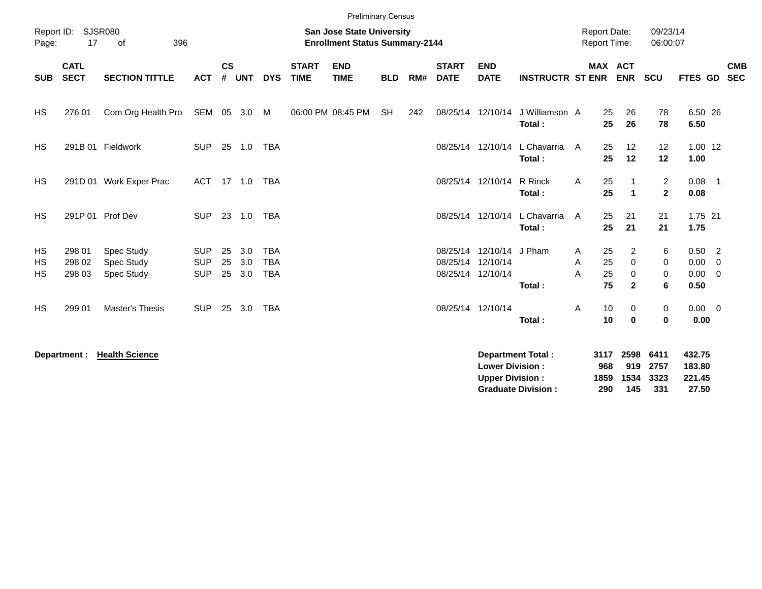Preliminary Census

Report ID: SJSR080

**San Jose State University**
**Enrollment Status Summary-2144**

Report Date: 09/23/14
Report Time: 06:00:07

| SUB | CATL SECT | SECTION TITTLE | ACT | CS # | UNT | DYS | START TIME | END TIME | BLD | RM# | START DATE | END DATE | INSTRUCTR | ST | MAX ENR | ACT ENR | SCU | FTES | GD | CMB SEC |
|---|---|---|---|---|---|---|---|---|---|---|---|---|---|---|---|---|---|---|---|---|
| HS | 276 01 | Com Org Health Pro | SEM | 05 | 3.0 | M | 06:00 PM | 08:45 PM | SH | 242 | 08/25/14 | 12/10/14 | J Williamson | A | 25 | 26 | 78 | 6.50 | 26 | |
| | | | | | | | | | | | | | **Total :** | | **25** | **26** | **78** | **6.50** | | |
| HS | 291B 01 | Fieldwork | SUP | 25 | 1.0 | TBA | | | | | 08/25/14 | 12/10/14 | L Chavarria | A | 25 | 12 | 12 | 1.00 | 12 | |
| | | | | | | | | | | | | | **Total :** | | **25** | **12** | **12** | **1.00** | | |
| HS | 291D 01 | Work Exper Prac | ACT | 17 | 1.0 | TBA | | | | | 08/25/14 | 12/10/14 | R Rinck | A | 25 | 1 | 2 | 0.08 | 1 | |
| | | | | | | | | | | | | | **Total :** | | **25** | **1** | **2** | **0.08** | | |
| HS | 291P 01 | Prof Dev | SUP | 23 | 1.0 | TBA | | | | | 08/25/14 | 12/10/14 | L Chavarria | A | 25 | 21 | 21 | 1.75 | 21 | |
| | | | | | | | | | | | | | **Total :** | | **25** | **21** | **21** | **1.75** | | |
| HS | 298 01 | Spec Study | SUP | 25 | 3.0 | TBA | | | | | 08/25/14 | 12/10/14 | J Pham | A | 25 | 2 | 6 | 0.50 | 2 | |
| HS | 298 02 | Spec Study | SUP | 25 | 3.0 | TBA | | | | | 08/25/14 | 12/10/14 | | A | 25 | 0 | 0 | 0.00 | 0 | |
| HS | 298 03 | Spec Study | SUP | 25 | 3.0 | TBA | | | | | 08/25/14 | 12/10/14 | | A | 25 | 0 | 0 | 0.00 | 0 | |
| | | | | | | | | | | | | | **Total :** | | **75** | **2** | **6** | **0.50** | | |
| HS | 299 01 | Master's Thesis | SUP | 25 | 3.0 | TBA | | | | | 08/25/14 | 12/10/14 | | A | 10 | 0 | 0 | 0.00 | 0 | |
| | | | | | | | | | | | | | **Total :** | | **10** | **0** | **0** | **0.00** | | |

**Department :** **Health Science**

| | MAX ENR | ACT ENR | SCU | FTES |
|---|---|---|---|---|
| **Department Total :** | **3117** | **2598** | **6411** | **432.75** |
| **Lower Division :** | **968** | **919** | **2757** | **183.80** |
| **Upper Division :** | **1859** | **1534** | **3323** | **221.45** |
| **Graduate Division :** | **290** | **145** | **331** | **27.50** |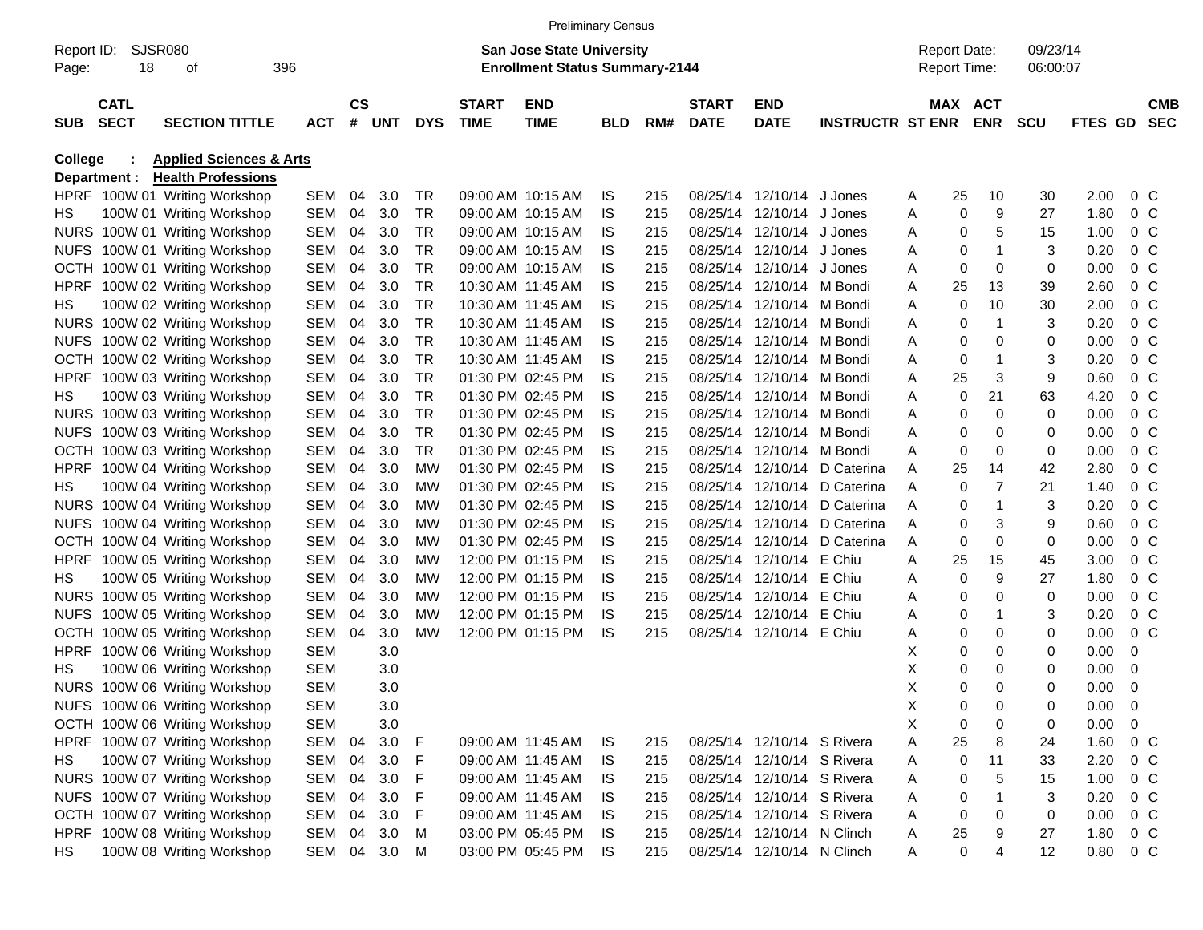Preliminary Census

Report ID: SJSR080

**San Jose State University**
**Enrollment Status Summary-2144**

Report Date: 09/23/14
Report Time: 06:00:07

**College : Applied Sciences & Arts**
**Department : Health Professions**

| SUB | CATL SECT | SECTION TITTLE | ACT | CS # | UNT | DYS | START TIME | END TIME | BLD | RM# | START DATE | END DATE | INSTRUCTR | ST | MAX ENR | ACT ENR | SCU | FTES | GD | CMB SEC |
|---|---|---|---|---|---|---|---|---|---|---|---|---|---|---|---|---|---|---|---|---|
| HPRF | 100W 01 | Writing Workshop | SEM | 04 | 3.0 | TR | 09:00 AM | 10:15 AM | IS | 215 | 08/25/14 | 12/10/14 | J Jones | A | 25 | 10 | 30 | 2.00 | 0 | C |
| HS | 100W 01 | Writing Workshop | SEM | 04 | 3.0 | TR | 09:00 AM | 10:15 AM | IS | 215 | 08/25/14 | 12/10/14 | J Jones | A | 0 | 9 | 27 | 1.80 | 0 | C |
| NURS | 100W 01 | Writing Workshop | SEM | 04 | 3.0 | TR | 09:00 AM | 10:15 AM | IS | 215 | 08/25/14 | 12/10/14 | J Jones | A | 0 | 5 | 15 | 1.00 | 0 | C |
| NUFS | 100W 01 | Writing Workshop | SEM | 04 | 3.0 | TR | 09:00 AM | 10:15 AM | IS | 215 | 08/25/14 | 12/10/14 | J Jones | A | 0 | 1 | 3 | 0.20 | 0 | C |
| OCTH | 100W 01 | Writing Workshop | SEM | 04 | 3.0 | TR | 09:00 AM | 10:15 AM | IS | 215 | 08/25/14 | 12/10/14 | J Jones | A | 0 | 0 | 0 | 0.00 | 0 | C |
| HPRF | 100W 02 | Writing Workshop | SEM | 04 | 3.0 | TR | 10:30 AM | 11:45 AM | IS | 215 | 08/25/14 | 12/10/14 | M Bondi | A | 25 | 13 | 39 | 2.60 | 0 | C |
| HS | 100W 02 | Writing Workshop | SEM | 04 | 3.0 | TR | 10:30 AM | 11:45 AM | IS | 215 | 08/25/14 | 12/10/14 | M Bondi | A | 0 | 10 | 30 | 2.00 | 0 | C |
| NURS | 100W 02 | Writing Workshop | SEM | 04 | 3.0 | TR | 10:30 AM | 11:45 AM | IS | 215 | 08/25/14 | 12/10/14 | M Bondi | A | 0 | 1 | 3 | 0.20 | 0 | C |
| NUFS | 100W 02 | Writing Workshop | SEM | 04 | 3.0 | TR | 10:30 AM | 11:45 AM | IS | 215 | 08/25/14 | 12/10/14 | M Bondi | A | 0 | 0 | 0 | 0.00 | 0 | C |
| OCTH | 100W 02 | Writing Workshop | SEM | 04 | 3.0 | TR | 10:30 AM | 11:45 AM | IS | 215 | 08/25/14 | 12/10/14 | M Bondi | A | 0 | 1 | 3 | 0.20 | 0 | C |
| HPRF | 100W 03 | Writing Workshop | SEM | 04 | 3.0 | TR | 01:30 PM | 02:45 PM | IS | 215 | 08/25/14 | 12/10/14 | M Bondi | A | 25 | 3 | 9 | 0.60 | 0 | C |
| HS | 100W 03 | Writing Workshop | SEM | 04 | 3.0 | TR | 01:30 PM | 02:45 PM | IS | 215 | 08/25/14 | 12/10/14 | M Bondi | A | 0 | 21 | 63 | 4.20 | 0 | C |
| NURS | 100W 03 | Writing Workshop | SEM | 04 | 3.0 | TR | 01:30 PM | 02:45 PM | IS | 215 | 08/25/14 | 12/10/14 | M Bondi | A | 0 | 0 | 0 | 0.00 | 0 | C |
| NUFS | 100W 03 | Writing Workshop | SEM | 04 | 3.0 | TR | 01:30 PM | 02:45 PM | IS | 215 | 08/25/14 | 12/10/14 | M Bondi | A | 0 | 0 | 0 | 0.00 | 0 | C |
| OCTH | 100W 03 | Writing Workshop | SEM | 04 | 3.0 | TR | 01:30 PM | 02:45 PM | IS | 215 | 08/25/14 | 12/10/14 | M Bondi | A | 0 | 0 | 0 | 0.00 | 0 | C |
| HPRF | 100W 04 | Writing Workshop | SEM | 04 | 3.0 | MW | 01:30 PM | 02:45 PM | IS | 215 | 08/25/14 | 12/10/14 | D Caterina | A | 25 | 14 | 42 | 2.80 | 0 | C |
| HS | 100W 04 | Writing Workshop | SEM | 04 | 3.0 | MW | 01:30 PM | 02:45 PM | IS | 215 | 08/25/14 | 12/10/14 | D Caterina | A | 0 | 7 | 21 | 1.40 | 0 | C |
| NURS | 100W 04 | Writing Workshop | SEM | 04 | 3.0 | MW | 01:30 PM | 02:45 PM | IS | 215 | 08/25/14 | 12/10/14 | D Caterina | A | 0 | 1 | 3 | 0.20 | 0 | C |
| NUFS | 100W 04 | Writing Workshop | SEM | 04 | 3.0 | MW | 01:30 PM | 02:45 PM | IS | 215 | 08/25/14 | 12/10/14 | D Caterina | A | 0 | 3 | 9 | 0.60 | 0 | C |
| OCTH | 100W 04 | Writing Workshop | SEM | 04 | 3.0 | MW | 01:30 PM | 02:45 PM | IS | 215 | 08/25/14 | 12/10/14 | D Caterina | A | 0 | 0 | 0 | 0.00 | 0 | C |
| HPRF | 100W 05 | Writing Workshop | SEM | 04 | 3.0 | MW | 12:00 PM | 01:15 PM | IS | 215 | 08/25/14 | 12/10/14 | E Chiu | A | 25 | 15 | 45 | 3.00 | 0 | C |
| HS | 100W 05 | Writing Workshop | SEM | 04 | 3.0 | MW | 12:00 PM | 01:15 PM | IS | 215 | 08/25/14 | 12/10/14 | E Chiu | A | 0 | 9 | 27 | 1.80 | 0 | C |
| NURS | 100W 05 | Writing Workshop | SEM | 04 | 3.0 | MW | 12:00 PM | 01:15 PM | IS | 215 | 08/25/14 | 12/10/14 | E Chiu | A | 0 | 0 | 0 | 0.00 | 0 | C |
| NUFS | 100W 05 | Writing Workshop | SEM | 04 | 3.0 | MW | 12:00 PM | 01:15 PM | IS | 215 | 08/25/14 | 12/10/14 | E Chiu | A | 0 | 1 | 3 | 0.20 | 0 | C |
| OCTH | 100W 05 | Writing Workshop | SEM | 04 | 3.0 | MW | 12:00 PM | 01:15 PM | IS | 215 | 08/25/14 | 12/10/14 | E Chiu | A | 0 | 0 | 0 | 0.00 | 0 | C |
| HPRF | 100W 06 | Writing Workshop | SEM | | 3.0 | | | | | | | | | X | 0 | 0 | 0 | 0.00 | 0 | |
| HS | 100W 06 | Writing Workshop | SEM | | 3.0 | | | | | | | | | X | 0 | 0 | 0 | 0.00 | 0 | |
| NURS | 100W 06 | Writing Workshop | SEM | | 3.0 | | | | | | | | | X | 0 | 0 | 0 | 0.00 | 0 | |
| NUFS | 100W 06 | Writing Workshop | SEM | | 3.0 | | | | | | | | | X | 0 | 0 | 0 | 0.00 | 0 | |
| OCTH | 100W 06 | Writing Workshop | SEM | | 3.0 | | | | | | | | | X | 0 | 0 | 0 | 0.00 | 0 | |
| HPRF | 100W 07 | Writing Workshop | SEM | 04 | 3.0 | F | 09:00 AM | 11:45 AM | IS | 215 | 08/25/14 | 12/10/14 | S Rivera | A | 25 | 8 | 24 | 1.60 | 0 | C |
| HS | 100W 07 | Writing Workshop | SEM | 04 | 3.0 | F | 09:00 AM | 11:45 AM | IS | 215 | 08/25/14 | 12/10/14 | S Rivera | A | 0 | 11 | 33 | 2.20 | 0 | C |
| NURS | 100W 07 | Writing Workshop | SEM | 04 | 3.0 | F | 09:00 AM | 11:45 AM | IS | 215 | 08/25/14 | 12/10/14 | S Rivera | A | 0 | 5 | 15 | 1.00 | 0 | C |
| NUFS | 100W 07 | Writing Workshop | SEM | 04 | 3.0 | F | 09:00 AM | 11:45 AM | IS | 215 | 08/25/14 | 12/10/14 | S Rivera | A | 0 | 1 | 3 | 0.20 | 0 | C |
| OCTH | 100W 07 | Writing Workshop | SEM | 04 | 3.0 | F | 09:00 AM | 11:45 AM | IS | 215 | 08/25/14 | 12/10/14 | S Rivera | A | 0 | 0 | 0 | 0.00 | 0 | C |
| HPRF | 100W 08 | Writing Workshop | SEM | 04 | 3.0 | M | 03:00 PM | 05:45 PM | IS | 215 | 08/25/14 | 12/10/14 | N Clinch | A | 25 | 9 | 27 | 1.80 | 0 | C |
| HS | 100W 08 | Writing Workshop | SEM | 04 | 3.0 | M | 03:00 PM | 05:45 PM | IS | 215 | 08/25/14 | 12/10/14 | N Clinch | A | 0 | 4 | 12 | 0.80 | 0 | C |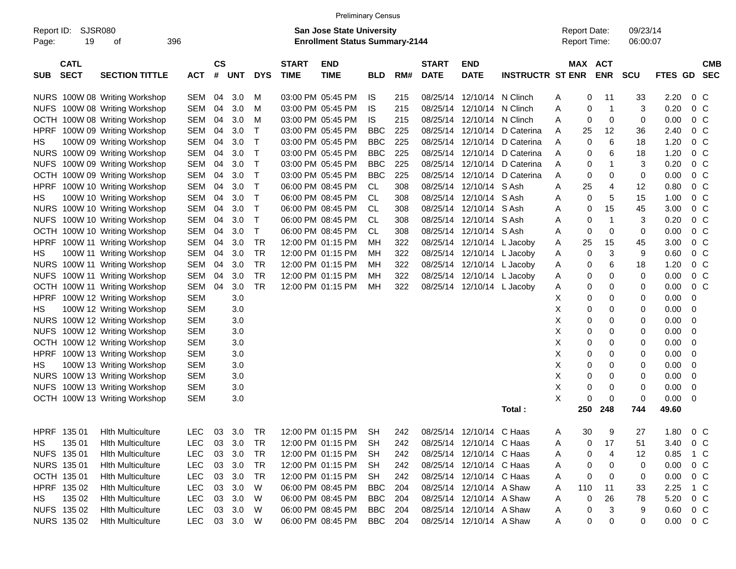Preliminary Census

Report ID: SJSR080

**San Jose State University**
**Enrollment Status Summary-2144**

Report Date: 09/23/14
Report Time: 06:00:07

| SUB | CATL SECT | SECTION TITTLE | ACT | CS # | UNT | DYS | START TIME | END TIME | BLD | RM# | START DATE | END DATE | INSTRUCTR | ST | MAX ENR | ACT ENR | SCU | FTES | GD | CMB SEC |
|---|---|---|---|---|---|---|---|---|---|---|---|---|---|---|---|---|---|---|---|---|
| NURS | 100W 08 | Writing Workshop | SEM | 04 | 3.0 | M | 03:00 PM | 05:45 PM | IS | 215 | 08/25/14 | 12/10/14 | N Clinch | A | 0 | 11 | 33 | 2.20 | 0 | C |
| NUFS | 100W 08 | Writing Workshop | SEM | 04 | 3.0 | M | 03:00 PM | 05:45 PM | IS | 215 | 08/25/14 | 12/10/14 | N Clinch | A | 0 | 1 | 3 | 0.20 | 0 | C |
| OCTH | 100W 08 | Writing Workshop | SEM | 04 | 3.0 | M | 03:00 PM | 05:45 PM | IS | 215 | 08/25/14 | 12/10/14 | N Clinch | A | 0 | 0 | 0 | 0.00 | 0 | C |
| HPRF | 100W 09 | Writing Workshop | SEM | 04 | 3.0 | T | 03:00 PM | 05:45 PM | BBC | 225 | 08/25/14 | 12/10/14 | D Caterina | A | 25 | 12 | 36 | 2.40 | 0 | C |
| HS | 100W 09 | Writing Workshop | SEM | 04 | 3.0 | T | 03:00 PM | 05:45 PM | BBC | 225 | 08/25/14 | 12/10/14 | D Caterina | A | 0 | 6 | 18 | 1.20 | 0 | C |
| NURS | 100W 09 | Writing Workshop | SEM | 04 | 3.0 | T | 03:00 PM | 05:45 PM | BBC | 225 | 08/25/14 | 12/10/14 | D Caterina | A | 0 | 6 | 18 | 1.20 | 0 | C |
| NUFS | 100W 09 | Writing Workshop | SEM | 04 | 3.0 | T | 03:00 PM | 05:45 PM | BBC | 225 | 08/25/14 | 12/10/14 | D Caterina | A | 0 | 1 | 3 | 0.20 | 0 | C |
| OCTH | 100W 09 | Writing Workshop | SEM | 04 | 3.0 | T | 03:00 PM | 05:45 PM | BBC | 225 | 08/25/14 | 12/10/14 | D Caterina | A | 0 | 0 | 0 | 0.00 | 0 | C |
| HPRF | 100W 10 | Writing Workshop | SEM | 04 | 3.0 | T | 06:00 PM | 08:45 PM | CL | 308 | 08/25/14 | 12/10/14 | S Ash | A | 25 | 4 | 12 | 0.80 | 0 | C |
| HS | 100W 10 | Writing Workshop | SEM | 04 | 3.0 | T | 06:00 PM | 08:45 PM | CL | 308 | 08/25/14 | 12/10/14 | S Ash | A | 0 | 5 | 15 | 1.00 | 0 | C |
| NURS | 100W 10 | Writing Workshop | SEM | 04 | 3.0 | T | 06:00 PM | 08:45 PM | CL | 308 | 08/25/14 | 12/10/14 | S Ash | A | 0 | 15 | 45 | 3.00 | 0 | C |
| NUFS | 100W 10 | Writing Workshop | SEM | 04 | 3.0 | T | 06:00 PM | 08:45 PM | CL | 308 | 08/25/14 | 12/10/14 | S Ash | A | 0 | 1 | 3 | 0.20 | 0 | C |
| OCTH | 100W 10 | Writing Workshop | SEM | 04 | 3.0 | T | 06:00 PM | 08:45 PM | CL | 308 | 08/25/14 | 12/10/14 | S Ash | A | 0 | 0 | 0 | 0.00 | 0 | C |
| HPRF | 100W 11 | Writing Workshop | SEM | 04 | 3.0 | TR | 12:00 PM | 01:15 PM | MH | 322 | 08/25/14 | 12/10/14 | L Jacoby | A | 25 | 15 | 45 | 3.00 | 0 | C |
| HS | 100W 11 | Writing Workshop | SEM | 04 | 3.0 | TR | 12:00 PM | 01:15 PM | MH | 322 | 08/25/14 | 12/10/14 | L Jacoby | A | 0 | 3 | 9 | 0.60 | 0 | C |
| NURS | 100W 11 | Writing Workshop | SEM | 04 | 3.0 | TR | 12:00 PM | 01:15 PM | MH | 322 | 08/25/14 | 12/10/14 | L Jacoby | A | 0 | 6 | 18 | 1.20 | 0 | C |
| NUFS | 100W 11 | Writing Workshop | SEM | 04 | 3.0 | TR | 12:00 PM | 01:15 PM | MH | 322 | 08/25/14 | 12/10/14 | L Jacoby | A | 0 | 0 | 0 | 0.00 | 0 | C |
| OCTH | 100W 11 | Writing Workshop | SEM | 04 | 3.0 | TR | 12:00 PM | 01:15 PM | MH | 322 | 08/25/14 | 12/10/14 | L Jacoby | A | 0 | 0 | 0 | 0.00 | 0 | C |
| HPRF | 100W 12 | Writing Workshop | SEM | | 3.0 | | | | | | | | | X | 0 | 0 | 0 | 0.00 | 0 | |
| HS | 100W 12 | Writing Workshop | SEM | | 3.0 | | | | | | | | | X | 0 | 0 | 0 | 0.00 | 0 | |
| NURS | 100W 12 | Writing Workshop | SEM | | 3.0 | | | | | | | | | X | 0 | 0 | 0 | 0.00 | 0 | |
| NUFS | 100W 12 | Writing Workshop | SEM | | 3.0 | | | | | | | | | X | 0 | 0 | 0 | 0.00 | 0 | |
| OCTH | 100W 12 | Writing Workshop | SEM | | 3.0 | | | | | | | | | X | 0 | 0 | 0 | 0.00 | 0 | |
| HPRF | 100W 13 | Writing Workshop | SEM | | 3.0 | | | | | | | | | X | 0 | 0 | 0 | 0.00 | 0 | |
| HS | 100W 13 | Writing Workshop | SEM | | 3.0 | | | | | | | | | X | 0 | 0 | 0 | 0.00 | 0 | |
| NURS | 100W 13 | Writing Workshop | SEM | | 3.0 | | | | | | | | | X | 0 | 0 | 0 | 0.00 | 0 | |
| NUFS | 100W 13 | Writing Workshop | SEM | | 3.0 | | | | | | | | | X | 0 | 0 | 0 | 0.00 | 0 | |
| OCTH | 100W 13 | Writing Workshop | SEM | | 3.0 | | | | | | | | | X | 0 | 0 | 0 | 0.00 | 0 | |
| | | | | | | | | | | | | | **Total :** | | **250** | **248** | **744** | **49.60** | | |
| HPRF | 135 01 | Hlth Multiculture | LEC | 03 | 3.0 | TR | 12:00 PM | 01:15 PM | SH | 242 | 08/25/14 | 12/10/14 | C Haas | A | 30 | 9 | 27 | 1.80 | 0 | C |
| HS | 135 01 | Hlth Multiculture | LEC | 03 | 3.0 | TR | 12:00 PM | 01:15 PM | SH | 242 | 08/25/14 | 12/10/14 | C Haas | A | 0 | 17 | 51 | 3.40 | 0 | C |
| NUFS | 135 01 | Hlth Multiculture | LEC | 03 | 3.0 | TR | 12:00 PM | 01:15 PM | SH | 242 | 08/25/14 | 12/10/14 | C Haas | A | 0 | 4 | 12 | 0.85 | 1 | C |
| NURS | 135 01 | Hlth Multiculture | LEC | 03 | 3.0 | TR | 12:00 PM | 01:15 PM | SH | 242 | 08/25/14 | 12/10/14 | C Haas | A | 0 | 0 | 0 | 0.00 | 0 | C |
| OCTH | 135 01 | Hlth Multiculture | LEC | 03 | 3.0 | TR | 12:00 PM | 01:15 PM | SH | 242 | 08/25/14 | 12/10/14 | C Haas | A | 0 | 0 | 0 | 0.00 | 0 | C |
| HPRF | 135 02 | Hlth Multiculture | LEC | 03 | 3.0 | W | 06:00 PM | 08:45 PM | BBC | 204 | 08/25/14 | 12/10/14 | A Shaw | A | 110 | 11 | 33 | 2.25 | 1 | C |
| HS | 135 02 | Hlth Multiculture | LEC | 03 | 3.0 | W | 06:00 PM | 08:45 PM | BBC | 204 | 08/25/14 | 12/10/14 | A Shaw | A | 0 | 26 | 78 | 5.20 | 0 | C |
| NUFS | 135 02 | Hlth Multiculture | LEC | 03 | 3.0 | W | 06:00 PM | 08:45 PM | BBC | 204 | 08/25/14 | 12/10/14 | A Shaw | A | 0 | 3 | 9 | 0.60 | 0 | C |
| NURS | 135 02 | Hlth Multiculture | LEC | 03 | 3.0 | W | 06:00 PM | 08:45 PM | BBC | 204 | 08/25/14 | 12/10/14 | A Shaw | A | 0 | 0 | 0 | 0.00 | 0 | C |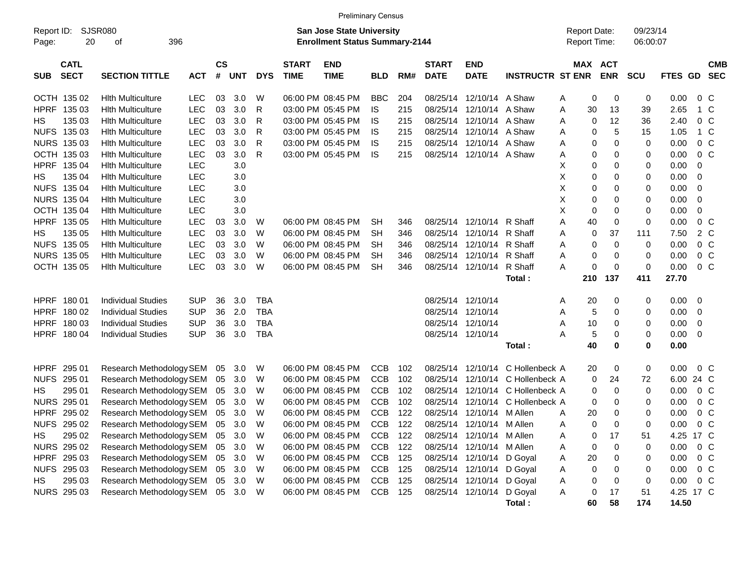Preliminary Census

Report ID: SJSR080

**San Jose State University**
**Enrollment Status Summary-2144**

Report Date: 09/23/14
Report Time: 06:00:07

| SUB | CATL SECT | SECTION TITTLE | ACT | CS # | UNT | DYS | START TIME | END TIME | BLD | RM# | START DATE | END DATE | INSTRUCTR | ST | MAX ENR | ACT ENR | SCU | FTES | GD | CMB SEC |
|---|---|---|---|---|---|---|---|---|---|---|---|---|---|---|---|---|---|---|---|---|
| OCTH | 135 02 | Hlth Multiculture | LEC | 03 | 3.0 | W | 06:00 PM | 08:45 PM | BBC | 204 | 08/25/14 | 12/10/14 | A Shaw | A | 0 | 0 | 0 | 0.00 | 0 | C |
| HPRF | 135 03 | Hlth Multiculture | LEC | 03 | 3.0 | R | 03:00 PM | 05:45 PM | IS | 215 | 08/25/14 | 12/10/14 | A Shaw | A | 30 | 13 | 39 | 2.65 | 1 | C |
| HS | 135 03 | Hlth Multiculture | LEC | 03 | 3.0 | R | 03:00 PM | 05:45 PM | IS | 215 | 08/25/14 | 12/10/14 | A Shaw | A | 0 | 12 | 36 | 2.40 | 0 | C |
| NUFS | 135 03 | Hlth Multiculture | LEC | 03 | 3.0 | R | 03:00 PM | 05:45 PM | IS | 215 | 08/25/14 | 12/10/14 | A Shaw | A | 0 | 5 | 15 | 1.05 | 1 | C |
| NURS | 135 03 | Hlth Multiculture | LEC | 03 | 3.0 | R | 03:00 PM | 05:45 PM | IS | 215 | 08/25/14 | 12/10/14 | A Shaw | A | 0 | 0 | 0 | 0.00 | 0 | C |
| OCTH | 135 03 | Hlth Multiculture | LEC | 03 | 3.0 | R | 03:00 PM | 05:45 PM | IS | 215 | 08/25/14 | 12/10/14 | A Shaw | A | 0 | 0 | 0 | 0.00 | 0 | C |
| HPRF | 135 04 | Hlth Multiculture | LEC | | 3.0 | | | | | | | | | X | 0 | 0 | 0 | 0.00 | 0 | |
| HS | 135 04 | Hlth Multiculture | LEC | | 3.0 | | | | | | | | | X | 0 | 0 | 0 | 0.00 | 0 | |
| NUFS | 135 04 | Hlth Multiculture | LEC | | 3.0 | | | | | | | | | X | 0 | 0 | 0 | 0.00 | 0 | |
| NURS | 135 04 | Hlth Multiculture | LEC | | 3.0 | | | | | | | | | X | 0 | 0 | 0 | 0.00 | 0 | |
| OCTH | 135 04 | Hlth Multiculture | LEC | | 3.0 | | | | | | | | | X | 0 | 0 | 0 | 0.00 | 0 | |
| HPRF | 135 05 | Hlth Multiculture | LEC | 03 | 3.0 | W | 06:00 PM | 08:45 PM | SH | 346 | 08/25/14 | 12/10/14 | R Shaff | A | 40 | 0 | 0 | 0.00 | 0 | C |
| HS | 135 05 | Hlth Multiculture | LEC | 03 | 3.0 | W | 06:00 PM | 08:45 PM | SH | 346 | 08/25/14 | 12/10/14 | R Shaff | A | 0 | 37 | 111 | 7.50 | 2 | C |
| NUFS | 135 05 | Hlth Multiculture | LEC | 03 | 3.0 | W | 06:00 PM | 08:45 PM | SH | 346 | 08/25/14 | 12/10/14 | R Shaff | A | 0 | 0 | 0 | 0.00 | 0 | C |
| NURS | 135 05 | Hlth Multiculture | LEC | 03 | 3.0 | W | 06:00 PM | 08:45 PM | SH | 346 | 08/25/14 | 12/10/14 | R Shaff | A | 0 | 0 | 0 | 0.00 | 0 | C |
| OCTH | 135 05 | Hlth Multiculture | LEC | 03 | 3.0 | W | 06:00 PM | 08:45 PM | SH | 346 | 08/25/14 | 12/10/14 | R Shaff | A | 0 | 0 | 0 | 0.00 | 0 | C |
| | | | | | | | | | | | | | **Total :** | | **210** | **137** | **411** | **27.70** | | |
| HPRF | 180 01 | Individual Studies | SUP | 36 | 3.0 | TBA | | | | | 08/25/14 | 12/10/14 | | A | 20 | 0 | 0 | 0.00 | 0 | |
| HPRF | 180 02 | Individual Studies | SUP | 36 | 2.0 | TBA | | | | | 08/25/14 | 12/10/14 | | A | 5 | 0 | 0 | 0.00 | 0 | |
| HPRF | 180 03 | Individual Studies | SUP | 36 | 3.0 | TBA | | | | | 08/25/14 | 12/10/14 | | A | 10 | 0 | 0 | 0.00 | 0 | |
| HPRF | 180 04 | Individual Studies | SUP | 36 | 3.0 | TBA | | | | | 08/25/14 | 12/10/14 | | A | 5 | 0 | 0 | 0.00 | 0 | |
| | | | | | | | | | | | | | **Total :** | | **40** | **0** | **0** | **0.00** | | |
| HPRF | 295 01 | Research Methodology | SEM | 05 | 3.0 | W | 06:00 PM | 08:45 PM | CCB | 102 | 08/25/14 | 12/10/14 | C Hollenbeck | A | 20 | 0 | 0 | 0.00 | 0 | C |
| NUFS | 295 01 | Research Methodology | SEM | 05 | 3.0 | W | 06:00 PM | 08:45 PM | CCB | 102 | 08/25/14 | 12/10/14 | C Hollenbeck | A | 0 | 24 | 72 | 6.00 | 24 | C |
| HS | 295 01 | Research Methodology | SEM | 05 | 3.0 | W | 06:00 PM | 08:45 PM | CCB | 102 | 08/25/14 | 12/10/14 | C Hollenbeck | A | 0 | 0 | 0 | 0.00 | 0 | C |
| NURS | 295 01 | Research Methodology | SEM | 05 | 3.0 | W | 06:00 PM | 08:45 PM | CCB | 102 | 08/25/14 | 12/10/14 | C Hollenbeck | A | 0 | 0 | 0 | 0.00 | 0 | C |
| HPRF | 295 02 | Research Methodology | SEM | 05 | 3.0 | W | 06:00 PM | 08:45 PM | CCB | 122 | 08/25/14 | 12/10/14 | M Allen | A | 20 | 0 | 0 | 0.00 | 0 | C |
| NUFS | 295 02 | Research Methodology | SEM | 05 | 3.0 | W | 06:00 PM | 08:45 PM | CCB | 122 | 08/25/14 | 12/10/14 | M Allen | A | 0 | 0 | 0 | 0.00 | 0 | C |
| HS | 295 02 | Research Methodology | SEM | 05 | 3.0 | W | 06:00 PM | 08:45 PM | CCB | 122 | 08/25/14 | 12/10/14 | M Allen | A | 0 | 17 | 51 | 4.25 | 17 | C |
| NURS | 295 02 | Research Methodology | SEM | 05 | 3.0 | W | 06:00 PM | 08:45 PM | CCB | 122 | 08/25/14 | 12/10/14 | M Allen | A | 0 | 0 | 0 | 0.00 | 0 | C |
| HPRF | 295 03 | Research Methodology | SEM | 05 | 3.0 | W | 06:00 PM | 08:45 PM | CCB | 125 | 08/25/14 | 12/10/14 | D Goyal | A | 20 | 0 | 0 | 0.00 | 0 | C |
| NUFS | 295 03 | Research Methodology | SEM | 05 | 3.0 | W | 06:00 PM | 08:45 PM | CCB | 125 | 08/25/14 | 12/10/14 | D Goyal | A | 0 | 0 | 0 | 0.00 | 0 | C |
| HS | 295 03 | Research Methodology | SEM | 05 | 3.0 | W | 06:00 PM | 08:45 PM | CCB | 125 | 08/25/14 | 12/10/14 | D Goyal | A | 0 | 0 | 0 | 0.00 | 0 | C |
| NURS | 295 03 | Research Methodology | SEM | 05 | 3.0 | W | 06:00 PM | 08:45 PM | CCB | 125 | 08/25/14 | 12/10/14 | D Goyal | A | 0 | 17 | 51 | 4.25 | 17 | C |
| | | | | | | | | | | | | | **Total :** | | **60** | **58** | **174** | **14.50** | | |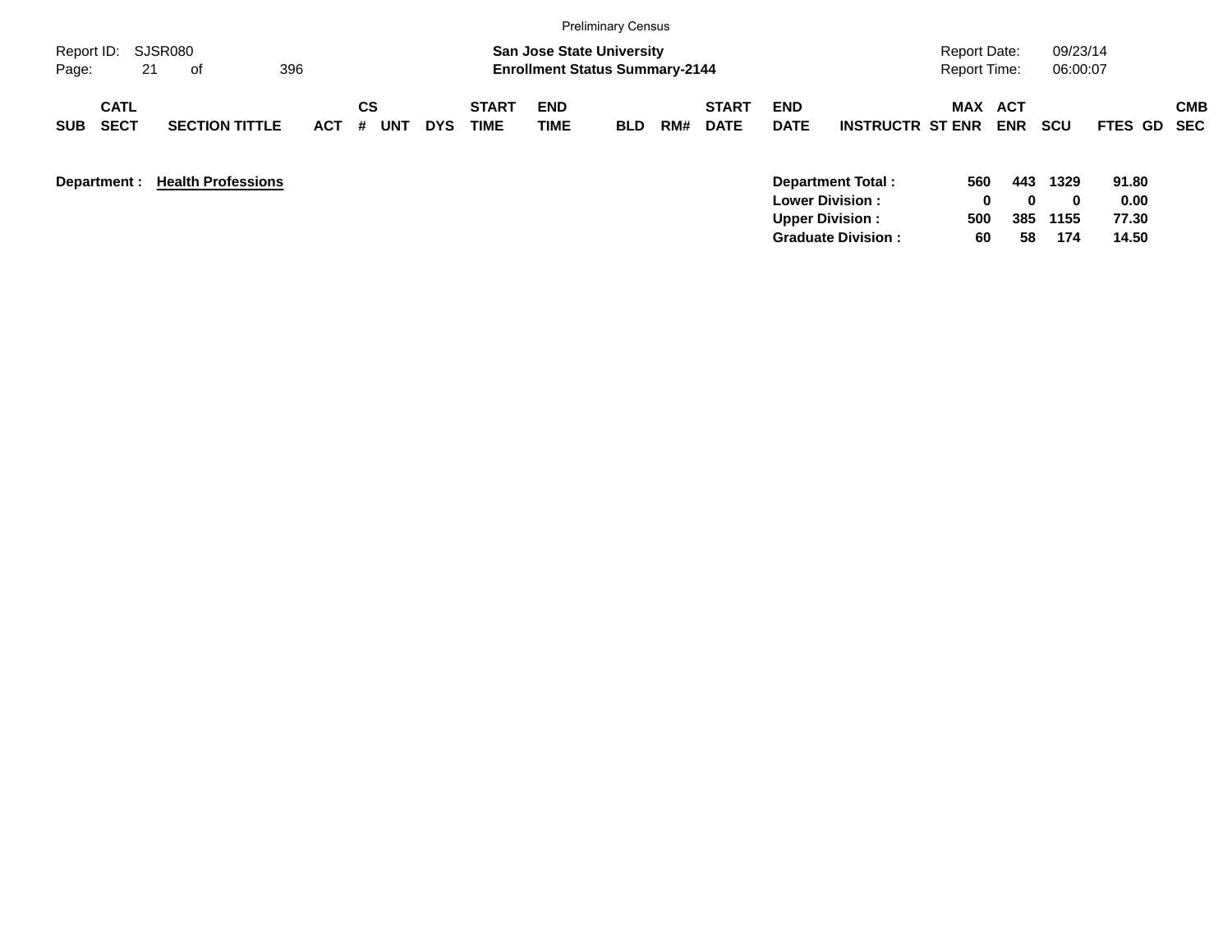Preliminary Census

Report ID: SJSR080

**San Jose State University**
**Enrollment Status Summary-2144**

Report Date: 09/23/14
Report Time: 06:00:07

| SUB | CATL SECT | SECTION TITTLE | ACT | CS # | UNT | DYS | START TIME | END TIME | BLD | RM# | START DATE | END DATE | INSTRUCTR | MAX ST ENR | ACT ENR | SCU | FTES | GD | CMB SEC |
|---|---|---|---|---|---|---|---|---|---|---|---|---|---|---|---|---|---|---|---|

**Department :** **Health Professions**

| | MAX ST ENR | ACT ENR | SCU | FTES |
|---|---|---|---|---|
| **Department Total :** | **560** | **443** | **1329** | **91.80** |
| **Lower Division :** | **0** | **0** | **0** | **0.00** |
| **Upper Division :** | **500** | **385** | **1155** | **77.30** |
| **Graduate Division :** | **60** | **58** | **174** | **14.50** |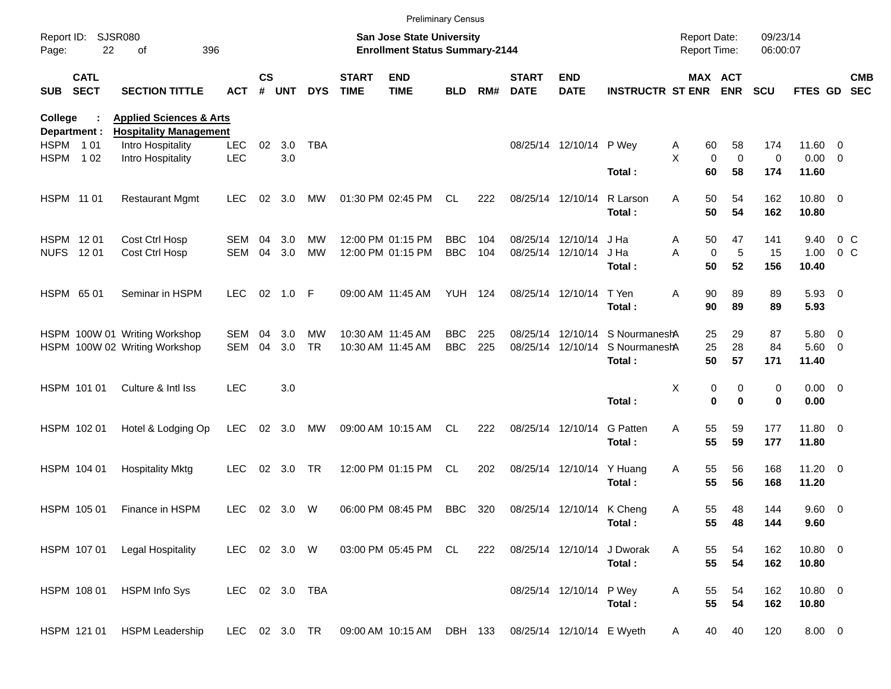Preliminary Census

Report ID: SJSR080

**San Jose State University**
**Enrollment Status Summary-2144**

Report Date: 09/23/14
Report Time: 06:00:07

| SUB | CATL SECT | SECTION TITTLE | ACT | CS # | UNT | DYS | START TIME | END TIME | BLD | RM# | START DATE | END DATE | INSTRUCTR | ST | MAX ENR | ACT ENR | SCU | FTES | GD | CMB SEC |
|---|---|---|---|---|---|---|---|---|---|---|---|---|---|---|---|---|---|---|---|---|
| College : | | **Applied Sciences & Arts** | | | | | | | | | | | | | | | | | | |
| Department : | | **Hospitality Management** | | | | | | | | | | | | | | | | | | |
| HSPM | 1 01 | Intro Hospitality | LEC | 02 | 3.0 | TBA | | | | | 08/25/14 | 12/10/14 | P Wey | A | 60 | 58 | 174 | 11.60 | 0 | |
| HSPM | 1 02 | Intro Hospitality | LEC | | 3.0 | | | | | | | | | X | 0 | 0 | 0 | 0.00 | 0 | |
| | | | | | | | | | | | | | **Total :** | | **60** | **58** | **174** | **11.60** | | |
| HSPM | 11 01 | Restaurant Mgmt | LEC | 02 | 3.0 | MW | 01:30 PM | 02:45 PM | CL | 222 | 08/25/14 | 12/10/14 | R Larson | A | 50 | 54 | 162 | 10.80 | 0 | |
| | | | | | | | | | | | | | **Total :** | | **50** | **54** | **162** | **10.80** | | |
| HSPM | 12 01 | Cost Ctrl Hosp | SEM | 04 | 3.0 | MW | 12:00 PM | 01:15 PM | BBC | 104 | 08/25/14 | 12/10/14 | J Ha | A | 50 | 47 | 141 | 9.40 | 0 | C |
| NUFS | 12 01 | Cost Ctrl Hosp | SEM | 04 | 3.0 | MW | 12:00 PM | 01:15 PM | BBC | 104 | 08/25/14 | 12/10/14 | J Ha | A | 0 | 5 | 15 | 1.00 | 0 | C |
| | | | | | | | | | | | | | **Total :** | | **50** | **52** | **156** | **10.40** | | |
| HSPM | 65 01 | Seminar in HSPM | LEC | 02 | 1.0 | F | 09:00 AM | 11:45 AM | YUH | 124 | 08/25/14 | 12/10/14 | T Yen | A | 90 | 89 | 89 | 5.93 | 0 | |
| | | | | | | | | | | | | | **Total :** | | **90** | **89** | **89** | **5.93** | | |
| HSPM | 100W 01 | Writing Workshop | SEM | 04 | 3.0 | MW | 10:30 AM | 11:45 AM | BBC | 225 | 08/25/14 | 12/10/14 | S Nourmanesh | A | 25 | 29 | 87 | 5.80 | 0 | |
| HSPM | 100W 02 | Writing Workshop | SEM | 04 | 3.0 | TR | 10:30 AM | 11:45 AM | BBC | 225 | 08/25/14 | 12/10/14 | S Nourmanesh | A | 25 | 28 | 84 | 5.60 | 0 | |
| | | | | | | | | | | | | | **Total :** | | **50** | **57** | **171** | **11.40** | | |
| HSPM | 101 01 | Culture & Intl Iss | LEC | | 3.0 | | | | | | | | | X | 0 | 0 | 0 | 0.00 | 0 | |
| | | | | | | | | | | | | | **Total :** | | **0** | **0** | **0** | **0.00** | | |
| HSPM | 102 01 | Hotel & Lodging Op | LEC | 02 | 3.0 | MW | 09:00 AM | 10:15 AM | CL | 222 | 08/25/14 | 12/10/14 | G Patten | A | 55 | 59 | 177 | 11.80 | 0 | |
| | | | | | | | | | | | | | **Total :** | | **55** | **59** | **177** | **11.80** | | |
| HSPM | 104 01 | Hospitality Mktg | LEC | 02 | 3.0 | TR | 12:00 PM | 01:15 PM | CL | 202 | 08/25/14 | 12/10/14 | Y Huang | A | 55 | 56 | 168 | 11.20 | 0 | |
| | | | | | | | | | | | | | **Total :** | | **55** | **56** | **168** | **11.20** | | |
| HSPM | 105 01 | Finance in HSPM | LEC | 02 | 3.0 | W | 06:00 PM | 08:45 PM | BBC | 320 | 08/25/14 | 12/10/14 | K Cheng | A | 55 | 48 | 144 | 9.60 | 0 | |
| | | | | | | | | | | | | | **Total :** | | **55** | **48** | **144** | **9.60** | | |
| HSPM | 107 01 | Legal Hospitality | LEC | 02 | 3.0 | W | 03:00 PM | 05:45 PM | CL | 222 | 08/25/14 | 12/10/14 | J Dworak | A | 55 | 54 | 162 | 10.80 | 0 | |
| | | | | | | | | | | | | | **Total :** | | **55** | **54** | **162** | **10.80** | | |
| HSPM | 108 01 | HSPM Info Sys | LEC | 02 | 3.0 | TBA | | | | | 08/25/14 | 12/10/14 | P Wey | A | 55 | 54 | 162 | 10.80 | 0 | |
| | | | | | | | | | | | | | **Total :** | | **55** | **54** | **162** | **10.80** | | |
| HSPM | 121 01 | HSPM Leadership | LEC | 02 | 3.0 | TR | 09:00 AM | 10:15 AM | DBH | 133 | 08/25/14 | 12/10/14 | E Wyeth | A | 40 | 40 | 120 | 8.00 | 0 | |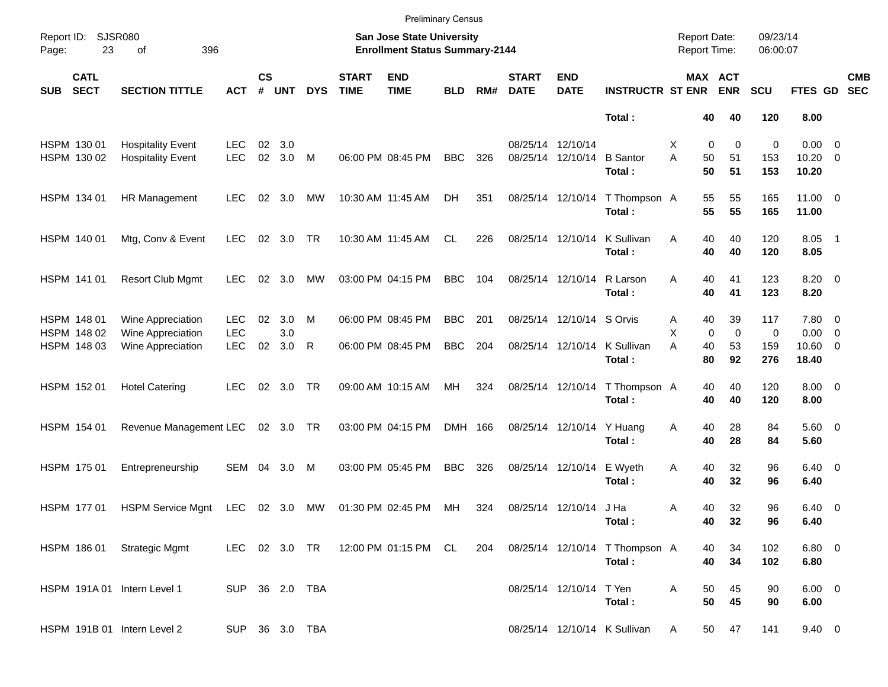Preliminary Census

Report ID: SJSR080

**San Jose State University**
**Enrollment Status Summary-2144**

Report Date: 09/23/14
Report Time: 06:00:07

| SUB | CATL SECT | SECTION TITTLE | ACT | CS # | UNT | DYS | START TIME | END TIME | BLD | RM# | START DATE | END DATE | INSTRUCTR | ST | MAX ENR | ACT ENR | SCU | FTES | GD | CMB SEC |
|---|---|---|---|---|---|---|---|---|---|---|---|---|---|---|---|---|---|---|---|---|
| | | | | | | | | | | | | | **Total :** | | **40** | **40** | **120** | **8.00** | | |
| HSPM | 130 01 | Hospitality Event | LEC | 02 | 3.0 | | | | | | 08/25/14 | 12/10/14 | | X | 0 | 0 | 0 | 0.00 | 0 | |
| HSPM | 130 02 | Hospitality Event | LEC | 02 | 3.0 | M | 06:00 PM | 08:45 PM | BBC | 326 | 08/25/14 | 12/10/14 | B Santor | A | 50 | 51 | 153 | 10.20 | 0 | |
| | | | | | | | | | | | | | **Total :** | | **50** | **51** | **153** | **10.20** | | |
| HSPM | 134 01 | HR Management | LEC | 02 | 3.0 | MW | 10:30 AM | 11:45 AM | DH | 351 | 08/25/14 | 12/10/14 | T Thompson | A | 55 | 55 | 165 | 11.00 | 0 | |
| | | | | | | | | | | | | | **Total :** | | **55** | **55** | **165** | **11.00** | | |
| HSPM | 140 01 | Mtg, Conv & Event | LEC | 02 | 3.0 | TR | 10:30 AM | 11:45 AM | CL | 226 | 08/25/14 | 12/10/14 | K Sullivan | A | 40 | 40 | 120 | 8.05 | 1 | |
| | | | | | | | | | | | | | **Total :** | | **40** | **40** | **120** | **8.05** | | |
| HSPM | 141 01 | Resort Club Mgmt | LEC | 02 | 3.0 | MW | 03:00 PM | 04:15 PM | BBC | 104 | 08/25/14 | 12/10/14 | R Larson | A | 40 | 41 | 123 | 8.20 | 0 | |
| | | | | | | | | | | | | | **Total :** | | **40** | **41** | **123** | **8.20** | | |
| HSPM | 148 01 | Wine Appreciation | LEC | 02 | 3.0 | M | 06:00 PM | 08:45 PM | BBC | 201 | 08/25/14 | 12/10/14 | S Orvis | A | 40 | 39 | 117 | 7.80 | 0 | |
| HSPM | 148 02 | Wine Appreciation | LEC | | 3.0 | | | | | | | | | X | 0 | 0 | 0 | 0.00 | 0 | |
| HSPM | 148 03 | Wine Appreciation | LEC | 02 | 3.0 | R | 06:00 PM | 08:45 PM | BBC | 204 | 08/25/14 | 12/10/14 | K Sullivan | A | 40 | 53 | 159 | 10.60 | 0 | |
| | | | | | | | | | | | | | **Total :** | | **80** | **92** | **276** | **18.40** | | |
| HSPM | 152 01 | Hotel Catering | LEC | 02 | 3.0 | TR | 09:00 AM | 10:15 AM | MH | 324 | 08/25/14 | 12/10/14 | T Thompson | A | 40 | 40 | 120 | 8.00 | 0 | |
| | | | | | | | | | | | | | **Total :** | | **40** | **40** | **120** | **8.00** | | |
| HSPM | 154 01 | Revenue Management | LEC | 02 | 3.0 | TR | 03:00 PM | 04:15 PM | DMH | 166 | 08/25/14 | 12/10/14 | Y Huang | A | 40 | 28 | 84 | 5.60 | 0 | |
| | | | | | | | | | | | | | **Total :** | | **40** | **28** | **84** | **5.60** | | |
| HSPM | 175 01 | Entrepreneurship | SEM | 04 | 3.0 | M | 03:00 PM | 05:45 PM | BBC | 326 | 08/25/14 | 12/10/14 | E Wyeth | A | 40 | 32 | 96 | 6.40 | 0 | |
| | | | | | | | | | | | | | **Total :** | | **40** | **32** | **96** | **6.40** | | |
| HSPM | 177 01 | HSPM Service Mgnt | LEC | 02 | 3.0 | MW | 01:30 PM | 02:45 PM | MH | 324 | 08/25/14 | 12/10/14 | J Ha | A | 40 | 32 | 96 | 6.40 | 0 | |
| | | | | | | | | | | | | | **Total :** | | **40** | **32** | **96** | **6.40** | | |
| HSPM | 186 01 | Strategic Mgmt | LEC | 02 | 3.0 | TR | 12:00 PM | 01:15 PM | CL | 204 | 08/25/14 | 12/10/14 | T Thompson | A | 40 | 34 | 102 | 6.80 | 0 | |
| | | | | | | | | | | | | | **Total :** | | **40** | **34** | **102** | **6.80** | | |
| HSPM | 191A 01 | Intern Level 1 | SUP | 36 | 2.0 | TBA | | | | | 08/25/14 | 12/10/14 | T Yen | A | 50 | 45 | 90 | 6.00 | 0 | |
| | | | | | | | | | | | | | **Total :** | | **50** | **45** | **90** | **6.00** | | |
| HSPM | 191B 01 | Intern Level 2 | SUP | 36 | 3.0 | TBA | | | | | 08/25/14 | 12/10/14 | K Sullivan | A | 50 | 47 | 141 | 9.40 | 0 | |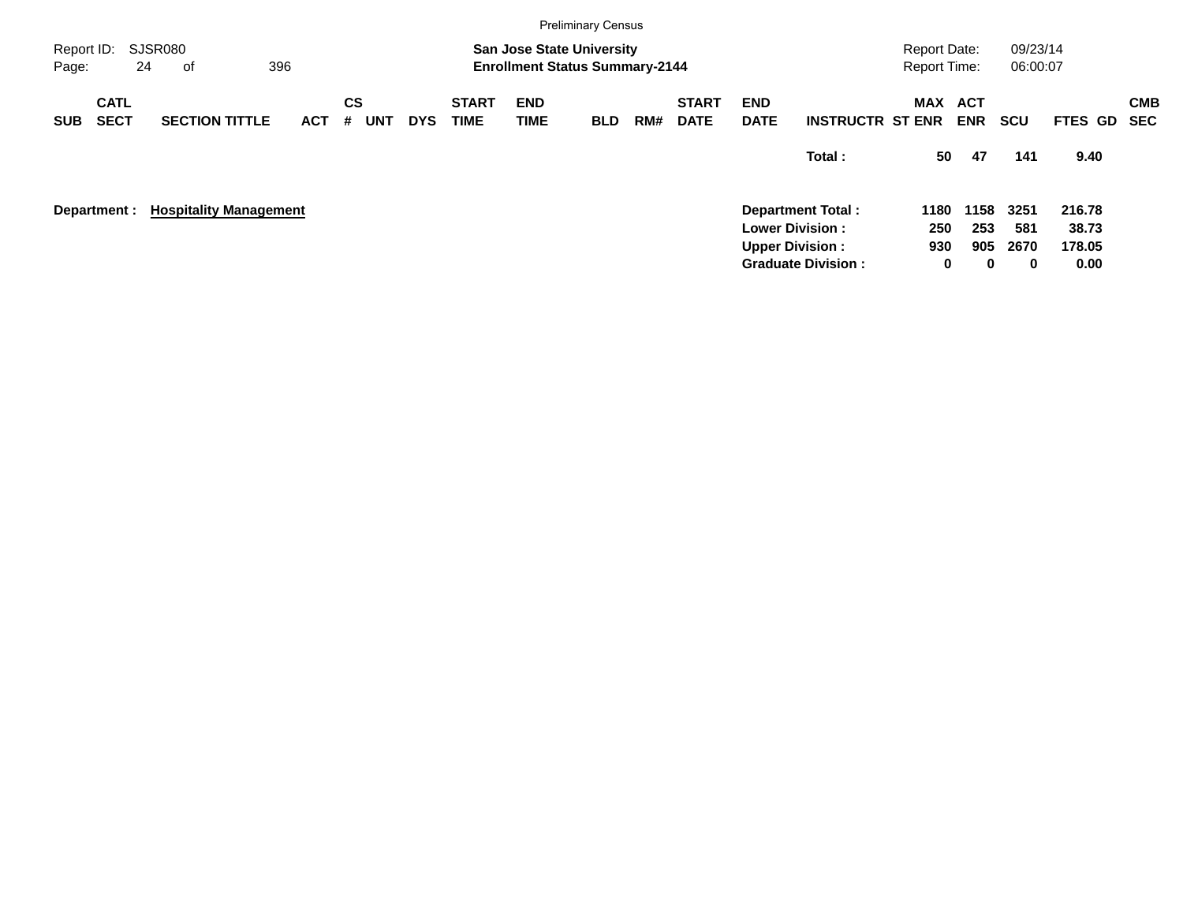Preliminary Census

Report ID: SJSR080

**San Jose State University**
**Enrollment Status Summary-2144**

Report Date: 09/23/14
Report Time: 06:00:07

| SUB | CATL SECT | SECTION TITTLE | ACT | CS # | UNT | DYS | START TIME | END TIME | BLD | RM# | START DATE | END DATE | INSTRUCTR | MAX ST ENR | ACT ENR | SCU | FTES | GD | CMB SEC |
|---|---|---|---|---|---|---|---|---|---|---|---|---|---|---|---|---|---|---|---|
| | | | | | | | | | | | | | **Total :** | **50** | **47** | **141** | **9.40** | | |

**Department : Hospitality Management**

| | MAX ST ENR | ACT ENR | SCU | FTES |
|---|---|---|---|---|
| **Department Total :** | **1180** | **1158** | **3251** | **216.78** |
| **Lower Division :** | **250** | **253** | **581** | **38.73** |
| **Upper Division :** | **930** | **905** | **2670** | **178.05** |
| **Graduate Division :** | **0** | **0** | **0** | **0.00** |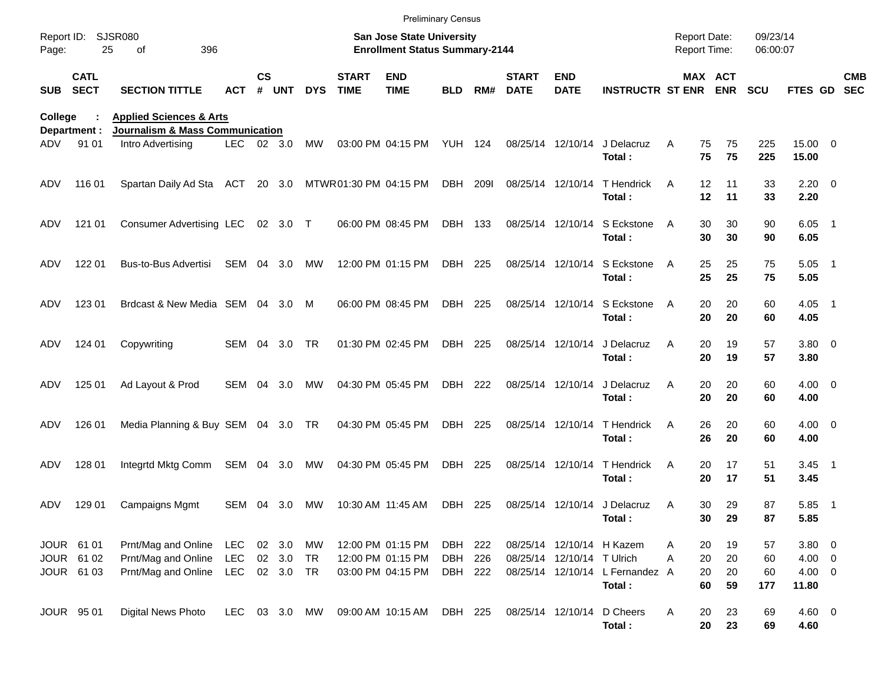Preliminary Census

Report ID: SJSR080 **San Jose State University** Report Date: 09/23/14
**Enrollment Status Summary-2144** Report Time: 06:00:07

| SUB | CATL SECT | SECTION TITTLE | ACT | CS # | UNT | DYS | START TIME | END TIME | BLD | RM# | START DATE | END DATE | INSTRUCTR | ST | MAX ENR | ACT ENR | SCU | FTES | GD | CMB SEC |
|---|---|---|---|---|---|---|---|---|---|---|---|---|---|---|---|---|---|---|---|---|
| **College :** | | **Applied Sciences & Arts** | | | | | | | | | | | | | | | | | | |
| **Department :** | | **Journalism & Mass Communication** | | | | | | | | | | | | | | | | | | |
| ADV | 91 01 | Intro Advertising | LEC | 02 | 3.0 | MW | 03:00 PM | 04:15 PM | YUH | 124 | 08/25/14 | 12/10/14 | J Delacruz | A | 75 | 75 | 225 | 15.00 | 0 | |
| | | | | | | | | | | | | | **Total :** | | **75** | **75** | **225** | **15.00** | | |
| ADV | 116 01 | Spartan Daily Ad Sta | ACT | 20 | 3.0 | MTWR | 01:30 PM | 04:15 PM | DBH | 209I | 08/25/14 | 12/10/14 | T Hendrick | A | 12 | 11 | 33 | 2.20 | 0 | |
| | | | | | | | | | | | | | **Total :** | | **12** | **11** | **33** | **2.20** | | |
| ADV | 121 01 | Consumer Advertising | LEC | 02 | 3.0 | T | 06:00 PM | 08:45 PM | DBH | 133 | 08/25/14 | 12/10/14 | S Eckstone | A | 30 | 30 | 90 | 6.05 | 1 | |
| | | | | | | | | | | | | | **Total :** | | **30** | **30** | **90** | **6.05** | | |
| ADV | 122 01 | Bus-to-Bus Advertisi | SEM | 04 | 3.0 | MW | 12:00 PM | 01:15 PM | DBH | 225 | 08/25/14 | 12/10/14 | S Eckstone | A | 25 | 25 | 75 | 5.05 | 1 | |
| | | | | | | | | | | | | | **Total :** | | **25** | **25** | **75** | **5.05** | | |
| ADV | 123 01 | Brdcast & New Media | SEM | 04 | 3.0 | M | 06:00 PM | 08:45 PM | DBH | 225 | 08/25/14 | 12/10/14 | S Eckstone | A | 20 | 20 | 60 | 4.05 | 1 | |
| | | | | | | | | | | | | | **Total :** | | **20** | **20** | **60** | **4.05** | | |
| ADV | 124 01 | Copywriting | SEM | 04 | 3.0 | TR | 01:30 PM | 02:45 PM | DBH | 225 | 08/25/14 | 12/10/14 | J Delacruz | A | 20 | 19 | 57 | 3.80 | 0 | |
| | | | | | | | | | | | | | **Total :** | | **20** | **19** | **57** | **3.80** | | |
| ADV | 125 01 | Ad Layout & Prod | SEM | 04 | 3.0 | MW | 04:30 PM | 05:45 PM | DBH | 222 | 08/25/14 | 12/10/14 | J Delacruz | A | 20 | 20 | 60 | 4.00 | 0 | |
| | | | | | | | | | | | | | **Total :** | | **20** | **20** | **60** | **4.00** | | |
| ADV | 126 01 | Media Planning & Buy | SEM | 04 | 3.0 | TR | 04:30 PM | 05:45 PM | DBH | 225 | 08/25/14 | 12/10/14 | T Hendrick | A | 26 | 20 | 60 | 4.00 | 0 | |
| | | | | | | | | | | | | | **Total :** | | **26** | **20** | **60** | **4.00** | | |
| ADV | 128 01 | Integrtd Mktg Comm | SEM | 04 | 3.0 | MW | 04:30 PM | 05:45 PM | DBH | 225 | 08/25/14 | 12/10/14 | T Hendrick | A | 20 | 17 | 51 | 3.45 | 1 | |
| | | | | | | | | | | | | | **Total :** | | **20** | **17** | **51** | **3.45** | | |
| ADV | 129 01 | Campaigns Mgmt | SEM | 04 | 3.0 | MW | 10:30 AM | 11:45 AM | DBH | 225 | 08/25/14 | 12/10/14 | J Delacruz | A | 30 | 29 | 87 | 5.85 | 1 | |
| | | | | | | | | | | | | | **Total :** | | **30** | **29** | **87** | **5.85** | | |
| JOUR | 61 01 | Prnt/Mag and Online | LEC | 02 | 3.0 | MW | 12:00 PM | 01:15 PM | DBH | 222 | 08/25/14 | 12/10/14 | H Kazem | A | 20 | 19 | 57 | 3.80 | 0 | |
| JOUR | 61 02 | Prnt/Mag and Online | LEC | 02 | 3.0 | TR | 12:00 PM | 01:15 PM | DBH | 226 | 08/25/14 | 12/10/14 | T Ulrich | A | 20 | 20 | 60 | 4.00 | 0 | |
| JOUR | 61 03 | Prnt/Mag and Online | LEC | 02 | 3.0 | TR | 03:00 PM | 04:15 PM | DBH | 222 | 08/25/14 | 12/10/14 | L Fernandez | A | 20 | 20 | 60 | 4.00 | 0 | |
| | | | | | | | | | | | | | **Total :** | | **60** | **59** | **177** | **11.80** | | |
| JOUR | 95 01 | Digital News Photo | LEC | 03 | 3.0 | MW | 09:00 AM | 10:15 AM | DBH | 225 | 08/25/14 | 12/10/14 | D Cheers | A | 20 | 23 | 69 | 4.60 | 0 | |
| | | | | | | | | | | | | | **Total :** | | **20** | **23** | **69** | **4.60** | | |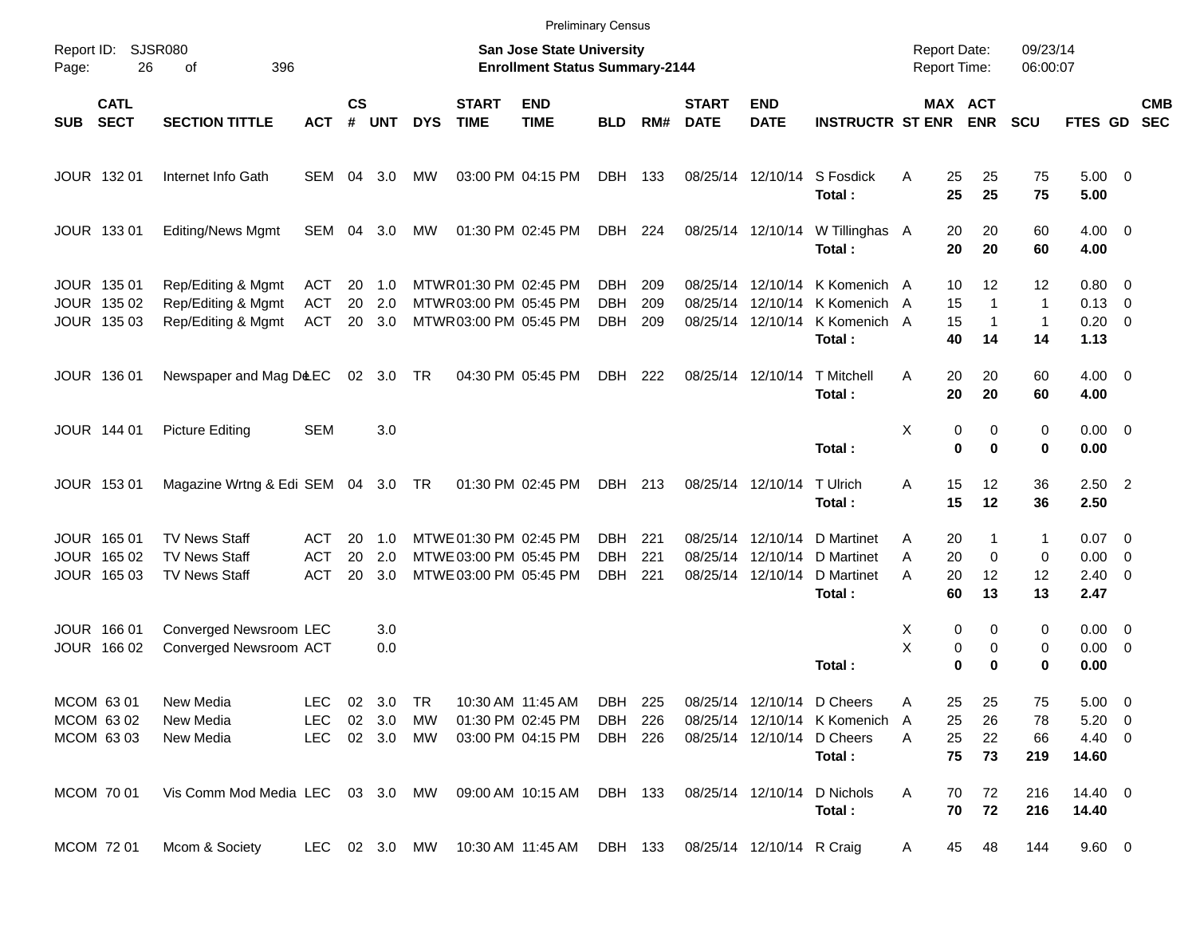Preliminary Census

Report ID: SJSR080

**San Jose State University**
**Enrollment Status Summary-2144**

Report Date: 09/23/14
Report Time: 06:00:07

| SUB | CATL SECT | SECTION TITTLE | ACT | CS # | UNT | DYS | START TIME | END TIME | BLD | RM# | START DATE | END DATE | INSTRUCTR | ST | MAX ENR | ACT ENR | SCU | FTES | GD | CMB SEC |
|---|---|---|---|---|---|---|---|---|---|---|---|---|---|---|---|---|---|---|---|---|
| JOUR | 132 01 | Internet Info Gath | SEM | 04 | 3.0 | MW | 03:00 PM | 04:15 PM | DBH | 133 | 08/25/14 | 12/10/14 | S Fosdick | A | 25 | 25 | 75 | 5.00 | 0 | |
| | | | | | | | | | | | | | **Total :** | | **25** | **25** | **75** | **5.00** | | |
| JOUR | 133 01 | Editing/News Mgmt | SEM | 04 | 3.0 | MW | 01:30 PM | 02:45 PM | DBH | 224 | 08/25/14 | 12/10/14 | W Tillinghas | A | 20 | 20 | 60 | 4.00 | 0 | |
| | | | | | | | | | | | | | **Total :** | | **20** | **20** | **60** | **4.00** | | |
| JOUR | 135 01 | Rep/Editing & Mgmt | ACT | 20 | 1.0 | MTWR | 01:30 PM | 02:45 PM | DBH | 209 | 08/25/14 | 12/10/14 | K Komenich | A | 10 | 12 | 12 | 0.80 | 0 | |
| JOUR | 135 02 | Rep/Editing & Mgmt | ACT | 20 | 2.0 | MTWR | 03:00 PM | 05:45 PM | DBH | 209 | 08/25/14 | 12/10/14 | K Komenich | A | 15 | 1 | 1 | 0.13 | 0 | |
| JOUR | 135 03 | Rep/Editing & Mgmt | ACT | 20 | 3.0 | MTWR | 03:00 PM | 05:45 PM | DBH | 209 | 08/25/14 | 12/10/14 | K Komenich | A | 15 | 1 | 1 | 0.20 | 0 | |
| | | | | | | | | | | | | | **Total :** | | **40** | **14** | **14** | **1.13** | | |
| JOUR | 136 01 | Newspaper and Mag De | LEC | 02 | 3.0 | TR | 04:30 PM | 05:45 PM | DBH | 222 | 08/25/14 | 12/10/14 | T Mitchell | A | 20 | 20 | 60 | 4.00 | 0 | |
| | | | | | | | | | | | | | **Total :** | | **20** | **20** | **60** | **4.00** | | |
| JOUR | 144 01 | Picture Editing | SEM | | 3.0 | | | | | | | | | X | 0 | 0 | 0 | 0.00 | 0 | |
| | | | | | | | | | | | | | **Total :** | | **0** | **0** | **0** | **0.00** | | |
| JOUR | 153 01 | Magazine Wrtng & Edi | SEM | 04 | 3.0 | TR | 01:30 PM | 02:45 PM | DBH | 213 | 08/25/14 | 12/10/14 | T Ulrich | A | 15 | 12 | 36 | 2.50 | 2 | |
| | | | | | | | | | | | | | **Total :** | | **15** | **12** | **36** | **2.50** | | |
| JOUR | 165 01 | TV News Staff | ACT | 20 | 1.0 | MTWE | 01:30 PM | 02:45 PM | DBH | 221 | 08/25/14 | 12/10/14 | D Martinet | A | 20 | 1 | 1 | 0.07 | 0 | |
| JOUR | 165 02 | TV News Staff | ACT | 20 | 2.0 | MTWE | 03:00 PM | 05:45 PM | DBH | 221 | 08/25/14 | 12/10/14 | D Martinet | A | 20 | 0 | 0 | 0.00 | 0 | |
| JOUR | 165 03 | TV News Staff | ACT | 20 | 3.0 | MTWE | 03:00 PM | 05:45 PM | DBH | 221 | 08/25/14 | 12/10/14 | D Martinet | A | 20 | 12 | 12 | 2.40 | 0 | |
| | | | | | | | | | | | | | **Total :** | | **60** | **13** | **13** | **2.47** | | |
| JOUR | 166 01 | Converged Newsroom | LEC | | 3.0 | | | | | | | | | X | 0 | 0 | 0 | 0.00 | 0 | |
| JOUR | 166 02 | Converged Newsroom | ACT | | 0.0 | | | | | | | | | X | 0 | 0 | 0 | 0.00 | 0 | |
| | | | | | | | | | | | | | **Total :** | | **0** | **0** | **0** | **0.00** | | |
| MCOM | 63 01 | New Media | LEC | 02 | 3.0 | TR | 10:30 AM | 11:45 AM | DBH | 225 | 08/25/14 | 12/10/14 | D Cheers | A | 25 | 25 | 75 | 5.00 | 0 | |
| MCOM | 63 02 | New Media | LEC | 02 | 3.0 | MW | 01:30 PM | 02:45 PM | DBH | 226 | 08/25/14 | 12/10/14 | K Komenich | A | 25 | 26 | 78 | 5.20 | 0 | |
| MCOM | 63 03 | New Media | LEC | 02 | 3.0 | MW | 03:00 PM | 04:15 PM | DBH | 226 | 08/25/14 | 12/10/14 | D Cheers | A | 25 | 22 | 66 | 4.40 | 0 | |
| | | | | | | | | | | | | | **Total :** | | **75** | **73** | **219** | **14.60** | | |
| MCOM | 70 01 | Vis Comm Mod Media | LEC | 03 | 3.0 | MW | 09:00 AM | 10:15 AM | DBH | 133 | 08/25/14 | 12/10/14 | D Nichols | A | 70 | 72 | 216 | 14.40 | 0 | |
| | | | | | | | | | | | | | **Total :** | | **70** | **72** | **216** | **14.40** | | |
| MCOM | 72 01 | Mcom & Society | LEC | 02 | 3.0 | MW | 10:30 AM | 11:45 AM | DBH | 133 | 08/25/14 | 12/10/14 | R Craig | A | 45 | 48 | 144 | 9.60 | 0 | |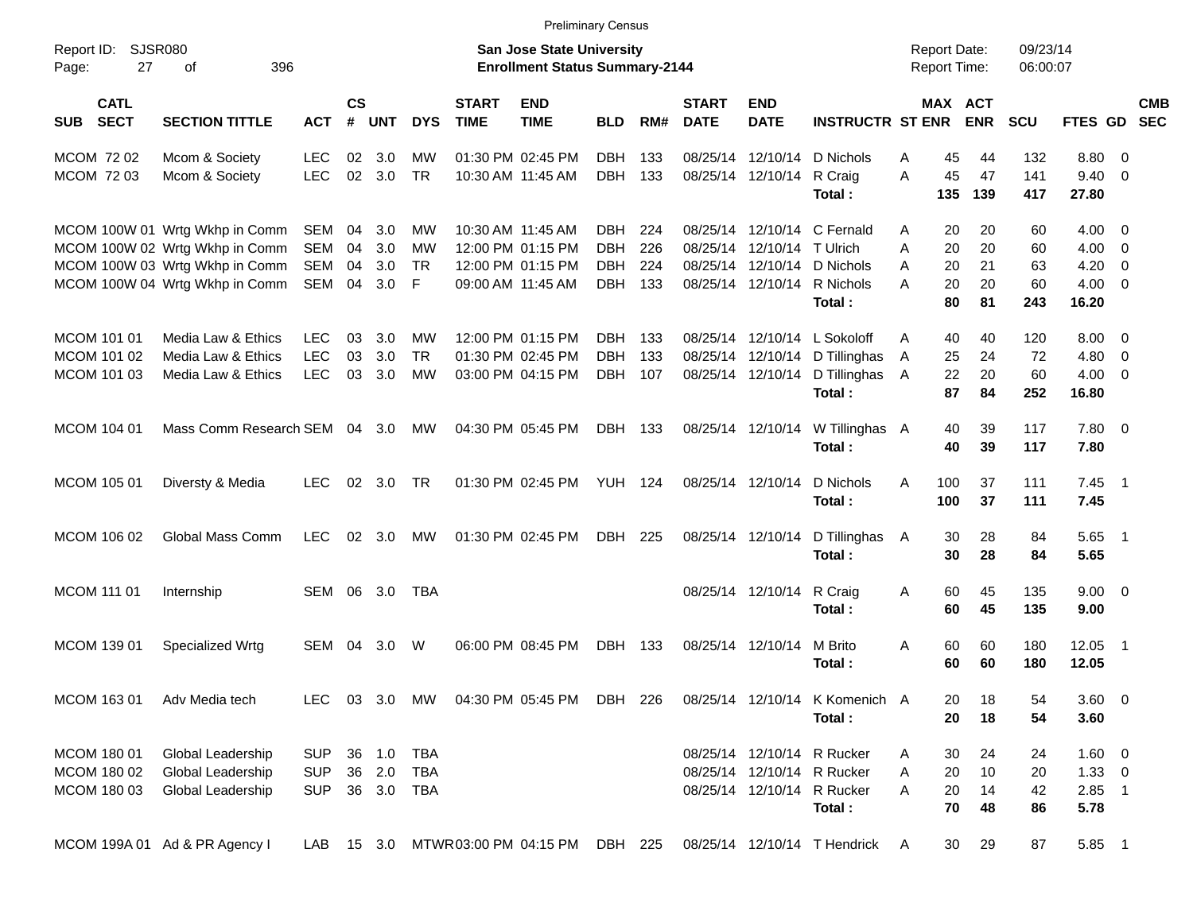Preliminary Census

Report ID: SJSR080
Page: 27 of 396

**San Jose State University**
**Enrollment Status Summary-2144**

Report Date: 09/23/14
Report Time: 06:00:07

| SUB | CATL SECT | SECTION TITTLE | ACT | CS # | UNT | DYS | START TIME | END TIME | BLD | RM# | START DATE | END DATE | INSTRUCTR | ST | MAX ENR | ACT ENR | SCU | FTES | GD | CMB SEC |
|---|---|---|---|---|---|---|---|---|---|---|---|---|---|---|---|---|---|---|---|---|
| MCOM | 72 02 | Mcom & Society | LEC | 02 | 3.0 | MW | 01:30 PM | 02:45 PM | DBH | 133 | 08/25/14 | 12/10/14 | D Nichols | A | 45 | 44 | 132 | 8.80 | 0 | |
| MCOM | 72 03 | Mcom & Society | LEC | 02 | 3.0 | TR | 10:30 AM | 11:45 AM | DBH | 133 | 08/25/14 | 12/10/14 | R Craig | A | 45 | 47 | 141 | 9.40 | 0 | |
| | | | | | | | | | | | | | **Total :** | | **135** | **139** | **417** | **27.80** | | |
| MCOM | 100W 01 | Wrtg Wkhp in Comm | SEM | 04 | 3.0 | MW | 10:30 AM | 11:45 AM | DBH | 224 | 08/25/14 | 12/10/14 | C Fernald | A | 20 | 20 | 60 | 4.00 | 0 | |
| MCOM | 100W 02 | Wrtg Wkhp in Comm | SEM | 04 | 3.0 | MW | 12:00 PM | 01:15 PM | DBH | 226 | 08/25/14 | 12/10/14 | T Ulrich | A | 20 | 20 | 60 | 4.00 | 0 | |
| MCOM | 100W 03 | Wrtg Wkhp in Comm | SEM | 04 | 3.0 | TR | 12:00 PM | 01:15 PM | DBH | 224 | 08/25/14 | 12/10/14 | D Nichols | A | 20 | 21 | 63 | 4.20 | 0 | |
| MCOM | 100W 04 | Wrtg Wkhp in Comm | SEM | 04 | 3.0 | F | 09:00 AM | 11:45 AM | DBH | 133 | 08/25/14 | 12/10/14 | R Nichols | A | 20 | 20 | 60 | 4.00 | 0 | |
| | | | | | | | | | | | | | **Total :** | | **80** | **81** | **243** | **16.20** | | |
| MCOM | 101 01 | Media Law & Ethics | LEC | 03 | 3.0 | MW | 12:00 PM | 01:15 PM | DBH | 133 | 08/25/14 | 12/10/14 | L Sokoloff | A | 40 | 40 | 120 | 8.00 | 0 | |
| MCOM | 101 02 | Media Law & Ethics | LEC | 03 | 3.0 | TR | 01:30 PM | 02:45 PM | DBH | 133 | 08/25/14 | 12/10/14 | D Tillinghas | A | 25 | 24 | 72 | 4.80 | 0 | |
| MCOM | 101 03 | Media Law & Ethics | LEC | 03 | 3.0 | MW | 03:00 PM | 04:15 PM | DBH | 107 | 08/25/14 | 12/10/14 | D Tillinghas | A | 22 | 20 | 60 | 4.00 | 0 | |
| | | | | | | | | | | | | | **Total :** | | **87** | **84** | **252** | **16.80** | | |
| MCOM | 104 01 | Mass Comm Research | SEM | 04 | 3.0 | MW | 04:30 PM | 05:45 PM | DBH | 133 | 08/25/14 | 12/10/14 | W Tillinghas | A | 40 | 39 | 117 | 7.80 | 0 | |
| | | | | | | | | | | | | | **Total :** | | **40** | **39** | **117** | **7.80** | | |
| MCOM | 105 01 | Diversty & Media | LEC | 02 | 3.0 | TR | 01:30 PM | 02:45 PM | YUH | 124 | 08/25/14 | 12/10/14 | D Nichols | A | 100 | 37 | 111 | 7.45 | 1 | |
| | | | | | | | | | | | | | **Total :** | | **100** | **37** | **111** | **7.45** | | |
| MCOM | 106 02 | Global Mass Comm | LEC | 02 | 3.0 | MW | 01:30 PM | 02:45 PM | DBH | 225 | 08/25/14 | 12/10/14 | D Tillinghas | A | 30 | 28 | 84 | 5.65 | 1 | |
| | | | | | | | | | | | | | **Total :** | | **30** | **28** | **84** | **5.65** | | |
| MCOM | 111 01 | Internship | SEM | 06 | 3.0 | TBA | | | | | 08/25/14 | 12/10/14 | R Craig | A | 60 | 45 | 135 | 9.00 | 0 | |
| | | | | | | | | | | | | | **Total :** | | **60** | **45** | **135** | **9.00** | | |
| MCOM | 139 01 | Specialized Wrtg | SEM | 04 | 3.0 | W | 06:00 PM | 08:45 PM | DBH | 133 | 08/25/14 | 12/10/14 | M Brito | A | 60 | 60 | 180 | 12.05 | 1 | |
| | | | | | | | | | | | | | **Total :** | | **60** | **60** | **180** | **12.05** | | |
| MCOM | 163 01 | Adv Media tech | LEC | 03 | 3.0 | MW | 04:30 PM | 05:45 PM | DBH | 226 | 08/25/14 | 12/10/14 | K Komenich | A | 20 | 18 | 54 | 3.60 | 0 | |
| | | | | | | | | | | | | | **Total :** | | **20** | **18** | **54** | **3.60** | | |
| MCOM | 180 01 | Global Leadership | SUP | 36 | 1.0 | TBA | | | | | 08/25/14 | 12/10/14 | R Rucker | A | 30 | 24 | 24 | 1.60 | 0 | |
| MCOM | 180 02 | Global Leadership | SUP | 36 | 2.0 | TBA | | | | | 08/25/14 | 12/10/14 | R Rucker | A | 20 | 10 | 20 | 1.33 | 0 | |
| MCOM | 180 03 | Global Leadership | SUP | 36 | 3.0 | TBA | | | | | 08/25/14 | 12/10/14 | R Rucker | A | 20 | 14 | 42 | 2.85 | 1 | |
| | | | | | | | | | | | | | **Total :** | | **70** | **48** | **86** | **5.78** | | |
| MCOM | 199A 01 | Ad & PR Agency I | LAB | 15 | 3.0 | MTWR | 03:00 PM | 04:15 PM | DBH | 225 | 08/25/14 | 12/10/14 | T Hendrick | A | 30 | 29 | 87 | 5.85 | 1 | |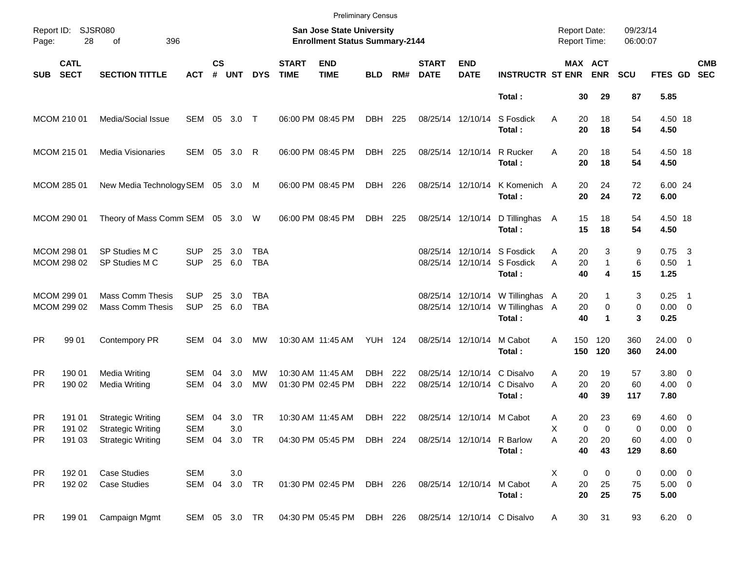Preliminary Census

Report ID: SJSR080

**San Jose State University**
**Enrollment Status Summary-2144**

Report Date: 09/23/14
Report Time: 06:00:07

| SUB | CATL SECT | SECTION TITTLE | ACT | CS # | UNT | DYS | START TIME | END TIME | BLD | RM# | START DATE | END DATE | INSTRUCTR | ST | MAX ENR | ACT ENR | SCU | FTES | GD | CMB SEC |
|---|---|---|---|---|---|---|---|---|---|---|---|---|---|---|---|---|---|---|---|---|
| | | | | | | | | | | | | | **Total :** | | **30** | **29** | **87** | **5.85** | | |
| MCOM | 210 01 | Media/Social Issue | SEM | 05 | 3.0 | T | 06:00 PM | 08:45 PM | DBH | 225 | 08/25/14 | 12/10/14 | S Fosdick | A | 20 | 18 | 54 | 4.50 | 18 | |
| | | | | | | | | | | | | | **Total :** | | **20** | **18** | **54** | **4.50** | | |
| MCOM | 215 01 | Media Visionaries | SEM | 05 | 3.0 | R | 06:00 PM | 08:45 PM | DBH | 225 | 08/25/14 | 12/10/14 | R Rucker | A | 20 | 18 | 54 | 4.50 | 18 | |
| | | | | | | | | | | | | | **Total :** | | **20** | **18** | **54** | **4.50** | | |
| MCOM | 285 01 | New Media Technology | SEM | 05 | 3.0 | M | 06:00 PM | 08:45 PM | DBH | 226 | 08/25/14 | 12/10/14 | K Komenich | A | 20 | 24 | 72 | 6.00 | 24 | |
| | | | | | | | | | | | | | **Total :** | | **20** | **24** | **72** | **6.00** | | |
| MCOM | 290 01 | Theory of Mass Comm | SEM | 05 | 3.0 | W | 06:00 PM | 08:45 PM | DBH | 225 | 08/25/14 | 12/10/14 | D Tillinghas | A | 15 | 18 | 54 | 4.50 | 18 | |
| | | | | | | | | | | | | | **Total :** | | **15** | **18** | **54** | **4.50** | | |
| MCOM | 298 01 | SP Studies M C | SUP | 25 | 3.0 | TBA | | | | | 08/25/14 | 12/10/14 | S Fosdick | A | 20 | 3 | 9 | 0.75 | 3 | |
| MCOM | 298 02 | SP Studies M C | SUP | 25 | 6.0 | TBA | | | | | 08/25/14 | 12/10/14 | S Fosdick | A | 20 | 1 | 6 | 0.50 | 1 | |
| | | | | | | | | | | | | | **Total :** | | **40** | **4** | **15** | **1.25** | | |
| MCOM | 299 01 | Mass Comm Thesis | SUP | 25 | 3.0 | TBA | | | | | 08/25/14 | 12/10/14 | W Tillinghas | A | 20 | 1 | 3 | 0.25 | 1 | |
| MCOM | 299 02 | Mass Comm Thesis | SUP | 25 | 6.0 | TBA | | | | | 08/25/14 | 12/10/14 | W Tillinghas | A | 20 | 0 | 0 | 0.00 | 0 | |
| | | | | | | | | | | | | | **Total :** | | **40** | **1** | **3** | **0.25** | | |
| PR | 99 01 | Contempory PR | SEM | 04 | 3.0 | MW | 10:30 AM | 11:45 AM | YUH | 124 | 08/25/14 | 12/10/14 | M Cabot | A | 150 | 120 | 360 | 24.00 | 0 | |
| | | | | | | | | | | | | | **Total :** | | **150** | **120** | **360** | **24.00** | | |
| PR | 190 01 | Media Writing | SEM | 04 | 3.0 | MW | 10:30 AM | 11:45 AM | DBH | 222 | 08/25/14 | 12/10/14 | C Disalvo | A | 20 | 19 | 57 | 3.80 | 0 | |
| PR | 190 02 | Media Writing | SEM | 04 | 3.0 | MW | 01:30 PM | 02:45 PM | DBH | 222 | 08/25/14 | 12/10/14 | C Disalvo | A | 20 | 20 | 60 | 4.00 | 0 | |
| | | | | | | | | | | | | | **Total :** | | **40** | **39** | **117** | **7.80** | | |
| PR | 191 01 | Strategic Writing | SEM | 04 | 3.0 | TR | 10:30 AM | 11:45 AM | DBH | 222 | 08/25/14 | 12/10/14 | M Cabot | A | 20 | 23 | 69 | 4.60 | 0 | |
| PR | 191 02 | Strategic Writing | SEM | | 3.0 | | | | | | | | | X | 0 | 0 | 0 | 0.00 | 0 | |
| PR | 191 03 | Strategic Writing | SEM | 04 | 3.0 | TR | 04:30 PM | 05:45 PM | DBH | 224 | 08/25/14 | 12/10/14 | R Barlow | A | 20 | 20 | 60 | 4.00 | 0 | |
| | | | | | | | | | | | | | **Total :** | | **40** | **43** | **129** | **8.60** | | |
| PR | 192 01 | Case Studies | SEM | | 3.0 | | | | | | | | | X | 0 | 0 | 0 | 0.00 | 0 | |
| PR | 192 02 | Case Studies | SEM | 04 | 3.0 | TR | 01:30 PM | 02:45 PM | DBH | 226 | 08/25/14 | 12/10/14 | M Cabot | A | 20 | 25 | 75 | 5.00 | 0 | |
| | | | | | | | | | | | | | **Total :** | | **20** | **25** | **75** | **5.00** | | |
| PR | 199 01 | Campaign Mgmt | SEM | 05 | 3.0 | TR | 04:30 PM | 05:45 PM | DBH | 226 | 08/25/14 | 12/10/14 | C Disalvo | A | 30 | 31 | 93 | 6.20 | 0 | |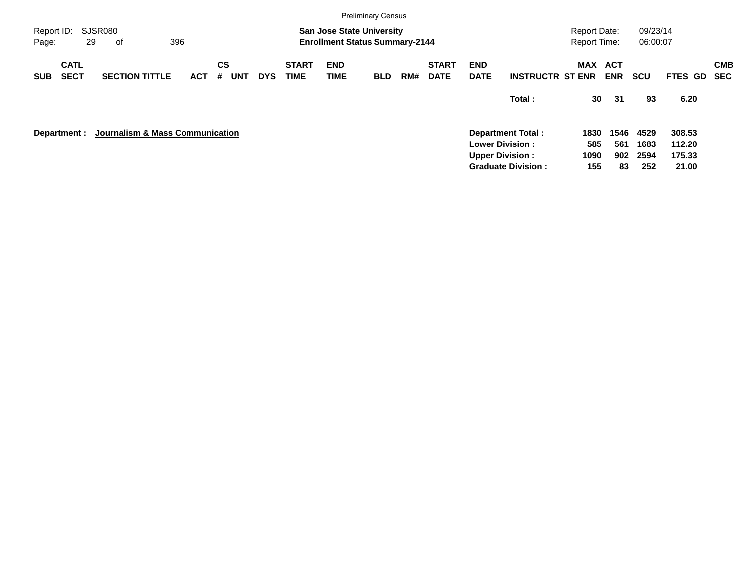Preliminary Census

Report ID: SJSR080

**San Jose State University**
**Enrollment Status Summary-2144**

Report Date: 09/23/14
Report Time: 06:00:07

| SUB | CATL SECT | SECTION TITTLE | ACT | CS # | UNT | DYS | START TIME | END TIME | BLD | RM# | START DATE | END DATE | INSTRUCTR | MAX ST ENR | ACT ENR | SCU | FTES | GD | CMB SEC |
|---|---|---|---|---|---|---|---|---|---|---|---|---|---|---|---|---|---|---|---|
| | | | | | | | | | | | | | **Total :** | **30** | **31** | **93** | **6.20** | | |

**Department : Journalism & Mass Communication**

| | MAX ST ENR | ACT ENR | SCU | FTES |
|---|---|---|---|---|
| **Department Total :** | **1830** | **1546** | **4529** | **308.53** |
| **Lower Division :** | **585** | **561** | **1683** | **112.20** |
| **Upper Division :** | **1090** | **902** | **2594** | **175.33** |
| **Graduate Division :** | **155** | **83** | **252** | **21.00** |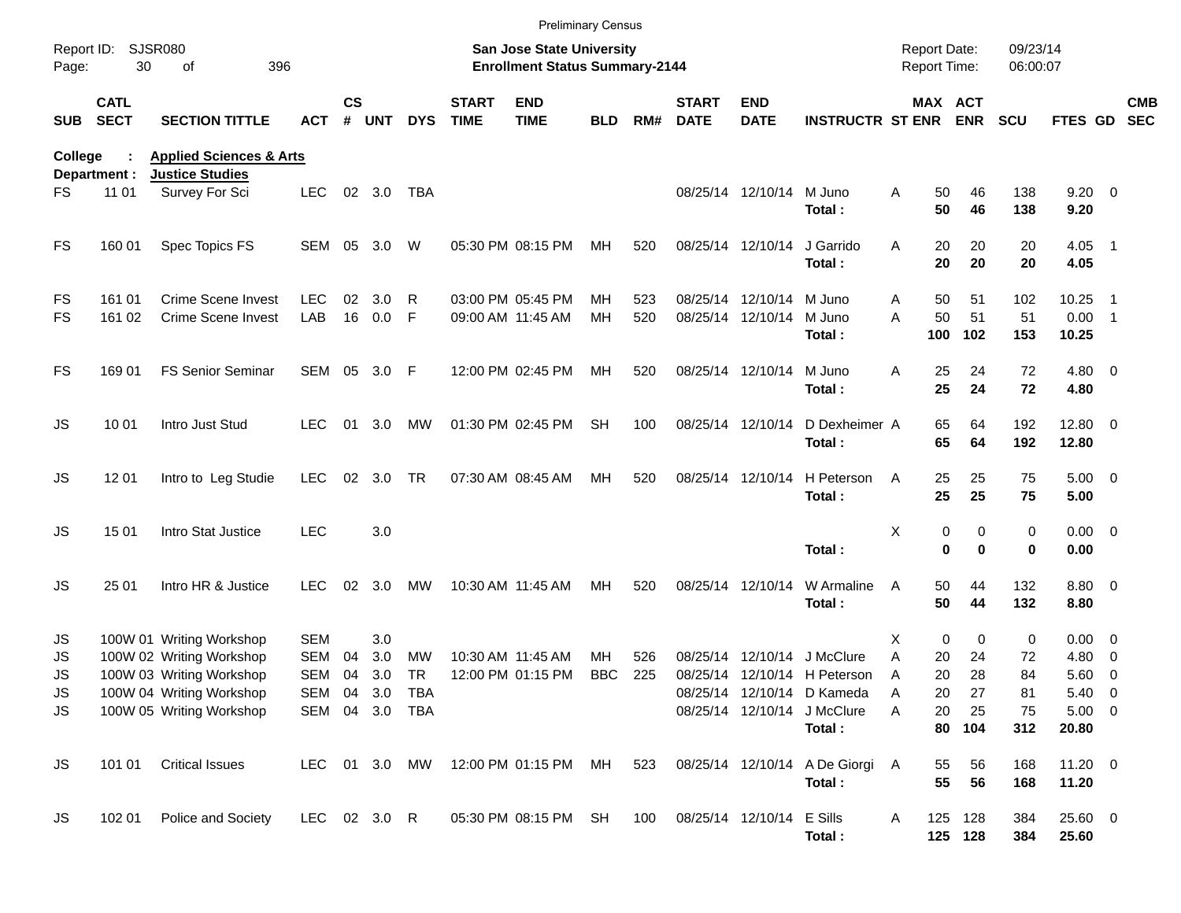Preliminary Census

Report ID: SJSR080
Page: 30 of 396

**San Jose State University**
**Enrollment Status Summary-2144**

Report Date: 09/23/14
Report Time: 06:00:07

**College : Applied Sciences & Arts**
**Department : Justice Studies**

| SUB | CATL SECT | SECTION TITTLE | ACT | CS # | UNT | DYS | START TIME | END TIME | BLD | RM# | START DATE | END DATE | INSTRUCTR | ST | MAX ENR | ACT ENR | SCU | FTES | GD | CMB SEC |
|---|---|---|---|---|---|---|---|---|---|---|---|---|---|---|---|---|---|---|---|---|
| FS | 11 01 | Survey For Sci | LEC | 02 | 3.0 | TBA | | | | | 08/25/14 | 12/10/14 | M Juno | A | 50 | 46 | 138 | 9.20 | 0 | |
| | | | | | | | | | | | | | **Total :** | | **50** | **46** | **138** | **9.20** | | |
| FS | 160 01 | Spec Topics FS | SEM | 05 | 3.0 | W | 05:30 PM | 08:15 PM | MH | 520 | 08/25/14 | 12/10/14 | J Garrido | A | 20 | 20 | 20 | 4.05 | 1 | |
| | | | | | | | | | | | | | **Total :** | | **20** | **20** | **20** | **4.05** | | |
| FS | 161 01 | Crime Scene Invest | LEC | 02 | 3.0 | R | 03:00 PM | 05:45 PM | MH | 523 | 08/25/14 | 12/10/14 | M Juno | A | 50 | 51 | 102 | 10.25 | 1 | |
| FS | 161 02 | Crime Scene Invest | LAB | 16 | 0.0 | F | 09:00 AM | 11:45 AM | MH | 520 | 08/25/14 | 12/10/14 | M Juno | A | 50 | 51 | 51 | 0.00 | 1 | |
| | | | | | | | | | | | | | **Total :** | | **100** | **102** | **153** | **10.25** | | |
| FS | 169 01 | FS Senior Seminar | SEM | 05 | 3.0 | F | 12:00 PM | 02:45 PM | MH | 520 | 08/25/14 | 12/10/14 | M Juno | A | 25 | 24 | 72 | 4.80 | 0 | |
| | | | | | | | | | | | | | **Total :** | | **25** | **24** | **72** | **4.80** | | |
| JS | 10 01 | Intro Just Stud | LEC | 01 | 3.0 | MW | 01:30 PM | 02:45 PM | SH | 100 | 08/25/14 | 12/10/14 | D Dexheimer | A | 65 | 64 | 192 | 12.80 | 0 | |
| | | | | | | | | | | | | | **Total :** | | **65** | **64** | **192** | **12.80** | | |
| JS | 12 01 | Intro to Leg Studie | LEC | 02 | 3.0 | TR | 07:30 AM | 08:45 AM | MH | 520 | 08/25/14 | 12/10/14 | H Peterson | A | 25 | 25 | 75 | 5.00 | 0 | |
| | | | | | | | | | | | | | **Total :** | | **25** | **25** | **75** | **5.00** | | |
| JS | 15 01 | Intro Stat Justice | LEC | | 3.0 | | | | | | | | | X | 0 | 0 | 0 | 0.00 | 0 | |
| | | | | | | | | | | | | | **Total :** | | **0** | **0** | **0** | **0.00** | | |
| JS | 25 01 | Intro HR & Justice | LEC | 02 | 3.0 | MW | 10:30 AM | 11:45 AM | MH | 520 | 08/25/14 | 12/10/14 | W Armaline | A | 50 | 44 | 132 | 8.80 | 0 | |
| | | | | | | | | | | | | | **Total :** | | **50** | **44** | **132** | **8.80** | | |
| JS | 100W 01 | Writing Workshop | SEM | | 3.0 | | | | | | | | | X | 0 | 0 | 0 | 0.00 | 0 | |
| JS | 100W 02 | Writing Workshop | SEM | 04 | 3.0 | MW | 10:30 AM | 11:45 AM | MH | 526 | 08/25/14 | 12/10/14 | J McClure | A | 20 | 24 | 72 | 4.80 | 0 | |
| JS | 100W 03 | Writing Workshop | SEM | 04 | 3.0 | TR | 12:00 PM | 01:15 PM | BBC | 225 | 08/25/14 | 12/10/14 | H Peterson | A | 20 | 28 | 84 | 5.60 | 0 | |
| JS | 100W 04 | Writing Workshop | SEM | 04 | 3.0 | TBA | | | | | 08/25/14 | 12/10/14 | D Kameda | A | 20 | 27 | 81 | 5.40 | 0 | |
| JS | 100W 05 | Writing Workshop | SEM | 04 | 3.0 | TBA | | | | | 08/25/14 | 12/10/14 | J McClure | A | 20 | 25 | 75 | 5.00 | 0 | |
| | | | | | | | | | | | | | **Total :** | | **80** | **104** | **312** | **20.80** | | |
| JS | 101 01 | Critical Issues | LEC | 01 | 3.0 | MW | 12:00 PM | 01:15 PM | MH | 523 | 08/25/14 | 12/10/14 | A De Giorgi | A | 55 | 56 | 168 | 11.20 | 0 | |
| | | | | | | | | | | | | | **Total :** | | **55** | **56** | **168** | **11.20** | | |
| JS | 102 01 | Police and Society | LEC | 02 | 3.0 | R | 05:30 PM | 08:15 PM | SH | 100 | 08/25/14 | 12/10/14 | E Sills | A | 125 | 128 | 384 | 25.60 | 0 | |
| | | | | | | | | | | | | | **Total :** | | **125** | **128** | **384** | **25.60** | | |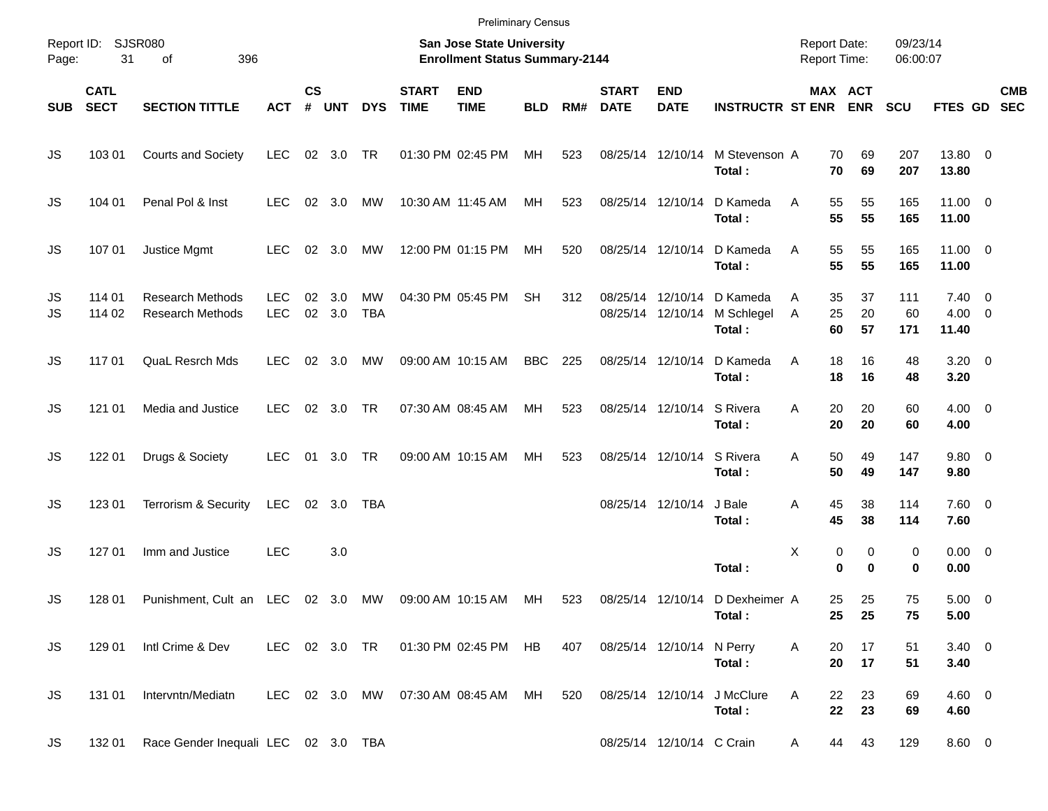Preliminary Census

Report ID: SJSR080

**San Jose State University**
**Enrollment Status Summary-2144**

Report Date: 09/23/14
Report Time: 06:00:07

| SUB | CATL SECT | SECTION TITTLE | ACT | CS # | UNT | DYS | START TIME | END TIME | BLD | RM# | START DATE | END DATE | INSTRUCTR | ST | MAX ENR | ACT ENR | SCU | FTES | GD | CMB SEC |
|---|---|---|---|---|---|---|---|---|---|---|---|---|---|---|---|---|---|---|---|---|
| JS | 103 01 | Courts and Society | LEC | 02 | 3.0 | TR | 01:30 PM | 02:45 PM | MH | 523 | 08/25/14 | 12/10/14 | M Stevenson | A | 70 | 69 | 207 | 13.80 | 0 | |
| | | | | | | | | | | | | | **Total :** | | **70** | **69** | **207** | **13.80** | | |
| JS | 104 01 | Penal Pol & Inst | LEC | 02 | 3.0 | MW | 10:30 AM | 11:45 AM | MH | 523 | 08/25/14 | 12/10/14 | D Kameda | A | 55 | 55 | 165 | 11.00 | 0 | |
| | | | | | | | | | | | | | **Total :** | | **55** | **55** | **165** | **11.00** | | |
| JS | 107 01 | Justice Mgmt | LEC | 02 | 3.0 | MW | 12:00 PM | 01:15 PM | MH | 520 | 08/25/14 | 12/10/14 | D Kameda | A | 55 | 55 | 165 | 11.00 | 0 | |
| | | | | | | | | | | | | | **Total :** | | **55** | **55** | **165** | **11.00** | | |
| JS | 114 01 | Research Methods | LEC | 02 | 3.0 | MW | 04:30 PM | 05:45 PM | SH | 312 | 08/25/14 | 12/10/14 | D Kameda | A | 35 | 37 | 111 | 7.40 | 0 | |
| JS | 114 02 | Research Methods | LEC | 02 | 3.0 | TBA | | | | | 08/25/14 | 12/10/14 | M Schlegel | A | 25 | 20 | 60 | 4.00 | 0 | |
| | | | | | | | | | | | | | **Total :** | | **60** | **57** | **171** | **11.40** | | |
| JS | 117 01 | QuaL Resrch Mds | LEC | 02 | 3.0 | MW | 09:00 AM | 10:15 AM | BBC | 225 | 08/25/14 | 12/10/14 | D Kameda | A | 18 | 16 | 48 | 3.20 | 0 | |
| | | | | | | | | | | | | | **Total :** | | **18** | **16** | **48** | **3.20** | | |
| JS | 121 01 | Media and Justice | LEC | 02 | 3.0 | TR | 07:30 AM | 08:45 AM | MH | 523 | 08/25/14 | 12/10/14 | S Rivera | A | 20 | 20 | 60 | 4.00 | 0 | |
| | | | | | | | | | | | | | **Total :** | | **20** | **20** | **60** | **4.00** | | |
| JS | 122 01 | Drugs & Society | LEC | 01 | 3.0 | TR | 09:00 AM | 10:15 AM | MH | 523 | 08/25/14 | 12/10/14 | S Rivera | A | 50 | 49 | 147 | 9.80 | 0 | |
| | | | | | | | | | | | | | **Total :** | | **50** | **49** | **147** | **9.80** | | |
| JS | 123 01 | Terrorism & Security | LEC | 02 | 3.0 | TBA | | | | | 08/25/14 | 12/10/14 | J Bale | A | 45 | 38 | 114 | 7.60 | 0 | |
| | | | | | | | | | | | | | **Total :** | | **45** | **38** | **114** | **7.60** | | |
| JS | 127 01 | Imm and Justice | LEC | | 3.0 | | | | | | | | | X | 0 | 0 | 0 | 0.00 | 0 | |
| | | | | | | | | | | | | | **Total :** | | **0** | **0** | **0** | **0.00** | | |
| JS | 128 01 | Punishment, Cult an | LEC | 02 | 3.0 | MW | 09:00 AM | 10:15 AM | MH | 523 | 08/25/14 | 12/10/14 | D Dexheimer | A | 25 | 25 | 75 | 5.00 | 0 | |
| | | | | | | | | | | | | | **Total :** | | **25** | **25** | **75** | **5.00** | | |
| JS | 129 01 | Intl Crime & Dev | LEC | 02 | 3.0 | TR | 01:30 PM | 02:45 PM | HB | 407 | 08/25/14 | 12/10/14 | N Perry | A | 20 | 17 | 51 | 3.40 | 0 | |
| | | | | | | | | | | | | | **Total :** | | **20** | **17** | **51** | **3.40** | | |
| JS | 131 01 | Intervntn/Mediatn | LEC | 02 | 3.0 | MW | 07:30 AM | 08:45 AM | MH | 520 | 08/25/14 | 12/10/14 | J McClure | A | 22 | 23 | 69 | 4.60 | 0 | |
| | | | | | | | | | | | | | **Total :** | | **22** | **23** | **69** | **4.60** | | |
| JS | 132 01 | Race Gender Inequali | LEC | 02 | 3.0 | TBA | | | | | 08/25/14 | 12/10/14 | C Crain | A | 44 | 43 | 129 | 8.60 | 0 | |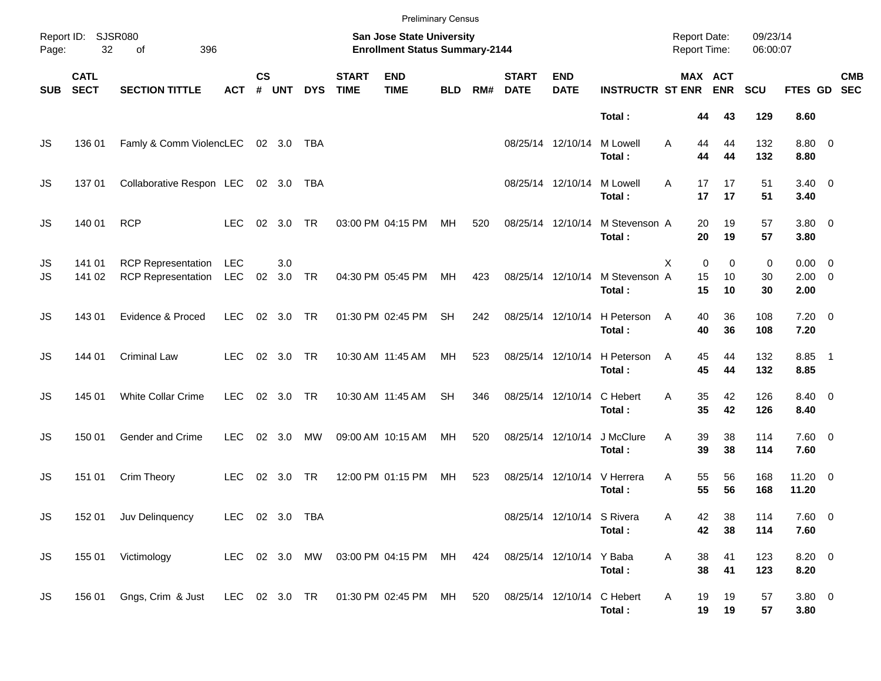Preliminary Census

Report ID: SJSR080
Page: 32 of 396

**San Jose State University**
**Enrollment Status Summary-2144**

Report Date: 09/23/14
Report Time: 06:00:07

| SUB | CATL SECT | SECTION TITTLE | ACT | CS # | UNT | DYS | START TIME | END TIME | BLD | RM# | START DATE | END DATE | INSTRUCTR | ST | MAX ENR | ACT ENR | SCU | FTES | GD | CMB SEC |
|---|---|---|---|---|---|---|---|---|---|---|---|---|---|---|---|---|---|---|---|---|
| | | | | | | | | | | | | | **Total :** | | **44** | **43** | **129** | **8.60** | | |
| JS | 136 01 | Famly & Comm Violenc | LEC | 02 | 3.0 | TBA | | | | | 08/25/14 | 12/10/14 | M Lowell | A | 44 | 44 | 132 | 8.80 | 0 | |
| | | | | | | | | | | | | | **Total :** | | **44** | **44** | **132** | **8.80** | | |
| JS | 137 01 | Collaborative Respon | LEC | 02 | 3.0 | TBA | | | | | 08/25/14 | 12/10/14 | M Lowell | A | 17 | 17 | 51 | 3.40 | 0 | |
| | | | | | | | | | | | | | **Total :** | | **17** | **17** | **51** | **3.40** | | |
| JS | 140 01 | RCP | LEC | 02 | 3.0 | TR | 03:00 PM | 04:15 PM | MH | 520 | 08/25/14 | 12/10/14 | M Stevenson | A | 20 | 19 | 57 | 3.80 | 0 | |
| | | | | | | | | | | | | | **Total :** | | **20** | **19** | **57** | **3.80** | | |
| JS | 141 01 | RCP Representation | LEC | | 3.0 | | | | | | | | | X | 0 | 0 | 0 | 0.00 | 0 | |
| JS | 141 02 | RCP Representation | LEC | 02 | 3.0 | TR | 04:30 PM | 05:45 PM | MH | 423 | 08/25/14 | 12/10/14 | M Stevenson | A | 15 | 10 | 30 | 2.00 | 0 | |
| | | | | | | | | | | | | | **Total :** | | **15** | **10** | **30** | **2.00** | | |
| JS | 143 01 | Evidence & Proced | LEC | 02 | 3.0 | TR | 01:30 PM | 02:45 PM | SH | 242 | 08/25/14 | 12/10/14 | H Peterson | A | 40 | 36 | 108 | 7.20 | 0 | |
| | | | | | | | | | | | | | **Total :** | | **40** | **36** | **108** | **7.20** | | |
| JS | 144 01 | Criminal Law | LEC | 02 | 3.0 | TR | 10:30 AM | 11:45 AM | MH | 523 | 08/25/14 | 12/10/14 | H Peterson | A | 45 | 44 | 132 | 8.85 | 1 | |
| | | | | | | | | | | | | | **Total :** | | **45** | **44** | **132** | **8.85** | | |
| JS | 145 01 | White Collar Crime | LEC | 02 | 3.0 | TR | 10:30 AM | 11:45 AM | SH | 346 | 08/25/14 | 12/10/14 | C Hebert | A | 35 | 42 | 126 | 8.40 | 0 | |
| | | | | | | | | | | | | | **Total :** | | **35** | **42** | **126** | **8.40** | | |
| JS | 150 01 | Gender and Crime | LEC | 02 | 3.0 | MW | 09:00 AM | 10:15 AM | MH | 520 | 08/25/14 | 12/10/14 | J McClure | A | 39 | 38 | 114 | 7.60 | 0 | |
| | | | | | | | | | | | | | **Total :** | | **39** | **38** | **114** | **7.60** | | |
| JS | 151 01 | Crim Theory | LEC | 02 | 3.0 | TR | 12:00 PM | 01:15 PM | MH | 523 | 08/25/14 | 12/10/14 | V Herrera | A | 55 | 56 | 168 | 11.20 | 0 | |
| | | | | | | | | | | | | | **Total :** | | **55** | **56** | **168** | **11.20** | | |
| JS | 152 01 | Juv Delinquency | LEC | 02 | 3.0 | TBA | | | | | 08/25/14 | 12/10/14 | S Rivera | A | 42 | 38 | 114 | 7.60 | 0 | |
| | | | | | | | | | | | | | **Total :** | | **42** | **38** | **114** | **7.60** | | |
| JS | 155 01 | Victimology | LEC | 02 | 3.0 | MW | 03:00 PM | 04:15 PM | MH | 424 | 08/25/14 | 12/10/14 | Y Baba | A | 38 | 41 | 123 | 8.20 | 0 | |
| | | | | | | | | | | | | | **Total :** | | **38** | **41** | **123** | **8.20** | | |
| JS | 156 01 | Gngs, Crim & Just | LEC | 02 | 3.0 | TR | 01:30 PM | 02:45 PM | MH | 520 | 08/25/14 | 12/10/14 | C Hebert | A | 19 | 19 | 57 | 3.80 | 0 | |
| | | | | | | | | | | | | | **Total :** | | **19** | **19** | **57** | **3.80** | | |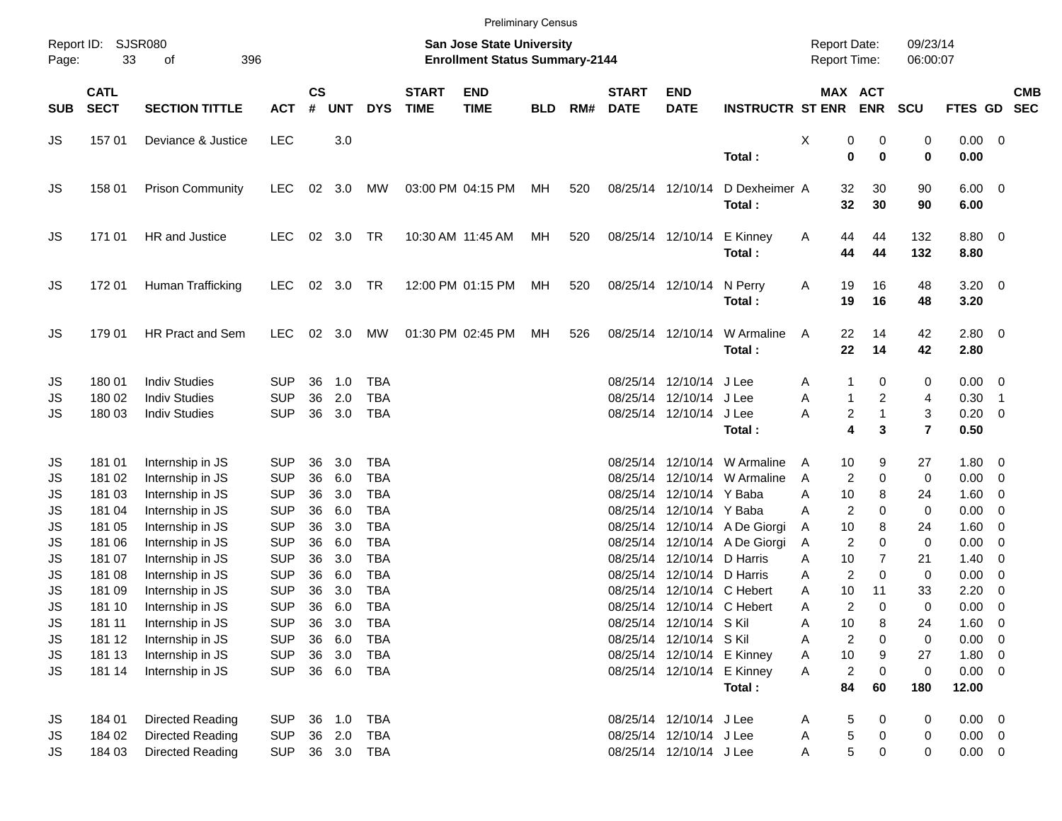Preliminary Census

Report ID: SJSR080

**San Jose State University**
**Enrollment Status Summary-2144**

Report Date: 09/23/14
Report Time: 06:00:07

| SUB | CATL SECT | SECTION TITTLE | ACT | CS # | UNT | DYS | START TIME | END TIME | BLD | RM# | START DATE | END DATE | INSTRUCTR | ST | MAX ENR | ACT ENR | SCU | FTES | GD | CMB SEC |
|---|---|---|---|---|---|---|---|---|---|---|---|---|---|---|---|---|---|---|---|---|
| JS | 157 01 | Deviance & Justice | LEC | | 3.0 | | | | | | | | | X | 0 | 0 | 0 | 0.00 | 0 | |
| | | | | | | | | | | | | | **Total :** | | **0** | **0** | **0** | **0.00** | | |
| JS | 158 01 | Prison Community | LEC | 02 | 3.0 | MW | 03:00 PM | 04:15 PM | MH | 520 | 08/25/14 | 12/10/14 | D Dexheimer | A | 32 | 30 | 90 | 6.00 | 0 | |
| | | | | | | | | | | | | | **Total :** | | **32** | **30** | **90** | **6.00** | | |
| JS | 171 01 | HR and Justice | LEC | 02 | 3.0 | TR | 10:30 AM | 11:45 AM | MH | 520 | 08/25/14 | 12/10/14 | E Kinney | A | 44 | 44 | 132 | 8.80 | 0 | |
| | | | | | | | | | | | | | **Total :** | | **44** | **44** | **132** | **8.80** | | |
| JS | 172 01 | Human Trafficking | LEC | 02 | 3.0 | TR | 12:00 PM | 01:15 PM | MH | 520 | 08/25/14 | 12/10/14 | N Perry | A | 19 | 16 | 48 | 3.20 | 0 | |
| | | | | | | | | | | | | | **Total :** | | **19** | **16** | **48** | **3.20** | | |
| JS | 179 01 | HR Pract and Sem | LEC | 02 | 3.0 | MW | 01:30 PM | 02:45 PM | MH | 526 | 08/25/14 | 12/10/14 | W Armaline | A | 22 | 14 | 42 | 2.80 | 0 | |
| | | | | | | | | | | | | | **Total :** | | **22** | **14** | **42** | **2.80** | | |
| JS | 180 01 | Indiv Studies | SUP | 36 | 1.0 | TBA | | | | | 08/25/14 | 12/10/14 | J Lee | A | 1 | 0 | 0 | 0.00 | 0 | |
| JS | 180 02 | Indiv Studies | SUP | 36 | 2.0 | TBA | | | | | 08/25/14 | 12/10/14 | J Lee | A | 1 | 2 | 4 | 0.30 | 1 | |
| JS | 180 03 | Indiv Studies | SUP | 36 | 3.0 | TBA | | | | | 08/25/14 | 12/10/14 | J Lee | A | 2 | 1 | 3 | 0.20 | 0 | |
| | | | | | | | | | | | | | **Total :** | | **4** | **3** | **7** | **0.50** | | |
| JS | 181 01 | Internship in JS | SUP | 36 | 3.0 | TBA | | | | | 08/25/14 | 12/10/14 | W Armaline | A | 10 | 9 | 27 | 1.80 | 0 | |
| JS | 181 02 | Internship in JS | SUP | 36 | 6.0 | TBA | | | | | 08/25/14 | 12/10/14 | W Armaline | A | 2 | 0 | 0 | 0.00 | 0 | |
| JS | 181 03 | Internship in JS | SUP | 36 | 3.0 | TBA | | | | | 08/25/14 | 12/10/14 | Y Baba | A | 10 | 8 | 24 | 1.60 | 0 | |
| JS | 181 04 | Internship in JS | SUP | 36 | 6.0 | TBA | | | | | 08/25/14 | 12/10/14 | Y Baba | A | 2 | 0 | 0 | 0.00 | 0 | |
| JS | 181 05 | Internship in JS | SUP | 36 | 3.0 | TBA | | | | | 08/25/14 | 12/10/14 | A De Giorgi | A | 10 | 8 | 24 | 1.60 | 0 | |
| JS | 181 06 | Internship in JS | SUP | 36 | 6.0 | TBA | | | | | 08/25/14 | 12/10/14 | A De Giorgi | A | 2 | 0 | 0 | 0.00 | 0 | |
| JS | 181 07 | Internship in JS | SUP | 36 | 3.0 | TBA | | | | | 08/25/14 | 12/10/14 | D Harris | A | 10 | 7 | 21 | 1.40 | 0 | |
| JS | 181 08 | Internship in JS | SUP | 36 | 6.0 | TBA | | | | | 08/25/14 | 12/10/14 | D Harris | A | 2 | 0 | 0 | 0.00 | 0 | |
| JS | 181 09 | Internship in JS | SUP | 36 | 3.0 | TBA | | | | | 08/25/14 | 12/10/14 | C Hebert | A | 10 | 11 | 33 | 2.20 | 0 | |
| JS | 181 10 | Internship in JS | SUP | 36 | 6.0 | TBA | | | | | 08/25/14 | 12/10/14 | C Hebert | A | 2 | 0 | 0 | 0.00 | 0 | |
| JS | 181 11 | Internship in JS | SUP | 36 | 3.0 | TBA | | | | | 08/25/14 | 12/10/14 | S Kil | A | 10 | 8 | 24 | 1.60 | 0 | |
| JS | 181 12 | Internship in JS | SUP | 36 | 6.0 | TBA | | | | | 08/25/14 | 12/10/14 | S Kil | A | 2 | 0 | 0 | 0.00 | 0 | |
| JS | 181 13 | Internship in JS | SUP | 36 | 3.0 | TBA | | | | | 08/25/14 | 12/10/14 | E Kinney | A | 10 | 9 | 27 | 1.80 | 0 | |
| JS | 181 14 | Internship in JS | SUP | 36 | 6.0 | TBA | | | | | 08/25/14 | 12/10/14 | E Kinney | A | 2 | 0 | 0 | 0.00 | 0 | |
| | | | | | | | | | | | | | **Total :** | | **84** | **60** | **180** | **12.00** | | |
| JS | 184 01 | Directed Reading | SUP | 36 | 1.0 | TBA | | | | | 08/25/14 | 12/10/14 | J Lee | A | 5 | 0 | 0 | 0.00 | 0 | |
| JS | 184 02 | Directed Reading | SUP | 36 | 2.0 | TBA | | | | | 08/25/14 | 12/10/14 | J Lee | A | 5 | 0 | 0 | 0.00 | 0 | |
| JS | 184 03 | Directed Reading | SUP | 36 | 3.0 | TBA | | | | | 08/25/14 | 12/10/14 | J Lee | A | 5 | 0 | 0 | 0.00 | 0 | |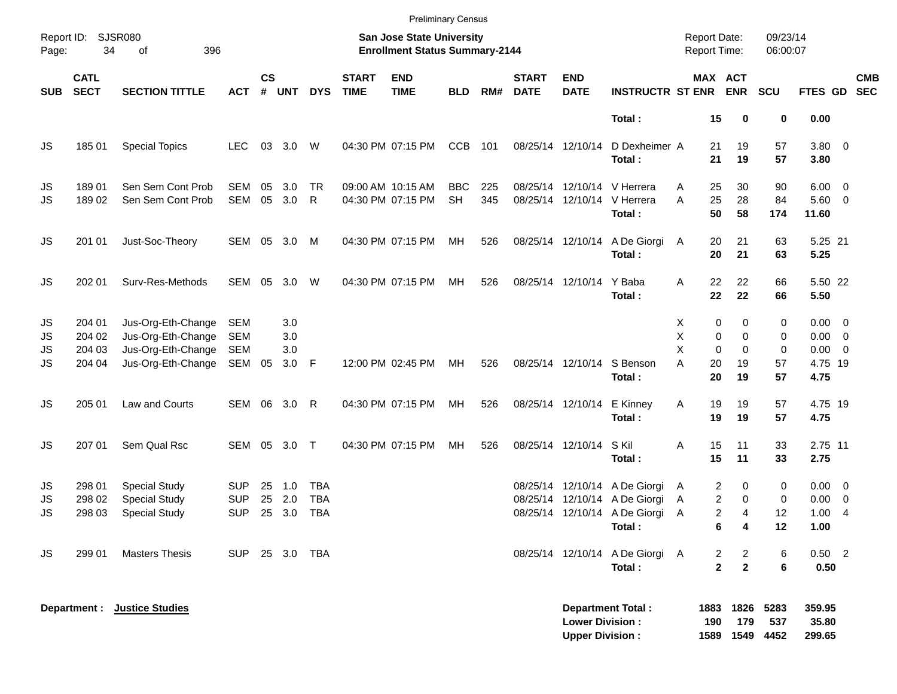Preliminary Census

Report ID: SJSR080

**San Jose State University**
**Enrollment Status Summary-2144**

Report Date: 09/23/14
Report Time: 06:00:07

| SUB | CATL SECT | SECTION TITTLE | ACT | CS # | UNT | DYS | START TIME | END TIME | BLD | RM# | START DATE | END DATE | INSTRUCTR | ST | MAX ENR | ACT ENR | SCU | FTES | GD | CMB SEC |
|---|---|---|---|---|---|---|---|---|---|---|---|---|---|---|---|---|---|---|---|---|
| | | | | | | | | | | | | | **Total :** | | **15** | **0** | **0** | **0.00** | | |
| JS | 185 01 | Special Topics | LEC | 03 | 3.0 | W | 04:30 PM | 07:15 PM | CCB | 101 | 08/25/14 | 12/10/14 | D Dexheimer | A | 21 | 19 | 57 | 3.80 | 0 | |
| | | | | | | | | | | | | | **Total :** | | **21** | **19** | **57** | **3.80** | | |
| JS | 189 01 | Sen Sem Cont Prob | SEM | 05 | 3.0 | TR | 09:00 AM | 10:15 AM | BBC | 225 | 08/25/14 | 12/10/14 | V Herrera | A | 25 | 30 | 90 | 6.00 | 0 | |
| JS | 189 02 | Sen Sem Cont Prob | SEM | 05 | 3.0 | R | 04:30 PM | 07:15 PM | SH | 345 | 08/25/14 | 12/10/14 | V Herrera | A | 25 | 28 | 84 | 5.60 | 0 | |
| | | | | | | | | | | | | | **Total :** | | **50** | **58** | **174** | **11.60** | | |
| JS | 201 01 | Just-Soc-Theory | SEM | 05 | 3.0 | M | 04:30 PM | 07:15 PM | MH | 526 | 08/25/14 | 12/10/14 | A De Giorgi | A | 20 | 21 | 63 | 5.25 | 21 | |
| | | | | | | | | | | | | | **Total :** | | **20** | **21** | **63** | **5.25** | | |
| JS | 202 01 | Surv-Res-Methods | SEM | 05 | 3.0 | W | 04:30 PM | 07:15 PM | MH | 526 | 08/25/14 | 12/10/14 | Y Baba | A | 22 | 22 | 66 | 5.50 | 22 | |
| | | | | | | | | | | | | | **Total :** | | **22** | **22** | **66** | **5.50** | | |
| JS | 204 01 | Jus-Org-Eth-Change | SEM | | 3.0 | | | | | | | | | X | 0 | 0 | 0 | 0.00 | 0 | |
| JS | 204 02 | Jus-Org-Eth-Change | SEM | | 3.0 | | | | | | | | | X | 0 | 0 | 0 | 0.00 | 0 | |
| JS | 204 03 | Jus-Org-Eth-Change | SEM | | 3.0 | | | | | | | | | X | 0 | 0 | 0 | 0.00 | 0 | |
| JS | 204 04 | Jus-Org-Eth-Change | SEM | 05 | 3.0 | F | 12:00 PM | 02:45 PM | MH | 526 | 08/25/14 | 12/10/14 | S Benson | A | 20 | 19 | 57 | 4.75 | 19 | |
| | | | | | | | | | | | | | **Total :** | | **20** | **19** | **57** | **4.75** | | |
| JS | 205 01 | Law and Courts | SEM | 06 | 3.0 | R | 04:30 PM | 07:15 PM | MH | 526 | 08/25/14 | 12/10/14 | E Kinney | A | 19 | 19 | 57 | 4.75 | 19 | |
| | | | | | | | | | | | | | **Total :** | | **19** | **19** | **57** | **4.75** | | |
| JS | 207 01 | Sem Qual Rsc | SEM | 05 | 3.0 | T | 04:30 PM | 07:15 PM | MH | 526 | 08/25/14 | 12/10/14 | S Kil | A | 15 | 11 | 33 | 2.75 | 11 | |
| | | | | | | | | | | | | | **Total :** | | **15** | **11** | **33** | **2.75** | | |
| JS | 298 01 | Special Study | SUP | 25 | 1.0 | TBA | | | | | 08/25/14 | 12/10/14 | A De Giorgi | A | 2 | 0 | 0 | 0.00 | 0 | |
| JS | 298 02 | Special Study | SUP | 25 | 2.0 | TBA | | | | | 08/25/14 | 12/10/14 | A De Giorgi | A | 2 | 0 | 0 | 0.00 | 0 | |
| JS | 298 03 | Special Study | SUP | 25 | 3.0 | TBA | | | | | 08/25/14 | 12/10/14 | A De Giorgi | A | 2 | 4 | 12 | 1.00 | 4 | |
| | | | | | | | | | | | | | **Total :** | | **6** | **4** | **12** | **1.00** | | |
| JS | 299 01 | Masters Thesis | SUP | 25 | 3.0 | TBA | | | | | 08/25/14 | 12/10/14 | A De Giorgi | A | 2 | 2 | 6 | 0.50 | 2 | |
| | | | | | | | | | | | | | **Total :** | | **2** | **2** | **6** | **0.50** | | |

**Department : Justice Studies**

| | MAX ENR | ACT ENR | SCU | FTES |
|---|---|---|---|---|
| **Department Total :** | **1883** | **1826** | **5283** | **359.95** |
| **Lower Division :** | **190** | **179** | **537** | **35.80** |
| **Upper Division :** | **1589** | **1549** | **4452** | **299.65** |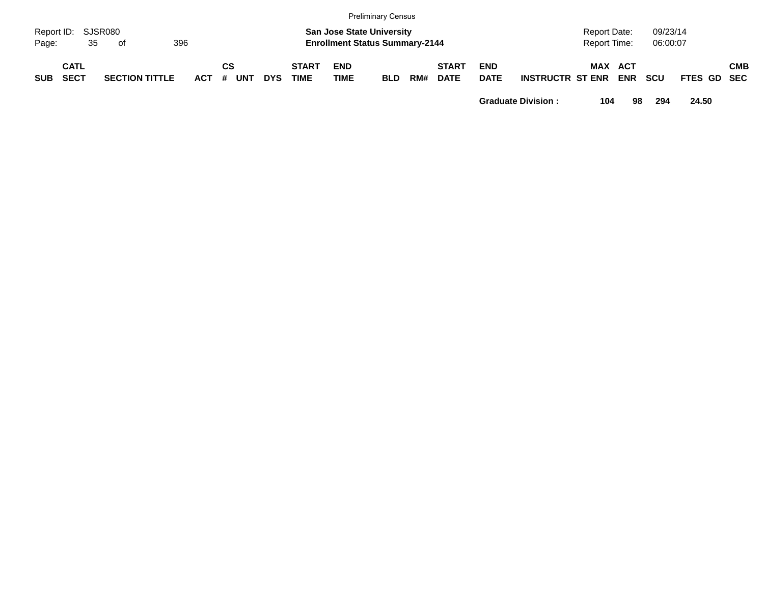Preliminary Census

Report ID: SJSR080

**San Jose State University**
**Enrollment Status Summary-2144**

Report Date: 09/23/14
Report Time: 06:00:07

| SUB | CATL SECT | SECTION TITTLE | ACT | CS # | UNT | DYS | START TIME | END TIME | BLD | RM# | START DATE | END DATE | INSTRUCTR | ST | MAX ENR | ACT ENR | SCU | FTES | GD | CMB SEC |
|---|---|---|---|---|---|---|---|---|---|---|---|---|---|---|---|---|---|---|---|---|
| | | | | | | | | | | | | **Graduate Division :** | | | **104** | **98** | **294** | **24.50** | | |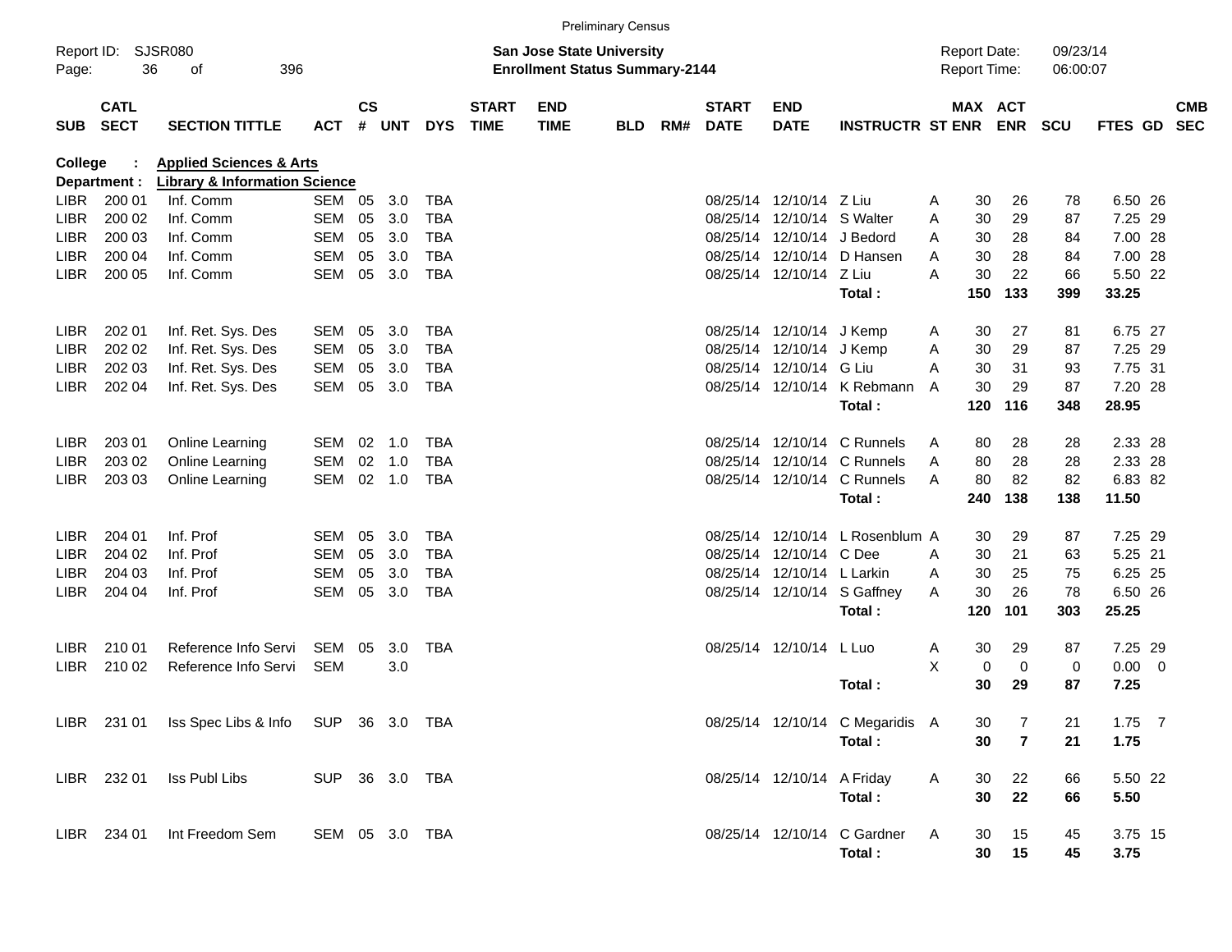Preliminary Census

Report ID: SJSR080

**San Jose State University**
**Enrollment Status Summary-2144**

Report Date: 09/23/14
Report Time: 06:00:07

College : **Applied Sciences & Arts**
Department : **Library & Information Science**

| SUB | CATL SECT | SECTION TITTLE | ACT | CS # | UNT | DYS | START TIME | END TIME | BLD | RM# | START DATE | END DATE | INSTRUCTR | ST | MAX ENR | ACT ENR | SCU | FTES | GD | CMB SEC |
|---|---|---|---|---|---|---|---|---|---|---|---|---|---|---|---|---|---|---|---|---|
| LIBR | 200 01 | Inf. Comm | SEM | 05 | 3.0 | TBA | | | | | 08/25/14 | 12/10/14 | Z Liu | A | 30 | 26 | 78 | 6.50 | 26 | |
| LIBR | 200 02 | Inf. Comm | SEM | 05 | 3.0 | TBA | | | | | 08/25/14 | 12/10/14 | S Walter | A | 30 | 29 | 87 | 7.25 | 29 | |
| LIBR | 200 03 | Inf. Comm | SEM | 05 | 3.0 | TBA | | | | | 08/25/14 | 12/10/14 | J Bedord | A | 30 | 28 | 84 | 7.00 | 28 | |
| LIBR | 200 04 | Inf. Comm | SEM | 05 | 3.0 | TBA | | | | | 08/25/14 | 12/10/14 | D Hansen | A | 30 | 28 | 84 | 7.00 | 28 | |
| LIBR | 200 05 | Inf. Comm | SEM | 05 | 3.0 | TBA | | | | | 08/25/14 | 12/10/14 | Z Liu | A | 30 | 22 | 66 | 5.50 | 22 | |
| | | | | | | | | | | | | | **Total :** | | **150** | **133** | **399** | **33.25** | | |
| LIBR | 202 01 | Inf. Ret. Sys. Des | SEM | 05 | 3.0 | TBA | | | | | 08/25/14 | 12/10/14 | J Kemp | A | 30 | 27 | 81 | 6.75 | 27 | |
| LIBR | 202 02 | Inf. Ret. Sys. Des | SEM | 05 | 3.0 | TBA | | | | | 08/25/14 | 12/10/14 | J Kemp | A | 30 | 29 | 87 | 7.25 | 29 | |
| LIBR | 202 03 | Inf. Ret. Sys. Des | SEM | 05 | 3.0 | TBA | | | | | 08/25/14 | 12/10/14 | G Liu | A | 30 | 31 | 93 | 7.75 | 31 | |
| LIBR | 202 04 | Inf. Ret. Sys. Des | SEM | 05 | 3.0 | TBA | | | | | 08/25/14 | 12/10/14 | K Rebmann | A | 30 | 29 | 87 | 7.20 | 28 | |
| | | | | | | | | | | | | | **Total :** | | **120** | **116** | **348** | **28.95** | | |
| LIBR | 203 01 | Online Learning | SEM | 02 | 1.0 | TBA | | | | | 08/25/14 | 12/10/14 | C Runnels | A | 80 | 28 | 28 | 2.33 | 28 | |
| LIBR | 203 02 | Online Learning | SEM | 02 | 1.0 | TBA | | | | | 08/25/14 | 12/10/14 | C Runnels | A | 80 | 28 | 28 | 2.33 | 28 | |
| LIBR | 203 03 | Online Learning | SEM | 02 | 1.0 | TBA | | | | | 08/25/14 | 12/10/14 | C Runnels | A | 80 | 82 | 82 | 6.83 | 82 | |
| | | | | | | | | | | | | | **Total :** | | **240** | **138** | **138** | **11.50** | | |
| LIBR | 204 01 | Inf. Prof | SEM | 05 | 3.0 | TBA | | | | | 08/25/14 | 12/10/14 | L Rosenblum | A | 30 | 29 | 87 | 7.25 | 29 | |
| LIBR | 204 02 | Inf. Prof | SEM | 05 | 3.0 | TBA | | | | | 08/25/14 | 12/10/14 | C Dee | A | 30 | 21 | 63 | 5.25 | 21 | |
| LIBR | 204 03 | Inf. Prof | SEM | 05 | 3.0 | TBA | | | | | 08/25/14 | 12/10/14 | L Larkin | A | 30 | 25 | 75 | 6.25 | 25 | |
| LIBR | 204 04 | Inf. Prof | SEM | 05 | 3.0 | TBA | | | | | 08/25/14 | 12/10/14 | S Gaffney | A | 30 | 26 | 78 | 6.50 | 26 | |
| | | | | | | | | | | | | | **Total :** | | **120** | **101** | **303** | **25.25** | | |
| LIBR | 210 01 | Reference Info Servi | SEM | 05 | 3.0 | TBA | | | | | 08/25/14 | 12/10/14 | L Luo | A | 30 | 29 | 87 | 7.25 | 29 | |
| LIBR | 210 02 | Reference Info Servi | SEM | | 3.0 | | | | | | | | | X | 0 | 0 | 0 | 0.00 | 0 | |
| | | | | | | | | | | | | | **Total :** | | **30** | **29** | **87** | **7.25** | | |
| LIBR | 231 01 | Iss Spec Libs & Info | SUP | 36 | 3.0 | TBA | | | | | 08/25/14 | 12/10/14 | C Megaridis | A | 30 | 7 | 21 | 1.75 | 7 | |
| | | | | | | | | | | | | | **Total :** | | **30** | **7** | **21** | **1.75** | | |
| LIBR | 232 01 | Iss Publ Libs | SUP | 36 | 3.0 | TBA | | | | | 08/25/14 | 12/10/14 | A Friday | A | 30 | 22 | 66 | 5.50 | 22 | |
| | | | | | | | | | | | | | **Total :** | | **30** | **22** | **66** | **5.50** | | |
| LIBR | 234 01 | Int Freedom Sem | SEM | 05 | 3.0 | TBA | | | | | 08/25/14 | 12/10/14 | C Gardner | A | 30 | 15 | 45 | 3.75 | 15 | |
| | | | | | | | | | | | | | **Total :** | | **30** | **15** | **45** | **3.75** | | |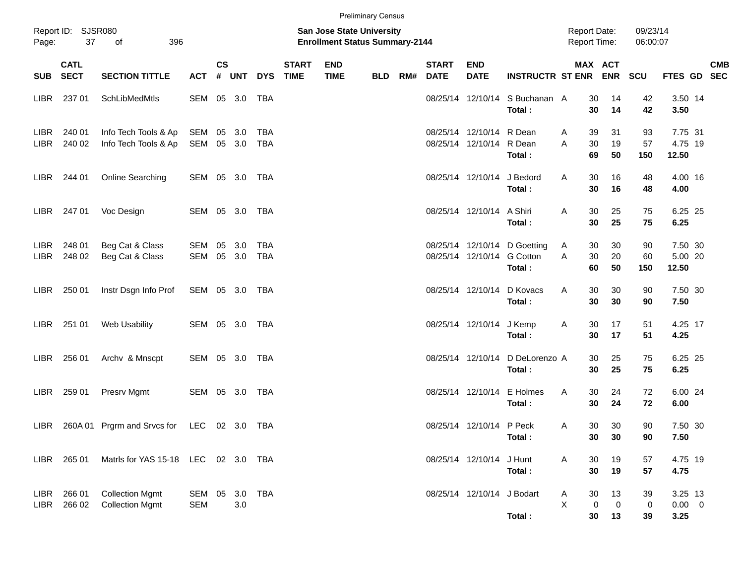Preliminary Census

Report ID: SJSR080

**San Jose State University**
**Enrollment Status Summary-2144**

Report Date: 09/23/14
Report Time: 06:00:07

| SUB | CATL SECT | SECTION TITTLE | ACT | CS # | UNT | DYS | START TIME | END TIME | BLD | RM# | START DATE | END DATE | INSTRUCTR | ST | MAX ENR | ACT ENR | SCU | FTES | GD | CMB SEC |
|---|---|---|---|---|---|---|---|---|---|---|---|---|---|---|---|---|---|---|---|---|
| LIBR | 237 01 | SchLibMedMtls | SEM | 05 | 3.0 | TBA | | | | | 08/25/14 | 12/10/14 | S Buchanan | A | 30 | 14 | 42 | 3.50 | 14 | |
| | | | | | | | | | | | | | **Total :** | | **30** | **14** | **42** | **3.50** | | |
| LIBR | 240 01 | Info Tech Tools & Ap | SEM | 05 | 3.0 | TBA | | | | | 08/25/14 | 12/10/14 | R Dean | A | 39 | 31 | 93 | 7.75 | 31 | |
| LIBR | 240 02 | Info Tech Tools & Ap | SEM | 05 | 3.0 | TBA | | | | | 08/25/14 | 12/10/14 | R Dean | A | 30 | 19 | 57 | 4.75 | 19 | |
| | | | | | | | | | | | | | **Total :** | | **69** | **50** | **150** | **12.50** | | |
| LIBR | 244 01 | Online Searching | SEM | 05 | 3.0 | TBA | | | | | 08/25/14 | 12/10/14 | J Bedord | A | 30 | 16 | 48 | 4.00 | 16 | |
| | | | | | | | | | | | | | **Total :** | | **30** | **16** | **48** | **4.00** | | |
| LIBR | 247 01 | Voc Design | SEM | 05 | 3.0 | TBA | | | | | 08/25/14 | 12/10/14 | A Shiri | A | 30 | 25 | 75 | 6.25 | 25 | |
| | | | | | | | | | | | | | **Total :** | | **30** | **25** | **75** | **6.25** | | |
| LIBR | 248 01 | Beg Cat & Class | SEM | 05 | 3.0 | TBA | | | | | 08/25/14 | 12/10/14 | D Goetting | A | 30 | 30 | 90 | 7.50 | 30 | |
| LIBR | 248 02 | Beg Cat & Class | SEM | 05 | 3.0 | TBA | | | | | 08/25/14 | 12/10/14 | G Cotton | A | 30 | 20 | 60 | 5.00 | 20 | |
| | | | | | | | | | | | | | **Total :** | | **60** | **50** | **150** | **12.50** | | |
| LIBR | 250 01 | Instr Dsgn Info Prof | SEM | 05 | 3.0 | TBA | | | | | 08/25/14 | 12/10/14 | D Kovacs | A | 30 | 30 | 90 | 7.50 | 30 | |
| | | | | | | | | | | | | | **Total :** | | **30** | **30** | **90** | **7.50** | | |
| LIBR | 251 01 | Web Usability | SEM | 05 | 3.0 | TBA | | | | | 08/25/14 | 12/10/14 | J Kemp | A | 30 | 17 | 51 | 4.25 | 17 | |
| | | | | | | | | | | | | | **Total :** | | **30** | **17** | **51** | **4.25** | | |
| LIBR | 256 01 | Archv & Mnscpt | SEM | 05 | 3.0 | TBA | | | | | 08/25/14 | 12/10/14 | D DeLorenzo | A | 30 | 25 | 75 | 6.25 | 25 | |
| | | | | | | | | | | | | | **Total :** | | **30** | **25** | **75** | **6.25** | | |
| LIBR | 259 01 | Presrv Mgmt | SEM | 05 | 3.0 | TBA | | | | | 08/25/14 | 12/10/14 | E Holmes | A | 30 | 24 | 72 | 6.00 | 24 | |
| | | | | | | | | | | | | | **Total :** | | **30** | **24** | **72** | **6.00** | | |
| LIBR | 260A 01 | Prgrm and Srvcs for | LEC | 02 | 3.0 | TBA | | | | | 08/25/14 | 12/10/14 | P Peck | A | 30 | 30 | 90 | 7.50 | 30 | |
| | | | | | | | | | | | | | **Total :** | | **30** | **30** | **90** | **7.50** | | |
| LIBR | 265 01 | Matrls for YAS 15-18 | LEC | 02 | 3.0 | TBA | | | | | 08/25/14 | 12/10/14 | J Hunt | A | 30 | 19 | 57 | 4.75 | 19 | |
| | | | | | | | | | | | | | **Total :** | | **30** | **19** | **57** | **4.75** | | |
| LIBR | 266 01 | Collection Mgmt | SEM | 05 | 3.0 | TBA | | | | | 08/25/14 | 12/10/14 | J Bodart | A | 30 | 13 | 39 | 3.25 | 13 | |
| LIBR | 266 02 | Collection Mgmt | SEM | | 3.0 | | | | | | | | | X | 0 | 0 | 0 | 0.00 | 0 | |
| | | | | | | | | | | | | | **Total :** | | **30** | **13** | **39** | **3.25** | | |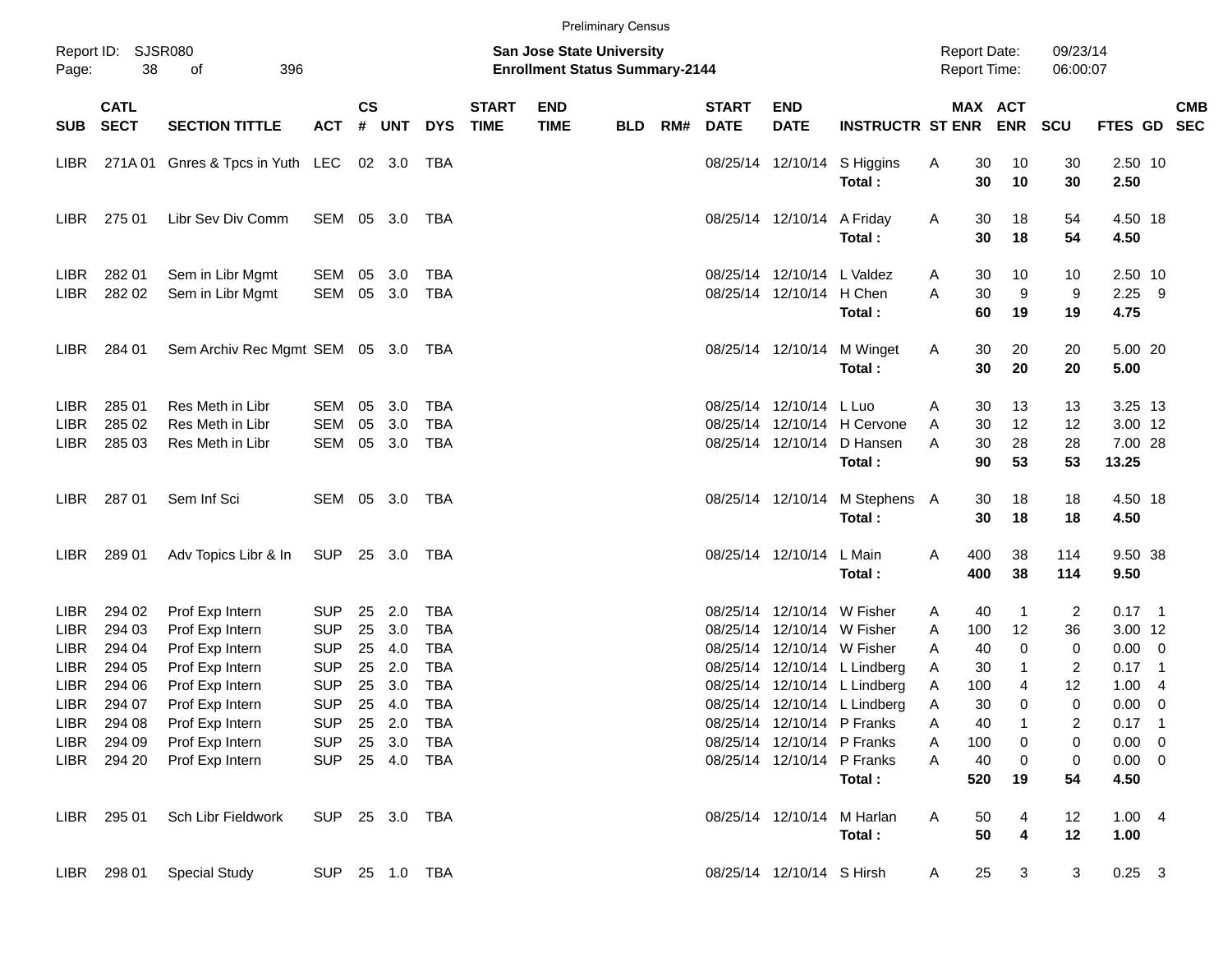Preliminary Census

Report ID: SJSR080

**San Jose State University**
**Enrollment Status Summary-2144**

Report Date: 09/23/14
Report Time: 06:00:07

| SUB | CATL SECT | SECTION TITTLE | ACT | CS # | UNT | DYS | START TIME | END TIME | BLD | RM# | START DATE | END DATE | INSTRUCTR | ST | MAX ENR | ACT ENR | SCU | FTES | GD | CMB SEC |
|---|---|---|---|---|---|---|---|---|---|---|---|---|---|---|---|---|---|---|---|---|
| LIBR | 271A 01 | Gnres & Tpcs in Yuth | LEC | 02 | 3.0 | TBA | | | | | 08/25/14 | 12/10/14 | S Higgins | A | 30 | 10 | 30 | 2.50 | 10 | |
| | | | | | | | | | | | | | **Total :** | | **30** | **10** | **30** | **2.50** | | |
| LIBR | 275 01 | Libr Sev Div Comm | SEM | 05 | 3.0 | TBA | | | | | 08/25/14 | 12/10/14 | A Friday | A | 30 | 18 | 54 | 4.50 | 18 | |
| | | | | | | | | | | | | | **Total :** | | **30** | **18** | **54** | **4.50** | | |
| LIBR | 282 01 | Sem in Libr Mgmt | SEM | 05 | 3.0 | TBA | | | | | 08/25/14 | 12/10/14 | L Valdez | A | 30 | 10 | 10 | 2.50 | 10 | |
| LIBR | 282 02 | Sem in Libr Mgmt | SEM | 05 | 3.0 | TBA | | | | | 08/25/14 | 12/10/14 | H Chen | A | 30 | 9 | 9 | 2.25 | 9 | |
| | | | | | | | | | | | | | **Total :** | | **60** | **19** | **19** | **4.75** | | |
| LIBR | 284 01 | Sem Archiv Rec Mgmt | SEM | 05 | 3.0 | TBA | | | | | 08/25/14 | 12/10/14 | M Winget | A | 30 | 20 | 20 | 5.00 | 20 | |
| | | | | | | | | | | | | | **Total :** | | **30** | **20** | **20** | **5.00** | | |
| LIBR | 285 01 | Res Meth in Libr | SEM | 05 | 3.0 | TBA | | | | | 08/25/14 | 12/10/14 | L Luo | A | 30 | 13 | 13 | 3.25 | 13 | |
| LIBR | 285 02 | Res Meth in Libr | SEM | 05 | 3.0 | TBA | | | | | 08/25/14 | 12/10/14 | H Cervone | A | 30 | 12 | 12 | 3.00 | 12 | |
| LIBR | 285 03 | Res Meth in Libr | SEM | 05 | 3.0 | TBA | | | | | 08/25/14 | 12/10/14 | D Hansen | A | 30 | 28 | 28 | 7.00 | 28 | |
| | | | | | | | | | | | | | **Total :** | | **90** | **53** | **53** | **13.25** | | |
| LIBR | 287 01 | Sem Inf Sci | SEM | 05 | 3.0 | TBA | | | | | 08/25/14 | 12/10/14 | M Stephens | A | 30 | 18 | 18 | 4.50 | 18 | |
| | | | | | | | | | | | | | **Total :** | | **30** | **18** | **18** | **4.50** | | |
| LIBR | 289 01 | Adv Topics Libr & In | SUP | 25 | 3.0 | TBA | | | | | 08/25/14 | 12/10/14 | L Main | A | 400 | 38 | 114 | 9.50 | 38 | |
| | | | | | | | | | | | | | **Total :** | | **400** | **38** | **114** | **9.50** | | |
| LIBR | 294 02 | Prof Exp Intern | SUP | 25 | 2.0 | TBA | | | | | 08/25/14 | 12/10/14 | W Fisher | A | 40 | 1 | 2 | 0.17 | 1 | |
| LIBR | 294 03 | Prof Exp Intern | SUP | 25 | 3.0 | TBA | | | | | 08/25/14 | 12/10/14 | W Fisher | A | 100 | 12 | 36 | 3.00 | 12 | |
| LIBR | 294 04 | Prof Exp Intern | SUP | 25 | 4.0 | TBA | | | | | 08/25/14 | 12/10/14 | W Fisher | A | 40 | 0 | 0 | 0.00 | 0 | |
| LIBR | 294 05 | Prof Exp Intern | SUP | 25 | 2.0 | TBA | | | | | 08/25/14 | 12/10/14 | L Lindberg | A | 30 | 1 | 2 | 0.17 | 1 | |
| LIBR | 294 06 | Prof Exp Intern | SUP | 25 | 3.0 | TBA | | | | | 08/25/14 | 12/10/14 | L Lindberg | A | 100 | 4 | 12 | 1.00 | 4 | |
| LIBR | 294 07 | Prof Exp Intern | SUP | 25 | 4.0 | TBA | | | | | 08/25/14 | 12/10/14 | L Lindberg | A | 30 | 0 | 0 | 0.00 | 0 | |
| LIBR | 294 08 | Prof Exp Intern | SUP | 25 | 2.0 | TBA | | | | | 08/25/14 | 12/10/14 | P Franks | A | 40 | 1 | 2 | 0.17 | 1 | |
| LIBR | 294 09 | Prof Exp Intern | SUP | 25 | 3.0 | TBA | | | | | 08/25/14 | 12/10/14 | P Franks | A | 100 | 0 | 0 | 0.00 | 0 | |
| LIBR | 294 20 | Prof Exp Intern | SUP | 25 | 4.0 | TBA | | | | | 08/25/14 | 12/10/14 | P Franks | A | 40 | 0 | 0 | 0.00 | 0 | |
| | | | | | | | | | | | | | **Total :** | | **520** | **19** | **54** | **4.50** | | |
| LIBR | 295 01 | Sch Libr Fieldwork | SUP | 25 | 3.0 | TBA | | | | | 08/25/14 | 12/10/14 | M Harlan | A | 50 | 4 | 12 | 1.00 | 4 | |
| | | | | | | | | | | | | | **Total :** | | **50** | **4** | **12** | **1.00** | | |
| LIBR | 298 01 | Special Study | SUP | 25 | 1.0 | TBA | | | | | 08/25/14 | 12/10/14 | S Hirsh | A | 25 | 3 | 3 | 0.25 | 3 | |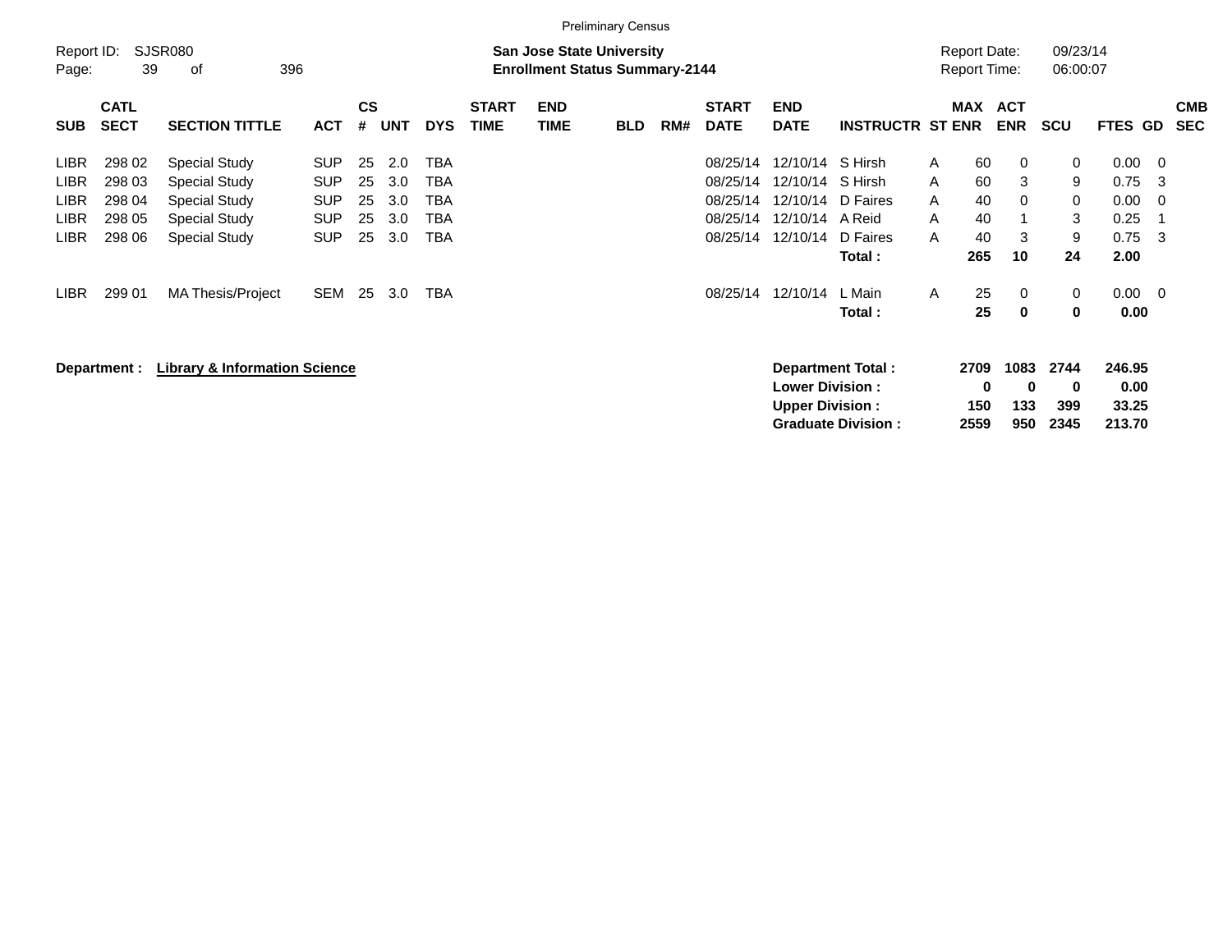Preliminary Census

Report ID: SJSR080

**San Jose State University**
**Enrollment Status Summary-2144**

Report Date: 09/23/14
Report Time: 06:00:07

| SUB | CATL SECT | SECTION TITTLE | ACT | CS # | UNT | DYS | START TIME | END TIME | BLD | RM# | START DATE | END DATE | INSTRUCTR | ST | MAX ENR | ACT ENR | SCU | FTES | GD | CMB SEC |
|---|---|---|---|---|---|---|---|---|---|---|---|---|---|---|---|---|---|---|---|---|
| LIBR | 298 02 | Special Study | SUP | 25 | 2.0 | TBA | | | | | 08/25/14 | 12/10/14 | S Hirsh | A | 60 | 0 | 0 | 0.00 | 0 | |
| LIBR | 298 03 | Special Study | SUP | 25 | 3.0 | TBA | | | | | 08/25/14 | 12/10/14 | S Hirsh | A | 60 | 3 | 9 | 0.75 | 3 | |
| LIBR | 298 04 | Special Study | SUP | 25 | 3.0 | TBA | | | | | 08/25/14 | 12/10/14 | D Faires | A | 40 | 0 | 0 | 0.00 | 0 | |
| LIBR | 298 05 | Special Study | SUP | 25 | 3.0 | TBA | | | | | 08/25/14 | 12/10/14 | A Reid | A | 40 | 1 | 3 | 0.25 | 1 | |
| LIBR | 298 06 | Special Study | SUP | 25 | 3.0 | TBA | | | | | 08/25/14 | 12/10/14 | D Faires | A | 40 | 3 | 9 | 0.75 | 3 | |
| | | | | | | | | | | | | | **Total :** | | **265** | **10** | **24** | **2.00** | | |
| LIBR | 299 01 | MA Thesis/Project | SEM | 25 | 3.0 | TBA | | | | | 08/25/14 | 12/10/14 | L Main | A | 25 | 0 | 0 | 0.00 | 0 | |
| | | | | | | | | | | | | | **Total :** | | **25** | **0** | **0** | **0.00** | | |

**Department :** **Library & Information Science**

| | MAX ENR | ACT ENR | SCU | FTES |
|---|---|---|---|---|
| **Department Total :** | **2709** | **1083** | **2744** | **246.95** |
| **Lower Division :** | **0** | **0** | **0** | **0.00** |
| **Upper Division :** | **150** | **133** | **399** | **33.25** |
| **Graduate Division :** | **2559** | **950** | **2345** | **213.70** |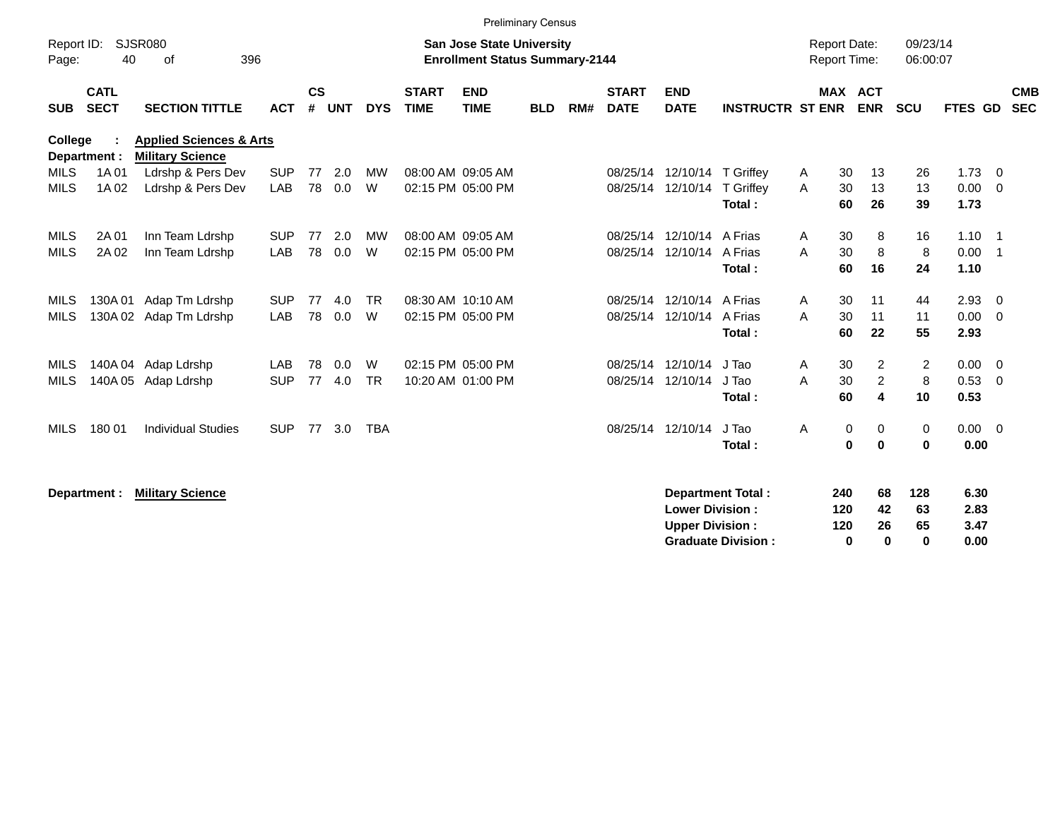Preliminary Census

Report ID: SJSR080

**San Jose State University**
**Enrollment Status Summary-2144**

Report Date: 09/23/14
Report Time: 06:00:07

**College : Applied Sciences & Arts**
**Department : Military Science**

| SUB | CATL SECT | SECTION TITTLE | ACT | CS # | UNT | DYS | START TIME | END TIME | BLD | RM# | START DATE | END DATE | INSTRUCTR | ST | MAX ENR | ACT ENR | SCU | FTES | GD | CMB SEC |
|---|---|---|---|---|---|---|---|---|---|---|---|---|---|---|---|---|---|---|---|---|
| MILS | 1A 01 | Ldrshp & Pers Dev | SUP | 77 | 2.0 | MW | 08:00 AM | 09:05 AM | | | 08/25/14 | 12/10/14 | T Griffey | A | 30 | 13 | 26 | 1.73 | 0 | |
| MILS | 1A 02 | Ldrshp & Pers Dev | LAB | 78 | 0.0 | W | 02:15 PM | 05:00 PM | | | 08/25/14 | 12/10/14 | T Griffey | A | 30 | 13 | 13 | 0.00 | 0 | |
| | | | | | | | | | | | | | **Total :** | | **60** | **26** | **39** | **1.73** | | |
| MILS | 2A 01 | Inn Team Ldrshp | SUP | 77 | 2.0 | MW | 08:00 AM | 09:05 AM | | | 08/25/14 | 12/10/14 | A Frias | A | 30 | 8 | 16 | 1.10 | 1 | |
| MILS | 2A 02 | Inn Team Ldrshp | LAB | 78 | 0.0 | W | 02:15 PM | 05:00 PM | | | 08/25/14 | 12/10/14 | A Frias | A | 30 | 8 | 8 | 0.00 | 1 | |
| | | | | | | | | | | | | | **Total :** | | **60** | **16** | **24** | **1.10** | | |
| MILS | 130A 01 | Adap Tm Ldrshp | SUP | 77 | 4.0 | TR | 08:30 AM | 10:10 AM | | | 08/25/14 | 12/10/14 | A Frias | A | 30 | 11 | 44 | 2.93 | 0 | |
| MILS | 130A 02 | Adap Tm Ldrshp | LAB | 78 | 0.0 | W | 02:15 PM | 05:00 PM | | | 08/25/14 | 12/10/14 | A Frias | A | 30 | 11 | 11 | 0.00 | 0 | |
| | | | | | | | | | | | | | **Total :** | | **60** | **22** | **55** | **2.93** | | |
| MILS | 140A 04 | Adap Ldrshp | LAB | 78 | 0.0 | W | 02:15 PM | 05:00 PM | | | 08/25/14 | 12/10/14 | J Tao | A | 30 | 2 | 2 | 0.00 | 0 | |
| MILS | 140A 05 | Adap Ldrshp | SUP | 77 | 4.0 | TR | 10:20 AM | 01:00 PM | | | 08/25/14 | 12/10/14 | J Tao | A | 30 | 2 | 8 | 0.53 | 0 | |
| | | | | | | | | | | | | | **Total :** | | **60** | **4** | **10** | **0.53** | | |
| MILS | 180 01 | Individual Studies | SUP | 77 | 3.0 | TBA | | | | | 08/25/14 | 12/10/14 | J Tao | A | 0 | 0 | 0 | 0.00 | 0 | |
| | | | | | | | | | | | | | **Total :** | | **0** | **0** | **0** | **0.00** | | |

**Department : Military Science**

| | MAX ENR | ACT ENR | SCU | FTES |
|---|---|---|---|---|
| **Department Total :** | **240** | **68** | **128** | **6.30** |
| **Lower Division :** | **120** | **42** | **63** | **2.83** |
| **Upper Division :** | **120** | **26** | **65** | **3.47** |
| **Graduate Division :** | **0** | **0** | **0** | **0.00** |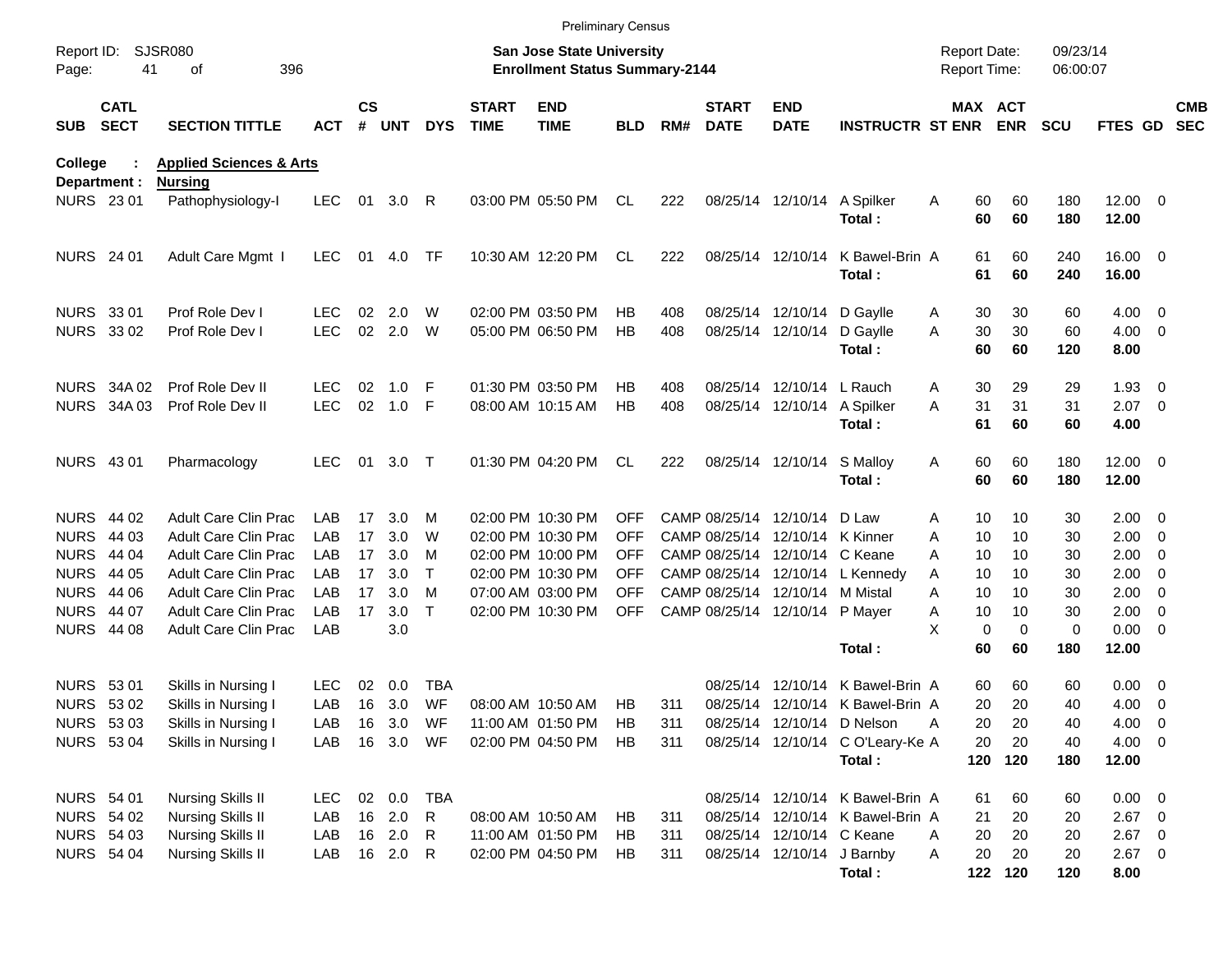Preliminary Census

Report ID: SJSR080

**San Jose State University**
**Enrollment Status Summary-2144**

Report Date: 09/23/14
Report Time: 06:00:07

**College : Applied Sciences & Arts**
**Department : Nursing**

| SUB | CATL SECT | SECTION TITTLE | ACT | CS # | UNT | DYS | START TIME | END TIME | BLD | RM# | START DATE | END DATE | INSTRUCTR | ST | MAX ENR | ACT ENR | SCU | FTES | GD | CMB SEC |
|---|---|---|---|---|---|---|---|---|---|---|---|---|---|---|---|---|---|---|---|---|
| NURS | 23 01 | Pathophysiology-I | LEC | 01 | 3.0 | R | 03:00 PM | 05:50 PM | CL | 222 | 08/25/14 | 12/10/14 | A Spilker | A | 60 | 60 | 180 | 12.00 | 0 | |
| | | | | | | | | | | | | | **Total :** | | **60** | **60** | **180** | **12.00** | | |
| NURS | 24 01 | Adult Care Mgmt I | LEC | 01 | 4.0 | TF | 10:30 AM | 12:20 PM | CL | 222 | 08/25/14 | 12/10/14 | K Bawel-Brin | A | 61 | 60 | 240 | 16.00 | 0 | |
| | | | | | | | | | | | | | **Total :** | | **61** | **60** | **240** | **16.00** | | |
| NURS | 33 01 | Prof Role Dev I | LEC | 02 | 2.0 | W | 02:00 PM | 03:50 PM | HB | 408 | 08/25/14 | 12/10/14 | D Gaylle | A | 30 | 30 | 60 | 4.00 | 0 | |
| NURS | 33 02 | Prof Role Dev I | LEC | 02 | 2.0 | W | 05:00 PM | 06:50 PM | HB | 408 | 08/25/14 | 12/10/14 | D Gaylle | A | 30 | 30 | 60 | 4.00 | 0 | |
| | | | | | | | | | | | | | **Total :** | | **60** | **60** | **120** | **8.00** | | |
| NURS | 34A 02 | Prof Role Dev II | LEC | 02 | 1.0 | F | 01:30 PM | 03:50 PM | HB | 408 | 08/25/14 | 12/10/14 | L Rauch | A | 30 | 29 | 29 | 1.93 | 0 | |
| NURS | 34A 03 | Prof Role Dev II | LEC | 02 | 1.0 | F | 08:00 AM | 10:15 AM | HB | 408 | 08/25/14 | 12/10/14 | A Spilker | A | 31 | 31 | 31 | 2.07 | 0 | |
| | | | | | | | | | | | | | **Total :** | | **61** | **60** | **60** | **4.00** | | |
| NURS | 43 01 | Pharmacology | LEC | 01 | 3.0 | T | 01:30 PM | 04:20 PM | CL | 222 | 08/25/14 | 12/10/14 | S Malloy | A | 60 | 60 | 180 | 12.00 | 0 | |
| | | | | | | | | | | | | | **Total :** | | **60** | **60** | **180** | **12.00** | | |
| NURS | 44 02 | Adult Care Clin Prac | LAB | 17 | 3.0 | M | 02:00 PM | 10:30 PM | OFF | CAMP | 08/25/14 | 12/10/14 | D Law | A | 10 | 10 | 30 | 2.00 | 0 | |
| NURS | 44 03 | Adult Care Clin Prac | LAB | 17 | 3.0 | W | 02:00 PM | 10:30 PM | OFF | CAMP | 08/25/14 | 12/10/14 | K Kinner | A | 10 | 10 | 30 | 2.00 | 0 | |
| NURS | 44 04 | Adult Care Clin Prac | LAB | 17 | 3.0 | M | 02:00 PM | 10:00 PM | OFF | CAMP | 08/25/14 | 12/10/14 | C Keane | A | 10 | 10 | 30 | 2.00 | 0 | |
| NURS | 44 05 | Adult Care Clin Prac | LAB | 17 | 3.0 | T | 02:00 PM | 10:30 PM | OFF | CAMP | 08/25/14 | 12/10/14 | L Kennedy | A | 10 | 10 | 30 | 2.00 | 0 | |
| NURS | 44 06 | Adult Care Clin Prac | LAB | 17 | 3.0 | M | 07:00 AM | 03:00 PM | OFF | CAMP | 08/25/14 | 12/10/14 | M Mistal | A | 10 | 10 | 30 | 2.00 | 0 | |
| NURS | 44 07 | Adult Care Clin Prac | LAB | 17 | 3.0 | T | 02:00 PM | 10:30 PM | OFF | CAMP | 08/25/14 | 12/10/14 | P Mayer | A | 10 | 10 | 30 | 2.00 | 0 | |
| NURS | 44 08 | Adult Care Clin Prac | LAB | | 3.0 | | | | | | | | | X | 0 | 0 | 0 | 0.00 | 0 | |
| | | | | | | | | | | | | | **Total :** | | **60** | **60** | **180** | **12.00** | | |
| NURS | 53 01 | Skills in Nursing I | LEC | 02 | 0.0 | TBA | | | | | 08/25/14 | 12/10/14 | K Bawel-Brin | A | 60 | 60 | 60 | 0.00 | 0 | |
| NURS | 53 02 | Skills in Nursing I | LAB | 16 | 3.0 | WF | 08:00 AM | 10:50 AM | HB | 311 | 08/25/14 | 12/10/14 | K Bawel-Brin | A | 20 | 20 | 40 | 4.00 | 0 | |
| NURS | 53 03 | Skills in Nursing I | LAB | 16 | 3.0 | WF | 11:00 AM | 01:50 PM | HB | 311 | 08/25/14 | 12/10/14 | D Nelson | A | 20 | 20 | 40 | 4.00 | 0 | |
| NURS | 53 04 | Skills in Nursing I | LAB | 16 | 3.0 | WF | 02:00 PM | 04:50 PM | HB | 311 | 08/25/14 | 12/10/14 | C O'Leary-Ke | A | 20 | 20 | 40 | 4.00 | 0 | |
| | | | | | | | | | | | | | **Total :** | | **120** | **120** | **180** | **12.00** | | |
| NURS | 54 01 | Nursing Skills II | LEC | 02 | 0.0 | TBA | | | | | 08/25/14 | 12/10/14 | K Bawel-Brin | A | 61 | 60 | 60 | 0.00 | 0 | |
| NURS | 54 02 | Nursing Skills II | LAB | 16 | 2.0 | R | 08:00 AM | 10:50 AM | HB | 311 | 08/25/14 | 12/10/14 | K Bawel-Brin | A | 21 | 20 | 20 | 2.67 | 0 | |
| NURS | 54 03 | Nursing Skills II | LAB | 16 | 2.0 | R | 11:00 AM | 01:50 PM | HB | 311 | 08/25/14 | 12/10/14 | C Keane | A | 20 | 20 | 20 | 2.67 | 0 | |
| NURS | 54 04 | Nursing Skills II | LAB | 16 | 2.0 | R | 02:00 PM | 04:50 PM | HB | 311 | 08/25/14 | 12/10/14 | J Barnby | A | 20 | 20 | 20 | 2.67 | 0 | |
| | | | | | | | | | | | | | **Total :** | | **122** | **120** | **120** | **8.00** | | |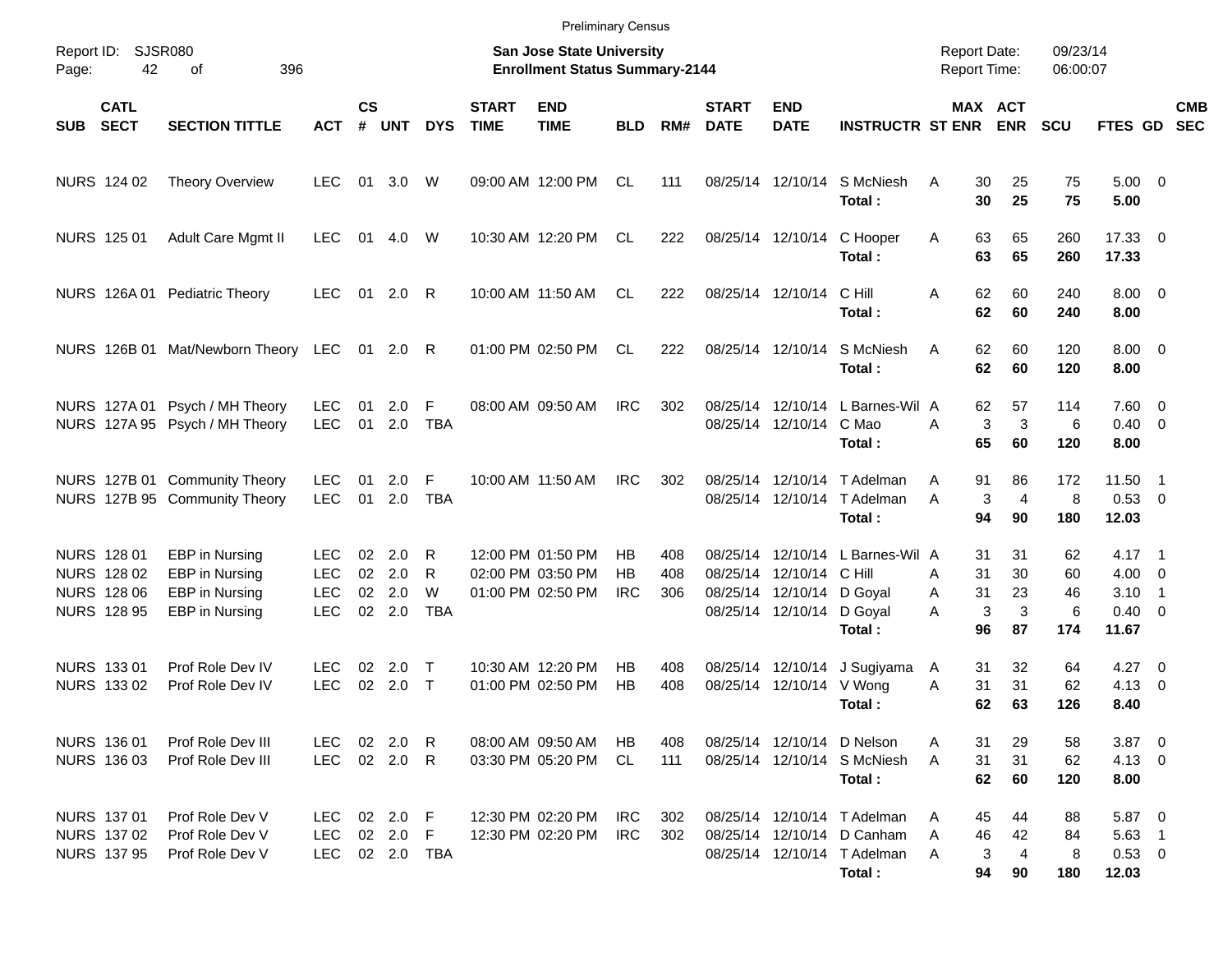Preliminary Census

Report ID: SJSR080
Page: 42 of 396

**San Jose State University**
**Enrollment Status Summary-2144**

Report Date: 09/23/14
Report Time: 06:00:07

| SUB | CATL SECT | SECTION TITTLE | ACT | CS # | UNT | DYS | START TIME | END TIME | BLD | RM# | START DATE | END DATE | INSTRUCTR | ST | MAX ENR | ACT ENR | SCU | FTES | GD | CMB SEC |
|---|---|---|---|---|---|---|---|---|---|---|---|---|---|---|---|---|---|---|---|---|
| NURS | 124 02 | Theory Overview | LEC | 01 | 3.0 | W | 09:00 AM | 12:00 PM | CL | 111 | 08/25/14 | 12/10/14 | S McNiesh | A | 30 | 25 | 75 | 5.00 | 0 | |
| | | | | | | | | | | | | | **Total :** | | **30** | **25** | **75** | **5.00** | | |
| NURS | 125 01 | Adult Care Mgmt II | LEC | 01 | 4.0 | W | 10:30 AM | 12:20 PM | CL | 222 | 08/25/14 | 12/10/14 | C Hooper | A | 63 | 65 | 260 | 17.33 | 0 | |
| | | | | | | | | | | | | | **Total :** | | **63** | **65** | **260** | **17.33** | | |
| NURS | 126A 01 | Pediatric Theory | LEC | 01 | 2.0 | R | 10:00 AM | 11:50 AM | CL | 222 | 08/25/14 | 12/10/14 | C Hill | A | 62 | 60 | 240 | 8.00 | 0 | |
| | | | | | | | | | | | | | **Total :** | | **62** | **60** | **240** | **8.00** | | |
| NURS | 126B 01 | Mat/Newborn Theory | LEC | 01 | 2.0 | R | 01:00 PM | 02:50 PM | CL | 222 | 08/25/14 | 12/10/14 | S McNiesh | A | 62 | 60 | 120 | 8.00 | 0 | |
| | | | | | | | | | | | | | **Total :** | | **62** | **60** | **120** | **8.00** | | |
| NURS | 127A 01 | Psych / MH Theory | LEC | 01 | 2.0 | F | 08:00 AM | 09:50 AM | IRC | 302 | 08/25/14 | 12/10/14 | L Barnes-Wil | A | 62 | 57 | 114 | 7.60 | 0 | |
| NURS | 127A 95 | Psych / MH Theory | LEC | 01 | 2.0 | TBA | | | | | 08/25/14 | 12/10/14 | C Mao | A | 3 | 3 | 6 | 0.40 | 0 | |
| | | | | | | | | | | | | | **Total :** | | **65** | **60** | **120** | **8.00** | | |
| NURS | 127B 01 | Community Theory | LEC | 01 | 2.0 | F | 10:00 AM | 11:50 AM | IRC | 302 | 08/25/14 | 12/10/14 | T Adelman | A | 91 | 86 | 172 | 11.50 | 1 | |
| NURS | 127B 95 | Community Theory | LEC | 01 | 2.0 | TBA | | | | | 08/25/14 | 12/10/14 | T Adelman | A | 3 | 4 | 8 | 0.53 | 0 | |
| | | | | | | | | | | | | | **Total :** | | **94** | **90** | **180** | **12.03** | | |
| NURS | 128 01 | EBP in Nursing | LEC | 02 | 2.0 | R | 12:00 PM | 01:50 PM | HB | 408 | 08/25/14 | 12/10/14 | L Barnes-Wil | A | 31 | 31 | 62 | 4.17 | 1 | |
| NURS | 128 02 | EBP in Nursing | LEC | 02 | 2.0 | R | 02:00 PM | 03:50 PM | HB | 408 | 08/25/14 | 12/10/14 | C Hill | A | 31 | 30 | 60 | 4.00 | 0 | |
| NURS | 128 06 | EBP in Nursing | LEC | 02 | 2.0 | W | 01:00 PM | 02:50 PM | IRC | 306 | 08/25/14 | 12/10/14 | D Goyal | A | 31 | 23 | 46 | 3.10 | 1 | |
| NURS | 128 95 | EBP in Nursing | LEC | 02 | 2.0 | TBA | | | | | 08/25/14 | 12/10/14 | D Goyal | A | 3 | 3 | 6 | 0.40 | 0 | |
| | | | | | | | | | | | | | **Total :** | | **96** | **87** | **174** | **11.67** | | |
| NURS | 133 01 | Prof Role Dev IV | LEC | 02 | 2.0 | T | 10:30 AM | 12:20 PM | HB | 408 | 08/25/14 | 12/10/14 | J Sugiyama | A | 31 | 32 | 64 | 4.27 | 0 | |
| NURS | 133 02 | Prof Role Dev IV | LEC | 02 | 2.0 | T | 01:00 PM | 02:50 PM | HB | 408 | 08/25/14 | 12/10/14 | V Wong | A | 31 | 31 | 62 | 4.13 | 0 | |
| | | | | | | | | | | | | | **Total :** | | **62** | **63** | **126** | **8.40** | | |
| NURS | 136 01 | Prof Role Dev III | LEC | 02 | 2.0 | R | 08:00 AM | 09:50 AM | HB | 408 | 08/25/14 | 12/10/14 | D Nelson | A | 31 | 29 | 58 | 3.87 | 0 | |
| NURS | 136 03 | Prof Role Dev III | LEC | 02 | 2.0 | R | 03:30 PM | 05:20 PM | CL | 111 | 08/25/14 | 12/10/14 | S McNiesh | A | 31 | 31 | 62 | 4.13 | 0 | |
| | | | | | | | | | | | | | **Total :** | | **62** | **60** | **120** | **8.00** | | |
| NURS | 137 01 | Prof Role Dev V | LEC | 02 | 2.0 | F | 12:30 PM | 02:20 PM | IRC | 302 | 08/25/14 | 12/10/14 | T Adelman | A | 45 | 44 | 88 | 5.87 | 0 | |
| NURS | 137 02 | Prof Role Dev V | LEC | 02 | 2.0 | F | 12:30 PM | 02:20 PM | IRC | 302 | 08/25/14 | 12/10/14 | D Canham | A | 46 | 42 | 84 | 5.63 | 1 | |
| NURS | 137 95 | Prof Role Dev V | LEC | 02 | 2.0 | TBA | | | | | 08/25/14 | 12/10/14 | T Adelman | A | 3 | 4 | 8 | 0.53 | 0 | |
| | | | | | | | | | | | | | **Total :** | | **94** | **90** | **180** | **12.03** | | |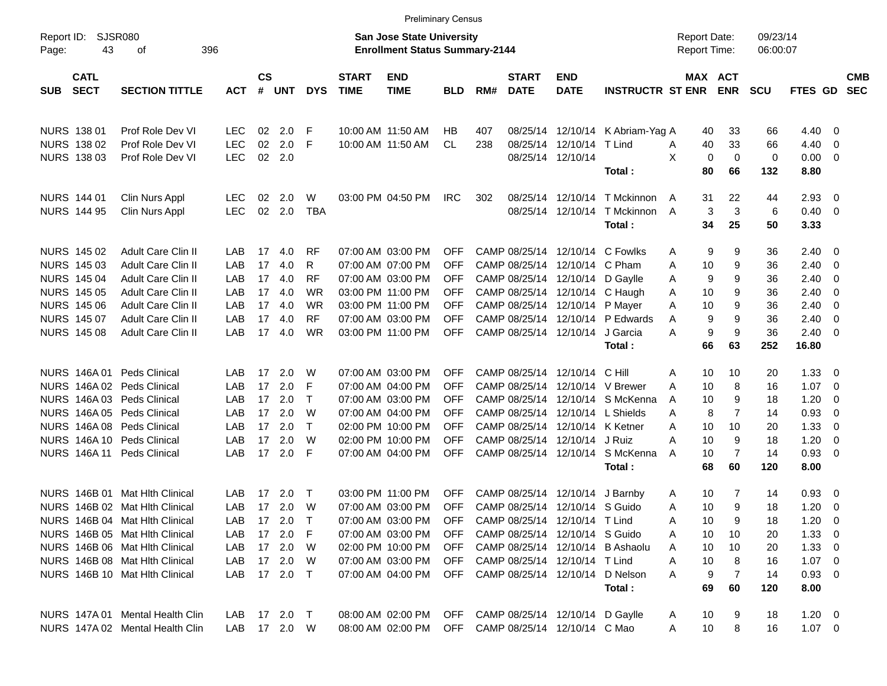Preliminary Census

Report ID: SJSR080

**San Jose State University**
**Enrollment Status Summary-2144**

Report Date: 09/23/14
Report Time: 06:00:07

| SUB | CATL SECT | SECTION TITTLE | ACT | CS # | UNT | DYS | START TIME | END TIME | BLD | RM# | START DATE | END DATE | INSTRUCTR | ST | MAX ENR | ACT ENR | SCU | FTES | GD | CMB SEC |
|---|---|---|---|---|---|---|---|---|---|---|---|---|---|---|---|---|---|---|---|---|
| NURS | 138 01 | Prof Role Dev VI | LEC | 02 | 2.0 | F | 10:00 AM | 11:50 AM | HB | 407 | 08/25/14 | 12/10/14 | K Abriam-Yag | A | 40 | 33 | 66 | 4.40 | 0 | |
| NURS | 138 02 | Prof Role Dev VI | LEC | 02 | 2.0 | F | 10:00 AM | 11:50 AM | CL | 238 | 08/25/14 | 12/10/14 | T Lind | A | 40 | 33 | 66 | 4.40 | 0 | |
| NURS | 138 03 | Prof Role Dev VI | LEC | 02 | 2.0 | | | | | | 08/25/14 | 12/10/14 | | X | 0 | 0 | 0 | 0.00 | 0 | |
| | | | | | | | | | | | | | **Total :** | | **80** | **66** | **132** | **8.80** | | |
| NURS | 144 01 | Clin Nurs Appl | LEC | 02 | 2.0 | W | 03:00 PM | 04:50 PM | IRC | 302 | 08/25/14 | 12/10/14 | T Mckinnon | A | 31 | 22 | 44 | 2.93 | 0 | |
| NURS | 144 95 | Clin Nurs Appl | LEC | 02 | 2.0 | TBA | | | | | 08/25/14 | 12/10/14 | T Mckinnon | A | 3 | 3 | 6 | 0.40 | 0 | |
| | | | | | | | | | | | | | **Total :** | | **34** | **25** | **50** | **3.33** | | |
| NURS | 145 02 | Adult Care Clin II | LAB | 17 | 4.0 | RF | 07:00 AM | 03:00 PM | OFF | CAMP | 08/25/14 | 12/10/14 | C Fowlks | A | 9 | 9 | 36 | 2.40 | 0 | |
| NURS | 145 03 | Adult Care Clin II | LAB | 17 | 4.0 | R | 07:00 AM | 07:00 PM | OFF | CAMP | 08/25/14 | 12/10/14 | C Pham | A | 10 | 9 | 36 | 2.40 | 0 | |
| NURS | 145 04 | Adult Care Clin II | LAB | 17 | 4.0 | RF | 07:00 AM | 03:00 PM | OFF | CAMP | 08/25/14 | 12/10/14 | D Gaylle | A | 9 | 9 | 36 | 2.40 | 0 | |
| NURS | 145 05 | Adult Care Clin II | LAB | 17 | 4.0 | WR | 03:00 PM | 11:00 PM | OFF | CAMP | 08/25/14 | 12/10/14 | C Haugh | A | 10 | 9 | 36 | 2.40 | 0 | |
| NURS | 145 06 | Adult Care Clin II | LAB | 17 | 4.0 | WR | 03:00 PM | 11:00 PM | OFF | CAMP | 08/25/14 | 12/10/14 | P Mayer | A | 10 | 9 | 36 | 2.40 | 0 | |
| NURS | 145 07 | Adult Care Clin II | LAB | 17 | 4.0 | RF | 07:00 AM | 03:00 PM | OFF | CAMP | 08/25/14 | 12/10/14 | P Edwards | A | 9 | 9 | 36 | 2.40 | 0 | |
| NURS | 145 08 | Adult Care Clin II | LAB | 17 | 4.0 | WR | 03:00 PM | 11:00 PM | OFF | CAMP | 08/25/14 | 12/10/14 | J Garcia | A | 9 | 9 | 36 | 2.40 | 0 | |
| | | | | | | | | | | | | | **Total :** | | **66** | **63** | **252** | **16.80** | | |
| NURS | 146A 01 | Peds Clinical | LAB | 17 | 2.0 | W | 07:00 AM | 03:00 PM | OFF | CAMP | 08/25/14 | 12/10/14 | C Hill | A | 10 | 10 | 20 | 1.33 | 0 | |
| NURS | 146A 02 | Peds Clinical | LAB | 17 | 2.0 | F | 07:00 AM | 04:00 PM | OFF | CAMP | 08/25/14 | 12/10/14 | V Brewer | A | 10 | 8 | 16 | 1.07 | 0 | |
| NURS | 146A 03 | Peds Clinical | LAB | 17 | 2.0 | T | 07:00 AM | 03:00 PM | OFF | CAMP | 08/25/14 | 12/10/14 | S McKenna | A | 10 | 9 | 18 | 1.20 | 0 | |
| NURS | 146A 05 | Peds Clinical | LAB | 17 | 2.0 | W | 07:00 AM | 04:00 PM | OFF | CAMP | 08/25/14 | 12/10/14 | L Shields | A | 8 | 7 | 14 | 0.93 | 0 | |
| NURS | 146A 08 | Peds Clinical | LAB | 17 | 2.0 | T | 02:00 PM | 10:00 PM | OFF | CAMP | 08/25/14 | 12/10/14 | K Ketner | A | 10 | 10 | 20 | 1.33 | 0 | |
| NURS | 146A 10 | Peds Clinical | LAB | 17 | 2.0 | W | 02:00 PM | 10:00 PM | OFF | CAMP | 08/25/14 | 12/10/14 | J Ruiz | A | 10 | 9 | 18 | 1.20 | 0 | |
| NURS | 146A 11 | Peds Clinical | LAB | 17 | 2.0 | F | 07:00 AM | 04:00 PM | OFF | CAMP | 08/25/14 | 12/10/14 | S McKenna | A | 10 | 7 | 14 | 0.93 | 0 | |
| | | | | | | | | | | | | | **Total :** | | **68** | **60** | **120** | **8.00** | | |
| NURS | 146B 01 | Mat Hlth Clinical | LAB | 17 | 2.0 | T | 03:00 PM | 11:00 PM | OFF | CAMP | 08/25/14 | 12/10/14 | J Barnby | A | 10 | 7 | 14 | 0.93 | 0 | |
| NURS | 146B 02 | Mat Hlth Clinical | LAB | 17 | 2.0 | W | 07:00 AM | 03:00 PM | OFF | CAMP | 08/25/14 | 12/10/14 | S Guido | A | 10 | 9 | 18 | 1.20 | 0 | |
| NURS | 146B 04 | Mat Hlth Clinical | LAB | 17 | 2.0 | T | 07:00 AM | 03:00 PM | OFF | CAMP | 08/25/14 | 12/10/14 | T Lind | A | 10 | 9 | 18 | 1.20 | 0 | |
| NURS | 146B 05 | Mat Hlth Clinical | LAB | 17 | 2.0 | F | 07:00 AM | 03:00 PM | OFF | CAMP | 08/25/14 | 12/10/14 | S Guido | A | 10 | 10 | 20 | 1.33 | 0 | |
| NURS | 146B 06 | Mat Hlth Clinical | LAB | 17 | 2.0 | W | 02:00 PM | 10:00 PM | OFF | CAMP | 08/25/14 | 12/10/14 | B Ashaolu | A | 10 | 10 | 20 | 1.33 | 0 | |
| NURS | 146B 08 | Mat Hlth Clinical | LAB | 17 | 2.0 | W | 07:00 AM | 03:00 PM | OFF | CAMP | 08/25/14 | 12/10/14 | T Lind | A | 10 | 8 | 16 | 1.07 | 0 | |
| NURS | 146B 10 | Mat Hlth Clinical | LAB | 17 | 2.0 | T | 07:00 AM | 04:00 PM | OFF | CAMP | 08/25/14 | 12/10/14 | D Nelson | A | 9 | 7 | 14 | 0.93 | 0 | |
| | | | | | | | | | | | | | **Total :** | | **69** | **60** | **120** | **8.00** | | |
| NURS | 147A 01 | Mental Health Clin | LAB | 17 | 2.0 | T | 08:00 AM | 02:00 PM | OFF | CAMP | 08/25/14 | 12/10/14 | D Gaylle | A | 10 | 9 | 18 | 1.20 | 0 | |
| NURS | 147A 02 | Mental Health Clin | LAB | 17 | 2.0 | W | 08:00 AM | 02:00 PM | OFF | CAMP | 08/25/14 | 12/10/14 | C Mao | A | 10 | 8 | 16 | 1.07 | 0 | |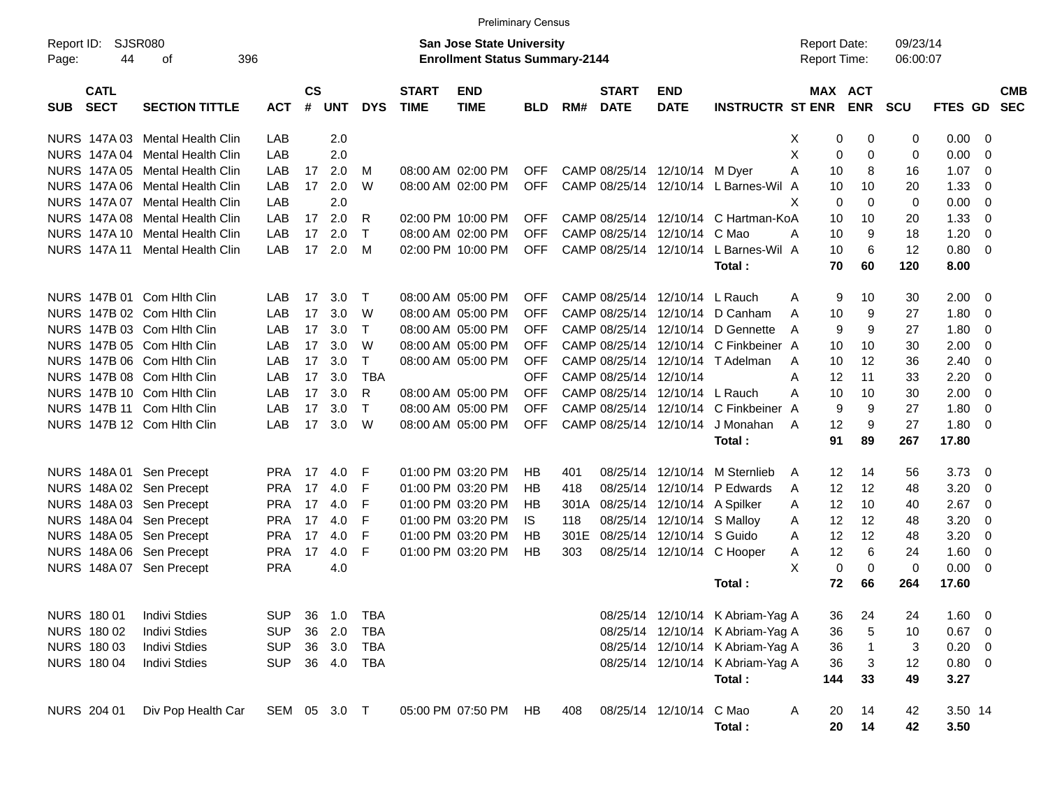Preliminary Census

Report ID: SJSR080
Page: 44 of 396

**San Jose State University**
**Enrollment Status Summary-2144**

Report Date: 09/23/14
Report Time: 06:00:07

| SUB | CATL SECT | SECTION TITTLE | ACT | CS # | UNT | DYS | START TIME | END TIME | BLD | RM# | START DATE | END DATE | INSTRUCTR | ST | MAX ENR | ACT ENR | SCU | FTES | GD | CMB SEC |
|---|---|---|---|---|---|---|---|---|---|---|---|---|---|---|---|---|---|---|---|---|
| NURS | 147A 03 | Mental Health Clin | LAB | | 2.0 | | | | | | | | | X | 0 | 0 | 0 | 0.00 | 0 | |
| NURS | 147A 04 | Mental Health Clin | LAB | | 2.0 | | | | | | | | | X | 0 | 0 | 0 | 0.00 | 0 | |
| NURS | 147A 05 | Mental Health Clin | LAB | 17 | 2.0 | M | 08:00 AM | 02:00 PM | OFF | CAMP | 08/25/14 | 12/10/14 | M Dyer | A | 10 | 8 | 16 | 1.07 | 0 | |
| NURS | 147A 06 | Mental Health Clin | LAB | 17 | 2.0 | W | 08:00 AM | 02:00 PM | OFF | CAMP | 08/25/14 | 12/10/14 | L Barnes-Wil | A | 10 | 10 | 20 | 1.33 | 0 | |
| NURS | 147A 07 | Mental Health Clin | LAB | | 2.0 | | | | | | | | | X | 0 | 0 | 0 | 0.00 | 0 | |
| NURS | 147A 08 | Mental Health Clin | LAB | 17 | 2.0 | R | 02:00 PM | 10:00 PM | OFF | CAMP | 08/25/14 | 12/10/14 | C Hartman-Ko | A | 10 | 10 | 20 | 1.33 | 0 | |
| NURS | 147A 10 | Mental Health Clin | LAB | 17 | 2.0 | T | 08:00 AM | 02:00 PM | OFF | CAMP | 08/25/14 | 12/10/14 | C Mao | A | 10 | 9 | 18 | 1.20 | 0 | |
| NURS | 147A 11 | Mental Health Clin | LAB | 17 | 2.0 | M | 02:00 PM | 10:00 PM | OFF | CAMP | 08/25/14 | 12/10/14 | L Barnes-Wil | A | 10 | 6 | 12 | 0.80 | 0 | |
| | | | | | | | | | | | | | **Total :** | | **70** | **60** | **120** | **8.00** | | |
| NURS | 147B 01 | Com Hlth Clin | LAB | 17 | 3.0 | T | 08:00 AM | 05:00 PM | OFF | CAMP | 08/25/14 | 12/10/14 | L Rauch | A | 9 | 10 | 30 | 2.00 | 0 | |
| NURS | 147B 02 | Com Hlth Clin | LAB | 17 | 3.0 | W | 08:00 AM | 05:00 PM | OFF | CAMP | 08/25/14 | 12/10/14 | D Canham | A | 10 | 9 | 27 | 1.80 | 0 | |
| NURS | 147B 03 | Com Hlth Clin | LAB | 17 | 3.0 | T | 08:00 AM | 05:00 PM | OFF | CAMP | 08/25/14 | 12/10/14 | D Gennette | A | 9 | 9 | 27 | 1.80 | 0 | |
| NURS | 147B 05 | Com Hlth Clin | LAB | 17 | 3.0 | W | 08:00 AM | 05:00 PM | OFF | CAMP | 08/25/14 | 12/10/14 | C Finkbeiner | A | 10 | 10 | 30 | 2.00 | 0 | |
| NURS | 147B 06 | Com Hlth Clin | LAB | 17 | 3.0 | T | 08:00 AM | 05:00 PM | OFF | CAMP | 08/25/14 | 12/10/14 | T Adelman | A | 10 | 12 | 36 | 2.40 | 0 | |
| NURS | 147B 08 | Com Hlth Clin | LAB | 17 | 3.0 | TBA | | | OFF | CAMP | 08/25/14 | 12/10/14 | | A | 12 | 11 | 33 | 2.20 | 0 | |
| NURS | 147B 10 | Com Hlth Clin | LAB | 17 | 3.0 | R | 08:00 AM | 05:00 PM | OFF | CAMP | 08/25/14 | 12/10/14 | L Rauch | A | 10 | 10 | 30 | 2.00 | 0 | |
| NURS | 147B 11 | Com Hlth Clin | LAB | 17 | 3.0 | T | 08:00 AM | 05:00 PM | OFF | CAMP | 08/25/14 | 12/10/14 | C Finkbeiner | A | 9 | 9 | 27 | 1.80 | 0 | |
| NURS | 147B 12 | Com Hlth Clin | LAB | 17 | 3.0 | W | 08:00 AM | 05:00 PM | OFF | CAMP | 08/25/14 | 12/10/14 | J Monahan | A | 12 | 9 | 27 | 1.80 | 0 | |
| | | | | | | | | | | | | | **Total :** | | **91** | **89** | **267** | **17.80** | | |
| NURS | 148A 01 | Sen Precept | PRA | 17 | 4.0 | F | 01:00 PM | 03:20 PM | HB | 401 | 08/25/14 | 12/10/14 | M Sternlieb | A | 12 | 14 | 56 | 3.73 | 0 | |
| NURS | 148A 02 | Sen Precept | PRA | 17 | 4.0 | F | 01:00 PM | 03:20 PM | HB | 418 | 08/25/14 | 12/10/14 | P Edwards | A | 12 | 12 | 48 | 3.20 | 0 | |
| NURS | 148A 03 | Sen Precept | PRA | 17 | 4.0 | F | 01:00 PM | 03:20 PM | HB | 301A | 08/25/14 | 12/10/14 | A Spilker | A | 12 | 10 | 40 | 2.67 | 0 | |
| NURS | 148A 04 | Sen Precept | PRA | 17 | 4.0 | F | 01:00 PM | 03:20 PM | IS | 118 | 08/25/14 | 12/10/14 | S Malloy | A | 12 | 12 | 48 | 3.20 | 0 | |
| NURS | 148A 05 | Sen Precept | PRA | 17 | 4.0 | F | 01:00 PM | 03:20 PM | HB | 301E | 08/25/14 | 12/10/14 | S Guido | A | 12 | 12 | 48 | 3.20 | 0 | |
| NURS | 148A 06 | Sen Precept | PRA | 17 | 4.0 | F | 01:00 PM | 03:20 PM | HB | 303 | 08/25/14 | 12/10/14 | C Hooper | A | 12 | 6 | 24 | 1.60 | 0 | |
| NURS | 148A 07 | Sen Precept | PRA | | 4.0 | | | | | | | | | X | 0 | 0 | 0 | 0.00 | 0 | |
| | | | | | | | | | | | | | **Total :** | | **72** | **66** | **264** | **17.60** | | |
| NURS | 180 01 | Indivi Stdies | SUP | 36 | 1.0 | TBA | | | | | 08/25/14 | 12/10/14 | K Abriam-Yag | A | 36 | 24 | 24 | 1.60 | 0 | |
| NURS | 180 02 | Indivi Stdies | SUP | 36 | 2.0 | TBA | | | | | 08/25/14 | 12/10/14 | K Abriam-Yag | A | 36 | 5 | 10 | 0.67 | 0 | |
| NURS | 180 03 | Indivi Stdies | SUP | 36 | 3.0 | TBA | | | | | 08/25/14 | 12/10/14 | K Abriam-Yag | A | 36 | 1 | 3 | 0.20 | 0 | |
| NURS | 180 04 | Indivi Stdies | SUP | 36 | 4.0 | TBA | | | | | 08/25/14 | 12/10/14 | K Abriam-Yag | A | 36 | 3 | 12 | 0.80 | 0 | |
| | | | | | | | | | | | | | **Total :** | | **144** | **33** | **49** | **3.27** | | |
| NURS | 204 01 | Div Pop Health Car | SEM | 05 | 3.0 | T | 05:00 PM | 07:50 PM | HB | 408 | 08/25/14 | 12/10/14 | C Mao | A | 20 | 14 | 42 | 3.50 | 14 | |
| | | | | | | | | | | | | | **Total :** | | **20** | **14** | **42** | **3.50** | | |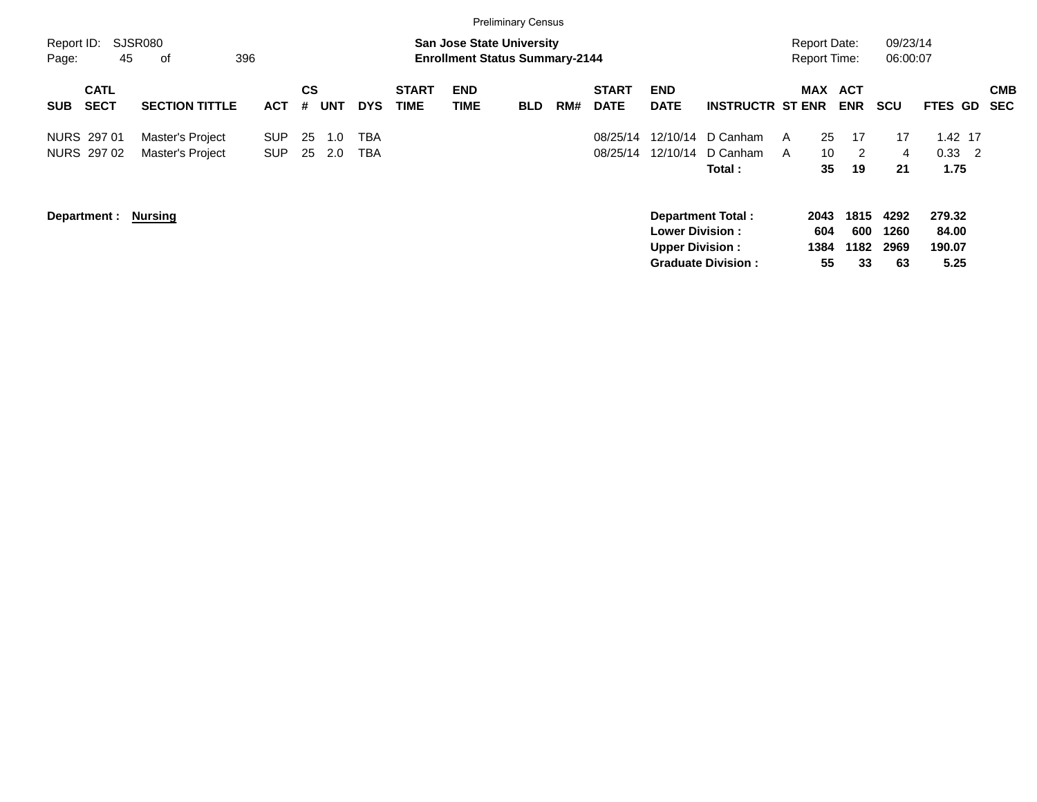Preliminary Census

Report ID: SJSR080
Page: 45 of 396

**San Jose State University**
**Enrollment Status Summary-2144**

Report Date: 09/23/14
Report Time: 06:00:07

| SUB | CATL SECT | SECTION TITTLE | ACT | CS # | UNT | DYS | START TIME | END TIME | BLD | RM# | START DATE | END DATE | INSTRUCTR | ST | MAX ENR | ACT ENR | SCU | FTES | GD | CMB SEC |
|---|---|---|---|---|---|---|---|---|---|---|---|---|---|---|---|---|---|---|---|---|
| NURS | 297 01 | Master's Project | SUP | 25 | 1.0 | TBA | | | | | 08/25/14 | 12/10/14 | D Canham | A | 25 | 17 | 17 | 1.42 | 17 | |
| NURS | 297 02 | Master's Project | SUP | 25 | 2.0 | TBA | | | | | 08/25/14 | 12/10/14 | D Canham | A | 10 | 2 | 4 | 0.33 | 2 | |
| | | | | | | | | | | | | | **Total :** | | **35** | **19** | **21** | **1.75** | | |

**Department : Nursing**

| | MAX ENR | ACT ENR | SCU | FTES |
|---|---|---|---|---|
| **Department Total :** | **2043** | **1815** | **4292** | **279.32** |
| **Lower Division :** | **604** | **600** | **1260** | **84.00** |
| **Upper Division :** | **1384** | **1182** | **2969** | **190.07** |
| **Graduate Division :** | **55** | **33** | **63** | **5.25** |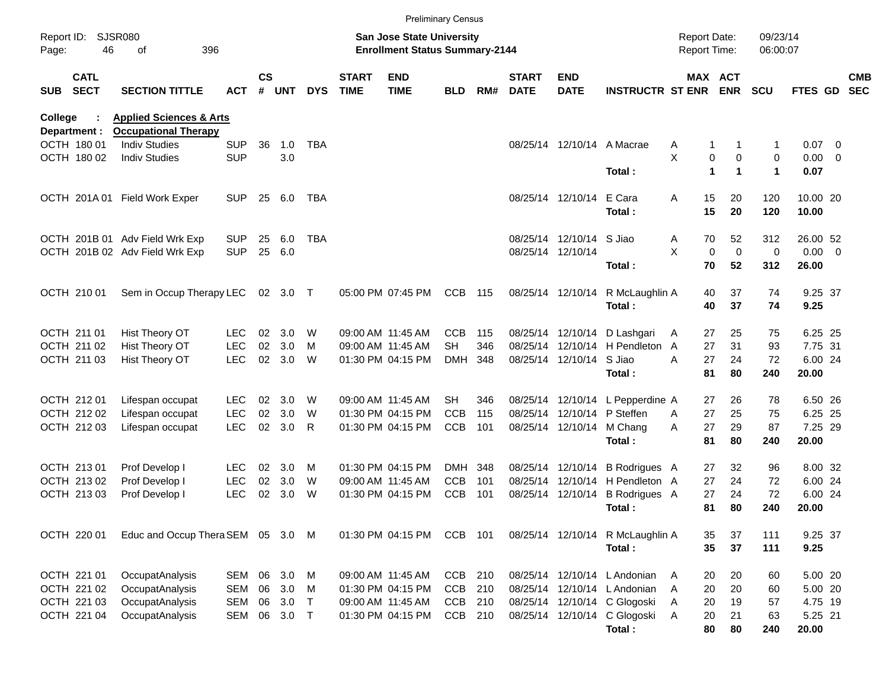Preliminary Census

Report ID: SJSR080
Page: 46 of 396

**San Jose State University**
**Enrollment Status Summary-2144**

Report Date: 09/23/14
Report Time: 06:00:07

College : **Applied Sciences & Arts**
Department : **Occupational Therapy**

| SUB | CATL SECT | SECTION TITTLE | ACT | CS # | UNT | DYS | START TIME | END TIME | BLD | RM# | START DATE | END DATE | INSTRUCTR | ST | MAX ENR | ACT ENR | SCU | FTES | GD | CMB SEC |
|---|---|---|---|---|---|---|---|---|---|---|---|---|---|---|---|---|---|---|---|---|
| OCTH | 180 01 | Indiv Studies | SUP | 36 | 1.0 | TBA | | | | | 08/25/14 | 12/10/14 | A Macrae | A | 1 | 1 | 1 | 0.07 | 0 | |
| OCTH | 180 02 | Indiv Studies | SUP | | 3.0 | | | | | | | | | X | 0 | 0 | 0 | 0.00 | 0 | |
| | | | | | | | | | | | | | **Total :** | | **1** | **1** | **1** | **0.07** | | |
| OCTH | 201A 01 | Field Work Exper | SUP | 25 | 6.0 | TBA | | | | | 08/25/14 | 12/10/14 | E Cara | A | 15 | 20 | 120 | 10.00 | 20 | |
| | | | | | | | | | | | | | **Total :** | | **15** | **20** | **120** | **10.00** | | |
| OCTH | 201B 01 | Adv Field Wrk Exp | SUP | 25 | 6.0 | TBA | | | | | 08/25/14 | 12/10/14 | S Jiao | A | 70 | 52 | 312 | 26.00 | 52 | |
| OCTH | 201B 02 | Adv Field Wrk Exp | SUP | 25 | 6.0 | | | | | | 08/25/14 | 12/10/14 | | X | 0 | 0 | 0 | 0.00 | 0 | |
| | | | | | | | | | | | | | **Total :** | | **70** | **52** | **312** | **26.00** | | |
| OCTH | 210 01 | Sem in Occup Therapy | LEC | 02 | 3.0 | T | 05:00 PM | 07:45 PM | CCB | 115 | 08/25/14 | 12/10/14 | R McLaughlin | A | 40 | 37 | 74 | 9.25 | 37 | |
| | | | | | | | | | | | | | **Total :** | | **40** | **37** | **74** | **9.25** | | |
| OCTH | 211 01 | Hist Theory OT | LEC | 02 | 3.0 | W | 09:00 AM | 11:45 AM | CCB | 115 | 08/25/14 | 12/10/14 | D Lashgari | A | 27 | 25 | 75 | 6.25 | 25 | |
| OCTH | 211 02 | Hist Theory OT | LEC | 02 | 3.0 | M | 09:00 AM | 11:45 AM | SH | 346 | 08/25/14 | 12/10/14 | H Pendleton | A | 27 | 31 | 93 | 7.75 | 31 | |
| OCTH | 211 03 | Hist Theory OT | LEC | 02 | 3.0 | W | 01:30 PM | 04:15 PM | DMH | 348 | 08/25/14 | 12/10/14 | S Jiao | A | 27 | 24 | 72 | 6.00 | 24 | |
| | | | | | | | | | | | | | **Total :** | | **81** | **80** | **240** | **20.00** | | |
| OCTH | 212 01 | Lifespan occupat | LEC | 02 | 3.0 | W | 09:00 AM | 11:45 AM | SH | 346 | 08/25/14 | 12/10/14 | L Pepperdine | A | 27 | 26 | 78 | 6.50 | 26 | |
| OCTH | 212 02 | Lifespan occupat | LEC | 02 | 3.0 | W | 01:30 PM | 04:15 PM | CCB | 115 | 08/25/14 | 12/10/14 | P Steffen | A | 27 | 25 | 75 | 6.25 | 25 | |
| OCTH | 212 03 | Lifespan occupat | LEC | 02 | 3.0 | R | 01:30 PM | 04:15 PM | CCB | 101 | 08/25/14 | 12/10/14 | M Chang | A | 27 | 29 | 87 | 7.25 | 29 | |
| | | | | | | | | | | | | | **Total :** | | **81** | **80** | **240** | **20.00** | | |
| OCTH | 213 01 | Prof Develop I | LEC | 02 | 3.0 | M | 01:30 PM | 04:15 PM | DMH | 348 | 08/25/14 | 12/10/14 | B Rodrigues | A | 27 | 32 | 96 | 8.00 | 32 | |
| OCTH | 213 02 | Prof Develop I | LEC | 02 | 3.0 | W | 09:00 AM | 11:45 AM | CCB | 101 | 08/25/14 | 12/10/14 | H Pendleton | A | 27 | 24 | 72 | 6.00 | 24 | |
| OCTH | 213 03 | Prof Develop I | LEC | 02 | 3.0 | W | 01:30 PM | 04:15 PM | CCB | 101 | 08/25/14 | 12/10/14 | B Rodrigues | A | 27 | 24 | 72 | 6.00 | 24 | |
| | | | | | | | | | | | | | **Total :** | | **81** | **80** | **240** | **20.00** | | |
| OCTH | 220 01 | Educ and Occup Thera | SEM | 05 | 3.0 | M | 01:30 PM | 04:15 PM | CCB | 101 | 08/25/14 | 12/10/14 | R McLaughlin | A | 35 | 37 | 111 | 9.25 | 37 | |
| | | | | | | | | | | | | | **Total :** | | **35** | **37** | **111** | **9.25** | | |
| OCTH | 221 01 | OccupatAnalysis | SEM | 06 | 3.0 | M | 09:00 AM | 11:45 AM | CCB | 210 | 08/25/14 | 12/10/14 | L Andonian | A | 20 | 20 | 60 | 5.00 | 20 | |
| OCTH | 221 02 | OccupatAnalysis | SEM | 06 | 3.0 | M | 01:30 PM | 04:15 PM | CCB | 210 | 08/25/14 | 12/10/14 | L Andonian | A | 20 | 20 | 60 | 5.00 | 20 | |
| OCTH | 221 03 | OccupatAnalysis | SEM | 06 | 3.0 | T | 09:00 AM | 11:45 AM | CCB | 210 | 08/25/14 | 12/10/14 | C Glogoski | A | 20 | 19 | 57 | 4.75 | 19 | |
| OCTH | 221 04 | OccupatAnalysis | SEM | 06 | 3.0 | T | 01:30 PM | 04:15 PM | CCB | 210 | 08/25/14 | 12/10/14 | C Glogoski | A | 20 | 21 | 63 | 5.25 | 21 | |
| | | | | | | | | | | | | | **Total :** | | **80** | **80** | **240** | **20.00** | | |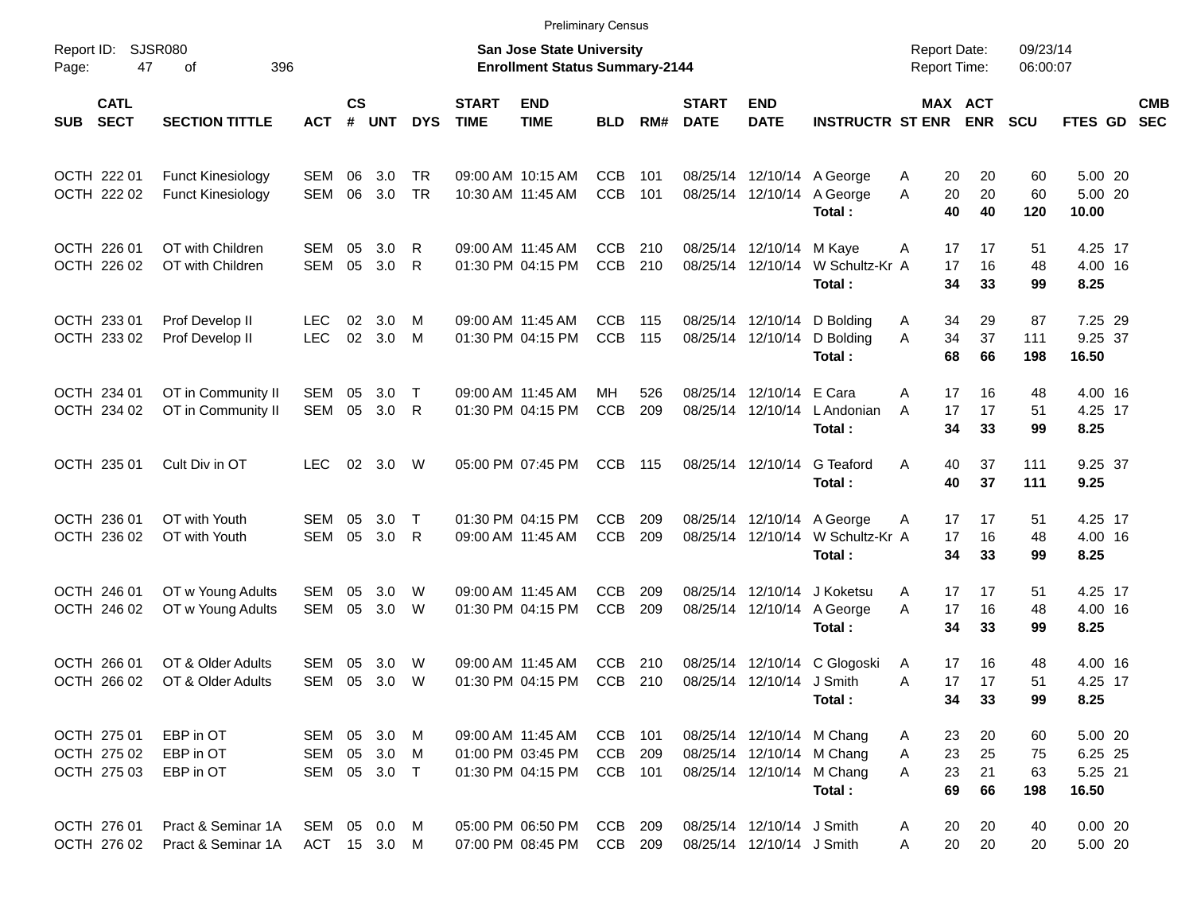Preliminary Census

Report ID: SJSR080

**San Jose State University**
**Enrollment Status Summary-2144**

Report Date: 09/23/14
Report Time: 06:00:07

| SUB | CATL SECT | SECTION TITTLE | ACT | CS # | UNT | DYS | START TIME | END TIME | BLD | RM# | START DATE | END DATE | INSTRUCTR | ST | MAX ENR | ACT ENR | SCU | FTES | GD | CMB SEC |
|---|---|---|---|---|---|---|---|---|---|---|---|---|---|---|---|---|---|---|---|---|
| OCTH | 222 01 | Funct Kinesiology | SEM | 06 | 3.0 | TR | 09:00 AM | 10:15 AM | CCB | 101 | 08/25/14 | 12/10/14 | A George | A | 20 | 20 | 60 | 5.00 | 20 | |
| OCTH | 222 02 | Funct Kinesiology | SEM | 06 | 3.0 | TR | 10:30 AM | 11:45 AM | CCB | 101 | 08/25/14 | 12/10/14 | A George | A | 20 | 20 | 60 | 5.00 | 20 | |
| | | | | | | | | | | | | | **Total :** | | **40** | **40** | **120** | **10.00** | | |
| OCTH | 226 01 | OT with Children | SEM | 05 | 3.0 | R | 09:00 AM | 11:45 AM | CCB | 210 | 08/25/14 | 12/10/14 | M Kaye | A | 17 | 17 | 51 | 4.25 | 17 | |
| OCTH | 226 02 | OT with Children | SEM | 05 | 3.0 | R | 01:30 PM | 04:15 PM | CCB | 210 | 08/25/14 | 12/10/14 | W Schultz-Kr | A | 17 | 16 | 48 | 4.00 | 16 | |
| | | | | | | | | | | | | | **Total :** | | **34** | **33** | **99** | **8.25** | | |
| OCTH | 233 01 | Prof Develop II | LEC | 02 | 3.0 | M | 09:00 AM | 11:45 AM | CCB | 115 | 08/25/14 | 12/10/14 | D Bolding | A | 34 | 29 | 87 | 7.25 | 29 | |
| OCTH | 233 02 | Prof Develop II | LEC | 02 | 3.0 | M | 01:30 PM | 04:15 PM | CCB | 115 | 08/25/14 | 12/10/14 | D Bolding | A | 34 | 37 | 111 | 9.25 | 37 | |
| | | | | | | | | | | | | | **Total :** | | **68** | **66** | **198** | **16.50** | | |
| OCTH | 234 01 | OT in Community II | SEM | 05 | 3.0 | T | 09:00 AM | 11:45 AM | MH | 526 | 08/25/14 | 12/10/14 | E Cara | A | 17 | 16 | 48 | 4.00 | 16 | |
| OCTH | 234 02 | OT in Community II | SEM | 05 | 3.0 | R | 01:30 PM | 04:15 PM | CCB | 209 | 08/25/14 | 12/10/14 | L Andonian | A | 17 | 17 | 51 | 4.25 | 17 | |
| | | | | | | | | | | | | | **Total :** | | **34** | **33** | **99** | **8.25** | | |
| OCTH | 235 01 | Cult Div in OT | LEC | 02 | 3.0 | W | 05:00 PM | 07:45 PM | CCB | 115 | 08/25/14 | 12/10/14 | G Teaford | A | 40 | 37 | 111 | 9.25 | 37 | |
| | | | | | | | | | | | | | **Total :** | | **40** | **37** | **111** | **9.25** | | |
| OCTH | 236 01 | OT with Youth | SEM | 05 | 3.0 | T | 01:30 PM | 04:15 PM | CCB | 209 | 08/25/14 | 12/10/14 | A George | A | 17 | 17 | 51 | 4.25 | 17 | |
| OCTH | 236 02 | OT with Youth | SEM | 05 | 3.0 | R | 09:00 AM | 11:45 AM | CCB | 209 | 08/25/14 | 12/10/14 | W Schultz-Kr | A | 17 | 16 | 48 | 4.00 | 16 | |
| | | | | | | | | | | | | | **Total :** | | **34** | **33** | **99** | **8.25** | | |
| OCTH | 246 01 | OT w Young Adults | SEM | 05 | 3.0 | W | 09:00 AM | 11:45 AM | CCB | 209 | 08/25/14 | 12/10/14 | J Koketsu | A | 17 | 17 | 51 | 4.25 | 17 | |
| OCTH | 246 02 | OT w Young Adults | SEM | 05 | 3.0 | W | 01:30 PM | 04:15 PM | CCB | 209 | 08/25/14 | 12/10/14 | A George | A | 17 | 16 | 48 | 4.00 | 16 | |
| | | | | | | | | | | | | | **Total :** | | **34** | **33** | **99** | **8.25** | | |
| OCTH | 266 01 | OT & Older Adults | SEM | 05 | 3.0 | W | 09:00 AM | 11:45 AM | CCB | 210 | 08/25/14 | 12/10/14 | C Glogoski | A | 17 | 16 | 48 | 4.00 | 16 | |
| OCTH | 266 02 | OT & Older Adults | SEM | 05 | 3.0 | W | 01:30 PM | 04:15 PM | CCB | 210 | 08/25/14 | 12/10/14 | J Smith | A | 17 | 17 | 51 | 4.25 | 17 | |
| | | | | | | | | | | | | | **Total :** | | **34** | **33** | **99** | **8.25** | | |
| OCTH | 275 01 | EBP in OT | SEM | 05 | 3.0 | M | 09:00 AM | 11:45 AM | CCB | 101 | 08/25/14 | 12/10/14 | M Chang | A | 23 | 20 | 60 | 5.00 | 20 | |
| OCTH | 275 02 | EBP in OT | SEM | 05 | 3.0 | M | 01:00 PM | 03:45 PM | CCB | 209 | 08/25/14 | 12/10/14 | M Chang | A | 23 | 25 | 75 | 6.25 | 25 | |
| OCTH | 275 03 | EBP in OT | SEM | 05 | 3.0 | T | 01:30 PM | 04:15 PM | CCB | 101 | 08/25/14 | 12/10/14 | M Chang | A | 23 | 21 | 63 | 5.25 | 21 | |
| | | | | | | | | | | | | | **Total :** | | **69** | **66** | **198** | **16.50** | | |
| OCTH | 276 01 | Pract & Seminar 1A | SEM | 05 | 0.0 | M | 05:00 PM | 06:50 PM | CCB | 209 | 08/25/14 | 12/10/14 | J Smith | A | 20 | 20 | 40 | 0.00 | 20 | |
| OCTH | 276 02 | Pract & Seminar 1A | ACT | 15 | 3.0 | M | 07:00 PM | 08:45 PM | CCB | 209 | 08/25/14 | 12/10/14 | J Smith | A | 20 | 20 | 20 | 5.00 | 20 | |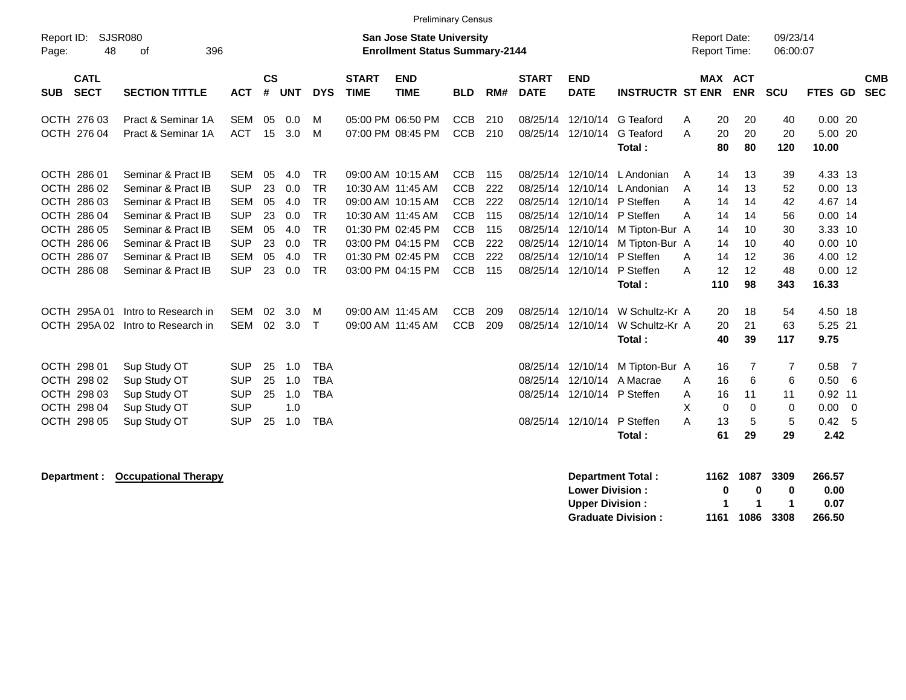Preliminary Census

Report ID: SJSR080

**San Jose State University**
**Enrollment Status Summary-2144**

Report Date: 09/23/14
Report Time: 06:00:07

| SUB | CATL SECT | SECTION TITTLE | ACT | CS # | UNT | DYS | START TIME | END TIME | BLD | RM# | START DATE | END DATE | INSTRUCTR | ST | MAX ENR | ACT ENR | SCU | FTES | GD | CMB SEC |
|---|---|---|---|---|---|---|---|---|---|---|---|---|---|---|---|---|---|---|---|---|
| OCTH | 276 03 | Pract & Seminar 1A | SEM | 05 | 0.0 | M | 05:00 PM | 06:50 PM | CCB | 210 | 08/25/14 | 12/10/14 | G Teaford | A | 20 | 20 | 40 | 0.00 | 20 | |
| OCTH | 276 04 | Pract & Seminar 1A | ACT | 15 | 3.0 | M | 07:00 PM | 08:45 PM | CCB | 210 | 08/25/14 | 12/10/14 | G Teaford | A | 20 | 20 | 20 | 5.00 | 20 | |
| | | | | | | | | | | | | | **Total :** | | **80** | **80** | **120** | **10.00** | | |
| OCTH | 286 01 | Seminar & Pract IB | SEM | 05 | 4.0 | TR | 09:00 AM | 10:15 AM | CCB | 115 | 08/25/14 | 12/10/14 | L Andonian | A | 14 | 13 | 39 | 4.33 | 13 | |
| OCTH | 286 02 | Seminar & Pract IB | SUP | 23 | 0.0 | TR | 10:30 AM | 11:45 AM | CCB | 222 | 08/25/14 | 12/10/14 | L Andonian | A | 14 | 13 | 52 | 0.00 | 13 | |
| OCTH | 286 03 | Seminar & Pract IB | SEM | 05 | 4.0 | TR | 09:00 AM | 10:15 AM | CCB | 222 | 08/25/14 | 12/10/14 | P Steffen | A | 14 | 14 | 42 | 4.67 | 14 | |
| OCTH | 286 04 | Seminar & Pract IB | SUP | 23 | 0.0 | TR | 10:30 AM | 11:45 AM | CCB | 115 | 08/25/14 | 12/10/14 | P Steffen | A | 14 | 14 | 56 | 0.00 | 14 | |
| OCTH | 286 05 | Seminar & Pract IB | SEM | 05 | 4.0 | TR | 01:30 PM | 02:45 PM | CCB | 115 | 08/25/14 | 12/10/14 | M Tipton-Bur | A | 14 | 10 | 30 | 3.33 | 10 | |
| OCTH | 286 06 | Seminar & Pract IB | SUP | 23 | 0.0 | TR | 03:00 PM | 04:15 PM | CCB | 222 | 08/25/14 | 12/10/14 | M Tipton-Bur | A | 14 | 10 | 40 | 0.00 | 10 | |
| OCTH | 286 07 | Seminar & Pract IB | SEM | 05 | 4.0 | TR | 01:30 PM | 02:45 PM | CCB | 222 | 08/25/14 | 12/10/14 | P Steffen | A | 14 | 12 | 36 | 4.00 | 12 | |
| OCTH | 286 08 | Seminar & Pract IB | SUP | 23 | 0.0 | TR | 03:00 PM | 04:15 PM | CCB | 115 | 08/25/14 | 12/10/14 | P Steffen | A | 12 | 12 | 48 | 0.00 | 12 | |
| | | | | | | | | | | | | | **Total :** | | **110** | **98** | **343** | **16.33** | | |
| OCTH | 295A 01 | Intro to Research in | SEM | 02 | 3.0 | M | 09:00 AM | 11:45 AM | CCB | 209 | 08/25/14 | 12/10/14 | W Schultz-Kr | A | 20 | 18 | 54 | 4.50 | 18 | |
| OCTH | 295A 02 | Intro to Research in | SEM | 02 | 3.0 | T | 09:00 AM | 11:45 AM | CCB | 209 | 08/25/14 | 12/10/14 | W Schultz-Kr | A | 20 | 21 | 63 | 5.25 | 21 | |
| | | | | | | | | | | | | | **Total :** | | **40** | **39** | **117** | **9.75** | | |
| OCTH | 298 01 | Sup Study OT | SUP | 25 | 1.0 | TBA | | | | | 08/25/14 | 12/10/14 | M Tipton-Bur | A | 16 | 7 | 7 | 0.58 | 7 | |
| OCTH | 298 02 | Sup Study OT | SUP | 25 | 1.0 | TBA | | | | | 08/25/14 | 12/10/14 | A Macrae | A | 16 | 6 | 6 | 0.50 | 6 | |
| OCTH | 298 03 | Sup Study OT | SUP | 25 | 1.0 | TBA | | | | | 08/25/14 | 12/10/14 | P Steffen | A | 16 | 11 | 11 | 0.92 | 11 | |
| OCTH | 298 04 | Sup Study OT | SUP | | 1.0 | | | | | | | | | X | 0 | 0 | 0 | 0.00 | 0 | |
| OCTH | 298 05 | Sup Study OT | SUP | 25 | 1.0 | TBA | | | | | 08/25/14 | 12/10/14 | P Steffen | A | 13 | 5 | 5 | 0.42 | 5 | |
| | | | | | | | | | | | | | **Total :** | | **61** | **29** | **29** | **2.42** | | |

**Department :** **Occupational Therapy**

| | MAX ENR | ACT ENR | SCU | FTES |
|---|---|---|---|---|
| **Department Total :** | **1162** | **1087** | **3309** | **266.57** |
| **Lower Division :** | **0** | **0** | **0** | **0.00** |
| **Upper Division :** | **1** | **1** | **1** | **0.07** |
| **Graduate Division :** | **1161** | **1086** | **3308** | **266.50** |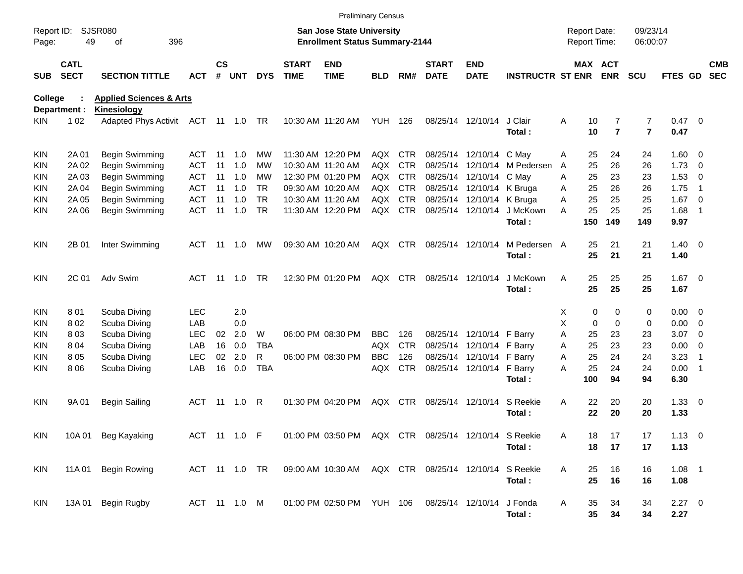Preliminary Census

Report ID: SJSR080
Page: 49 of 396

**San Jose State University**
**Enrollment Status Summary-2144**

Report Date: 09/23/14
Report Time: 06:00:07

**College : Applied Sciences & Arts**
**Department : Kinesiology**

| SUB | CATL SECT | SECTION TITTLE | ACT | CS # | UNT | DYS | START TIME | END TIME | BLD | RM# | START DATE | END DATE | INSTRUCTR | ST | MAX ENR | ACT ENR | SCU | FTES | GD | CMB SEC |
|---|---|---|---|---|---|---|---|---|---|---|---|---|---|---|---|---|---|---|---|---|
| KIN | 1 02 | Adapted Phys Activit | ACT | 11 | 1.0 | TR | 10:30 AM | 11:20 AM | YUH | 126 | 08/25/14 | 12/10/14 | J Clair | A | 10 | 7 | 7 | 0.47 | 0 | |
| | | | | | | | | | | | | | **Total :** | | **10** | **7** | **7** | **0.47** | | |
| KIN | 2A 01 | Begin Swimming | ACT | 11 | 1.0 | MW | 11:30 AM | 12:20 PM | AQX | CTR | 08/25/14 | 12/10/14 | C May | A | 25 | 24 | 24 | 1.60 | 0 | |
| KIN | 2A 02 | Begin Swimming | ACT | 11 | 1.0 | MW | 10:30 AM | 11:20 AM | AQX | CTR | 08/25/14 | 12/10/14 | M Pedersen | A | 25 | 26 | 26 | 1.73 | 0 | |
| KIN | 2A 03 | Begin Swimming | ACT | 11 | 1.0 | MW | 12:30 PM | 01:20 PM | AQX | CTR | 08/25/14 | 12/10/14 | C May | A | 25 | 23 | 23 | 1.53 | 0 | |
| KIN | 2A 04 | Begin Swimming | ACT | 11 | 1.0 | TR | 09:30 AM | 10:20 AM | AQX | CTR | 08/25/14 | 12/10/14 | K Bruga | A | 25 | 26 | 26 | 1.75 | 1 | |
| KIN | 2A 05 | Begin Swimming | ACT | 11 | 1.0 | TR | 10:30 AM | 11:20 AM | AQX | CTR | 08/25/14 | 12/10/14 | K Bruga | A | 25 | 25 | 25 | 1.67 | 0 | |
| KIN | 2A 06 | Begin Swimming | ACT | 11 | 1.0 | TR | 11:30 AM | 12:20 PM | AQX | CTR | 08/25/14 | 12/10/14 | J McKown | A | 25 | 25 | 25 | 1.68 | 1 | |
| | | | | | | | | | | | | | **Total :** | | **150** | **149** | **149** | **9.97** | | |
| KIN | 2B 01 | Inter Swimming | ACT | 11 | 1.0 | MW | 09:30 AM | 10:20 AM | AQX | CTR | 08/25/14 | 12/10/14 | M Pedersen | A | 25 | 21 | 21 | 1.40 | 0 | |
| | | | | | | | | | | | | | **Total :** | | **25** | **21** | **21** | **1.40** | | |
| KIN | 2C 01 | Adv Swim | ACT | 11 | 1.0 | TR | 12:30 PM | 01:20 PM | AQX | CTR | 08/25/14 | 12/10/14 | J McKown | A | 25 | 25 | 25 | 1.67 | 0 | |
| | | | | | | | | | | | | | **Total :** | | **25** | **25** | **25** | **1.67** | | |
| KIN | 8 01 | Scuba Diving | LEC | | 2.0 | | | | | | | | | X | 0 | 0 | 0 | 0.00 | 0 | |
| KIN | 8 02 | Scuba Diving | LAB | | 0.0 | | | | | | | | | X | 0 | 0 | 0 | 0.00 | 0 | |
| KIN | 8 03 | Scuba Diving | LEC | 02 | 2.0 | W | 06:00 PM | 08:30 PM | BBC | 126 | 08/25/14 | 12/10/14 | F Barry | A | 25 | 23 | 23 | 3.07 | 0 | |
| KIN | 8 04 | Scuba Diving | LAB | 16 | 0.0 | TBA | | | AQX | CTR | 08/25/14 | 12/10/14 | F Barry | A | 25 | 23 | 23 | 0.00 | 0 | |
| KIN | 8 05 | Scuba Diving | LEC | 02 | 2.0 | R | 06:00 PM | 08:30 PM | BBC | 126 | 08/25/14 | 12/10/14 | F Barry | A | 25 | 24 | 24 | 3.23 | 1 | |
| KIN | 8 06 | Scuba Diving | LAB | 16 | 0.0 | TBA | | | AQX | CTR | 08/25/14 | 12/10/14 | F Barry | A | 25 | 24 | 24 | 0.00 | 1 | |
| | | | | | | | | | | | | | **Total :** | | **100** | **94** | **94** | **6.30** | | |
| KIN | 9A 01 | Begin Sailing | ACT | 11 | 1.0 | R | 01:30 PM | 04:20 PM | AQX | CTR | 08/25/14 | 12/10/14 | S Reekie | A | 22 | 20 | 20 | 1.33 | 0 | |
| | | | | | | | | | | | | | **Total :** | | **22** | **20** | **20** | **1.33** | | |
| KIN | 10A 01 | Beg Kayaking | ACT | 11 | 1.0 | F | 01:00 PM | 03:50 PM | AQX | CTR | 08/25/14 | 12/10/14 | S Reekie | A | 18 | 17 | 17 | 1.13 | 0 | |
| | | | | | | | | | | | | | **Total :** | | **18** | **17** | **17** | **1.13** | | |
| KIN | 11A 01 | Begin Rowing | ACT | 11 | 1.0 | TR | 09:00 AM | 10:30 AM | AQX | CTR | 08/25/14 | 12/10/14 | S Reekie | A | 25 | 16 | 16 | 1.08 | 1 | |
| | | | | | | | | | | | | | **Total :** | | **25** | **16** | **16** | **1.08** | | |
| KIN | 13A 01 | Begin Rugby | ACT | 11 | 1.0 | M | 01:00 PM | 02:50 PM | YUH | 106 | 08/25/14 | 12/10/14 | J Fonda | A | 35 | 34 | 34 | 2.27 | 0 | |
| | | | | | | | | | | | | | **Total :** | | **35** | **34** | **34** | **2.27** | | |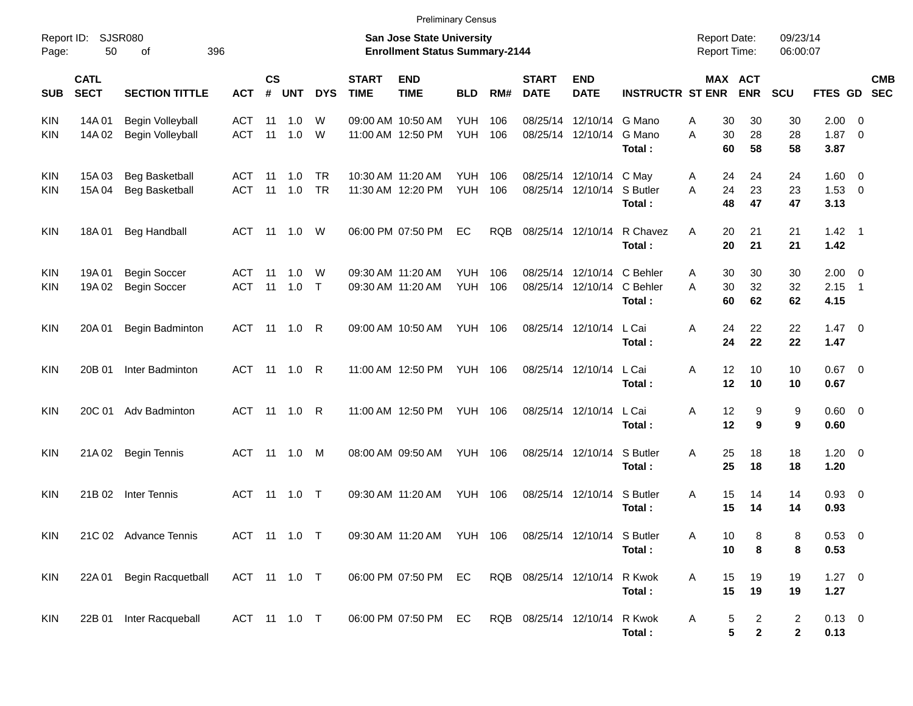Preliminary Census

Report ID: SJSR080

**San Jose State University**
**Enrollment Status Summary-2144**

Report Date: 09/23/14
Report Time: 06:00:07

| SUB | CATL SECT | SECTION TITTLE | ACT | CS # | UNT | DYS | START TIME | END TIME | BLD | RM# | START DATE | END DATE | INSTRUCTR | ST | MAX ENR | ACT ENR | SCU | FTES | GD | CMB SEC |
|---|---|---|---|---|---|---|---|---|---|---|---|---|---|---|---|---|---|---|---|---|
| KIN | 14A 01 | Begin Volleyball | ACT | 11 | 1.0 | W | 09:00 AM | 10:50 AM | YUH | 106 | 08/25/14 | 12/10/14 | G Mano | A | 30 | 30 | 30 | 2.00 | 0 | |
| KIN | 14A 02 | Begin Volleyball | ACT | 11 | 1.0 | W | 11:00 AM | 12:50 PM | YUH | 106 | 08/25/14 | 12/10/14 | G Mano | A | 30 | 28 | 28 | 1.87 | 0 | |
| | | | | | | | | | | | | | **Total :** | | **60** | **58** | **58** | **3.87** | | |
| KIN | 15A 03 | Beg Basketball | ACT | 11 | 1.0 | TR | 10:30 AM | 11:20 AM | YUH | 106 | 08/25/14 | 12/10/14 | C May | A | 24 | 24 | 24 | 1.60 | 0 | |
| KIN | 15A 04 | Beg Basketball | ACT | 11 | 1.0 | TR | 11:30 AM | 12:20 PM | YUH | 106 | 08/25/14 | 12/10/14 | S Butler | A | 24 | 23 | 23 | 1.53 | 0 | |
| | | | | | | | | | | | | | **Total :** | | **48** | **47** | **47** | **3.13** | | |
| KIN | 18A 01 | Beg Handball | ACT | 11 | 1.0 | W | 06:00 PM | 07:50 PM | EC | RQB | 08/25/14 | 12/10/14 | R Chavez | A | 20 | 21 | 21 | 1.42 | 1 | |
| | | | | | | | | | | | | | **Total :** | | **20** | **21** | **21** | **1.42** | | |
| KIN | 19A 01 | Begin Soccer | ACT | 11 | 1.0 | W | 09:30 AM | 11:20 AM | YUH | 106 | 08/25/14 | 12/10/14 | C Behler | A | 30 | 30 | 30 | 2.00 | 0 | |
| KIN | 19A 02 | Begin Soccer | ACT | 11 | 1.0 | T | 09:30 AM | 11:20 AM | YUH | 106 | 08/25/14 | 12/10/14 | C Behler | A | 30 | 32 | 32 | 2.15 | 1 | |
| | | | | | | | | | | | | | **Total :** | | **60** | **62** | **62** | **4.15** | | |
| KIN | 20A 01 | Begin Badminton | ACT | 11 | 1.0 | R | 09:00 AM | 10:50 AM | YUH | 106 | 08/25/14 | 12/10/14 | L Cai | A | 24 | 22 | 22 | 1.47 | 0 | |
| | | | | | | | | | | | | | **Total :** | | **24** | **22** | **22** | **1.47** | | |
| KIN | 20B 01 | Inter Badminton | ACT | 11 | 1.0 | R | 11:00 AM | 12:50 PM | YUH | 106 | 08/25/14 | 12/10/14 | L Cai | A | 12 | 10 | 10 | 0.67 | 0 | |
| | | | | | | | | | | | | | **Total :** | | **12** | **10** | **10** | **0.67** | | |
| KIN | 20C 01 | Adv Badminton | ACT | 11 | 1.0 | R | 11:00 AM | 12:50 PM | YUH | 106 | 08/25/14 | 12/10/14 | L Cai | A | 12 | 9 | 9 | 0.60 | 0 | |
| | | | | | | | | | | | | | **Total :** | | **12** | **9** | **9** | **0.60** | | |
| KIN | 21A 02 | Begin Tennis | ACT | 11 | 1.0 | M | 08:00 AM | 09:50 AM | YUH | 106 | 08/25/14 | 12/10/14 | S Butler | A | 25 | 18 | 18 | 1.20 | 0 | |
| | | | | | | | | | | | | | **Total :** | | **25** | **18** | **18** | **1.20** | | |
| KIN | 21B 02 | Inter Tennis | ACT | 11 | 1.0 | T | 09:30 AM | 11:20 AM | YUH | 106 | 08/25/14 | 12/10/14 | S Butler | A | 15 | 14 | 14 | 0.93 | 0 | |
| | | | | | | | | | | | | | **Total :** | | **15** | **14** | **14** | **0.93** | | |
| KIN | 21C 02 | Advance Tennis | ACT | 11 | 1.0 | T | 09:30 AM | 11:20 AM | YUH | 106 | 08/25/14 | 12/10/14 | S Butler | A | 10 | 8 | 8 | 0.53 | 0 | |
| | | | | | | | | | | | | | **Total :** | | **10** | **8** | **8** | **0.53** | | |
| KIN | 22A 01 | Begin Racquetball | ACT | 11 | 1.0 | T | 06:00 PM | 07:50 PM | EC | RQB | 08/25/14 | 12/10/14 | R Kwok | A | 15 | 19 | 19 | 1.27 | 0 | |
| | | | | | | | | | | | | | **Total :** | | **15** | **19** | **19** | **1.27** | | |
| KIN | 22B 01 | Inter Racqueball | ACT | 11 | 1.0 | T | 06:00 PM | 07:50 PM | EC | RQB | 08/25/14 | 12/10/14 | R Kwok | A | 5 | 2 | 2 | 0.13 | 0 | |
| | | | | | | | | | | | | | **Total :** | | **5** | **2** | **2** | **0.13** | | |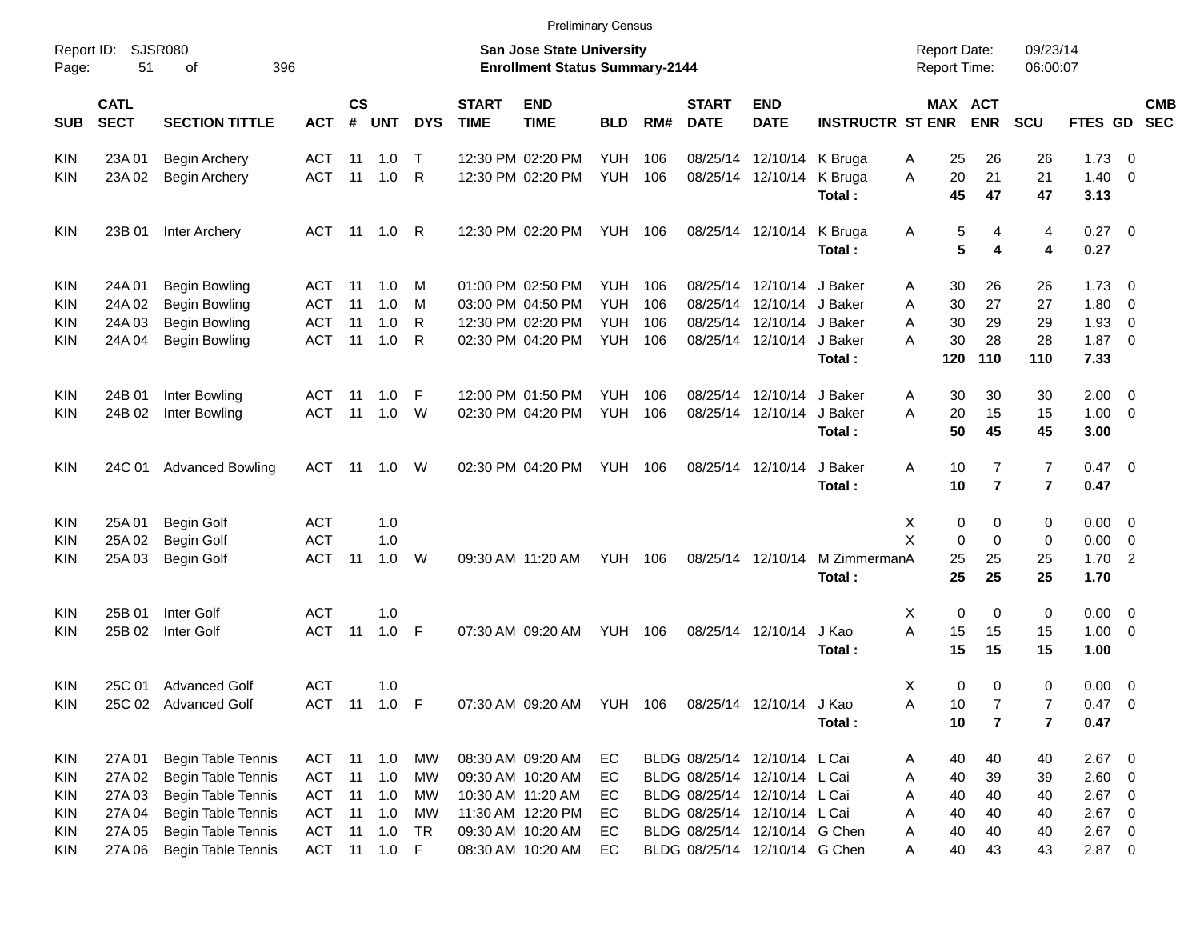Preliminary Census

Report ID: SJSR080

**San Jose State University**
**Enrollment Status Summary-2144**

Report Date: 09/23/14
Report Time: 06:00:07

| SUB | CATL SECT | SECTION TITTLE | ACT | CS # | UNT | DYS | START TIME | END TIME | BLD | RM# | START DATE | END DATE | INSTRUCTR | ST | MAX ENR | ACT ENR | SCU | FTES | GD | CMB SEC |
|---|---|---|---|---|---|---|---|---|---|---|---|---|---|---|---|---|---|---|---|---|
| KIN | 23A 01 | Begin Archery | ACT | 11 | 1.0 | T | 12:30 PM | 02:20 PM | YUH | 106 | 08/25/14 | 12/10/14 | K Bruga | A | 25 | 26 | 26 | 1.73 | 0 | |
| KIN | 23A 02 | Begin Archery | ACT | 11 | 1.0 | R | 12:30 PM | 02:20 PM | YUH | 106 | 08/25/14 | 12/10/14 | K Bruga | A | 20 | 21 | 21 | 1.40 | 0 | |
| | | | | | | | | | | | | | **Total :** | | **45** | **47** | **47** | **3.13** | | |
| KIN | 23B 01 | Inter Archery | ACT | 11 | 1.0 | R | 12:30 PM | 02:20 PM | YUH | 106 | 08/25/14 | 12/10/14 | K Bruga | A | 5 | 4 | 4 | 0.27 | 0 | |
| | | | | | | | | | | | | | **Total :** | | **5** | **4** | **4** | **0.27** | | |
| KIN | 24A 01 | Begin Bowling | ACT | 11 | 1.0 | M | 01:00 PM | 02:50 PM | YUH | 106 | 08/25/14 | 12/10/14 | J Baker | A | 30 | 26 | 26 | 1.73 | 0 | |
| KIN | 24A 02 | Begin Bowling | ACT | 11 | 1.0 | M | 03:00 PM | 04:50 PM | YUH | 106 | 08/25/14 | 12/10/14 | J Baker | A | 30 | 27 | 27 | 1.80 | 0 | |
| KIN | 24A 03 | Begin Bowling | ACT | 11 | 1.0 | R | 12:30 PM | 02:20 PM | YUH | 106 | 08/25/14 | 12/10/14 | J Baker | A | 30 | 29 | 29 | 1.93 | 0 | |
| KIN | 24A 04 | Begin Bowling | ACT | 11 | 1.0 | R | 02:30 PM | 04:20 PM | YUH | 106 | 08/25/14 | 12/10/14 | J Baker | A | 30 | 28 | 28 | 1.87 | 0 | |
| | | | | | | | | | | | | | **Total :** | | **120** | **110** | **110** | **7.33** | | |
| KIN | 24B 01 | Inter Bowling | ACT | 11 | 1.0 | F | 12:00 PM | 01:50 PM | YUH | 106 | 08/25/14 | 12/10/14 | J Baker | A | 30 | 30 | 30 | 2.00 | 0 | |
| KIN | 24B 02 | Inter Bowling | ACT | 11 | 1.0 | W | 02:30 PM | 04:20 PM | YUH | 106 | 08/25/14 | 12/10/14 | J Baker | A | 20 | 15 | 15 | 1.00 | 0 | |
| | | | | | | | | | | | | | **Total :** | | **50** | **45** | **45** | **3.00** | | |
| KIN | 24C 01 | Advanced Bowling | ACT | 11 | 1.0 | W | 02:30 PM | 04:20 PM | YUH | 106 | 08/25/14 | 12/10/14 | J Baker | A | 10 | 7 | 7 | 0.47 | 0 | |
| | | | | | | | | | | | | | **Total :** | | **10** | **7** | **7** | **0.47** | | |
| KIN | 25A 01 | Begin Golf | ACT | | 1.0 | | | | | | | | | X | 0 | 0 | 0 | 0.00 | 0 | |
| KIN | 25A 02 | Begin Golf | ACT | | 1.0 | | | | | | | | | X | 0 | 0 | 0 | 0.00 | 0 | |
| KIN | 25A 03 | Begin Golf | ACT | 11 | 1.0 | W | 09:30 AM | 11:20 AM | YUH | 106 | 08/25/14 | 12/10/14 | M Zimmerman | A | 25 | 25 | 25 | 1.70 | 2 | |
| | | | | | | | | | | | | | **Total :** | | **25** | **25** | **25** | **1.70** | | |
| KIN | 25B 01 | Inter Golf | ACT | | 1.0 | | | | | | | | | X | 0 | 0 | 0 | 0.00 | 0 | |
| KIN | 25B 02 | Inter Golf | ACT | 11 | 1.0 | F | 07:30 AM | 09:20 AM | YUH | 106 | 08/25/14 | 12/10/14 | J Kao | A | 15 | 15 | 15 | 1.00 | 0 | |
| | | | | | | | | | | | | | **Total :** | | **15** | **15** | **15** | **1.00** | | |
| KIN | 25C 01 | Advanced Golf | ACT | | 1.0 | | | | | | | | | X | 0 | 0 | 0 | 0.00 | 0 | |
| KIN | 25C 02 | Advanced Golf | ACT | 11 | 1.0 | F | 07:30 AM | 09:20 AM | YUH | 106 | 08/25/14 | 12/10/14 | J Kao | A | 10 | 7 | 7 | 0.47 | 0 | |
| | | | | | | | | | | | | | **Total :** | | **10** | **7** | **7** | **0.47** | | |
| KIN | 27A 01 | Begin Table Tennis | ACT | 11 | 1.0 | MW | 08:30 AM | 09:20 AM | EC | BLDG | 08/25/14 | 12/10/14 | L Cai | A | 40 | 40 | 40 | 2.67 | 0 | |
| KIN | 27A 02 | Begin Table Tennis | ACT | 11 | 1.0 | MW | 09:30 AM | 10:20 AM | EC | BLDG | 08/25/14 | 12/10/14 | L Cai | A | 40 | 39 | 39 | 2.60 | 0 | |
| KIN | 27A 03 | Begin Table Tennis | ACT | 11 | 1.0 | MW | 10:30 AM | 11:20 AM | EC | BLDG | 08/25/14 | 12/10/14 | L Cai | A | 40 | 40 | 40 | 2.67 | 0 | |
| KIN | 27A 04 | Begin Table Tennis | ACT | 11 | 1.0 | MW | 11:30 AM | 12:20 PM | EC | BLDG | 08/25/14 | 12/10/14 | L Cai | A | 40 | 40 | 40 | 2.67 | 0 | |
| KIN | 27A 05 | Begin Table Tennis | ACT | 11 | 1.0 | TR | 09:30 AM | 10:20 AM | EC | BLDG | 08/25/14 | 12/10/14 | G Chen | A | 40 | 40 | 40 | 2.67 | 0 | |
| KIN | 27A 06 | Begin Table Tennis | ACT | 11 | 1.0 | F | 08:30 AM | 10:20 AM | EC | BLDG | 08/25/14 | 12/10/14 | G Chen | A | 40 | 43 | 43 | 2.87 | 0 | |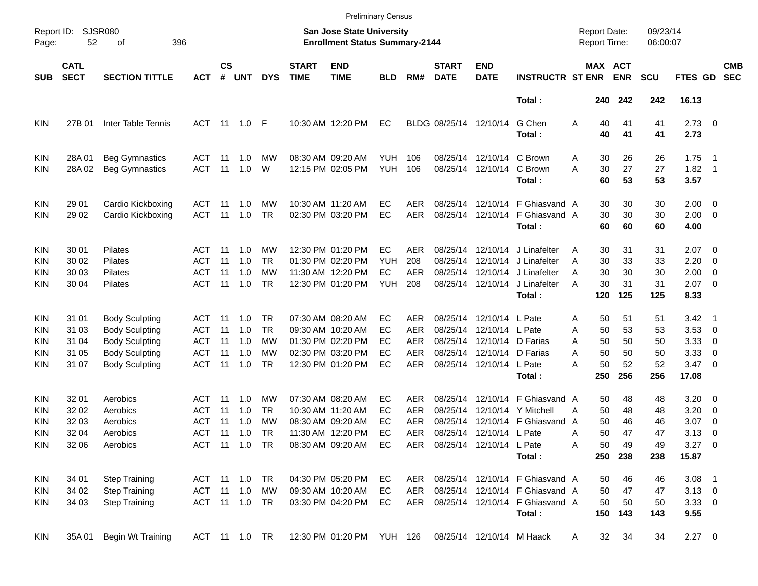Preliminary Census

Report ID: SJSR080
Page: 52 of 396

**San Jose State University**
**Enrollment Status Summary-2144**

Report Date: 09/23/14
Report Time: 06:00:07

| SUB | CATL SECT | SECTION TITTLE | ACT | CS # | UNT | DYS | START TIME | END TIME | BLD | RM# | START DATE | END DATE | INSTRUCTR | ST | MAX ENR | ACT ENR | SCU | FTES | GD | CMB SEC |
|---|---|---|---|---|---|---|---|---|---|---|---|---|---|---|---|---|---|---|---|---|
| | | | | | | | | | | | | | **Total :** | | **240** | **242** | **242** | **16.13** | | |
| KIN | 27B 01 | Inter Table Tennis | ACT | 11 | 1.0 | F | 10:30 AM | 12:20 PM | EC | BLDG | 08/25/14 | 12/10/14 | G Chen | A | 40 | 41 | 41 | 2.73 | 0 | |
| | | | | | | | | | | | | | **Total :** | | **40** | **41** | **41** | **2.73** | | |
| KIN | 28A 01 | Beg Gymnastics | ACT | 11 | 1.0 | MW | 08:30 AM | 09:20 AM | YUH | 106 | 08/25/14 | 12/10/14 | C Brown | A | 30 | 26 | 26 | 1.75 | 1 | |
| KIN | 28A 02 | Beg Gymnastics | ACT | 11 | 1.0 | W | 12:15 PM | 02:05 PM | YUH | 106 | 08/25/14 | 12/10/14 | C Brown | A | 30 | 27 | 27 | 1.82 | 1 | |
| | | | | | | | | | | | | | **Total :** | | **60** | **53** | **53** | **3.57** | | |
| KIN | 29 01 | Cardio Kickboxing | ACT | 11 | 1.0 | MW | 10:30 AM | 11:20 AM | EC | AER | 08/25/14 | 12/10/14 | F Ghiasvand | A | 30 | 30 | 30 | 2.00 | 0 | |
| KIN | 29 02 | Cardio Kickboxing | ACT | 11 | 1.0 | TR | 02:30 PM | 03:20 PM | EC | AER | 08/25/14 | 12/10/14 | F Ghiasvand | A | 30 | 30 | 30 | 2.00 | 0 | |
| | | | | | | | | | | | | | **Total :** | | **60** | **60** | **60** | **4.00** | | |
| KIN | 30 01 | Pilates | ACT | 11 | 1.0 | MW | 12:30 PM | 01:20 PM | EC | AER | 08/25/14 | 12/10/14 | J Linafelter | A | 30 | 31 | 31 | 2.07 | 0 | |
| KIN | 30 02 | Pilates | ACT | 11 | 1.0 | TR | 01:30 PM | 02:20 PM | YUH | 208 | 08/25/14 | 12/10/14 | J Linafelter | A | 30 | 33 | 33 | 2.20 | 0 | |
| KIN | 30 03 | Pilates | ACT | 11 | 1.0 | MW | 11:30 AM | 12:20 PM | EC | AER | 08/25/14 | 12/10/14 | J Linafelter | A | 30 | 30 | 30 | 2.00 | 0 | |
| KIN | 30 04 | Pilates | ACT | 11 | 1.0 | TR | 12:30 PM | 01:20 PM | YUH | 208 | 08/25/14 | 12/10/14 | J Linafelter | A | 30 | 31 | 31 | 2.07 | 0 | |
| | | | | | | | | | | | | | **Total :** | | **120** | **125** | **125** | **8.33** | | |
| KIN | 31 01 | Body Sculpting | ACT | 11 | 1.0 | TR | 07:30 AM | 08:20 AM | EC | AER | 08/25/14 | 12/10/14 | L Pate | A | 50 | 51 | 51 | 3.42 | 1 | |
| KIN | 31 03 | Body Sculpting | ACT | 11 | 1.0 | TR | 09:30 AM | 10:20 AM | EC | AER | 08/25/14 | 12/10/14 | L Pate | A | 50 | 53 | 53 | 3.53 | 0 | |
| KIN | 31 04 | Body Sculpting | ACT | 11 | 1.0 | MW | 01:30 PM | 02:20 PM | EC | AER | 08/25/14 | 12/10/14 | D Farias | A | 50 | 50 | 50 | 3.33 | 0 | |
| KIN | 31 05 | Body Sculpting | ACT | 11 | 1.0 | MW | 02:30 PM | 03:20 PM | EC | AER | 08/25/14 | 12/10/14 | D Farias | A | 50 | 50 | 50 | 3.33 | 0 | |
| KIN | 31 07 | Body Sculpting | ACT | 11 | 1.0 | TR | 12:30 PM | 01:20 PM | EC | AER | 08/25/14 | 12/10/14 | L Pate | A | 50 | 52 | 52 | 3.47 | 0 | |
| | | | | | | | | | | | | | **Total :** | | **250** | **256** | **256** | **17.08** | | |
| KIN | 32 01 | Aerobics | ACT | 11 | 1.0 | MW | 07:30 AM | 08:20 AM | EC | AER | 08/25/14 | 12/10/14 | F Ghiasvand | A | 50 | 48 | 48 | 3.20 | 0 | |
| KIN | 32 02 | Aerobics | ACT | 11 | 1.0 | TR | 10:30 AM | 11:20 AM | EC | AER | 08/25/14 | 12/10/14 | Y Mitchell | A | 50 | 48 | 48 | 3.20 | 0 | |
| KIN | 32 03 | Aerobics | ACT | 11 | 1.0 | MW | 08:30 AM | 09:20 AM | EC | AER | 08/25/14 | 12/10/14 | F Ghiasvand | A | 50 | 46 | 46 | 3.07 | 0 | |
| KIN | 32 04 | Aerobics | ACT | 11 | 1.0 | TR | 11:30 AM | 12:20 PM | EC | AER | 08/25/14 | 12/10/14 | L Pate | A | 50 | 47 | 47 | 3.13 | 0 | |
| KIN | 32 06 | Aerobics | ACT | 11 | 1.0 | TR | 08:30 AM | 09:20 AM | EC | AER | 08/25/14 | 12/10/14 | L Pate | A | 50 | 49 | 49 | 3.27 | 0 | |
| | | | | | | | | | | | | | **Total :** | | **250** | **238** | **238** | **15.87** | | |
| KIN | 34 01 | Step Training | ACT | 11 | 1.0 | TR | 04:30 PM | 05:20 PM | EC | AER | 08/25/14 | 12/10/14 | F Ghiasvand | A | 50 | 46 | 46 | 3.08 | 1 | |
| KIN | 34 02 | Step Training | ACT | 11 | 1.0 | MW | 09:30 AM | 10:20 AM | EC | AER | 08/25/14 | 12/10/14 | F Ghiasvand | A | 50 | 47 | 47 | 3.13 | 0 | |
| KIN | 34 03 | Step Training | ACT | 11 | 1.0 | TR | 03:30 PM | 04:20 PM | EC | AER | 08/25/14 | 12/10/14 | F Ghiasvand | A | 50 | 50 | 50 | 3.33 | 0 | |
| | | | | | | | | | | | | | **Total :** | | **150** | **143** | **143** | **9.55** | | |
| KIN | 35A 01 | Begin Wt Training | ACT | 11 | 1.0 | TR | 12:30 PM | 01:20 PM | YUH | 126 | 08/25/14 | 12/10/14 | M Haack | A | 32 | 34 | 34 | 2.27 | 0 | |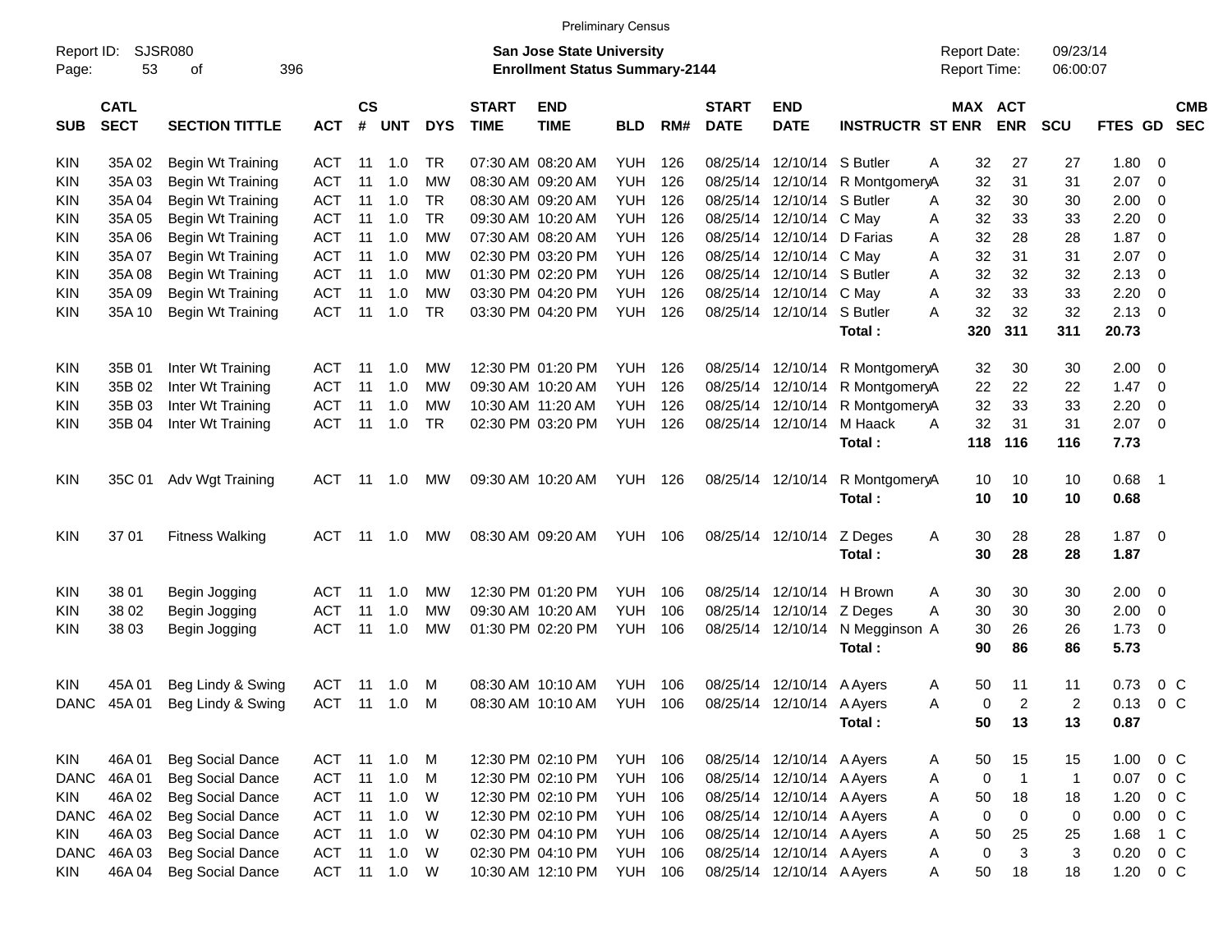Preliminary Census

Report ID: SJSR080 **San Jose State University** Report Date: 09/23/14
Page: 53 of 396 **Enrollment Status Summary-2144** Report Time: 06:00:07

| SUB | CATL SECT | SECTION TITTLE | ACT | CS # | UNT | DYS | START TIME | END TIME | BLD | RM# | START DATE | END DATE | INSTRUCTR | ST | MAX ENR | ACT ENR | SCU | FTES | GD | CMB SEC |
|---|---|---|---|---|---|---|---|---|---|---|---|---|---|---|---|---|---|---|---|---|
| KIN | 35A 02 | Begin Wt Training | ACT | 11 | 1.0 | TR | 07:30 AM | 08:20 AM | YUH | 126 | 08/25/14 | 12/10/14 | S Butler | A | 32 | 27 | 27 | 1.80 | 0 | |
| KIN | 35A 03 | Begin Wt Training | ACT | 11 | 1.0 | MW | 08:30 AM | 09:20 AM | YUH | 126 | 08/25/14 | 12/10/14 | R Montgomery | A | 32 | 31 | 31 | 2.07 | 0 | |
| KIN | 35A 04 | Begin Wt Training | ACT | 11 | 1.0 | TR | 08:30 AM | 09:20 AM | YUH | 126 | 08/25/14 | 12/10/14 | S Butler | A | 32 | 30 | 30 | 2.00 | 0 | |
| KIN | 35A 05 | Begin Wt Training | ACT | 11 | 1.0 | TR | 09:30 AM | 10:20 AM | YUH | 126 | 08/25/14 | 12/10/14 | C May | A | 32 | 33 | 33 | 2.20 | 0 | |
| KIN | 35A 06 | Begin Wt Training | ACT | 11 | 1.0 | MW | 07:30 AM | 08:20 AM | YUH | 126 | 08/25/14 | 12/10/14 | D Farias | A | 32 | 28 | 28 | 1.87 | 0 | |
| KIN | 35A 07 | Begin Wt Training | ACT | 11 | 1.0 | MW | 02:30 PM | 03:20 PM | YUH | 126 | 08/25/14 | 12/10/14 | C May | A | 32 | 31 | 31 | 2.07 | 0 | |
| KIN | 35A 08 | Begin Wt Training | ACT | 11 | 1.0 | MW | 01:30 PM | 02:20 PM | YUH | 126 | 08/25/14 | 12/10/14 | S Butler | A | 32 | 32 | 32 | 2.13 | 0 | |
| KIN | 35A 09 | Begin Wt Training | ACT | 11 | 1.0 | MW | 03:30 PM | 04:20 PM | YUH | 126 | 08/25/14 | 12/10/14 | C May | A | 32 | 33 | 33 | 2.20 | 0 | |
| KIN | 35A 10 | Begin Wt Training | ACT | 11 | 1.0 | TR | 03:30 PM | 04:20 PM | YUH | 126 | 08/25/14 | 12/10/14 | S Butler | A | 32 | 32 | 32 | 2.13 | 0 | |
| | | | | | | | | | | | | | **Total :** | | **320** | **311** | **311** | **20.73** | | |
| KIN | 35B 01 | Inter Wt Training | ACT | 11 | 1.0 | MW | 12:30 PM | 01:20 PM | YUH | 126 | 08/25/14 | 12/10/14 | R Montgomery | A | 32 | 30 | 30 | 2.00 | 0 | |
| KIN | 35B 02 | Inter Wt Training | ACT | 11 | 1.0 | MW | 09:30 AM | 10:20 AM | YUH | 126 | 08/25/14 | 12/10/14 | R Montgomery | A | 22 | 22 | 22 | 1.47 | 0 | |
| KIN | 35B 03 | Inter Wt Training | ACT | 11 | 1.0 | MW | 10:30 AM | 11:20 AM | YUH | 126 | 08/25/14 | 12/10/14 | R Montgomery | A | 32 | 33 | 33 | 2.20 | 0 | |
| KIN | 35B 04 | Inter Wt Training | ACT | 11 | 1.0 | TR | 02:30 PM | 03:20 PM | YUH | 126 | 08/25/14 | 12/10/14 | M Haack | A | 32 | 31 | 31 | 2.07 | 0 | |
| | | | | | | | | | | | | | **Total :** | | **118** | **116** | **116** | **7.73** | | |
| KIN | 35C 01 | Adv Wgt Training | ACT | 11 | 1.0 | MW | 09:30 AM | 10:20 AM | YUH | 126 | 08/25/14 | 12/10/14 | R Montgomery | A | 10 | 10 | 10 | 0.68 | 1 | |
| | | | | | | | | | | | | | **Total :** | | **10** | **10** | **10** | **0.68** | | |
| KIN | 37 01 | Fitness Walking | ACT | 11 | 1.0 | MW | 08:30 AM | 09:20 AM | YUH | 106 | 08/25/14 | 12/10/14 | Z Deges | A | 30 | 28 | 28 | 1.87 | 0 | |
| | | | | | | | | | | | | | **Total :** | | **30** | **28** | **28** | **1.87** | | |
| KIN | 38 01 | Begin Jogging | ACT | 11 | 1.0 | MW | 12:30 PM | 01:20 PM | YUH | 106 | 08/25/14 | 12/10/14 | H Brown | A | 30 | 30 | 30 | 2.00 | 0 | |
| KIN | 38 02 | Begin Jogging | ACT | 11 | 1.0 | MW | 09:30 AM | 10:20 AM | YUH | 106 | 08/25/14 | 12/10/14 | Z Deges | A | 30 | 30 | 30 | 2.00 | 0 | |
| KIN | 38 03 | Begin Jogging | ACT | 11 | 1.0 | MW | 01:30 PM | 02:20 PM | YUH | 106 | 08/25/14 | 12/10/14 | N Megginson | A | 30 | 26 | 26 | 1.73 | 0 | |
| | | | | | | | | | | | | | **Total :** | | **90** | **86** | **86** | **5.73** | | |
| KIN | 45A 01 | Beg Lindy & Swing | ACT | 11 | 1.0 | M | 08:30 AM | 10:10 AM | YUH | 106 | 08/25/14 | 12/10/14 | A Ayers | A | 50 | 11 | 11 | 0.73 | 0 | C |
| DANC | 45A 01 | Beg Lindy & Swing | ACT | 11 | 1.0 | M | 08:30 AM | 10:10 AM | YUH | 106 | 08/25/14 | 12/10/14 | A Ayers | A | 0 | 2 | 2 | 0.13 | 0 | C |
| | | | | | | | | | | | | | **Total :** | | **50** | **13** | **13** | **0.87** | | |
| KIN | 46A 01 | Beg Social Dance | ACT | 11 | 1.0 | M | 12:30 PM | 02:10 PM | YUH | 106 | 08/25/14 | 12/10/14 | A Ayers | A | 50 | 15 | 15 | 1.00 | 0 | C |
| DANC | 46A 01 | Beg Social Dance | ACT | 11 | 1.0 | M | 12:30 PM | 02:10 PM | YUH | 106 | 08/25/14 | 12/10/14 | A Ayers | A | 0 | 1 | 1 | 0.07 | 0 | C |
| KIN | 46A 02 | Beg Social Dance | ACT | 11 | 1.0 | W | 12:30 PM | 02:10 PM | YUH | 106 | 08/25/14 | 12/10/14 | A Ayers | A | 50 | 18 | 18 | 1.20 | 0 | C |
| DANC | 46A 02 | Beg Social Dance | ACT | 11 | 1.0 | W | 12:30 PM | 02:10 PM | YUH | 106 | 08/25/14 | 12/10/14 | A Ayers | A | 0 | 0 | 0 | 0.00 | 0 | C |
| KIN | 46A 03 | Beg Social Dance | ACT | 11 | 1.0 | W | 02:30 PM | 04:10 PM | YUH | 106 | 08/25/14 | 12/10/14 | A Ayers | A | 50 | 25 | 25 | 1.68 | 1 | C |
| DANC | 46A 03 | Beg Social Dance | ACT | 11 | 1.0 | W | 02:30 PM | 04:10 PM | YUH | 106 | 08/25/14 | 12/10/14 | A Ayers | A | 0 | 3 | 3 | 0.20 | 0 | C |
| KIN | 46A 04 | Beg Social Dance | ACT | 11 | 1.0 | W | 10:30 AM | 12:10 PM | YUH | 106 | 08/25/14 | 12/10/14 | A Ayers | A | 50 | 18 | 18 | 1.20 | 0 | C |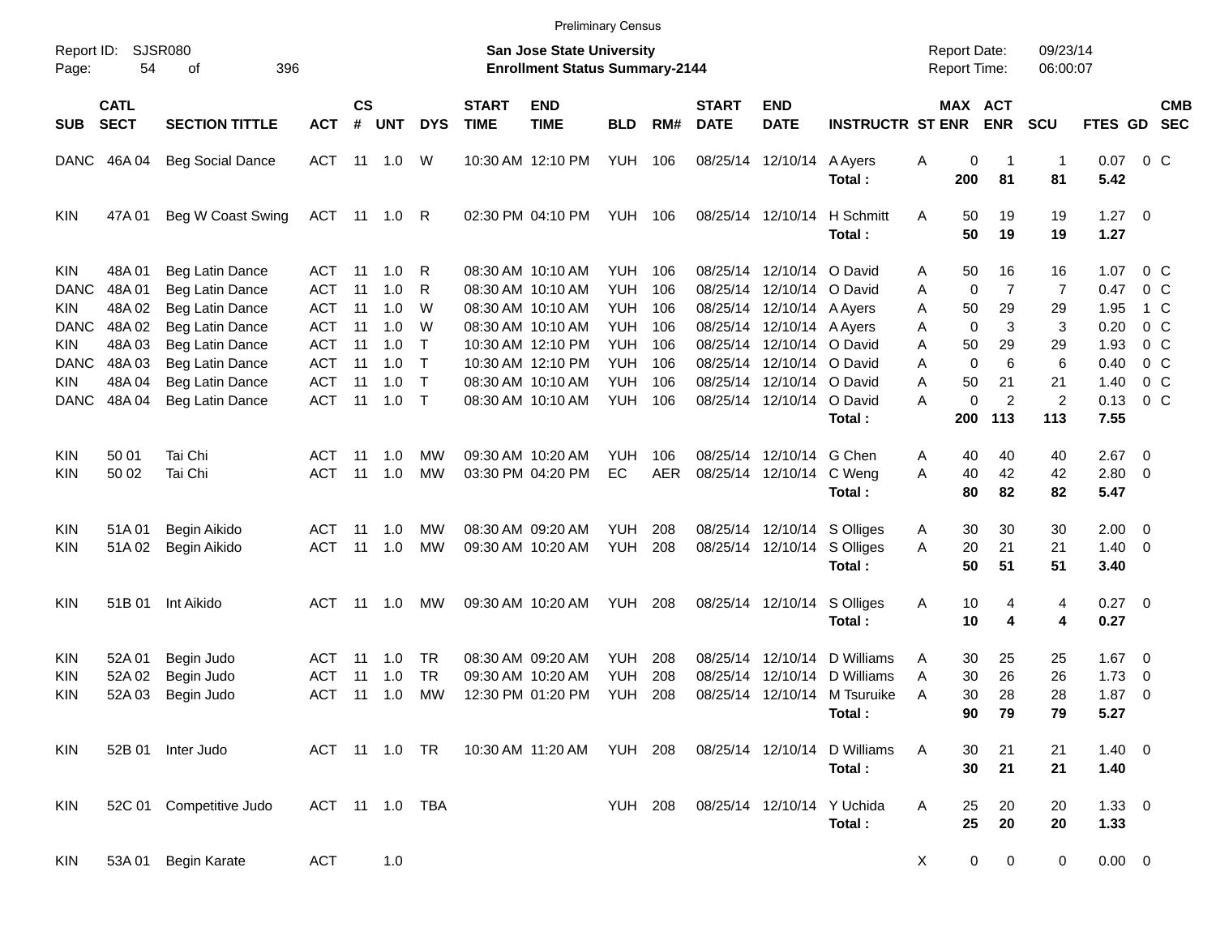Preliminary Census

Report ID: SJSR080

**San Jose State University**
**Enrollment Status Summary-2144**

Report Date: 09/23/14
Report Time: 06:00:07

| SUB | CATL SECT | SECTION TITTLE | ACT | CS # | UNT | DYS | START TIME | END TIME | BLD | RM# | START DATE | END DATE | INSTRUCTR | ST | MAX ENR | ACT ENR | SCU | FTES | GD | CMB SEC |
|---|---|---|---|---|---|---|---|---|---|---|---|---|---|---|---|---|---|---|---|---|
| DANC | 46A 04 | Beg Social Dance | ACT | 11 | 1.0 | W | 10:30 AM | 12:10 PM | YUH | 106 | 08/25/14 | 12/10/14 | A Ayers | A | 0 | 1 | 1 | 0.07 | 0 | C |
| | | | | | | | | | | | | | **Total :** | | **200** | **81** | **81** | **5.42** | | |
| KIN | 47A 01 | Beg W Coast Swing | ACT | 11 | 1.0 | R | 02:30 PM | 04:10 PM | YUH | 106 | 08/25/14 | 12/10/14 | H Schmitt | A | 50 | 19 | 19 | 1.27 | 0 | |
| | | | | | | | | | | | | | **Total :** | | **50** | **19** | **19** | **1.27** | | |
| KIN | 48A 01 | Beg Latin Dance | ACT | 11 | 1.0 | R | 08:30 AM | 10:10 AM | YUH | 106 | 08/25/14 | 12/10/14 | O David | A | 50 | 16 | 16 | 1.07 | 0 | C |
| DANC | 48A 01 | Beg Latin Dance | ACT | 11 | 1.0 | R | 08:30 AM | 10:10 AM | YUH | 106 | 08/25/14 | 12/10/14 | O David | A | 0 | 7 | 7 | 0.47 | 0 | C |
| KIN | 48A 02 | Beg Latin Dance | ACT | 11 | 1.0 | W | 08:30 AM | 10:10 AM | YUH | 106 | 08/25/14 | 12/10/14 | A Ayers | A | 50 | 29 | 29 | 1.95 | 1 | C |
| DANC | 48A 02 | Beg Latin Dance | ACT | 11 | 1.0 | W | 08:30 AM | 10:10 AM | YUH | 106 | 08/25/14 | 12/10/14 | A Ayers | A | 0 | 3 | 3 | 0.20 | 0 | C |
| KIN | 48A 03 | Beg Latin Dance | ACT | 11 | 1.0 | T | 10:30 AM | 12:10 PM | YUH | 106 | 08/25/14 | 12/10/14 | O David | A | 50 | 29 | 29 | 1.93 | 0 | C |
| DANC | 48A 03 | Beg Latin Dance | ACT | 11 | 1.0 | T | 10:30 AM | 12:10 PM | YUH | 106 | 08/25/14 | 12/10/14 | O David | A | 0 | 6 | 6 | 0.40 | 0 | C |
| KIN | 48A 04 | Beg Latin Dance | ACT | 11 | 1.0 | T | 08:30 AM | 10:10 AM | YUH | 106 | 08/25/14 | 12/10/14 | O David | A | 50 | 21 | 21 | 1.40 | 0 | C |
| DANC | 48A 04 | Beg Latin Dance | ACT | 11 | 1.0 | T | 08:30 AM | 10:10 AM | YUH | 106 | 08/25/14 | 12/10/14 | O David | A | 0 | 2 | 2 | 0.13 | 0 | C |
| | | | | | | | | | | | | | **Total :** | | **200** | **113** | **113** | **7.55** | | |
| KIN | 50 01 | Tai Chi | ACT | 11 | 1.0 | MW | 09:30 AM | 10:20 AM | YUH | 106 | 08/25/14 | 12/10/14 | G Chen | A | 40 | 40 | 40 | 2.67 | 0 | |
| KIN | 50 02 | Tai Chi | ACT | 11 | 1.0 | MW | 03:30 PM | 04:20 PM | EC | AER | 08/25/14 | 12/10/14 | C Weng | A | 40 | 42 | 42 | 2.80 | 0 | |
| | | | | | | | | | | | | | **Total :** | | **80** | **82** | **82** | **5.47** | | |
| KIN | 51A 01 | Begin Aikido | ACT | 11 | 1.0 | MW | 08:30 AM | 09:20 AM | YUH | 208 | 08/25/14 | 12/10/14 | S Olliges | A | 30 | 30 | 30 | 2.00 | 0 | |
| KIN | 51A 02 | Begin Aikido | ACT | 11 | 1.0 | MW | 09:30 AM | 10:20 AM | YUH | 208 | 08/25/14 | 12/10/14 | S Olliges | A | 20 | 21 | 21 | 1.40 | 0 | |
| | | | | | | | | | | | | | **Total :** | | **50** | **51** | **51** | **3.40** | | |
| KIN | 51B 01 | Int Aikido | ACT | 11 | 1.0 | MW | 09:30 AM | 10:20 AM | YUH | 208 | 08/25/14 | 12/10/14 | S Olliges | A | 10 | 4 | 4 | 0.27 | 0 | |
| | | | | | | | | | | | | | **Total :** | | **10** | **4** | **4** | **0.27** | | |
| KIN | 52A 01 | Begin Judo | ACT | 11 | 1.0 | TR | 08:30 AM | 09:20 AM | YUH | 208 | 08/25/14 | 12/10/14 | D Williams | A | 30 | 25 | 25 | 1.67 | 0 | |
| KIN | 52A 02 | Begin Judo | ACT | 11 | 1.0 | TR | 09:30 AM | 10:20 AM | YUH | 208 | 08/25/14 | 12/10/14 | D Williams | A | 30 | 26 | 26 | 1.73 | 0 | |
| KIN | 52A 03 | Begin Judo | ACT | 11 | 1.0 | MW | 12:30 PM | 01:20 PM | YUH | 208 | 08/25/14 | 12/10/14 | M Tsuruike | A | 30 | 28 | 28 | 1.87 | 0 | |
| | | | | | | | | | | | | | **Total :** | | **90** | **79** | **79** | **5.27** | | |
| KIN | 52B 01 | Inter Judo | ACT | 11 | 1.0 | TR | 10:30 AM | 11:20 AM | YUH | 208 | 08/25/14 | 12/10/14 | D Williams | A | 30 | 21 | 21 | 1.40 | 0 | |
| | | | | | | | | | | | | | **Total :** | | **30** | **21** | **21** | **1.40** | | |
| KIN | 52C 01 | Competitive Judo | ACT | 11 | 1.0 | TBA | | | YUH | 208 | 08/25/14 | 12/10/14 | Y Uchida | A | 25 | 20 | 20 | 1.33 | 0 | |
| | | | | | | | | | | | | | **Total :** | | **25** | **20** | **20** | **1.33** | | |
| KIN | 53A 01 | Begin Karate | ACT | | 1.0 | | | | | | | | | X | 0 | 0 | 0 | 0.00 | 0 | |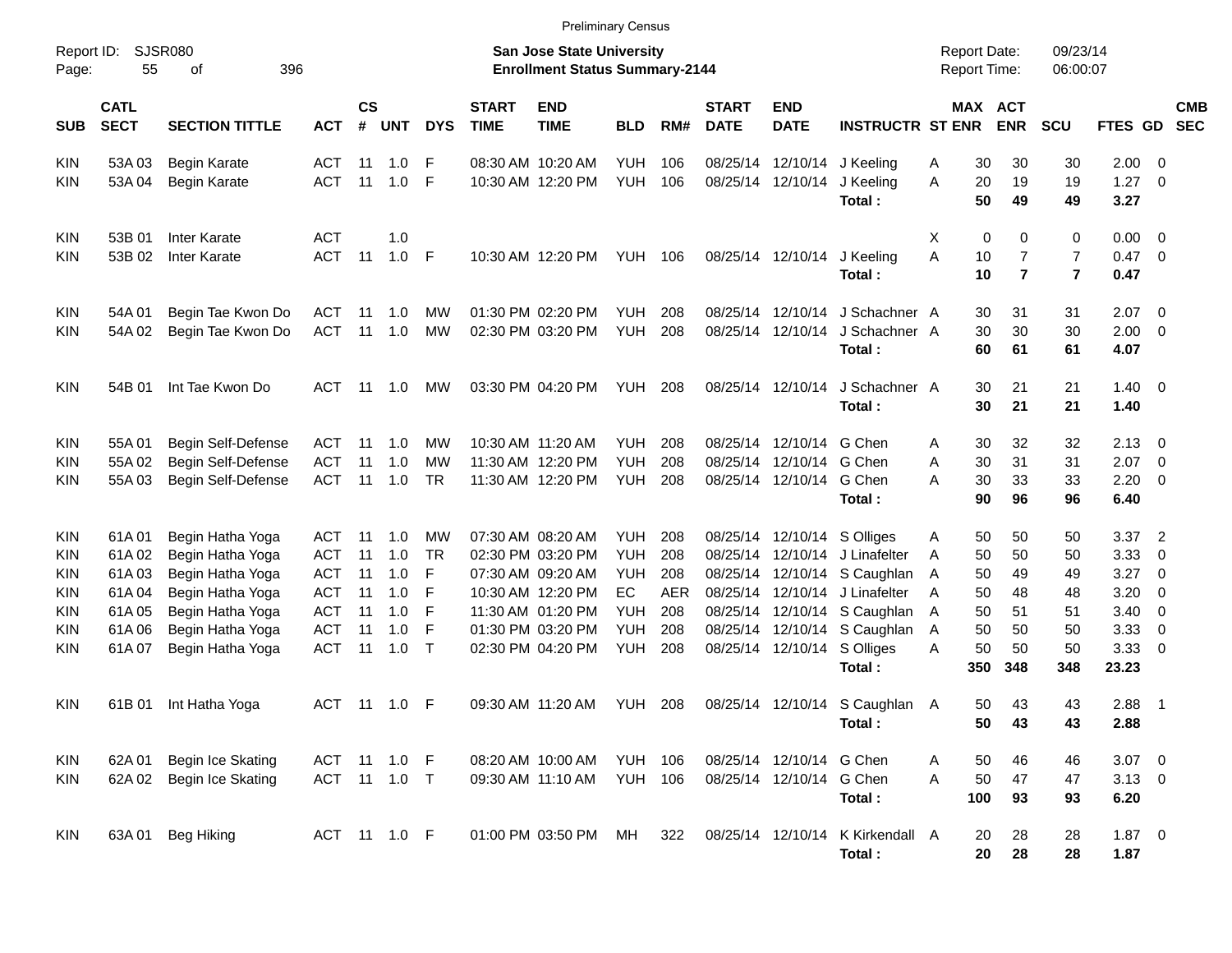Preliminary Census

Report ID: SJSR080

**San Jose State University**
**Enrollment Status Summary-2144**

Report Date: 09/23/14
Report Time: 06:00:07

| SUB | CATL SECT | SECTION TITTLE | ACT | CS # | UNT | DYS | START TIME | END TIME | BLD | RM# | START DATE | END DATE | INSTRUCTR | ST | MAX ENR | ACT ENR | SCU | FTES | GD | CMB SEC |
|---|---|---|---|---|---|---|---|---|---|---|---|---|---|---|---|---|---|---|---|---|
| KIN | 53A 03 | Begin Karate | ACT | 11 | 1.0 | F | 08:30 AM | 10:20 AM | YUH | 106 | 08/25/14 | 12/10/14 | J Keeling | A | 30 | 30 | 30 | 2.00 | 0 | |
| KIN | 53A 04 | Begin Karate | ACT | 11 | 1.0 | F | 10:30 AM | 12:20 PM | YUH | 106 | 08/25/14 | 12/10/14 | J Keeling | A | 20 | 19 | 19 | 1.27 | 0 | |
| | | | | | | | | | | | | | **Total :** | | **50** | **49** | **49** | **3.27** | | |
| KIN | 53B 01 | Inter Karate | ACT | | 1.0 | | | | | | | | | X | 0 | 0 | 0 | 0.00 | 0 | |
| KIN | 53B 02 | Inter Karate | ACT | 11 | 1.0 | F | 10:30 AM | 12:20 PM | YUH | 106 | 08/25/14 | 12/10/14 | J Keeling | A | 10 | 7 | 7 | 0.47 | 0 | |
| | | | | | | | | | | | | | **Total :** | | **10** | **7** | **7** | **0.47** | | |
| KIN | 54A 01 | Begin Tae Kwon Do | ACT | 11 | 1.0 | MW | 01:30 PM | 02:20 PM | YUH | 208 | 08/25/14 | 12/10/14 | J Schachner | A | 30 | 31 | 31 | 2.07 | 0 | |
| KIN | 54A 02 | Begin Tae Kwon Do | ACT | 11 | 1.0 | MW | 02:30 PM | 03:20 PM | YUH | 208 | 08/25/14 | 12/10/14 | J Schachner | A | 30 | 30 | 30 | 2.00 | 0 | |
| | | | | | | | | | | | | | **Total :** | | **60** | **61** | **61** | **4.07** | | |
| KIN | 54B 01 | Int Tae Kwon Do | ACT | 11 | 1.0 | MW | 03:30 PM | 04:20 PM | YUH | 208 | 08/25/14 | 12/10/14 | J Schachner | A | 30 | 21 | 21 | 1.40 | 0 | |
| | | | | | | | | | | | | | **Total :** | | **30** | **21** | **21** | **1.40** | | |
| KIN | 55A 01 | Begin Self-Defense | ACT | 11 | 1.0 | MW | 10:30 AM | 11:20 AM | YUH | 208 | 08/25/14 | 12/10/14 | G Chen | A | 30 | 32 | 32 | 2.13 | 0 | |
| KIN | 55A 02 | Begin Self-Defense | ACT | 11 | 1.0 | MW | 11:30 AM | 12:20 PM | YUH | 208 | 08/25/14 | 12/10/14 | G Chen | A | 30 | 31 | 31 | 2.07 | 0 | |
| KIN | 55A 03 | Begin Self-Defense | ACT | 11 | 1.0 | TR | 11:30 AM | 12:20 PM | YUH | 208 | 08/25/14 | 12/10/14 | G Chen | A | 30 | 33 | 33 | 2.20 | 0 | |
| | | | | | | | | | | | | | **Total :** | | **90** | **96** | **96** | **6.40** | | |
| KIN | 61A 01 | Begin Hatha Yoga | ACT | 11 | 1.0 | MW | 07:30 AM | 08:20 AM | YUH | 208 | 08/25/14 | 12/10/14 | S Olliges | A | 50 | 50 | 50 | 3.37 | 2 | |
| KIN | 61A 02 | Begin Hatha Yoga | ACT | 11 | 1.0 | TR | 02:30 PM | 03:20 PM | YUH | 208 | 08/25/14 | 12/10/14 | J Linafelter | A | 50 | 50 | 50 | 3.33 | 0 | |
| KIN | 61A 03 | Begin Hatha Yoga | ACT | 11 | 1.0 | F | 07:30 AM | 09:20 AM | YUH | 208 | 08/25/14 | 12/10/14 | S Caughlan | A | 50 | 49 | 49 | 3.27 | 0 | |
| KIN | 61A 04 | Begin Hatha Yoga | ACT | 11 | 1.0 | F | 10:30 AM | 12:20 PM | EC | AER | 08/25/14 | 12/10/14 | J Linafelter | A | 50 | 48 | 48 | 3.20 | 0 | |
| KIN | 61A 05 | Begin Hatha Yoga | ACT | 11 | 1.0 | F | 11:30 AM | 01:20 PM | YUH | 208 | 08/25/14 | 12/10/14 | S Caughlan | A | 50 | 51 | 51 | 3.40 | 0 | |
| KIN | 61A 06 | Begin Hatha Yoga | ACT | 11 | 1.0 | F | 01:30 PM | 03:20 PM | YUH | 208 | 08/25/14 | 12/10/14 | S Caughlan | A | 50 | 50 | 50 | 3.33 | 0 | |
| KIN | 61A 07 | Begin Hatha Yoga | ACT | 11 | 1.0 | T | 02:30 PM | 04:20 PM | YUH | 208 | 08/25/14 | 12/10/14 | S Olliges | A | 50 | 50 | 50 | 3.33 | 0 | |
| | | | | | | | | | | | | | **Total :** | | **350** | **348** | **348** | **23.23** | | |
| KIN | 61B 01 | Int Hatha Yoga | ACT | 11 | 1.0 | F | 09:30 AM | 11:20 AM | YUH | 208 | 08/25/14 | 12/10/14 | S Caughlan | A | 50 | 43 | 43 | 2.88 | 1 | |
| | | | | | | | | | | | | | **Total :** | | **50** | **43** | **43** | **2.88** | | |
| KIN | 62A 01 | Begin Ice Skating | ACT | 11 | 1.0 | F | 08:20 AM | 10:00 AM | YUH | 106 | 08/25/14 | 12/10/14 | G Chen | A | 50 | 46 | 46 | 3.07 | 0 | |
| KIN | 62A 02 | Begin Ice Skating | ACT | 11 | 1.0 | T | 09:30 AM | 11:10 AM | YUH | 106 | 08/25/14 | 12/10/14 | G Chen | A | 50 | 47 | 47 | 3.13 | 0 | |
| | | | | | | | | | | | | | **Total :** | | **100** | **93** | **93** | **6.20** | | |
| KIN | 63A 01 | Beg Hiking | ACT | 11 | 1.0 | F | 01:00 PM | 03:50 PM | MH | 322 | 08/25/14 | 12/10/14 | K Kirkendall | A | 20 | 28 | 28 | 1.87 | 0 | |
| | | | | | | | | | | | | | **Total :** | | **20** | **28** | **28** | **1.87** | | |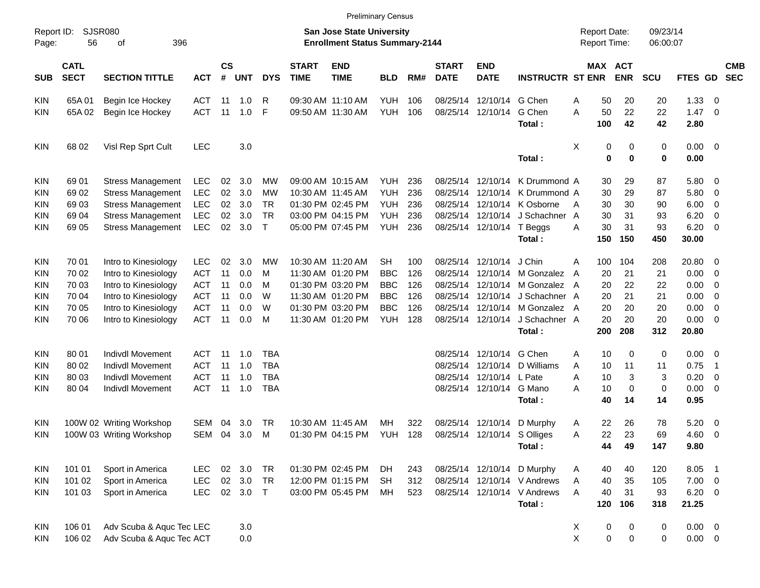Preliminary Census

Report ID: SJSR080

**San Jose State University**
**Enrollment Status Summary-2144**

Report Date: 09/23/14
Report Time: 06:00:07

| SUB | CATL SECT | SECTION TITTLE | ACT | CS # | UNT | DYS | START TIME | END TIME | BLD | RM# | START DATE | END DATE | INSTRUCTR | ST | MAX ENR | ACT ENR | SCU | FTES | GD | CMB SEC |
|---|---|---|---|---|---|---|---|---|---|---|---|---|---|---|---|---|---|---|---|---|
| KIN | 65A 01 | Begin Ice Hockey | ACT | 11 | 1.0 | R | 09:30 AM | 11:10 AM | YUH | 106 | 08/25/14 | 12/10/14 | G Chen | A | 50 | 20 | 20 | 1.33 | 0 | |
| KIN | 65A 02 | Begin Ice Hockey | ACT | 11 | 1.0 | F | 09:50 AM | 11:30 AM | YUH | 106 | 08/25/14 | 12/10/14 | G Chen | A | 50 | 22 | 22 | 1.47 | 0 | |
| | | | | | | | | | | | | | **Total :** | | **100** | **42** | **42** | **2.80** | | |
| KIN | 68 02 | Visl Rep Sprt Cult | LEC | | 3.0 | | | | | | | | | X | 0 | 0 | 0 | 0.00 | 0 | |
| | | | | | | | | | | | | | **Total :** | | **0** | **0** | **0** | **0.00** | | |
| KIN | 69 01 | Stress Management | LEC | 02 | 3.0 | MW | 09:00 AM | 10:15 AM | YUH | 236 | 08/25/14 | 12/10/14 | K Drummond | A | 30 | 29 | 87 | 5.80 | 0 | |
| KIN | 69 02 | Stress Management | LEC | 02 | 3.0 | MW | 10:30 AM | 11:45 AM | YUH | 236 | 08/25/14 | 12/10/14 | K Drummond | A | 30 | 29 | 87 | 5.80 | 0 | |
| KIN | 69 03 | Stress Management | LEC | 02 | 3.0 | TR | 01:30 PM | 02:45 PM | YUH | 236 | 08/25/14 | 12/10/14 | K Osborne | A | 30 | 30 | 90 | 6.00 | 0 | |
| KIN | 69 04 | Stress Management | LEC | 02 | 3.0 | TR | 03:00 PM | 04:15 PM | YUH | 236 | 08/25/14 | 12/10/14 | J Schachner | A | 30 | 31 | 93 | 6.20 | 0 | |
| KIN | 69 05 | Stress Management | LEC | 02 | 3.0 | T | 05:00 PM | 07:45 PM | YUH | 236 | 08/25/14 | 12/10/14 | T Beggs | A | 30 | 31 | 93 | 6.20 | 0 | |
| | | | | | | | | | | | | | **Total :** | | **150** | **150** | **450** | **30.00** | | |
| KIN | 70 01 | Intro to Kinesiology | LEC | 02 | 3.0 | MW | 10:30 AM | 11:20 AM | SH | 100 | 08/25/14 | 12/10/14 | J Chin | A | 100 | 104 | 208 | 20.80 | 0 | |
| KIN | 70 02 | Intro to Kinesiology | ACT | 11 | 0.0 | M | 11:30 AM | 01:20 PM | BBC | 126 | 08/25/14 | 12/10/14 | M Gonzalez | A | 20 | 21 | 21 | 0.00 | 0 | |
| KIN | 70 03 | Intro to Kinesiology | ACT | 11 | 0.0 | M | 01:30 PM | 03:20 PM | BBC | 126 | 08/25/14 | 12/10/14 | M Gonzalez | A | 20 | 22 | 22 | 0.00 | 0 | |
| KIN | 70 04 | Intro to Kinesiology | ACT | 11 | 0.0 | W | 11:30 AM | 01:20 PM | BBC | 126 | 08/25/14 | 12/10/14 | J Schachner | A | 20 | 21 | 21 | 0.00 | 0 | |
| KIN | 70 05 | Intro to Kinesiology | ACT | 11 | 0.0 | W | 01:30 PM | 03:20 PM | BBC | 126 | 08/25/14 | 12/10/14 | M Gonzalez | A | 20 | 20 | 20 | 0.00 | 0 | |
| KIN | 70 06 | Intro to Kinesiology | ACT | 11 | 0.0 | M | 11:30 AM | 01:20 PM | YUH | 128 | 08/25/14 | 12/10/14 | J Schachner | A | 20 | 20 | 20 | 0.00 | 0 | |
| | | | | | | | | | | | | | **Total :** | | **200** | **208** | **312** | **20.80** | | |
| KIN | 80 01 | Indivdl Movement | ACT | 11 | 1.0 | TBA | | | | | 08/25/14 | 12/10/14 | G Chen | A | 10 | 0 | 0 | 0.00 | 0 | |
| KIN | 80 02 | Indivdl Movement | ACT | 11 | 1.0 | TBA | | | | | 08/25/14 | 12/10/14 | D Williams | A | 10 | 11 | 11 | 0.75 | 1 | |
| KIN | 80 03 | Indivdl Movement | ACT | 11 | 1.0 | TBA | | | | | 08/25/14 | 12/10/14 | L Pate | A | 10 | 3 | 3 | 0.20 | 0 | |
| KIN | 80 04 | Indivdl Movement | ACT | 11 | 1.0 | TBA | | | | | 08/25/14 | 12/10/14 | G Mano | A | 10 | 0 | 0 | 0.00 | 0 | |
| | | | | | | | | | | | | | **Total :** | | **40** | **14** | **14** | **0.95** | | |
| KIN | 100W 02 | Writing Workshop | SEM | 04 | 3.0 | TR | 10:30 AM | 11:45 AM | MH | 322 | 08/25/14 | 12/10/14 | D Murphy | A | 22 | 26 | 78 | 5.20 | 0 | |
| KIN | 100W 03 | Writing Workshop | SEM | 04 | 3.0 | M | 01:30 PM | 04:15 PM | YUH | 128 | 08/25/14 | 12/10/14 | S Olliges | A | 22 | 23 | 69 | 4.60 | 0 | |
| | | | | | | | | | | | | | **Total :** | | **44** | **49** | **147** | **9.80** | | |
| KIN | 101 01 | Sport in America | LEC | 02 | 3.0 | TR | 01:30 PM | 02:45 PM | DH | 243 | 08/25/14 | 12/10/14 | D Murphy | A | 40 | 40 | 120 | 8.05 | 1 | |
| KIN | 101 02 | Sport in America | LEC | 02 | 3.0 | TR | 12:00 PM | 01:15 PM | SH | 312 | 08/25/14 | 12/10/14 | V Andrews | A | 40 | 35 | 105 | 7.00 | 0 | |
| KIN | 101 03 | Sport in America | LEC | 02 | 3.0 | T | 03:00 PM | 05:45 PM | MH | 523 | 08/25/14 | 12/10/14 | V Andrews | A | 40 | 31 | 93 | 6.20 | 0 | |
| | | | | | | | | | | | | | **Total :** | | **120** | **106** | **318** | **21.25** | | |
| KIN | 106 01 | Adv Scuba & Aquc Tec | LEC | | 3.0 | | | | | | | | | X | 0 | 0 | 0 | 0.00 | 0 | |
| KIN | 106 02 | Adv Scuba & Aquc Tec | ACT | | 0.0 | | | | | | | | | X | 0 | 0 | 0 | 0.00 | 0 | |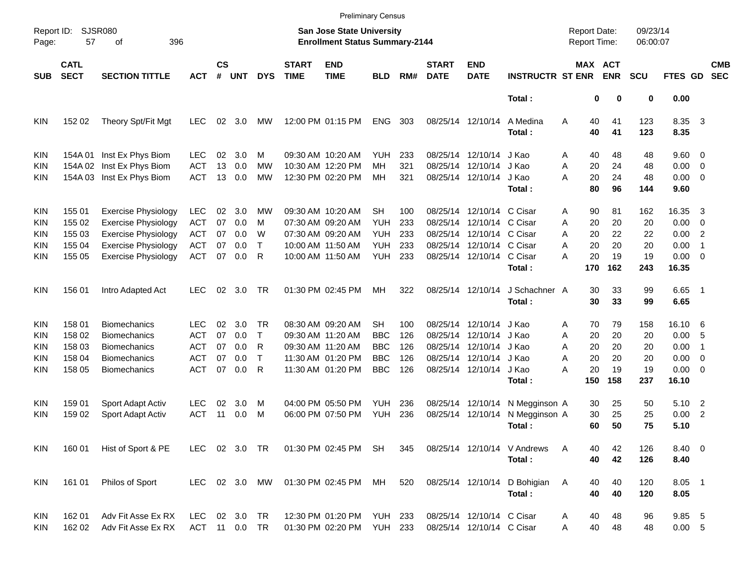Preliminary Census

Report ID: SJSR080
Page: 57 of 396

**San Jose State University**
**Enrollment Status Summary-2144**

Report Date: 09/23/14
Report Time: 06:00:07

| SUB | CATL SECT | SECTION TITTLE | ACT | CS # | UNT | DYS | START TIME | END TIME | BLD | RM# | START DATE | END DATE | INSTRUCTR | ST | MAX ENR | ACT ENR | SCU | FTES | GD | CMB SEC |
|---|---|---|---|---|---|---|---|---|---|---|---|---|---|---|---|---|---|---|---|---|
| | | | | | | | | | | | | | **Total :** | | **0** | **0** | **0** | **0.00** | | |
| KIN | 152 02 | Theory Spt/Fit Mgt | LEC | 02 | 3.0 | MW | 12:00 PM | 01:15 PM | ENG | 303 | 08/25/14 | 12/10/14 | A Medina | A | 40 | 41 | 123 | 8.35 | 3 | |
| | | | | | | | | | | | | | **Total :** | | **40** | **41** | **123** | **8.35** | | |
| KIN | 154A 01 | Inst Ex Phys Biom | LEC | 02 | 3.0 | M | 09:30 AM | 10:20 AM | YUH | 233 | 08/25/14 | 12/10/14 | J Kao | A | 40 | 48 | 48 | 9.60 | 0 | |
| KIN | 154A 02 | Inst Ex Phys Biom | ACT | 13 | 0.0 | MW | 10:30 AM | 12:20 PM | MH | 321 | 08/25/14 | 12/10/14 | J Kao | A | 20 | 24 | 48 | 0.00 | 0 | |
| KIN | 154A 03 | Inst Ex Phys Biom | ACT | 13 | 0.0 | MW | 12:30 PM | 02:20 PM | MH | 321 | 08/25/14 | 12/10/14 | J Kao | A | 20 | 24 | 48 | 0.00 | 0 | |
| | | | | | | | | | | | | | **Total :** | | **80** | **96** | **144** | **9.60** | | |
| KIN | 155 01 | Exercise Physiology | LEC | 02 | 3.0 | MW | 09:30 AM | 10:20 AM | SH | 100 | 08/25/14 | 12/10/14 | C Cisar | A | 90 | 81 | 162 | 16.35 | 3 | |
| KIN | 155 02 | Exercise Physiology | ACT | 07 | 0.0 | M | 07:30 AM | 09:20 AM | YUH | 233 | 08/25/14 | 12/10/14 | C Cisar | A | 20 | 20 | 20 | 0.00 | 0 | |
| KIN | 155 03 | Exercise Physiology | ACT | 07 | 0.0 | W | 07:30 AM | 09:20 AM | YUH | 233 | 08/25/14 | 12/10/14 | C Cisar | A | 20 | 22 | 22 | 0.00 | 2 | |
| KIN | 155 04 | Exercise Physiology | ACT | 07 | 0.0 | T | 10:00 AM | 11:50 AM | YUH | 233 | 08/25/14 | 12/10/14 | C Cisar | A | 20 | 20 | 20 | 0.00 | 1 | |
| KIN | 155 05 | Exercise Physiology | ACT | 07 | 0.0 | R | 10:00 AM | 11:50 AM | YUH | 233 | 08/25/14 | 12/10/14 | C Cisar | A | 20 | 19 | 19 | 0.00 | 0 | |
| | | | | | | | | | | | | | **Total :** | | **170** | **162** | **243** | **16.35** | | |
| KIN | 156 01 | Intro Adapted Act | LEC | 02 | 3.0 | TR | 01:30 PM | 02:45 PM | MH | 322 | 08/25/14 | 12/10/14 | J Schachner | A | 30 | 33 | 99 | 6.65 | 1 | |
| | | | | | | | | | | | | | **Total :** | | **30** | **33** | **99** | **6.65** | | |
| KIN | 158 01 | Biomechanics | LEC | 02 | 3.0 | TR | 08:30 AM | 09:20 AM | SH | 100 | 08/25/14 | 12/10/14 | J Kao | A | 70 | 79 | 158 | 16.10 | 6 | |
| KIN | 158 02 | Biomechanics | ACT | 07 | 0.0 | T | 09:30 AM | 11:20 AM | BBC | 126 | 08/25/14 | 12/10/14 | J Kao | A | 20 | 20 | 20 | 0.00 | 5 | |
| KIN | 158 03 | Biomechanics | ACT | 07 | 0.0 | R | 09:30 AM | 11:20 AM | BBC | 126 | 08/25/14 | 12/10/14 | J Kao | A | 20 | 20 | 20 | 0.00 | 1 | |
| KIN | 158 04 | Biomechanics | ACT | 07 | 0.0 | T | 11:30 AM | 01:20 PM | BBC | 126 | 08/25/14 | 12/10/14 | J Kao | A | 20 | 20 | 20 | 0.00 | 0 | |
| KIN | 158 05 | Biomechanics | ACT | 07 | 0.0 | R | 11:30 AM | 01:20 PM | BBC | 126 | 08/25/14 | 12/10/14 | J Kao | A | 20 | 19 | 19 | 0.00 | 0 | |
| | | | | | | | | | | | | | **Total :** | | **150** | **158** | **237** | **16.10** | | |
| KIN | 159 01 | Sport Adapt Activ | LEC | 02 | 3.0 | M | 04:00 PM | 05:50 PM | YUH | 236 | 08/25/14 | 12/10/14 | N Megginson | A | 30 | 25 | 50 | 5.10 | 2 | |
| KIN | 159 02 | Sport Adapt Activ | ACT | 11 | 0.0 | M | 06:00 PM | 07:50 PM | YUH | 236 | 08/25/14 | 12/10/14 | N Megginson | A | 30 | 25 | 25 | 0.00 | 2 | |
| | | | | | | | | | | | | | **Total :** | | **60** | **50** | **75** | **5.10** | | |
| KIN | 160 01 | Hist of Sport & PE | LEC | 02 | 3.0 | TR | 01:30 PM | 02:45 PM | SH | 345 | 08/25/14 | 12/10/14 | V Andrews | A | 40 | 42 | 126 | 8.40 | 0 | |
| | | | | | | | | | | | | | **Total :** | | **40** | **42** | **126** | **8.40** | | |
| KIN | 161 01 | Philos of Sport | LEC | 02 | 3.0 | MW | 01:30 PM | 02:45 PM | MH | 520 | 08/25/14 | 12/10/14 | D Bohigian | A | 40 | 40 | 120 | 8.05 | 1 | |
| | | | | | | | | | | | | | **Total :** | | **40** | **40** | **120** | **8.05** | | |
| KIN | 162 01 | Adv Fit Asse Ex RX | LEC | 02 | 3.0 | TR | 12:30 PM | 01:20 PM | YUH | 233 | 08/25/14 | 12/10/14 | C Cisar | A | 40 | 48 | 96 | 9.85 | 5 | |
| KIN | 162 02 | Adv Fit Asse Ex RX | ACT | 11 | 0.0 | TR | 01:30 PM | 02:20 PM | YUH | 233 | 08/25/14 | 12/10/14 | C Cisar | A | 40 | 48 | 48 | 0.00 | 5 | |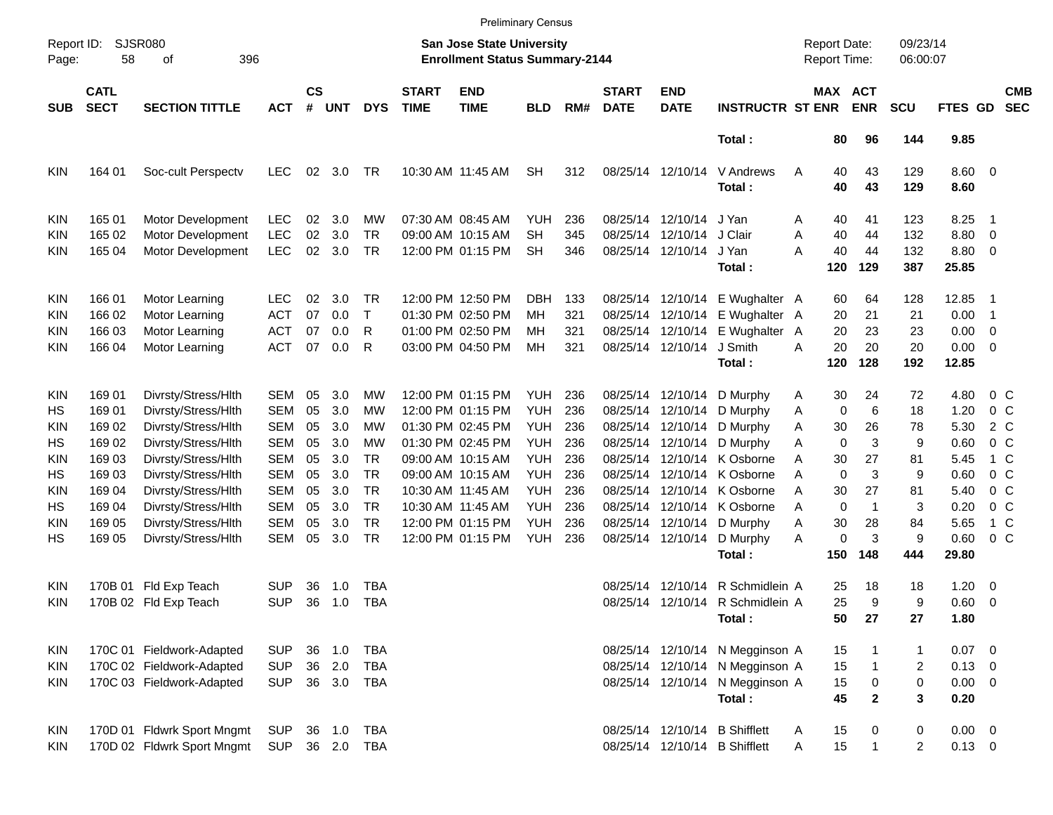Preliminary Census

Report ID: SJSR080

**San Jose State University**
**Enrollment Status Summary-2144**

Report Date: 09/23/14
Report Time: 06:00:07

| SUB | CATL SECT | SECTION TITTLE | ACT | CS # | UNT | DYS | START TIME | END TIME | BLD | RM# | START DATE | END DATE | INSTRUCTR | ST | MAX ENR | ACT ENR | SCU | FTES | GD | CMB SEC |
|---|---|---|---|---|---|---|---|---|---|---|---|---|---|---|---|---|---|---|---|---|
| | | | | | | | | | | | | | **Total :** | | **80** | **96** | **144** | **9.85** | | |
| KIN | 164 01 | Soc-cult Perspectv | LEC | 02 | 3.0 | TR | 10:30 AM | 11:45 AM | SH | 312 | 08/25/14 | 12/10/14 | V Andrews | A | 40 | 43 | 129 | 8.60 | 0 | |
| | | | | | | | | | | | | | **Total :** | | **40** | **43** | **129** | **8.60** | | |
| KIN | 165 01 | Motor Development | LEC | 02 | 3.0 | MW | 07:30 AM | 08:45 AM | YUH | 236 | 08/25/14 | 12/10/14 | J Yan | A | 40 | 41 | 123 | 8.25 | 1 | |
| KIN | 165 02 | Motor Development | LEC | 02 | 3.0 | TR | 09:00 AM | 10:15 AM | SH | 345 | 08/25/14 | 12/10/14 | J Clair | A | 40 | 44 | 132 | 8.80 | 0 | |
| KIN | 165 04 | Motor Development | LEC | 02 | 3.0 | TR | 12:00 PM | 01:15 PM | SH | 346 | 08/25/14 | 12/10/14 | J Yan | A | 40 | 44 | 132 | 8.80 | 0 | |
| | | | | | | | | | | | | | **Total :** | | **120** | **129** | **387** | **25.85** | | |
| KIN | 166 01 | Motor Learning | LEC | 02 | 3.0 | TR | 12:00 PM | 12:50 PM | DBH | 133 | 08/25/14 | 12/10/14 | E Wughalter | A | 60 | 64 | 128 | 12.85 | 1 | |
| KIN | 166 02 | Motor Learning | ACT | 07 | 0.0 | T | 01:30 PM | 02:50 PM | MH | 321 | 08/25/14 | 12/10/14 | E Wughalter | A | 20 | 21 | 21 | 0.00 | 1 | |
| KIN | 166 03 | Motor Learning | ACT | 07 | 0.0 | R | 01:00 PM | 02:50 PM | MH | 321 | 08/25/14 | 12/10/14 | E Wughalter | A | 20 | 23 | 23 | 0.00 | 0 | |
| KIN | 166 04 | Motor Learning | ACT | 07 | 0.0 | R | 03:00 PM | 04:50 PM | MH | 321 | 08/25/14 | 12/10/14 | J Smith | A | 20 | 20 | 20 | 0.00 | 0 | |
| | | | | | | | | | | | | | **Total :** | | **120** | **128** | **192** | **12.85** | | |
| KIN | 169 01 | Divrsty/Stress/Hlth | SEM | 05 | 3.0 | MW | 12:00 PM | 01:15 PM | YUH | 236 | 08/25/14 | 12/10/14 | D Murphy | A | 30 | 24 | 72 | 4.80 | 0 | C |
| HS | 169 01 | Divrsty/Stress/Hlth | SEM | 05 | 3.0 | MW | 12:00 PM | 01:15 PM | YUH | 236 | 08/25/14 | 12/10/14 | D Murphy | A | 0 | 6 | 18 | 1.20 | 0 | C |
| KIN | 169 02 | Divrsty/Stress/Hlth | SEM | 05 | 3.0 | MW | 01:30 PM | 02:45 PM | YUH | 236 | 08/25/14 | 12/10/14 | D Murphy | A | 30 | 26 | 78 | 5.30 | 2 | C |
| HS | 169 02 | Divrsty/Stress/Hlth | SEM | 05 | 3.0 | MW | 01:30 PM | 02:45 PM | YUH | 236 | 08/25/14 | 12/10/14 | D Murphy | A | 0 | 3 | 9 | 0.60 | 0 | C |
| KIN | 169 03 | Divrsty/Stress/Hlth | SEM | 05 | 3.0 | TR | 09:00 AM | 10:15 AM | YUH | 236 | 08/25/14 | 12/10/14 | K Osborne | A | 30 | 27 | 81 | 5.45 | 1 | C |
| HS | 169 03 | Divrsty/Stress/Hlth | SEM | 05 | 3.0 | TR | 09:00 AM | 10:15 AM | YUH | 236 | 08/25/14 | 12/10/14 | K Osborne | A | 0 | 3 | 9 | 0.60 | 0 | C |
| KIN | 169 04 | Divrsty/Stress/Hlth | SEM | 05 | 3.0 | TR | 10:30 AM | 11:45 AM | YUH | 236 | 08/25/14 | 12/10/14 | K Osborne | A | 30 | 27 | 81 | 5.40 | 0 | C |
| HS | 169 04 | Divrsty/Stress/Hlth | SEM | 05 | 3.0 | TR | 10:30 AM | 11:45 AM | YUH | 236 | 08/25/14 | 12/10/14 | K Osborne | A | 0 | 1 | 3 | 0.20 | 0 | C |
| KIN | 169 05 | Divrsty/Stress/Hlth | SEM | 05 | 3.0 | TR | 12:00 PM | 01:15 PM | YUH | 236 | 08/25/14 | 12/10/14 | D Murphy | A | 30 | 28 | 84 | 5.65 | 1 | C |
| HS | 169 05 | Divrsty/Stress/Hlth | SEM | 05 | 3.0 | TR | 12:00 PM | 01:15 PM | YUH | 236 | 08/25/14 | 12/10/14 | D Murphy | A | 0 | 3 | 9 | 0.60 | 0 | C |
| | | | | | | | | | | | | | **Total :** | | **150** | **148** | **444** | **29.80** | | |
| KIN | 170B 01 | Fld Exp Teach | SUP | 36 | 1.0 | TBA | | | | | 08/25/14 | 12/10/14 | R Schmidlein | A | 25 | 18 | 18 | 1.20 | 0 | |
| KIN | 170B 02 | Fld Exp Teach | SUP | 36 | 1.0 | TBA | | | | | 08/25/14 | 12/10/14 | R Schmidlein | A | 25 | 9 | 9 | 0.60 | 0 | |
| | | | | | | | | | | | | | **Total :** | | **50** | **27** | **27** | **1.80** | | |
| KIN | 170C 01 | Fieldwork-Adapted | SUP | 36 | 1.0 | TBA | | | | | 08/25/14 | 12/10/14 | N Megginson | A | 15 | 1 | 1 | 0.07 | 0 | |
| KIN | 170C 02 | Fieldwork-Adapted | SUP | 36 | 2.0 | TBA | | | | | 08/25/14 | 12/10/14 | N Megginson | A | 15 | 1 | 2 | 0.13 | 0 | |
| KIN | 170C 03 | Fieldwork-Adapted | SUP | 36 | 3.0 | TBA | | | | | 08/25/14 | 12/10/14 | N Megginson | A | 15 | 0 | 0 | 0.00 | 0 | |
| | | | | | | | | | | | | | **Total :** | | **45** | **2** | **3** | **0.20** | | |
| KIN | 170D 01 | Fldwrk Sport Mngmt | SUP | 36 | 1.0 | TBA | | | | | 08/25/14 | 12/10/14 | B Shifflett | A | 15 | 0 | 0 | 0.00 | 0 | |
| KIN | 170D 02 | Fldwrk Sport Mngmt | SUP | 36 | 2.0 | TBA | | | | | 08/25/14 | 12/10/14 | B Shifflett | A | 15 | 1 | 2 | 0.13 | 0 | |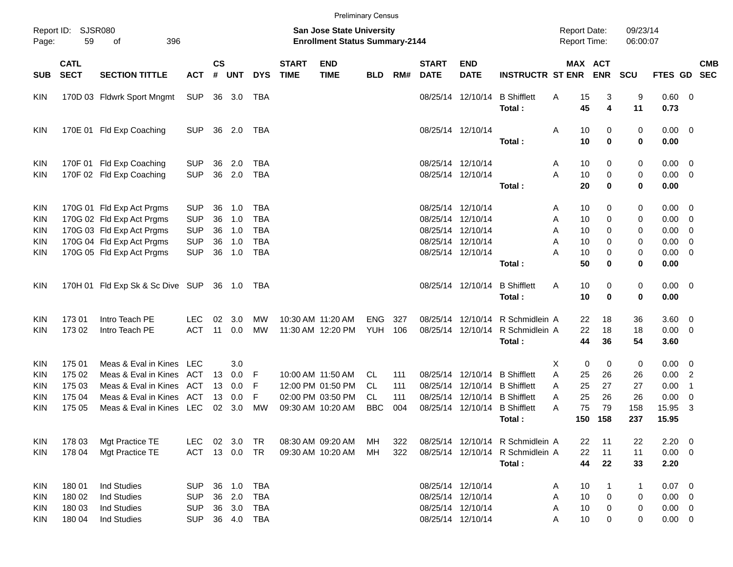Preliminary Census

Report ID: SJSR080

**San Jose State University**
**Enrollment Status Summary-2144**

Report Date: 09/23/14
Report Time: 06:00:07

| SUB | CATL SECT | SECTION TITTLE | ACT | CS # | UNT | DYS | START TIME | END TIME | BLD | RM# | START DATE | END DATE | INSTRUCTR | ST | MAX ENR | ACT ENR | SCU | FTES | GD | CMB SEC |
|---|---|---|---|---|---|---|---|---|---|---|---|---|---|---|---|---|---|---|---|---|
| KIN | 170D 03 | Fldwrk Sport Mngmt | SUP | 36 | 3.0 | TBA | | | | | 08/25/14 | 12/10/14 | B Shifflett | A | 15 | 3 | 9 | 0.60 | 0 | |
| | | | | | | | | | | | | | **Total :** | | **45** | **4** | **11** | **0.73** | | |
| KIN | 170E 01 | Fld Exp Coaching | SUP | 36 | 2.0 | TBA | | | | | 08/25/14 | 12/10/14 | | A | 10 | 0 | 0 | 0.00 | 0 | |
| | | | | | | | | | | | | | **Total :** | | **10** | **0** | **0** | **0.00** | | |
| KIN | 170F 01 | Fld Exp Coaching | SUP | 36 | 2.0 | TBA | | | | | 08/25/14 | 12/10/14 | | A | 10 | 0 | 0 | 0.00 | 0 | |
| KIN | 170F 02 | Fld Exp Coaching | SUP | 36 | 2.0 | TBA | | | | | 08/25/14 | 12/10/14 | | A | 10 | 0 | 0 | 0.00 | 0 | |
| | | | | | | | | | | | | | **Total :** | | **20** | **0** | **0** | **0.00** | | |
| KIN | 170G 01 | Fld Exp Act Prgms | SUP | 36 | 1.0 | TBA | | | | | 08/25/14 | 12/10/14 | | A | 10 | 0 | 0 | 0.00 | 0 | |
| KIN | 170G 02 | Fld Exp Act Prgms | SUP | 36 | 1.0 | TBA | | | | | 08/25/14 | 12/10/14 | | A | 10 | 0 | 0 | 0.00 | 0 | |
| KIN | 170G 03 | Fld Exp Act Prgms | SUP | 36 | 1.0 | TBA | | | | | 08/25/14 | 12/10/14 | | A | 10 | 0 | 0 | 0.00 | 0 | |
| KIN | 170G 04 | Fld Exp Act Prgms | SUP | 36 | 1.0 | TBA | | | | | 08/25/14 | 12/10/14 | | A | 10 | 0 | 0 | 0.00 | 0 | |
| KIN | 170G 05 | Fld Exp Act Prgms | SUP | 36 | 1.0 | TBA | | | | | 08/25/14 | 12/10/14 | | A | 10 | 0 | 0 | 0.00 | 0 | |
| | | | | | | | | | | | | | **Total :** | | **50** | **0** | **0** | **0.00** | | |
| KIN | 170H 01 | Fld Exp Sk & Sc Dive | SUP | 36 | 1.0 | TBA | | | | | 08/25/14 | 12/10/14 | B Shifflett | A | 10 | 0 | 0 | 0.00 | 0 | |
| | | | | | | | | | | | | | **Total :** | | **10** | **0** | **0** | **0.00** | | |
| KIN | 173 01 | Intro Teach PE | LEC | 02 | 3.0 | MW | 10:30 AM | 11:20 AM | ENG | 327 | 08/25/14 | 12/10/14 | R Schmidlein | A | 22 | 18 | 36 | 3.60 | 0 | |
| KIN | 173 02 | Intro Teach PE | ACT | 11 | 0.0 | MW | 11:30 AM | 12:20 PM | YUH | 106 | 08/25/14 | 12/10/14 | R Schmidlein | A | 22 | 18 | 18 | 0.00 | 0 | |
| | | | | | | | | | | | | | **Total :** | | **44** | **36** | **54** | **3.60** | | |
| KIN | 175 01 | Meas & Eval in Kines | LEC | | 3.0 | | | | | | | | | X | 0 | 0 | 0 | 0.00 | 0 | |
| KIN | 175 02 | Meas & Eval in Kines | ACT | 13 | 0.0 | F | 10:00 AM | 11:50 AM | CL | 111 | 08/25/14 | 12/10/14 | B Shifflett | A | 25 | 26 | 26 | 0.00 | 2 | |
| KIN | 175 03 | Meas & Eval in Kines | ACT | 13 | 0.0 | F | 12:00 PM | 01:50 PM | CL | 111 | 08/25/14 | 12/10/14 | B Shifflett | A | 25 | 27 | 27 | 0.00 | 1 | |
| KIN | 175 04 | Meas & Eval in Kines | ACT | 13 | 0.0 | F | 02:00 PM | 03:50 PM | CL | 111 | 08/25/14 | 12/10/14 | B Shifflett | A | 25 | 26 | 26 | 0.00 | 0 | |
| KIN | 175 05 | Meas & Eval in Kines | LEC | 02 | 3.0 | MW | 09:30 AM | 10:20 AM | BBC | 004 | 08/25/14 | 12/10/14 | B Shifflett | A | 75 | 79 | 158 | 15.95 | 3 | |
| | | | | | | | | | | | | | **Total :** | | **150** | **158** | **237** | **15.95** | | |
| KIN | 178 03 | Mgt Practice TE | LEC | 02 | 3.0 | TR | 08:30 AM | 09:20 AM | MH | 322 | 08/25/14 | 12/10/14 | R Schmidlein | A | 22 | 11 | 22 | 2.20 | 0 | |
| KIN | 178 04 | Mgt Practice TE | ACT | 13 | 0.0 | TR | 09:30 AM | 10:20 AM | MH | 322 | 08/25/14 | 12/10/14 | R Schmidlein | A | 22 | 11 | 11 | 0.00 | 0 | |
| | | | | | | | | | | | | | **Total :** | | **44** | **22** | **33** | **2.20** | | |
| KIN | 180 01 | Ind Studies | SUP | 36 | 1.0 | TBA | | | | | 08/25/14 | 12/10/14 | | A | 10 | 1 | 1 | 0.07 | 0 | |
| KIN | 180 02 | Ind Studies | SUP | 36 | 2.0 | TBA | | | | | 08/25/14 | 12/10/14 | | A | 10 | 0 | 0 | 0.00 | 0 | |
| KIN | 180 03 | Ind Studies | SUP | 36 | 3.0 | TBA | | | | | 08/25/14 | 12/10/14 | | A | 10 | 0 | 0 | 0.00 | 0 | |
| KIN | 180 04 | Ind Studies | SUP | 36 | 4.0 | TBA | | | | | 08/25/14 | 12/10/14 | | A | 10 | 0 | 0 | 0.00 | 0 | |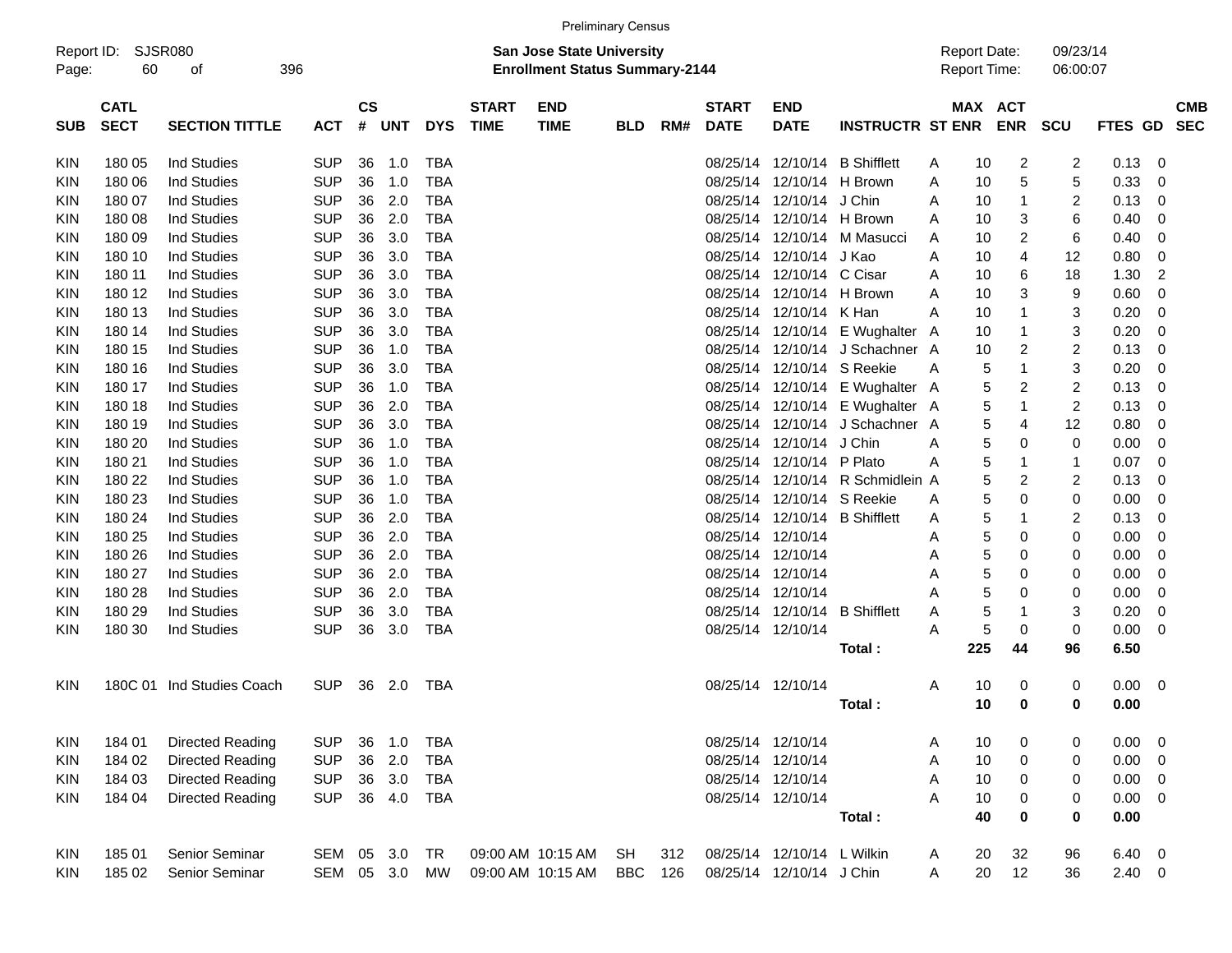Preliminary Census

Report ID: SJSR080

**San Jose State University**
**Enrollment Status Summary-2144**

Report Date: 09/23/14
Report Time: 06:00:07

| SUB | CATL SECT | SECTION TITTLE | ACT | CS # | UNT | DYS | START TIME | END TIME | BLD | RM# | START DATE | END DATE | INSTRUCTR | ST | MAX ENR | ACT ENR | SCU | FTES | GD | CMB SEC |
|---|---|---|---|---|---|---|---|---|---|---|---|---|---|---|---|---|---|---|---|---|
| KIN | 180 05 | Ind Studies | SUP | 36 | 1.0 | TBA | | | | | 08/25/14 | 12/10/14 | B Shifflett | A | 10 | 2 | 2 | 0.13 | 0 | |
| KIN | 180 06 | Ind Studies | SUP | 36 | 1.0 | TBA | | | | | 08/25/14 | 12/10/14 | H Brown | A | 10 | 5 | 5 | 0.33 | 0 | |
| KIN | 180 07 | Ind Studies | SUP | 36 | 2.0 | TBA | | | | | 08/25/14 | 12/10/14 | J Chin | A | 10 | 1 | 2 | 0.13 | 0 | |
| KIN | 180 08 | Ind Studies | SUP | 36 | 2.0 | TBA | | | | | 08/25/14 | 12/10/14 | H Brown | A | 10 | 3 | 6 | 0.40 | 0 | |
| KIN | 180 09 | Ind Studies | SUP | 36 | 3.0 | TBA | | | | | 08/25/14 | 12/10/14 | M Masucci | A | 10 | 2 | 6 | 0.40 | 0 | |
| KIN | 180 10 | Ind Studies | SUP | 36 | 3.0 | TBA | | | | | 08/25/14 | 12/10/14 | J Kao | A | 10 | 4 | 12 | 0.80 | 0 | |
| KIN | 180 11 | Ind Studies | SUP | 36 | 3.0 | TBA | | | | | 08/25/14 | 12/10/14 | C Cisar | A | 10 | 6 | 18 | 1.30 | 2 | |
| KIN | 180 12 | Ind Studies | SUP | 36 | 3.0 | TBA | | | | | 08/25/14 | 12/10/14 | H Brown | A | 10 | 3 | 9 | 0.60 | 0 | |
| KIN | 180 13 | Ind Studies | SUP | 36 | 3.0 | TBA | | | | | 08/25/14 | 12/10/14 | K Han | A | 10 | 1 | 3 | 0.20 | 0 | |
| KIN | 180 14 | Ind Studies | SUP | 36 | 3.0 | TBA | | | | | 08/25/14 | 12/10/14 | E Wughalter | A | 10 | 1 | 3 | 0.20 | 0 | |
| KIN | 180 15 | Ind Studies | SUP | 36 | 1.0 | TBA | | | | | 08/25/14 | 12/10/14 | J Schachner | A | 10 | 2 | 2 | 0.13 | 0 | |
| KIN | 180 16 | Ind Studies | SUP | 36 | 3.0 | TBA | | | | | 08/25/14 | 12/10/14 | S Reekie | A | 5 | 1 | 3 | 0.20 | 0 | |
| KIN | 180 17 | Ind Studies | SUP | 36 | 1.0 | TBA | | | | | 08/25/14 | 12/10/14 | E Wughalter | A | 5 | 2 | 2 | 0.13 | 0 | |
| KIN | 180 18 | Ind Studies | SUP | 36 | 2.0 | TBA | | | | | 08/25/14 | 12/10/14 | E Wughalter | A | 5 | 1 | 2 | 0.13 | 0 | |
| KIN | 180 19 | Ind Studies | SUP | 36 | 3.0 | TBA | | | | | 08/25/14 | 12/10/14 | J Schachner | A | 5 | 4 | 12 | 0.80 | 0 | |
| KIN | 180 20 | Ind Studies | SUP | 36 | 1.0 | TBA | | | | | 08/25/14 | 12/10/14 | J Chin | A | 5 | 0 | 0 | 0.00 | 0 | |
| KIN | 180 21 | Ind Studies | SUP | 36 | 1.0 | TBA | | | | | 08/25/14 | 12/10/14 | P Plato | A | 5 | 1 | 1 | 0.07 | 0 | |
| KIN | 180 22 | Ind Studies | SUP | 36 | 1.0 | TBA | | | | | 08/25/14 | 12/10/14 | R Schmidlein | A | 5 | 2 | 2 | 0.13 | 0 | |
| KIN | 180 23 | Ind Studies | SUP | 36 | 1.0 | TBA | | | | | 08/25/14 | 12/10/14 | S Reekie | A | 5 | 0 | 0 | 0.00 | 0 | |
| KIN | 180 24 | Ind Studies | SUP | 36 | 2.0 | TBA | | | | | 08/25/14 | 12/10/14 | B Shifflett | A | 5 | 1 | 2 | 0.13 | 0 | |
| KIN | 180 25 | Ind Studies | SUP | 36 | 2.0 | TBA | | | | | 08/25/14 | 12/10/14 | | A | 5 | 0 | 0 | 0.00 | 0 | |
| KIN | 180 26 | Ind Studies | SUP | 36 | 2.0 | TBA | | | | | 08/25/14 | 12/10/14 | | A | 5 | 0 | 0 | 0.00 | 0 | |
| KIN | 180 27 | Ind Studies | SUP | 36 | 2.0 | TBA | | | | | 08/25/14 | 12/10/14 | | A | 5 | 0 | 0 | 0.00 | 0 | |
| KIN | 180 28 | Ind Studies | SUP | 36 | 2.0 | TBA | | | | | 08/25/14 | 12/10/14 | | A | 5 | 0 | 0 | 0.00 | 0 | |
| KIN | 180 29 | Ind Studies | SUP | 36 | 3.0 | TBA | | | | | 08/25/14 | 12/10/14 | B Shifflett | A | 5 | 1 | 3 | 0.20 | 0 | |
| KIN | 180 30 | Ind Studies | SUP | 36 | 3.0 | TBA | | | | | 08/25/14 | 12/10/14 | | A | 5 | 0 | 0 | 0.00 | 0 | |
| | | | | | | | | | | | | | **Total :** | | **225** | **44** | **96** | **6.50** | | |
| KIN | 180C 01 | Ind Studies Coach | SUP | 36 | 2.0 | TBA | | | | | 08/25/14 | 12/10/14 | | A | 10 | 0 | 0 | 0.00 | 0 | |
| | | | | | | | | | | | | | **Total :** | | **10** | **0** | **0** | **0.00** | | |
| KIN | 184 01 | Directed Reading | SUP | 36 | 1.0 | TBA | | | | | 08/25/14 | 12/10/14 | | A | 10 | 0 | 0 | 0.00 | 0 | |
| KIN | 184 02 | Directed Reading | SUP | 36 | 2.0 | TBA | | | | | 08/25/14 | 12/10/14 | | A | 10 | 0 | 0 | 0.00 | 0 | |
| KIN | 184 03 | Directed Reading | SUP | 36 | 3.0 | TBA | | | | | 08/25/14 | 12/10/14 | | A | 10 | 0 | 0 | 0.00 | 0 | |
| KIN | 184 04 | Directed Reading | SUP | 36 | 4.0 | TBA | | | | | 08/25/14 | 12/10/14 | | A | 10 | 0 | 0 | 0.00 | 0 | |
| | | | | | | | | | | | | | **Total :** | | **40** | **0** | **0** | **0.00** | | |
| KIN | 185 01 | Senior Seminar | SEM | 05 | 3.0 | TR | 09:00 AM | 10:15 AM | SH | 312 | 08/25/14 | 12/10/14 | L Wilkin | A | 20 | 32 | 96 | 6.40 | 0 | |
| KIN | 185 02 | Senior Seminar | SEM | 05 | 3.0 | MW | 09:00 AM | 10:15 AM | BBC | 126 | 08/25/14 | 12/10/14 | J Chin | A | 20 | 12 | 36 | 2.40 | 0 | |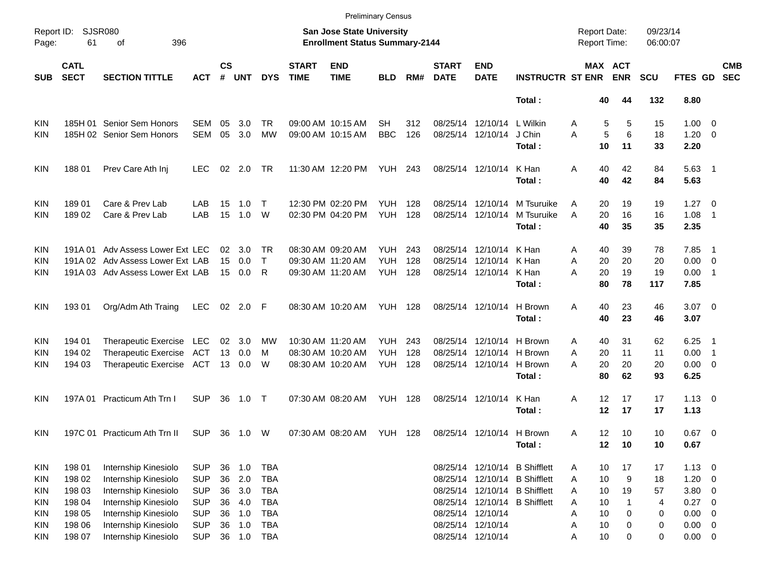Preliminary Census

Report ID: SJSR080

**San Jose State University**
**Enrollment Status Summary-2144**

Report Date: 09/23/14
Report Time: 06:00:07

| SUB | CATL SECT | SECTION TITTLE | ACT | CS # | UNT | DYS | START TIME | END TIME | BLD | RM# | START DATE | END DATE | INSTRUCTR | ST | MAX ENR | ACT ENR | SCU | FTES | GD | CMB SEC |
|---|---|---|---|---|---|---|---|---|---|---|---|---|---|---|---|---|---|---|---|---|
| | | | | | | | | | | | | | **Total :** | | **40** | **44** | **132** | **8.80** | | |
| KIN | 185H 01 | Senior Sem Honors | SEM | 05 | 3.0 | TR | 09:00 AM | 10:15 AM | SH | 312 | 08/25/14 | 12/10/14 | L Wilkin | A | 5 | 5 | 15 | 1.00 | 0 | |
| KIN | 185H 02 | Senior Sem Honors | SEM | 05 | 3.0 | MW | 09:00 AM | 10:15 AM | BBC | 126 | 08/25/14 | 12/10/14 | J Chin | A | 5 | 6 | 18 | 1.20 | 0 | |
| | | | | | | | | | | | | | **Total :** | | **10** | **11** | **33** | **2.20** | | |
| KIN | 188 01 | Prev Care Ath Inj | LEC | 02 | 2.0 | TR | 11:30 AM | 12:20 PM | YUH | 243 | 08/25/14 | 12/10/14 | K Han | A | 40 | 42 | 84 | 5.63 | 1 | |
| | | | | | | | | | | | | | **Total :** | | **40** | **42** | **84** | **5.63** | | |
| KIN | 189 01 | Care & Prev Lab | LAB | 15 | 1.0 | T | 12:30 PM | 02:20 PM | YUH | 128 | 08/25/14 | 12/10/14 | M Tsuruike | A | 20 | 19 | 19 | 1.27 | 0 | |
| KIN | 189 02 | Care & Prev Lab | LAB | 15 | 1.0 | W | 02:30 PM | 04:20 PM | YUH | 128 | 08/25/14 | 12/10/14 | M Tsuruike | A | 20 | 16 | 16 | 1.08 | 1 | |
| | | | | | | | | | | | | | **Total :** | | **40** | **35** | **35** | **2.35** | | |
| KIN | 191A 01 | Adv Assess Lower Ext | LEC | 02 | 3.0 | TR | 08:30 AM | 09:20 AM | YUH | 243 | 08/25/14 | 12/10/14 | K Han | A | 40 | 39 | 78 | 7.85 | 1 | |
| KIN | 191A 02 | Adv Assess Lower Ext | LAB | 15 | 0.0 | T | 09:30 AM | 11:20 AM | YUH | 128 | 08/25/14 | 12/10/14 | K Han | A | 20 | 20 | 20 | 0.00 | 0 | |
| KIN | 191A 03 | Adv Assess Lower Ext | LAB | 15 | 0.0 | R | 09:30 AM | 11:20 AM | YUH | 128 | 08/25/14 | 12/10/14 | K Han | A | 20 | 19 | 19 | 0.00 | 1 | |
| | | | | | | | | | | | | | **Total :** | | **80** | **78** | **117** | **7.85** | | |
| KIN | 193 01 | Org/Adm Ath Traing | LEC | 02 | 2.0 | F | 08:30 AM | 10:20 AM | YUH | 128 | 08/25/14 | 12/10/14 | H Brown | A | 40 | 23 | 46 | 3.07 | 0 | |
| | | | | | | | | | | | | | **Total :** | | **40** | **23** | **46** | **3.07** | | |
| KIN | 194 01 | Therapeutic Exercise | LEC | 02 | 3.0 | MW | 10:30 AM | 11:20 AM | YUH | 243 | 08/25/14 | 12/10/14 | H Brown | A | 40 | 31 | 62 | 6.25 | 1 | |
| KIN | 194 02 | Therapeutic Exercise | ACT | 13 | 0.0 | M | 08:30 AM | 10:20 AM | YUH | 128 | 08/25/14 | 12/10/14 | H Brown | A | 20 | 11 | 11 | 0.00 | 1 | |
| KIN | 194 03 | Therapeutic Exercise | ACT | 13 | 0.0 | W | 08:30 AM | 10:20 AM | YUH | 128 | 08/25/14 | 12/10/14 | H Brown | A | 20 | 20 | 20 | 0.00 | 0 | |
| | | | | | | | | | | | | | **Total :** | | **80** | **62** | **93** | **6.25** | | |
| KIN | 197A 01 | Practicum Ath Trn I | SUP | 36 | 1.0 | T | 07:30 AM | 08:20 AM | YUH | 128 | 08/25/14 | 12/10/14 | K Han | A | 12 | 17 | 17 | 1.13 | 0 | |
| | | | | | | | | | | | | | **Total :** | | **12** | **17** | **17** | **1.13** | | |
| KIN | 197C 01 | Practicum Ath Trn II | SUP | 36 | 1.0 | W | 07:30 AM | 08:20 AM | YUH | 128 | 08/25/14 | 12/10/14 | H Brown | A | 12 | 10 | 10 | 0.67 | 0 | |
| | | | | | | | | | | | | | **Total :** | | **12** | **10** | **10** | **0.67** | | |
| KIN | 198 01 | Internship Kinesiolo | SUP | 36 | 1.0 | TBA | | | | | 08/25/14 | 12/10/14 | B Shifflett | A | 10 | 17 | 17 | 1.13 | 0 | |
| KIN | 198 02 | Internship Kinesiolo | SUP | 36 | 2.0 | TBA | | | | | 08/25/14 | 12/10/14 | B Shifflett | A | 10 | 9 | 18 | 1.20 | 0 | |
| KIN | 198 03 | Internship Kinesiolo | SUP | 36 | 3.0 | TBA | | | | | 08/25/14 | 12/10/14 | B Shifflett | A | 10 | 19 | 57 | 3.80 | 0 | |
| KIN | 198 04 | Internship Kinesiolo | SUP | 36 | 4.0 | TBA | | | | | 08/25/14 | 12/10/14 | B Shifflett | A | 10 | 1 | 4 | 0.27 | 0 | |
| KIN | 198 05 | Internship Kinesiolo | SUP | 36 | 1.0 | TBA | | | | | 08/25/14 | 12/10/14 | | A | 10 | 0 | 0 | 0.00 | 0 | |
| KIN | 198 06 | Internship Kinesiolo | SUP | 36 | 1.0 | TBA | | | | | 08/25/14 | 12/10/14 | | A | 10 | 0 | 0 | 0.00 | 0 | |
| KIN | 198 07 | Internship Kinesiolo | SUP | 36 | 1.0 | TBA | | | | | 08/25/14 | 12/10/14 | | A | 10 | 0 | 0 | 0.00 | 0 | |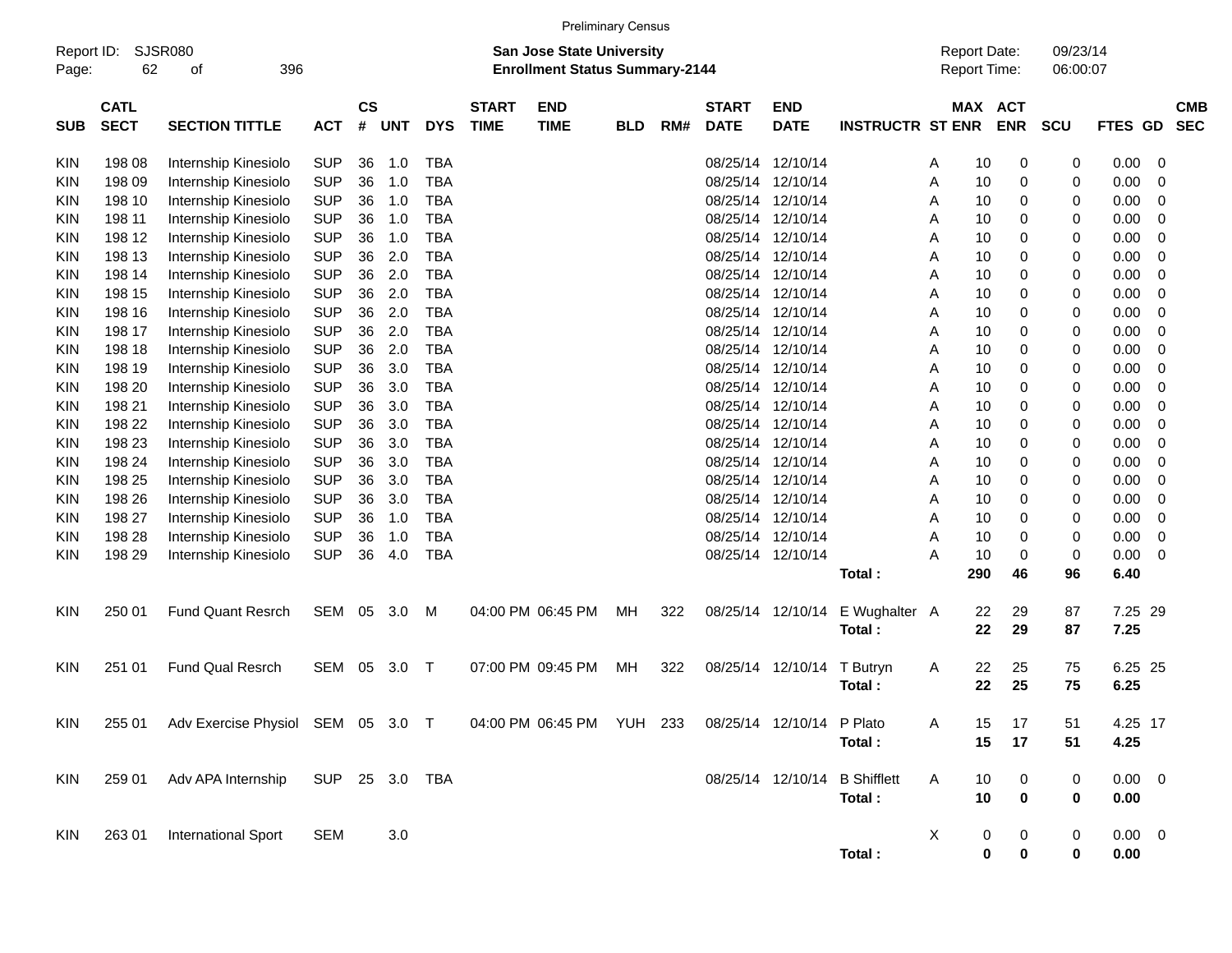Preliminary Census

Report ID: SJSR080

**San Jose State University**
**Enrollment Status Summary-2144**

Report Date: 09/23/14
Report Time: 06:00:07

| SUB | CATL SECT | SECTION TITTLE | ACT | CS # | UNT | DYS | START TIME | END TIME | BLD | RM# | START DATE | END DATE | INSTRUCTR | ST | MAX ENR | ACT ENR | SCU | FTES | GD | CMB SEC |
|---|---|---|---|---|---|---|---|---|---|---|---|---|---|---|---|---|---|---|---|---|
| KIN | 198 08 | Internship Kinesiolo | SUP | 36 | 1.0 | TBA | | | | | 08/25/14 | 12/10/14 | | A | 10 | 0 | 0 | 0.00 | 0 | |
| KIN | 198 09 | Internship Kinesiolo | SUP | 36 | 1.0 | TBA | | | | | 08/25/14 | 12/10/14 | | A | 10 | 0 | 0 | 0.00 | 0 | |
| KIN | 198 10 | Internship Kinesiolo | SUP | 36 | 1.0 | TBA | | | | | 08/25/14 | 12/10/14 | | A | 10 | 0 | 0 | 0.00 | 0 | |
| KIN | 198 11 | Internship Kinesiolo | SUP | 36 | 1.0 | TBA | | | | | 08/25/14 | 12/10/14 | | A | 10 | 0 | 0 | 0.00 | 0 | |
| KIN | 198 12 | Internship Kinesiolo | SUP | 36 | 1.0 | TBA | | | | | 08/25/14 | 12/10/14 | | A | 10 | 0 | 0 | 0.00 | 0 | |
| KIN | 198 13 | Internship Kinesiolo | SUP | 36 | 2.0 | TBA | | | | | 08/25/14 | 12/10/14 | | A | 10 | 0 | 0 | 0.00 | 0 | |
| KIN | 198 14 | Internship Kinesiolo | SUP | 36 | 2.0 | TBA | | | | | 08/25/14 | 12/10/14 | | A | 10 | 0 | 0 | 0.00 | 0 | |
| KIN | 198 15 | Internship Kinesiolo | SUP | 36 | 2.0 | TBA | | | | | 08/25/14 | 12/10/14 | | A | 10 | 0 | 0 | 0.00 | 0 | |
| KIN | 198 16 | Internship Kinesiolo | SUP | 36 | 2.0 | TBA | | | | | 08/25/14 | 12/10/14 | | A | 10 | 0 | 0 | 0.00 | 0 | |
| KIN | 198 17 | Internship Kinesiolo | SUP | 36 | 2.0 | TBA | | | | | 08/25/14 | 12/10/14 | | A | 10 | 0 | 0 | 0.00 | 0 | |
| KIN | 198 18 | Internship Kinesiolo | SUP | 36 | 2.0 | TBA | | | | | 08/25/14 | 12/10/14 | | A | 10 | 0 | 0 | 0.00 | 0 | |
| KIN | 198 19 | Internship Kinesiolo | SUP | 36 | 3.0 | TBA | | | | | 08/25/14 | 12/10/14 | | A | 10 | 0 | 0 | 0.00 | 0 | |
| KIN | 198 20 | Internship Kinesiolo | SUP | 36 | 3.0 | TBA | | | | | 08/25/14 | 12/10/14 | | A | 10 | 0 | 0 | 0.00 | 0 | |
| KIN | 198 21 | Internship Kinesiolo | SUP | 36 | 3.0 | TBA | | | | | 08/25/14 | 12/10/14 | | A | 10 | 0 | 0 | 0.00 | 0 | |
| KIN | 198 22 | Internship Kinesiolo | SUP | 36 | 3.0 | TBA | | | | | 08/25/14 | 12/10/14 | | A | 10 | 0 | 0 | 0.00 | 0 | |
| KIN | 198 23 | Internship Kinesiolo | SUP | 36 | 3.0 | TBA | | | | | 08/25/14 | 12/10/14 | | A | 10 | 0 | 0 | 0.00 | 0 | |
| KIN | 198 24 | Internship Kinesiolo | SUP | 36 | 3.0 | TBA | | | | | 08/25/14 | 12/10/14 | | A | 10 | 0 | 0 | 0.00 | 0 | |
| KIN | 198 25 | Internship Kinesiolo | SUP | 36 | 3.0 | TBA | | | | | 08/25/14 | 12/10/14 | | A | 10 | 0 | 0 | 0.00 | 0 | |
| KIN | 198 26 | Internship Kinesiolo | SUP | 36 | 3.0 | TBA | | | | | 08/25/14 | 12/10/14 | | A | 10 | 0 | 0 | 0.00 | 0 | |
| KIN | 198 27 | Internship Kinesiolo | SUP | 36 | 1.0 | TBA | | | | | 08/25/14 | 12/10/14 | | A | 10 | 0 | 0 | 0.00 | 0 | |
| KIN | 198 28 | Internship Kinesiolo | SUP | 36 | 1.0 | TBA | | | | | 08/25/14 | 12/10/14 | | A | 10 | 0 | 0 | 0.00 | 0 | |
| KIN | 198 29 | Internship Kinesiolo | SUP | 36 | 4.0 | TBA | | | | | 08/25/14 | 12/10/14 | | A | 10 | 0 | 0 | 0.00 | 0 | |
| | | | | | | | | | | | | | **Total :** | | **290** | **46** | **96** | **6.40** | | |
| KIN | 250 01 | Fund Quant Resrch | SEM | 05 | 3.0 | M | 04:00 PM | 06:45 PM | MH | 322 | 08/25/14 | 12/10/14 | E Wughalter | A | 22 | 29 | 87 | 7.25 | 29 | |
| | | | | | | | | | | | | | **Total :** | | **22** | **29** | **87** | **7.25** | | |
| KIN | 251 01 | Fund Qual Resrch | SEM | 05 | 3.0 | T | 07:00 PM | 09:45 PM | MH | 322 | 08/25/14 | 12/10/14 | T Butryn | A | 22 | 25 | 75 | 6.25 | 25 | |
| | | | | | | | | | | | | | **Total :** | | **22** | **25** | **75** | **6.25** | | |
| KIN | 255 01 | Adv Exercise Physiol | SEM | 05 | 3.0 | T | 04:00 PM | 06:45 PM | YUH | 233 | 08/25/14 | 12/10/14 | P Plato | A | 15 | 17 | 51 | 4.25 | 17 | |
| | | | | | | | | | | | | | **Total :** | | **15** | **17** | **51** | **4.25** | | |
| KIN | 259 01 | Adv APA Internship | SUP | 25 | 3.0 | TBA | | | | | 08/25/14 | 12/10/14 | B Shifflett | A | 10 | 0 | 0 | 0.00 | 0 | |
| | | | | | | | | | | | | | **Total :** | | **10** | **0** | **0** | **0.00** | | |
| KIN | 263 01 | International Sport | SEM | | 3.0 | | | | | | | | | X | 0 | 0 | 0 | 0.00 | 0 | |
| | | | | | | | | | | | | | **Total :** | | **0** | **0** | **0** | **0.00** | | |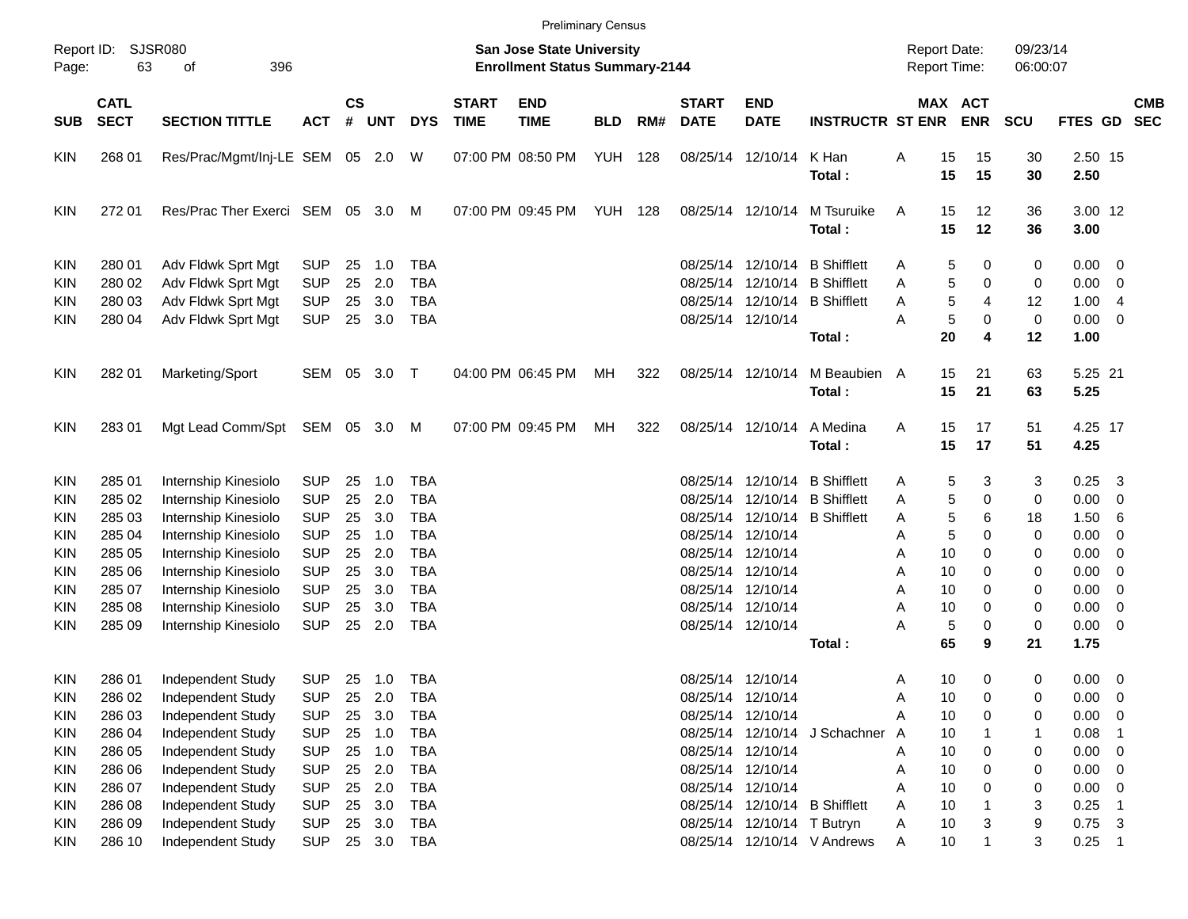Preliminary Census

Report ID: SJSR080

**San Jose State University**
**Enrollment Status Summary-2144**

Report Date: 09/23/14
Report Time: 06:00:07

| SUB | CATL SECT | SECTION TITTLE | ACT | CS # | UNT | DYS | START TIME | END TIME | BLD | RM# | START DATE | END DATE | INSTRUCTR | ST | MAX ENR | ACT ENR | SCU | FTES | GD | CMB SEC |
|---|---|---|---|---|---|---|---|---|---|---|---|---|---|---|---|---|---|---|---|---|
| KIN | 268 01 | Res/Prac/Mgmt/Inj-LE | SEM | 05 | 2.0 | W | 07:00 PM | 08:50 PM | YUH | 128 | 08/25/14 | 12/10/14 | K Han | A | 15 | 15 | 30 | 2.50 | 15 | |
| | | | | | | | | | | | | | **Total :** | | **15** | **15** | **30** | **2.50** | | |
| KIN | 272 01 | Res/Prac Ther Exerci | SEM | 05 | 3.0 | M | 07:00 PM | 09:45 PM | YUH | 128 | 08/25/14 | 12/10/14 | M Tsuruike | A | 15 | 12 | 36 | 3.00 | 12 | |
| | | | | | | | | | | | | | **Total :** | | **15** | **12** | **36** | **3.00** | | |
| KIN | 280 01 | Adv Fldwk Sprt Mgt | SUP | 25 | 1.0 | TBA | | | | | 08/25/14 | 12/10/14 | B Shifflett | A | 5 | 0 | 0 | 0.00 | 0 | |
| KIN | 280 02 | Adv Fldwk Sprt Mgt | SUP | 25 | 2.0 | TBA | | | | | 08/25/14 | 12/10/14 | B Shifflett | A | 5 | 0 | 0 | 0.00 | 0 | |
| KIN | 280 03 | Adv Fldwk Sprt Mgt | SUP | 25 | 3.0 | TBA | | | | | 08/25/14 | 12/10/14 | B Shifflett | A | 5 | 4 | 12 | 1.00 | 4 | |
| KIN | 280 04 | Adv Fldwk Sprt Mgt | SUP | 25 | 3.0 | TBA | | | | | 08/25/14 | 12/10/14 | | A | 5 | 0 | 0 | 0.00 | 0 | |
| | | | | | | | | | | | | | **Total :** | | **20** | **4** | **12** | **1.00** | | |
| KIN | 282 01 | Marketing/Sport | SEM | 05 | 3.0 | T | 04:00 PM | 06:45 PM | MH | 322 | 08/25/14 | 12/10/14 | M Beaubien | A | 15 | 21 | 63 | 5.25 | 21 | |
| | | | | | | | | | | | | | **Total :** | | **15** | **21** | **63** | **5.25** | | |
| KIN | 283 01 | Mgt Lead Comm/Spt | SEM | 05 | 3.0 | M | 07:00 PM | 09:45 PM | MH | 322 | 08/25/14 | 12/10/14 | A Medina | A | 15 | 17 | 51 | 4.25 | 17 | |
| | | | | | | | | | | | | | **Total :** | | **15** | **17** | **51** | **4.25** | | |
| KIN | 285 01 | Internship Kinesiolo | SUP | 25 | 1.0 | TBA | | | | | 08/25/14 | 12/10/14 | B Shifflett | A | 5 | 3 | 3 | 0.25 | 3 | |
| KIN | 285 02 | Internship Kinesiolo | SUP | 25 | 2.0 | TBA | | | | | 08/25/14 | 12/10/14 | B Shifflett | A | 5 | 0 | 0 | 0.00 | 0 | |
| KIN | 285 03 | Internship Kinesiolo | SUP | 25 | 3.0 | TBA | | | | | 08/25/14 | 12/10/14 | B Shifflett | A | 5 | 6 | 18 | 1.50 | 6 | |
| KIN | 285 04 | Internship Kinesiolo | SUP | 25 | 1.0 | TBA | | | | | 08/25/14 | 12/10/14 | | A | 5 | 0 | 0 | 0.00 | 0 | |
| KIN | 285 05 | Internship Kinesiolo | SUP | 25 | 2.0 | TBA | | | | | 08/25/14 | 12/10/14 | | A | 10 | 0 | 0 | 0.00 | 0 | |
| KIN | 285 06 | Internship Kinesiolo | SUP | 25 | 3.0 | TBA | | | | | 08/25/14 | 12/10/14 | | A | 10 | 0 | 0 | 0.00 | 0 | |
| KIN | 285 07 | Internship Kinesiolo | SUP | 25 | 3.0 | TBA | | | | | 08/25/14 | 12/10/14 | | A | 10 | 0 | 0 | 0.00 | 0 | |
| KIN | 285 08 | Internship Kinesiolo | SUP | 25 | 3.0 | TBA | | | | | 08/25/14 | 12/10/14 | | A | 10 | 0 | 0 | 0.00 | 0 | |
| KIN | 285 09 | Internship Kinesiolo | SUP | 25 | 2.0 | TBA | | | | | 08/25/14 | 12/10/14 | | A | 5 | 0 | 0 | 0.00 | 0 | |
| | | | | | | | | | | | | | **Total :** | | **65** | **9** | **21** | **1.75** | | |
| KIN | 286 01 | Independent Study | SUP | 25 | 1.0 | TBA | | | | | 08/25/14 | 12/10/14 | | A | 10 | 0 | 0 | 0.00 | 0 | |
| KIN | 286 02 | Independent Study | SUP | 25 | 2.0 | TBA | | | | | 08/25/14 | 12/10/14 | | A | 10 | 0 | 0 | 0.00 | 0 | |
| KIN | 286 03 | Independent Study | SUP | 25 | 3.0 | TBA | | | | | 08/25/14 | 12/10/14 | | A | 10 | 0 | 0 | 0.00 | 0 | |
| KIN | 286 04 | Independent Study | SUP | 25 | 1.0 | TBA | | | | | 08/25/14 | 12/10/14 | J Schachner | A | 10 | 1 | 1 | 0.08 | 1 | |
| KIN | 286 05 | Independent Study | SUP | 25 | 1.0 | TBA | | | | | 08/25/14 | 12/10/14 | | A | 10 | 0 | 0 | 0.00 | 0 | |
| KIN | 286 06 | Independent Study | SUP | 25 | 2.0 | TBA | | | | | 08/25/14 | 12/10/14 | | A | 10 | 0 | 0 | 0.00 | 0 | |
| KIN | 286 07 | Independent Study | SUP | 25 | 2.0 | TBA | | | | | 08/25/14 | 12/10/14 | | A | 10 | 0 | 0 | 0.00 | 0 | |
| KIN | 286 08 | Independent Study | SUP | 25 | 3.0 | TBA | | | | | 08/25/14 | 12/10/14 | B Shifflett | A | 10 | 1 | 3 | 0.25 | 1 | |
| KIN | 286 09 | Independent Study | SUP | 25 | 3.0 | TBA | | | | | 08/25/14 | 12/10/14 | T Butryn | A | 10 | 3 | 9 | 0.75 | 3 | |
| KIN | 286 10 | Independent Study | SUP | 25 | 3.0 | TBA | | | | | 08/25/14 | 12/10/14 | V Andrews | A | 10 | 1 | 3 | 0.25 | 1 | |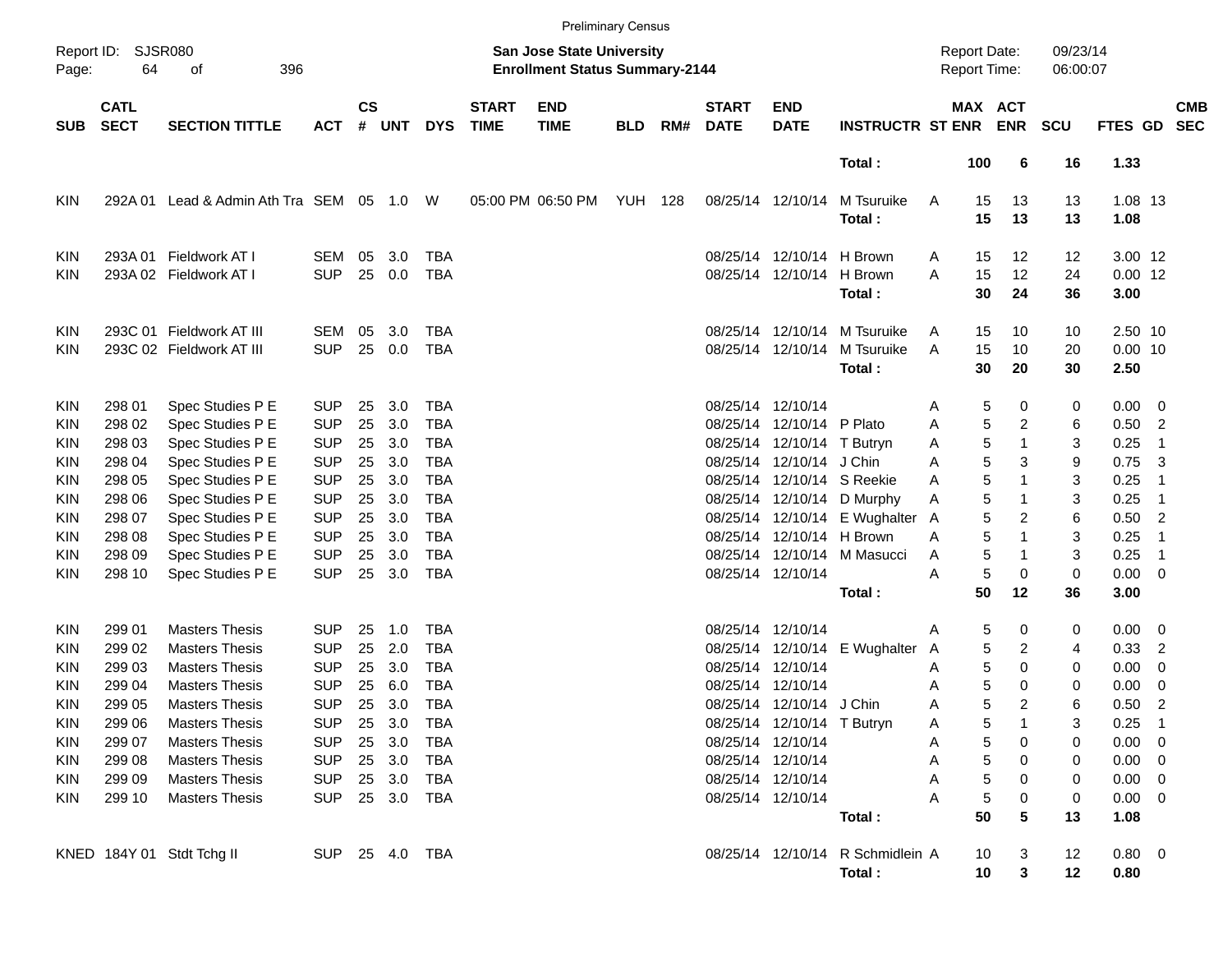Preliminary Census

Report ID: SJSR080

**San Jose State University**
**Enrollment Status Summary-2144**

Report Date: 09/23/14
Report Time: 06:00:07

| SUB | CATL SECT | SECTION TITTLE | ACT | CS # | UNT | DYS | START TIME | END TIME | BLD | RM# | START DATE | END DATE | INSTRUCTR | ST | MAX ENR | ACT ENR | SCU | FTES | GD | CMB SEC |
|---|---|---|---|---|---|---|---|---|---|---|---|---|---|---|---|---|---|---|---|---|
| | | | | | | | | | | | | | **Total :** | | **100** | **6** | **16** | **1.33** | | |
| KIN | 292A 01 | Lead & Admin Ath Tra | SEM | 05 | 1.0 | W | 05:00 PM | 06:50 PM | YUH | 128 | 08/25/14 | 12/10/14 | M Tsuruike | A | 15 | 13 | 13 | 1.08 | 13 | |
| | | | | | | | | | | | | | **Total :** | | **15** | **13** | **13** | **1.08** | | |
| KIN | 293A 01 | Fieldwork AT I | SEM | 05 | 3.0 | TBA | | | | | 08/25/14 | 12/10/14 | H Brown | A | 15 | 12 | 12 | 3.00 | 12 | |
| KIN | 293A 02 | Fieldwork AT I | SUP | 25 | 0.0 | TBA | | | | | 08/25/14 | 12/10/14 | H Brown | A | 15 | 12 | 24 | 0.00 | 12 | |
| | | | | | | | | | | | | | **Total :** | | **30** | **24** | **36** | **3.00** | | |
| KIN | 293C 01 | Fieldwork AT III | SEM | 05 | 3.0 | TBA | | | | | 08/25/14 | 12/10/14 | M Tsuruike | A | 15 | 10 | 10 | 2.50 | 10 | |
| KIN | 293C 02 | Fieldwork AT III | SUP | 25 | 0.0 | TBA | | | | | 08/25/14 | 12/10/14 | M Tsuruike | A | 15 | 10 | 20 | 0.00 | 10 | |
| | | | | | | | | | | | | | **Total :** | | **30** | **20** | **30** | **2.50** | | |
| KIN | 298 01 | Spec Studies P E | SUP | 25 | 3.0 | TBA | | | | | 08/25/14 | 12/10/14 | | A | 5 | 0 | 0 | 0.00 | 0 | |
| KIN | 298 02 | Spec Studies P E | SUP | 25 | 3.0 | TBA | | | | | 08/25/14 | 12/10/14 | P Plato | A | 5 | 2 | 6 | 0.50 | 2 | |
| KIN | 298 03 | Spec Studies P E | SUP | 25 | 3.0 | TBA | | | | | 08/25/14 | 12/10/14 | T Butryn | A | 5 | 1 | 3 | 0.25 | 1 | |
| KIN | 298 04 | Spec Studies P E | SUP | 25 | 3.0 | TBA | | | | | 08/25/14 | 12/10/14 | J Chin | A | 5 | 3 | 9 | 0.75 | 3 | |
| KIN | 298 05 | Spec Studies P E | SUP | 25 | 3.0 | TBA | | | | | 08/25/14 | 12/10/14 | S Reekie | A | 5 | 1 | 3 | 0.25 | 1 | |
| KIN | 298 06 | Spec Studies P E | SUP | 25 | 3.0 | TBA | | | | | 08/25/14 | 12/10/14 | D Murphy | A | 5 | 1 | 3 | 0.25 | 1 | |
| KIN | 298 07 | Spec Studies P E | SUP | 25 | 3.0 | TBA | | | | | 08/25/14 | 12/10/14 | E Wughalter | A | 5 | 2 | 6 | 0.50 | 2 | |
| KIN | 298 08 | Spec Studies P E | SUP | 25 | 3.0 | TBA | | | | | 08/25/14 | 12/10/14 | H Brown | A | 5 | 1 | 3 | 0.25 | 1 | |
| KIN | 298 09 | Spec Studies P E | SUP | 25 | 3.0 | TBA | | | | | 08/25/14 | 12/10/14 | M Masucci | A | 5 | 1 | 3 | 0.25 | 1 | |
| KIN | 298 10 | Spec Studies P E | SUP | 25 | 3.0 | TBA | | | | | 08/25/14 | 12/10/14 | | A | 5 | 0 | 0 | 0.00 | 0 | |
| | | | | | | | | | | | | | **Total :** | | **50** | **12** | **36** | **3.00** | | |
| KIN | 299 01 | Masters Thesis | SUP | 25 | 1.0 | TBA | | | | | 08/25/14 | 12/10/14 | | A | 5 | 0 | 0 | 0.00 | 0 | |
| KIN | 299 02 | Masters Thesis | SUP | 25 | 2.0 | TBA | | | | | 08/25/14 | 12/10/14 | E Wughalter | A | 5 | 2 | 4 | 0.33 | 2 | |
| KIN | 299 03 | Masters Thesis | SUP | 25 | 3.0 | TBA | | | | | 08/25/14 | 12/10/14 | | A | 5 | 0 | 0 | 0.00 | 0 | |
| KIN | 299 04 | Masters Thesis | SUP | 25 | 6.0 | TBA | | | | | 08/25/14 | 12/10/14 | | A | 5 | 0 | 0 | 0.00 | 0 | |
| KIN | 299 05 | Masters Thesis | SUP | 25 | 3.0 | TBA | | | | | 08/25/14 | 12/10/14 | J Chin | A | 5 | 2 | 6 | 0.50 | 2 | |
| KIN | 299 06 | Masters Thesis | SUP | 25 | 3.0 | TBA | | | | | 08/25/14 | 12/10/14 | T Butryn | A | 5 | 1 | 3 | 0.25 | 1 | |
| KIN | 299 07 | Masters Thesis | SUP | 25 | 3.0 | TBA | | | | | 08/25/14 | 12/10/14 | | A | 5 | 0 | 0 | 0.00 | 0 | |
| KIN | 299 08 | Masters Thesis | SUP | 25 | 3.0 | TBA | | | | | 08/25/14 | 12/10/14 | | A | 5 | 0 | 0 | 0.00 | 0 | |
| KIN | 299 09 | Masters Thesis | SUP | 25 | 3.0 | TBA | | | | | 08/25/14 | 12/10/14 | | A | 5 | 0 | 0 | 0.00 | 0 | |
| KIN | 299 10 | Masters Thesis | SUP | 25 | 3.0 | TBA | | | | | 08/25/14 | 12/10/14 | | A | 5 | 0 | 0 | 0.00 | 0 | |
| | | | | | | | | | | | | | **Total :** | | **50** | **5** | **13** | **1.08** | | |
| KNED | 184Y 01 | Stdt Tchg II | SUP | 25 | 4.0 | TBA | | | | | 08/25/14 | 12/10/14 | R Schmidlein | A | 10 | 3 | 12 | 0.80 | 0 | |
| | | | | | | | | | | | | | **Total :** | | **10** | **3** | **12** | **0.80** | | |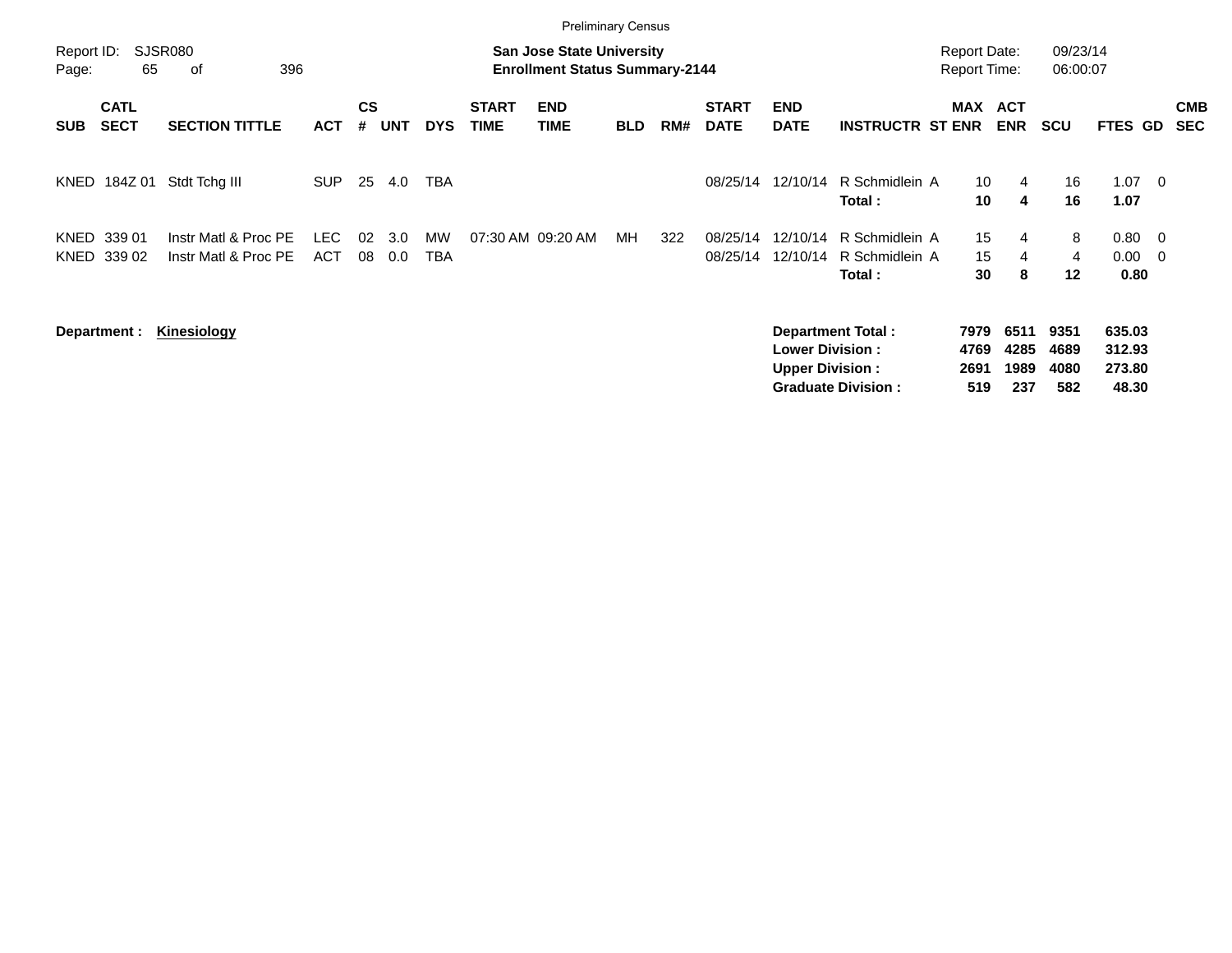Preliminary Census

Report ID: SJSR080

**San Jose State University**
**Enrollment Status Summary-2144**

Report Date: 09/23/14
Report Time: 06:00:07

| SUB | CATL SECT | SECTION TITTLE | ACT | CS # | UNT | DYS | START TIME | END TIME | BLD | RM# | START DATE | END DATE | INSTRUCTR | ST | MAX ENR | ACT ENR | SCU | FTES | GD | CMB SEC |
|---|---|---|---|---|---|---|---|---|---|---|---|---|---|---|---|---|---|---|---|---|
| KNED | 184Z 01 | Stdt Tchg III | SUP | 25 | 4.0 | TBA | | | | | 08/25/14 | 12/10/14 | R Schmidlein | A | 10 | 4 | 16 | 1.07 | 0 | |
| | | | | | | | | | | | | | **Total :** | | **10** | **4** | **16** | **1.07** | | |
| KNED | 339 01 | Instr Matl & Proc PE | LEC | 02 | 3.0 | MW | 07:30 AM | 09:20 AM | MH | 322 | 08/25/14 | 12/10/14 | R Schmidlein | A | 15 | 4 | 8 | 0.80 | 0 | |
| KNED | 339 02 | Instr Matl & Proc PE | ACT | 08 | 0.0 | TBA | | | | | 08/25/14 | 12/10/14 | R Schmidlein | A | 15 | 4 | 4 | 0.00 | 0 | |
| | | | | | | | | | | | | | **Total :** | | **30** | **8** | **12** | **0.80** | | |

**Department :** **Kinesiology**

| | MAX ENR | ACT ENR | SCU | FTES |
|---|---|---|---|---|
| **Department Total :** | **7979** | **6511** | **9351** | **635.03** |
| **Lower Division :** | **4769** | **4285** | **4689** | **312.93** |
| **Upper Division :** | **2691** | **1989** | **4080** | **273.80** |
| **Graduate Division :** | **519** | **237** | **582** | **48.30** |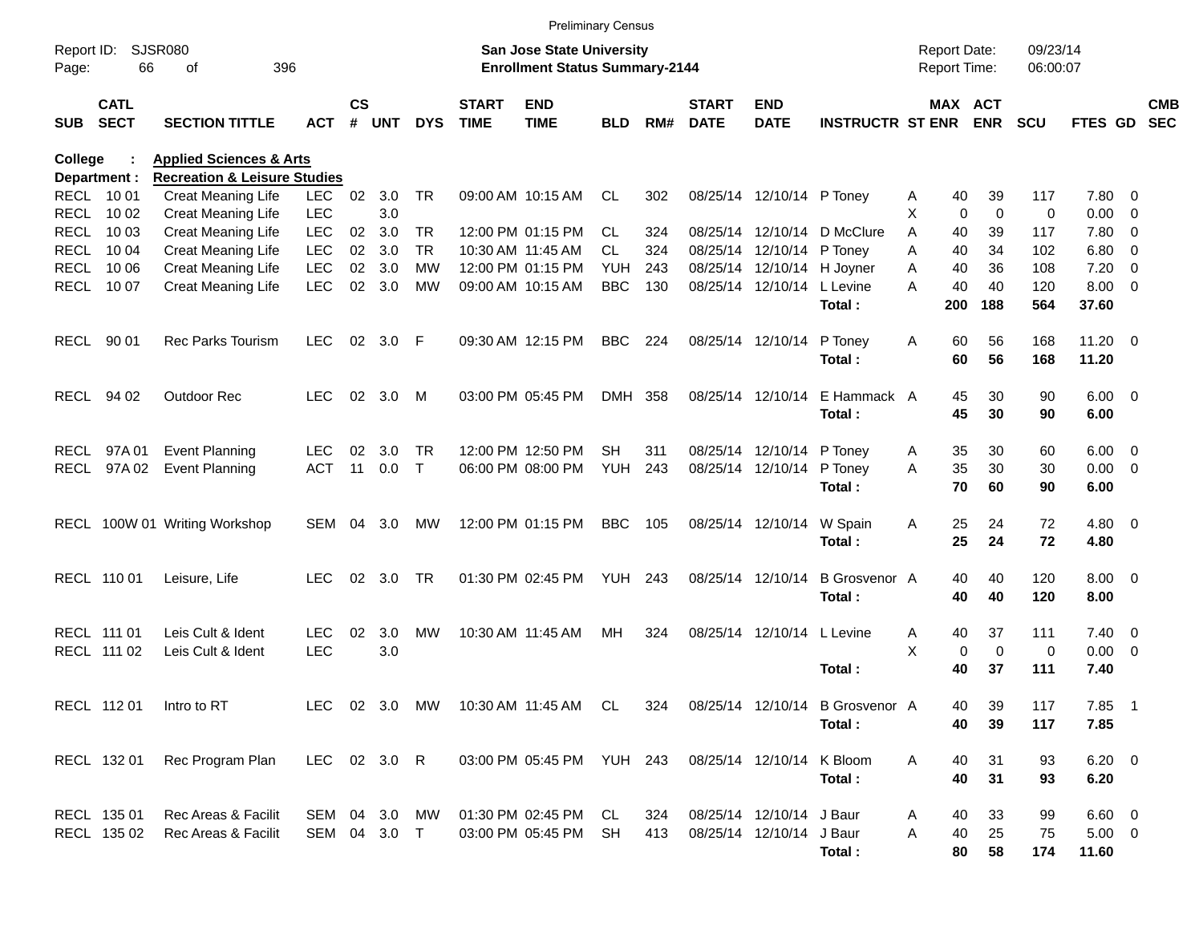Preliminary Census

Report ID: SJSR080

**San Jose State University**
**Enrollment Status Summary-2144**

Report Date: 09/23/14
Report Time: 06:00:07

**College : Applied Sciences & Arts**
**Department : Recreation & Leisure Studies**

| SUB | CATL SECT | SECTION TITTLE | ACT | CS # | UNT | DYS | START TIME | END TIME | BLD | RM# | START DATE | END DATE | INSTRUCTR | ST | MAX ENR | ACT ENR | SCU | FTES | GD | CMB SEC |
|---|---|---|---|---|---|---|---|---|---|---|---|---|---|---|---|---|---|---|---|---|
| RECL | 10 01 | Creat Meaning Life | LEC | 02 | 3.0 | TR | 09:00 AM | 10:15 AM | CL | 302 | 08/25/14 | 12/10/14 | P Toney | A | 40 | 39 | 117 | 7.80 | 0 | |
| RECL | 10 02 | Creat Meaning Life | LEC | | 3.0 | | | | | | | | | X | 0 | 0 | 0 | 0.00 | 0 | |
| RECL | 10 03 | Creat Meaning Life | LEC | 02 | 3.0 | TR | 12:00 PM | 01:15 PM | CL | 324 | 08/25/14 | 12/10/14 | D McClure | A | 40 | 39 | 117 | 7.80 | 0 | |
| RECL | 10 04 | Creat Meaning Life | LEC | 02 | 3.0 | TR | 10:30 AM | 11:45 AM | CL | 324 | 08/25/14 | 12/10/14 | P Toney | A | 40 | 34 | 102 | 6.80 | 0 | |
| RECL | 10 06 | Creat Meaning Life | LEC | 02 | 3.0 | MW | 12:00 PM | 01:15 PM | YUH | 243 | 08/25/14 | 12/10/14 | H Joyner | A | 40 | 36 | 108 | 7.20 | 0 | |
| RECL | 10 07 | Creat Meaning Life | LEC | 02 | 3.0 | MW | 09:00 AM | 10:15 AM | BBC | 130 | 08/25/14 | 12/10/14 | L Levine | A | 40 | 40 | 120 | 8.00 | 0 | |
| | | | | | | | | | | | | | **Total :** | | **200** | **188** | **564** | **37.60** | | |
| RECL | 90 01 | Rec Parks Tourism | LEC | 02 | 3.0 | F | 09:30 AM | 12:15 PM | BBC | 224 | 08/25/14 | 12/10/14 | P Toney | A | 60 | 56 | 168 | 11.20 | 0 | |
| | | | | | | | | | | | | | **Total :** | | **60** | **56** | **168** | **11.20** | | |
| RECL | 94 02 | Outdoor Rec | LEC | 02 | 3.0 | M | 03:00 PM | 05:45 PM | DMH | 358 | 08/25/14 | 12/10/14 | E Hammack | A | 45 | 30 | 90 | 6.00 | 0 | |
| | | | | | | | | | | | | | **Total :** | | **45** | **30** | **90** | **6.00** | | |
| RECL | 97A 01 | Event Planning | LEC | 02 | 3.0 | TR | 12:00 PM | 12:50 PM | SH | 311 | 08/25/14 | 12/10/14 | P Toney | A | 35 | 30 | 60 | 6.00 | 0 | |
| RECL | 97A 02 | Event Planning | ACT | 11 | 0.0 | T | 06:00 PM | 08:00 PM | YUH | 243 | 08/25/14 | 12/10/14 | P Toney | A | 35 | 30 | 30 | 0.00 | 0 | |
| | | | | | | | | | | | | | **Total :** | | **70** | **60** | **90** | **6.00** | | |
| RECL | 100W 01 | Writing Workshop | SEM | 04 | 3.0 | MW | 12:00 PM | 01:15 PM | BBC | 105 | 08/25/14 | 12/10/14 | W Spain | A | 25 | 24 | 72 | 4.80 | 0 | |
| | | | | | | | | | | | | | **Total :** | | **25** | **24** | **72** | **4.80** | | |
| RECL | 110 01 | Leisure, Life | LEC | 02 | 3.0 | TR | 01:30 PM | 02:45 PM | YUH | 243 | 08/25/14 | 12/10/14 | B Grosvenor | A | 40 | 40 | 120 | 8.00 | 0 | |
| | | | | | | | | | | | | | **Total :** | | **40** | **40** | **120** | **8.00** | | |
| RECL | 111 01 | Leis Cult & Ident | LEC | 02 | 3.0 | MW | 10:30 AM | 11:45 AM | MH | 324 | 08/25/14 | 12/10/14 | L Levine | A | 40 | 37 | 111 | 7.40 | 0 | |
| RECL | 111 02 | Leis Cult & Ident | LEC | | 3.0 | | | | | | | | | X | 0 | 0 | 0 | 0.00 | 0 | |
| | | | | | | | | | | | | | **Total :** | | **40** | **37** | **111** | **7.40** | | |
| RECL | 112 01 | Intro to RT | LEC | 02 | 3.0 | MW | 10:30 AM | 11:45 AM | CL | 324 | 08/25/14 | 12/10/14 | B Grosvenor | A | 40 | 39 | 117 | 7.85 | 1 | |
| | | | | | | | | | | | | | **Total :** | | **40** | **39** | **117** | **7.85** | | |
| RECL | 132 01 | Rec Program Plan | LEC | 02 | 3.0 | R | 03:00 PM | 05:45 PM | YUH | 243 | 08/25/14 | 12/10/14 | K Bloom | A | 40 | 31 | 93 | 6.20 | 0 | |
| | | | | | | | | | | | | | **Total :** | | **40** | **31** | **93** | **6.20** | | |
| RECL | 135 01 | Rec Areas & Facilit | SEM | 04 | 3.0 | MW | 01:30 PM | 02:45 PM | CL | 324 | 08/25/14 | 12/10/14 | J Baur | A | 40 | 33 | 99 | 6.60 | 0 | |
| RECL | 135 02 | Rec Areas & Facilit | SEM | 04 | 3.0 | T | 03:00 PM | 05:45 PM | SH | 413 | 08/25/14 | 12/10/14 | J Baur | A | 40 | 25 | 75 | 5.00 | 0 | |
| | | | | | | | | | | | | | **Total :** | | **80** | **58** | **174** | **11.60** | | |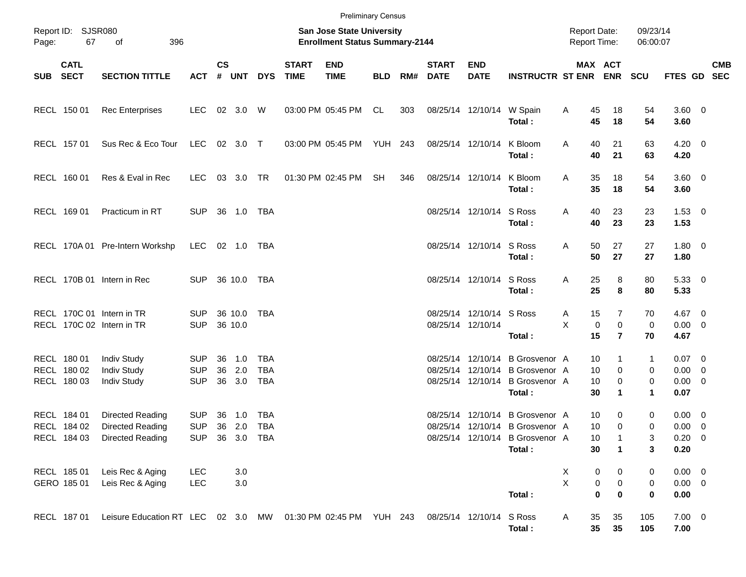Preliminary Census

Report ID: SJSR080

**San Jose State University**
**Enrollment Status Summary-2144**

Report Date: 09/23/14
Report Time: 06:00:07

| SUB | CATL SECT | SECTION TITTLE | ACT | CS # | UNT | DYS | START TIME | END TIME | BLD | RM# | START DATE | END DATE | INSTRUCTR | ST | MAX ENR | ACT ENR | SCU | FTES | GD | CMB SEC |
|---|---|---|---|---|---|---|---|---|---|---|---|---|---|---|---|---|---|---|---|---|
| RECL | 150 01 | Rec Enterprises | LEC | 02 | 3.0 | W | 03:00 PM | 05:45 PM | CL | 303 | 08/25/14 | 12/10/14 | W Spain | A | 45 | 18 | 54 | 3.60 | 0 | |
| | | | | | | | | | | | | | **Total :** | | **45** | **18** | **54** | **3.60** | | |
| RECL | 157 01 | Sus Rec & Eco Tour | LEC | 02 | 3.0 | T | 03:00 PM | 05:45 PM | YUH | 243 | 08/25/14 | 12/10/14 | K Bloom | A | 40 | 21 | 63 | 4.20 | 0 | |
| | | | | | | | | | | | | | **Total :** | | **40** | **21** | **63** | **4.20** | | |
| RECL | 160 01 | Res & Eval in Rec | LEC | 03 | 3.0 | TR | 01:30 PM | 02:45 PM | SH | 346 | 08/25/14 | 12/10/14 | K Bloom | A | 35 | 18 | 54 | 3.60 | 0 | |
| | | | | | | | | | | | | | **Total :** | | **35** | **18** | **54** | **3.60** | | |
| RECL | 169 01 | Practicum in RT | SUP | 36 | 1.0 | TBA | | | | | 08/25/14 | 12/10/14 | S Ross | A | 40 | 23 | 23 | 1.53 | 0 | |
| | | | | | | | | | | | | | **Total :** | | **40** | **23** | **23** | **1.53** | | |
| RECL | 170A 01 | Pre-Intern Workshp | LEC | 02 | 1.0 | TBA | | | | | 08/25/14 | 12/10/14 | S Ross | A | 50 | 27 | 27 | 1.80 | 0 | |
| | | | | | | | | | | | | | **Total :** | | **50** | **27** | **27** | **1.80** | | |
| RECL | 170B 01 | Intern in Rec | SUP | 36 | 10.0 | TBA | | | | | 08/25/14 | 12/10/14 | S Ross | A | 25 | 8 | 80 | 5.33 | 0 | |
| | | | | | | | | | | | | | **Total :** | | **25** | **8** | **80** | **5.33** | | |
| RECL | 170C 01 | Intern in TR | SUP | 36 | 10.0 | TBA | | | | | 08/25/14 | 12/10/14 | S Ross | A | 15 | 7 | 70 | 4.67 | 0 | |
| RECL | 170C 02 | Intern in TR | SUP | 36 | 10.0 | | | | | | 08/25/14 | 12/10/14 | | X | 0 | 0 | 0 | 0.00 | 0 | |
| | | | | | | | | | | | | | **Total :** | | **15** | **7** | **70** | **4.67** | | |
| RECL | 180 01 | Indiv Study | SUP | 36 | 1.0 | TBA | | | | | 08/25/14 | 12/10/14 | B Grosvenor | A | 10 | 1 | 1 | 0.07 | 0 | |
| RECL | 180 02 | Indiv Study | SUP | 36 | 2.0 | TBA | | | | | 08/25/14 | 12/10/14 | B Grosvenor | A | 10 | 0 | 0 | 0.00 | 0 | |
| RECL | 180 03 | Indiv Study | SUP | 36 | 3.0 | TBA | | | | | 08/25/14 | 12/10/14 | B Grosvenor | A | 10 | 0 | 0 | 0.00 | 0 | |
| | | | | | | | | | | | | | **Total :** | | **30** | **1** | **1** | **0.07** | | |
| RECL | 184 01 | Directed Reading | SUP | 36 | 1.0 | TBA | | | | | 08/25/14 | 12/10/14 | B Grosvenor | A | 10 | 0 | 0 | 0.00 | 0 | |
| RECL | 184 02 | Directed Reading | SUP | 36 | 2.0 | TBA | | | | | 08/25/14 | 12/10/14 | B Grosvenor | A | 10 | 0 | 0 | 0.00 | 0 | |
| RECL | 184 03 | Directed Reading | SUP | 36 | 3.0 | TBA | | | | | 08/25/14 | 12/10/14 | B Grosvenor | A | 10 | 1 | 3 | 0.20 | 0 | |
| | | | | | | | | | | | | | **Total :** | | **30** | **1** | **3** | **0.20** | | |
| RECL | 185 01 | Leis Rec & Aging | LEC | | 3.0 | | | | | | | | | X | 0 | 0 | 0 | 0.00 | 0 | |
| GERO | 185 01 | Leis Rec & Aging | LEC | | 3.0 | | | | | | | | | X | 0 | 0 | 0 | 0.00 | 0 | |
| | | | | | | | | | | | | | **Total :** | | **0** | **0** | **0** | **0.00** | | |
| RECL | 187 01 | Leisure Education RT | LEC | 02 | 3.0 | MW | 01:30 PM | 02:45 PM | YUH | 243 | 08/25/14 | 12/10/14 | S Ross | A | 35 | 35 | 105 | 7.00 | 0 | |
| | | | | | | | | | | | | | **Total :** | | **35** | **35** | **105** | **7.00** | | |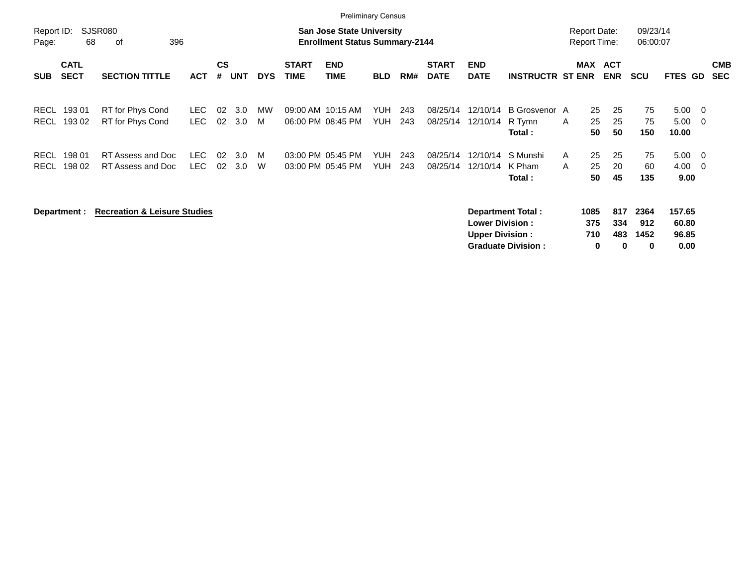Preliminary Census

Report ID: SJSR080

**San Jose State University**
**Enrollment Status Summary-2144**

Report Date: 09/23/14
Report Time: 06:00:07

| SUB | CATL SECT | SECTION TITTLE | ACT | CS # | UNT | DYS | START TIME | END TIME | BLD | RM# | START DATE | END DATE | INSTRUCTR | ST | MAX ENR | ACT ENR | SCU | FTES | GD | CMB SEC |
|---|---|---|---|---|---|---|---|---|---|---|---|---|---|---|---|---|---|---|---|---|
| RECL | 193 01 | RT for Phys Cond | LEC | 02 | 3.0 | MW | 09:00 AM | 10:15 AM | YUH | 243 | 08/25/14 | 12/10/14 | B Grosvenor | A | 25 | 25 | 75 | 5.00 | 0 | |
| RECL | 193 02 | RT for Phys Cond | LEC | 02 | 3.0 | M | 06:00 PM | 08:45 PM | YUH | 243 | 08/25/14 | 12/10/14 | R Tymn | A | 25 | 25 | 75 | 5.00 | 0 | |
| | | | | | | | | | | | | | **Total :** | | **50** | **50** | **150** | **10.00** | | |
| RECL | 198 01 | RT Assess and Doc | LEC | 02 | 3.0 | M | 03:00 PM | 05:45 PM | YUH | 243 | 08/25/14 | 12/10/14 | S Munshi | A | 25 | 25 | 75 | 5.00 | 0 | |
| RECL | 198 02 | RT Assess and Doc | LEC | 02 | 3.0 | W | 03:00 PM | 05:45 PM | YUH | 243 | 08/25/14 | 12/10/14 | K Pham | A | 25 | 20 | 60 | 4.00 | 0 | |
| | | | | | | | | | | | | | **Total :** | | **50** | **45** | **135** | **9.00** | | |

**Department :** **Recreation & Leisure Studies**

| | MAX ENR | ACT ENR | SCU | FTES |
|---|---|---|---|---|
| **Department Total :** | **1085** | **817** | **2364** | **157.65** |
| **Lower Division :** | **375** | **334** | **912** | **60.80** |
| **Upper Division :** | **710** | **483** | **1452** | **96.85** |
| **Graduate Division :** | **0** | **0** | **0** | **0.00** |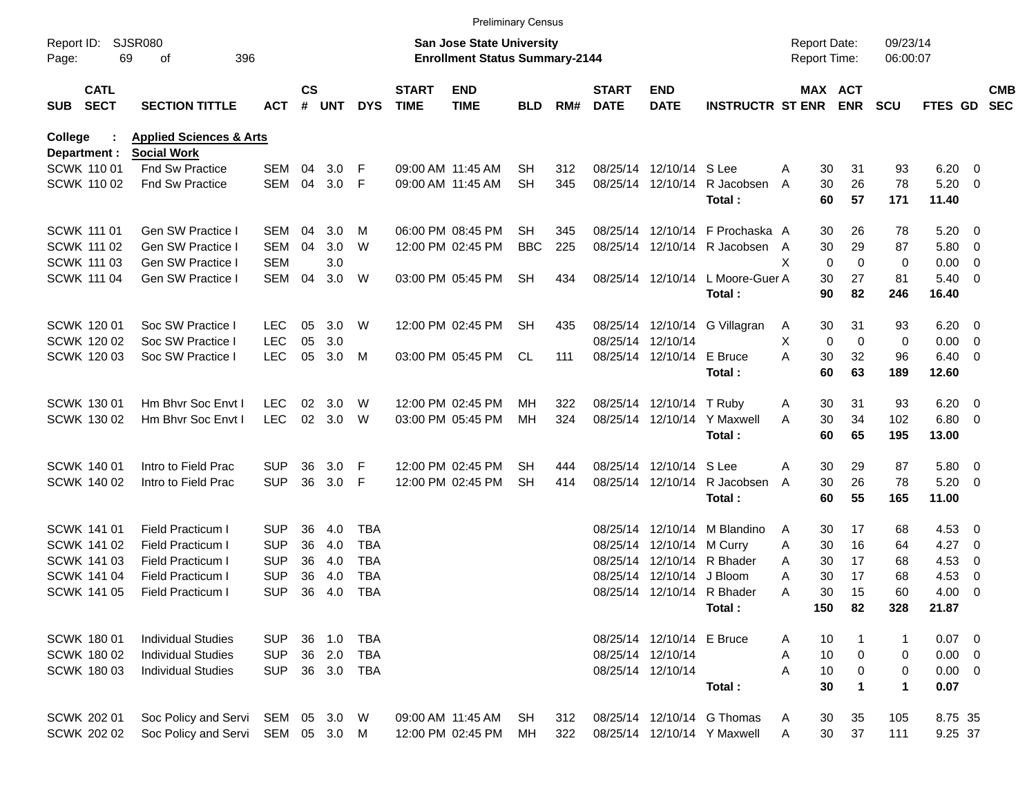Preliminary Census

Report ID: SJSR080
Page: 69 of 396

**San Jose State University**
**Enrollment Status Summary-2144**

Report Date: 09/23/14
Report Time: 06:00:07

**College : Applied Sciences & Arts**
**Department : Social Work**

| SUB | CATL SECT | SECTION TITTLE | ACT | CS # | UNT | DYS | START TIME | END TIME | BLD | RM# | START DATE | END DATE | INSTRUCTR | ST | MAX ENR | ACT ENR | SCU | FTES | GD | CMB SEC |
|---|---|---|---|---|---|---|---|---|---|---|---|---|---|---|---|---|---|---|---|---|
| SCWK | 110 01 | Fnd Sw Practice | SEM | 04 | 3.0 | F | 09:00 AM | 11:45 AM | SH | 312 | 08/25/14 | 12/10/14 | S Lee | A | 30 | 31 | 93 | 6.20 | 0 | |
| SCWK | 110 02 | Fnd Sw Practice | SEM | 04 | 3.0 | F | 09:00 AM | 11:45 AM | SH | 345 | 08/25/14 | 12/10/14 | R Jacobsen | A | 30 | 26 | 78 | 5.20 | 0 | |
| | | | | | | | | | | | | | **Total :** | | **60** | **57** | **171** | **11.40** | | |
| SCWK | 111 01 | Gen SW Practice I | SEM | 04 | 3.0 | M | 06:00 PM | 08:45 PM | SH | 345 | 08/25/14 | 12/10/14 | F Prochaska | A | 30 | 26 | 78 | 5.20 | 0 | |
| SCWK | 111 02 | Gen SW Practice I | SEM | 04 | 3.0 | W | 12:00 PM | 02:45 PM | BBC | 225 | 08/25/14 | 12/10/14 | R Jacobsen | A | 30 | 29 | 87 | 5.80 | 0 | |
| SCWK | 111 03 | Gen SW Practice I | SEM | | 3.0 | | | | | | | | | X | 0 | 0 | 0 | 0.00 | 0 | |
| SCWK | 111 04 | Gen SW Practice I | SEM | 04 | 3.0 | W | 03:00 PM | 05:45 PM | SH | 434 | 08/25/14 | 12/10/14 | L Moore-Guer | A | 30 | 27 | 81 | 5.40 | 0 | |
| | | | | | | | | | | | | | **Total :** | | **90** | **82** | **246** | **16.40** | | |
| SCWK | 120 01 | Soc SW Practice I | LEC | 05 | 3.0 | W | 12:00 PM | 02:45 PM | SH | 435 | 08/25/14 | 12/10/14 | G Villagran | A | 30 | 31 | 93 | 6.20 | 0 | |
| SCWK | 120 02 | Soc SW Practice I | LEC | 05 | 3.0 | | | | | | 08/25/14 | 12/10/14 | | X | 0 | 0 | 0 | 0.00 | 0 | |
| SCWK | 120 03 | Soc SW Practice I | LEC | 05 | 3.0 | M | 03:00 PM | 05:45 PM | CL | 111 | 08/25/14 | 12/10/14 | E Bruce | A | 30 | 32 | 96 | 6.40 | 0 | |
| | | | | | | | | | | | | | **Total :** | | **60** | **63** | **189** | **12.60** | | |
| SCWK | 130 01 | Hm Bhvr Soc Envt I | LEC | 02 | 3.0 | W | 12:00 PM | 02:45 PM | MH | 322 | 08/25/14 | 12/10/14 | T Ruby | A | 30 | 31 | 93 | 6.20 | 0 | |
| SCWK | 130 02 | Hm Bhvr Soc Envt I | LEC | 02 | 3.0 | W | 03:00 PM | 05:45 PM | MH | 324 | 08/25/14 | 12/10/14 | Y Maxwell | A | 30 | 34 | 102 | 6.80 | 0 | |
| | | | | | | | | | | | | | **Total :** | | **60** | **65** | **195** | **13.00** | | |
| SCWK | 140 01 | Intro to Field Prac | SUP | 36 | 3.0 | F | 12:00 PM | 02:45 PM | SH | 444 | 08/25/14 | 12/10/14 | S Lee | A | 30 | 29 | 87 | 5.80 | 0 | |
| SCWK | 140 02 | Intro to Field Prac | SUP | 36 | 3.0 | F | 12:00 PM | 02:45 PM | SH | 414 | 08/25/14 | 12/10/14 | R Jacobsen | A | 30 | 26 | 78 | 5.20 | 0 | |
| | | | | | | | | | | | | | **Total :** | | **60** | **55** | **165** | **11.00** | | |
| SCWK | 141 01 | Field Practicum I | SUP | 36 | 4.0 | TBA | | | | | 08/25/14 | 12/10/14 | M Blandino | A | 30 | 17 | 68 | 4.53 | 0 | |
| SCWK | 141 02 | Field Practicum I | SUP | 36 | 4.0 | TBA | | | | | 08/25/14 | 12/10/14 | M Curry | A | 30 | 16 | 64 | 4.27 | 0 | |
| SCWK | 141 03 | Field Practicum I | SUP | 36 | 4.0 | TBA | | | | | 08/25/14 | 12/10/14 | R Bhader | A | 30 | 17 | 68 | 4.53 | 0 | |
| SCWK | 141 04 | Field Practicum I | SUP | 36 | 4.0 | TBA | | | | | 08/25/14 | 12/10/14 | J Bloom | A | 30 | 17 | 68 | 4.53 | 0 | |
| SCWK | 141 05 | Field Practicum I | SUP | 36 | 4.0 | TBA | | | | | 08/25/14 | 12/10/14 | R Bhader | A | 30 | 15 | 60 | 4.00 | 0 | |
| | | | | | | | | | | | | | **Total :** | | **150** | **82** | **328** | **21.87** | | |
| SCWK | 180 01 | Individual Studies | SUP | 36 | 1.0 | TBA | | | | | 08/25/14 | 12/10/14 | E Bruce | A | 10 | 1 | 1 | 0.07 | 0 | |
| SCWK | 180 02 | Individual Studies | SUP | 36 | 2.0 | TBA | | | | | 08/25/14 | 12/10/14 | | A | 10 | 0 | 0 | 0.00 | 0 | |
| SCWK | 180 03 | Individual Studies | SUP | 36 | 3.0 | TBA | | | | | 08/25/14 | 12/10/14 | | A | 10 | 0 | 0 | 0.00 | 0 | |
| | | | | | | | | | | | | | **Total :** | | **30** | **1** | **1** | **0.07** | | |
| SCWK | 202 01 | Soc Policy and Servi | SEM | 05 | 3.0 | W | 09:00 AM | 11:45 AM | SH | 312 | 08/25/14 | 12/10/14 | G Thomas | A | 30 | 35 | 105 | 8.75 | 35 | |
| SCWK | 202 02 | Soc Policy and Servi | SEM | 05 | 3.0 | M | 12:00 PM | 02:45 PM | MH | 322 | 08/25/14 | 12/10/14 | Y Maxwell | A | 30 | 37 | 111 | 9.25 | 37 | |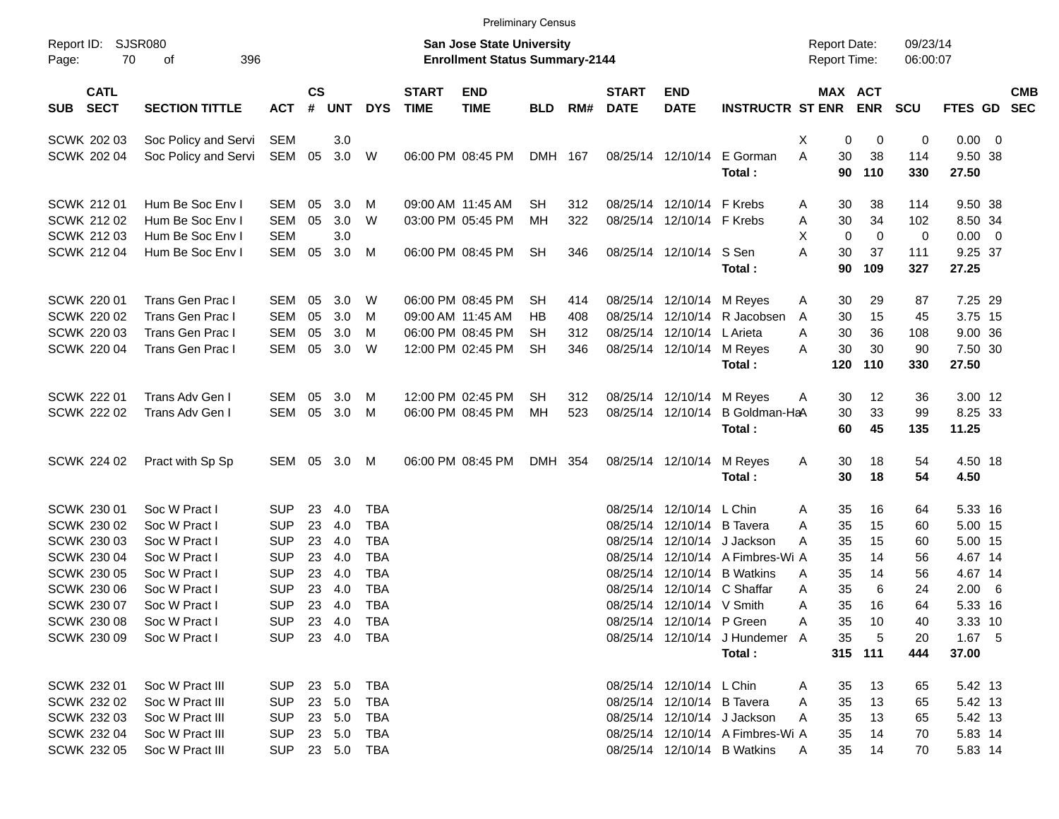Preliminary Census

Report ID: SJSR080

**San Jose State University**
**Enrollment Status Summary-2144**

Report Date: 09/23/14
Report Time: 06:00:07

| SUB | CATL SECT | SECTION TITTLE | ACT | CS # | UNT | DYS | START TIME | END TIME | BLD | RM# | START DATE | END DATE | INSTRUCTR | ST | MAX ENR | ACT ENR | SCU | FTES | GD | CMB SEC |
|---|---|---|---|---|---|---|---|---|---|---|---|---|---|---|---|---|---|---|---|---|
| SCWK | 202 03 | Soc Policy and Servi | SEM | | 3.0 | | | | | | | | | X | 0 | 0 | 0 | 0.00 | 0 | |
| SCWK | 202 04 | Soc Policy and Servi | SEM | 05 | 3.0 | W | 06:00 PM | 08:45 PM | DMH | 167 | 08/25/14 | 12/10/14 | E Gorman | A | 30 | 38 | 114 | 9.50 | 38 | |
| | | | | | | | | | | | | | **Total :** | | **90** | **110** | **330** | **27.50** | | |
| SCWK | 212 01 | Hum Be Soc Env I | SEM | 05 | 3.0 | M | 09:00 AM | 11:45 AM | SH | 312 | 08/25/14 | 12/10/14 | F Krebs | A | 30 | 38 | 114 | 9.50 | 38 | |
| SCWK | 212 02 | Hum Be Soc Env I | SEM | 05 | 3.0 | W | 03:00 PM | 05:45 PM | MH | 322 | 08/25/14 | 12/10/14 | F Krebs | A | 30 | 34 | 102 | 8.50 | 34 | |
| SCWK | 212 03 | Hum Be Soc Env I | SEM | | 3.0 | | | | | | | | | X | 0 | 0 | 0 | 0.00 | 0 | |
| SCWK | 212 04 | Hum Be Soc Env I | SEM | 05 | 3.0 | M | 06:00 PM | 08:45 PM | SH | 346 | 08/25/14 | 12/10/14 | S Sen | A | 30 | 37 | 111 | 9.25 | 37 | |
| | | | | | | | | | | | | | **Total :** | | **90** | **109** | **327** | **27.25** | | |
| SCWK | 220 01 | Trans Gen Prac I | SEM | 05 | 3.0 | W | 06:00 PM | 08:45 PM | SH | 414 | 08/25/14 | 12/10/14 | M Reyes | A | 30 | 29 | 87 | 7.25 | 29 | |
| SCWK | 220 02 | Trans Gen Prac I | SEM | 05 | 3.0 | M | 09:00 AM | 11:45 AM | HB | 408 | 08/25/14 | 12/10/14 | R Jacobsen | A | 30 | 15 | 45 | 3.75 | 15 | |
| SCWK | 220 03 | Trans Gen Prac I | SEM | 05 | 3.0 | M | 06:00 PM | 08:45 PM | SH | 312 | 08/25/14 | 12/10/14 | L Arieta | A | 30 | 36 | 108 | 9.00 | 36 | |
| SCWK | 220 04 | Trans Gen Prac I | SEM | 05 | 3.0 | W | 12:00 PM | 02:45 PM | SH | 346 | 08/25/14 | 12/10/14 | M Reyes | A | 30 | 30 | 90 | 7.50 | 30 | |
| | | | | | | | | | | | | | **Total :** | | **120** | **110** | **330** | **27.50** | | |
| SCWK | 222 01 | Trans Adv Gen I | SEM | 05 | 3.0 | M | 12:00 PM | 02:45 PM | SH | 312 | 08/25/14 | 12/10/14 | M Reyes | A | 30 | 12 | 36 | 3.00 | 12 | |
| SCWK | 222 02 | Trans Adv Gen I | SEM | 05 | 3.0 | M | 06:00 PM | 08:45 PM | MH | 523 | 08/25/14 | 12/10/14 | B Goldman-Ha | A | 30 | 33 | 99 | 8.25 | 33 | |
| | | | | | | | | | | | | | **Total :** | | **60** | **45** | **135** | **11.25** | | |
| SCWK | 224 02 | Pract with Sp Sp | SEM | 05 | 3.0 | M | 06:00 PM | 08:45 PM | DMH | 354 | 08/25/14 | 12/10/14 | M Reyes | A | 30 | 18 | 54 | 4.50 | 18 | |
| | | | | | | | | | | | | | **Total :** | | **30** | **18** | **54** | **4.50** | | |
| SCWK | 230 01 | Soc W Pract I | SUP | 23 | 4.0 | TBA | | | | | 08/25/14 | 12/10/14 | L Chin | A | 35 | 16 | 64 | 5.33 | 16 | |
| SCWK | 230 02 | Soc W Pract I | SUP | 23 | 4.0 | TBA | | | | | 08/25/14 | 12/10/14 | B Tavera | A | 35 | 15 | 60 | 5.00 | 15 | |
| SCWK | 230 03 | Soc W Pract I | SUP | 23 | 4.0 | TBA | | | | | 08/25/14 | 12/10/14 | J Jackson | A | 35 | 15 | 60 | 5.00 | 15 | |
| SCWK | 230 04 | Soc W Pract I | SUP | 23 | 4.0 | TBA | | | | | 08/25/14 | 12/10/14 | A Fimbres-Wi | A | 35 | 14 | 56 | 4.67 | 14 | |
| SCWK | 230 05 | Soc W Pract I | SUP | 23 | 4.0 | TBA | | | | | 08/25/14 | 12/10/14 | B Watkins | A | 35 | 14 | 56 | 4.67 | 14 | |
| SCWK | 230 06 | Soc W Pract I | SUP | 23 | 4.0 | TBA | | | | | 08/25/14 | 12/10/14 | C Shaffar | A | 35 | 6 | 24 | 2.00 | 6 | |
| SCWK | 230 07 | Soc W Pract I | SUP | 23 | 4.0 | TBA | | | | | 08/25/14 | 12/10/14 | V Smith | A | 35 | 16 | 64 | 5.33 | 16 | |
| SCWK | 230 08 | Soc W Pract I | SUP | 23 | 4.0 | TBA | | | | | 08/25/14 | 12/10/14 | P Green | A | 35 | 10 | 40 | 3.33 | 10 | |
| SCWK | 230 09 | Soc W Pract I | SUP | 23 | 4.0 | TBA | | | | | 08/25/14 | 12/10/14 | J Hundemer | A | 35 | 5 | 20 | 1.67 | 5 | |
| | | | | | | | | | | | | | **Total :** | | **315** | **111** | **444** | **37.00** | | |
| SCWK | 232 01 | Soc W Pract III | SUP | 23 | 5.0 | TBA | | | | | 08/25/14 | 12/10/14 | L Chin | A | 35 | 13 | 65 | 5.42 | 13 | |
| SCWK | 232 02 | Soc W Pract III | SUP | 23 | 5.0 | TBA | | | | | 08/25/14 | 12/10/14 | B Tavera | A | 35 | 13 | 65 | 5.42 | 13 | |
| SCWK | 232 03 | Soc W Pract III | SUP | 23 | 5.0 | TBA | | | | | 08/25/14 | 12/10/14 | J Jackson | A | 35 | 13 | 65 | 5.42 | 13 | |
| SCWK | 232 04 | Soc W Pract III | SUP | 23 | 5.0 | TBA | | | | | 08/25/14 | 12/10/14 | A Fimbres-Wi | A | 35 | 14 | 70 | 5.83 | 14 | |
| SCWK | 232 05 | Soc W Pract III | SUP | 23 | 5.0 | TBA | | | | | 08/25/14 | 12/10/14 | B Watkins | A | 35 | 14 | 70 | 5.83 | 14 | |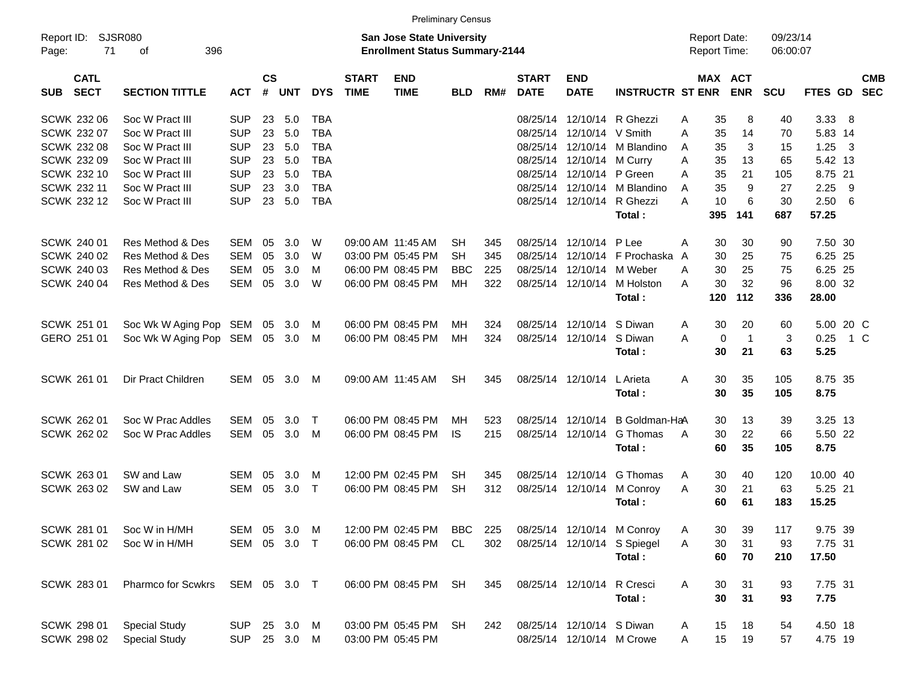Preliminary Census

Report ID: SJSR080

**San Jose State University**
**Enrollment Status Summary-2144**

Report Date: 09/23/14
Report Time: 06:00:07

| SUB | CATL SECT | SECTION TITTLE | ACT | CS # | UNT | DYS | START TIME | END TIME | BLD | RM# | START DATE | END DATE | INSTRUCTR | ST | MAX ENR | ACT ENR | SCU | FTES | GD | CMB SEC |
|---|---|---|---|---|---|---|---|---|---|---|---|---|---|---|---|---|---|---|---|---|
| SCWK | 232 06 | Soc W Pract III | SUP | 23 | 5.0 | TBA | | | | | 08/25/14 | 12/10/14 | R Ghezzi | A | 35 | 8 | 40 | 3.33 | 8 | |
| SCWK | 232 07 | Soc W Pract III | SUP | 23 | 5.0 | TBA | | | | | 08/25/14 | 12/10/14 | V Smith | A | 35 | 14 | 70 | 5.83 | 14 | |
| SCWK | 232 08 | Soc W Pract III | SUP | 23 | 5.0 | TBA | | | | | 08/25/14 | 12/10/14 | M Blandino | A | 35 | 3 | 15 | 1.25 | 3 | |
| SCWK | 232 09 | Soc W Pract III | SUP | 23 | 5.0 | TBA | | | | | 08/25/14 | 12/10/14 | M Curry | A | 35 | 13 | 65 | 5.42 | 13 | |
| SCWK | 232 10 | Soc W Pract III | SUP | 23 | 5.0 | TBA | | | | | 08/25/14 | 12/10/14 | P Green | A | 35 | 21 | 105 | 8.75 | 21 | |
| SCWK | 232 11 | Soc W Pract III | SUP | 23 | 3.0 | TBA | | | | | 08/25/14 | 12/10/14 | M Blandino | A | 35 | 9 | 27 | 2.25 | 9 | |
| SCWK | 232 12 | Soc W Pract III | SUP | 23 | 5.0 | TBA | | | | | 08/25/14 | 12/10/14 | R Ghezzi | A | 10 | 6 | 30 | 2.50 | 6 | |
| | | | | | | | | | | | | | **Total :** | | **395** | **141** | **687** | **57.25** | | |
| SCWK | 240 01 | Res Method & Des | SEM | 05 | 3.0 | W | 09:00 AM | 11:45 AM | SH | 345 | 08/25/14 | 12/10/14 | P Lee | A | 30 | 30 | 90 | 7.50 | 30 | |
| SCWK | 240 02 | Res Method & Des | SEM | 05 | 3.0 | W | 03:00 PM | 05:45 PM | SH | 345 | 08/25/14 | 12/10/14 | F Prochaska | A | 30 | 25 | 75 | 6.25 | 25 | |
| SCWK | 240 03 | Res Method & Des | SEM | 05 | 3.0 | M | 06:00 PM | 08:45 PM | BBC | 225 | 08/25/14 | 12/10/14 | M Weber | A | 30 | 25 | 75 | 6.25 | 25 | |
| SCWK | 240 04 | Res Method & Des | SEM | 05 | 3.0 | W | 06:00 PM | 08:45 PM | MH | 322 | 08/25/14 | 12/10/14 | M Holston | A | 30 | 32 | 96 | 8.00 | 32 | |
| | | | | | | | | | | | | | **Total :** | | **120** | **112** | **336** | **28.00** | | |
| SCWK | 251 01 | Soc Wk W Aging Pop | SEM | 05 | 3.0 | M | 06:00 PM | 08:45 PM | MH | 324 | 08/25/14 | 12/10/14 | S Diwan | A | 30 | 20 | 60 | 5.00 | 20 | C |
| GERO | 251 01 | Soc Wk W Aging Pop | SEM | 05 | 3.0 | M | 06:00 PM | 08:45 PM | MH | 324 | 08/25/14 | 12/10/14 | S Diwan | A | 0 | 1 | 3 | 0.25 | 1 | C |
| | | | | | | | | | | | | | **Total :** | | **30** | **21** | **63** | **5.25** | | |
| SCWK | 261 01 | Dir Pract Children | SEM | 05 | 3.0 | M | 09:00 AM | 11:45 AM | SH | 345 | 08/25/14 | 12/10/14 | L Arieta | A | 30 | 35 | 105 | 8.75 | 35 | |
| | | | | | | | | | | | | | **Total :** | | **30** | **35** | **105** | **8.75** | | |
| SCWK | 262 01 | Soc W Prac Addles | SEM | 05 | 3.0 | T | 06:00 PM | 08:45 PM | MH | 523 | 08/25/14 | 12/10/14 | B Goldman-Ha | A | 30 | 13 | 39 | 3.25 | 13 | |
| SCWK | 262 02 | Soc W Prac Addles | SEM | 05 | 3.0 | M | 06:00 PM | 08:45 PM | IS | 215 | 08/25/14 | 12/10/14 | G Thomas | A | 30 | 22 | 66 | 5.50 | 22 | |
| | | | | | | | | | | | | | **Total :** | | **60** | **35** | **105** | **8.75** | | |
| SCWK | 263 01 | SW and Law | SEM | 05 | 3.0 | M | 12:00 PM | 02:45 PM | SH | 345 | 08/25/14 | 12/10/14 | G Thomas | A | 30 | 40 | 120 | 10.00 | 40 | |
| SCWK | 263 02 | SW and Law | SEM | 05 | 3.0 | T | 06:00 PM | 08:45 PM | SH | 312 | 08/25/14 | 12/10/14 | M Conroy | A | 30 | 21 | 63 | 5.25 | 21 | |
| | | | | | | | | | | | | | **Total :** | | **60** | **61** | **183** | **15.25** | | |
| SCWK | 281 01 | Soc W in H/MH | SEM | 05 | 3.0 | M | 12:00 PM | 02:45 PM | BBC | 225 | 08/25/14 | 12/10/14 | M Conroy | A | 30 | 39 | 117 | 9.75 | 39 | |
| SCWK | 281 02 | Soc W in H/MH | SEM | 05 | 3.0 | T | 06:00 PM | 08:45 PM | CL | 302 | 08/25/14 | 12/10/14 | S Spiegel | A | 30 | 31 | 93 | 7.75 | 31 | |
| | | | | | | | | | | | | | **Total :** | | **60** | **70** | **210** | **17.50** | | |
| SCWK | 283 01 | Pharmco for Scwkrs | SEM | 05 | 3.0 | T | 06:00 PM | 08:45 PM | SH | 345 | 08/25/14 | 12/10/14 | R Cresci | A | 30 | 31 | 93 | 7.75 | 31 | |
| | | | | | | | | | | | | | **Total :** | | **30** | **31** | **93** | **7.75** | | |
| SCWK | 298 01 | Special Study | SUP | 25 | 3.0 | M | 03:00 PM | 05:45 PM | SH | 242 | 08/25/14 | 12/10/14 | S Diwan | A | 15 | 18 | 54 | 4.50 | 18 | |
| SCWK | 298 02 | Special Study | SUP | 25 | 3.0 | M | 03:00 PM | 05:45 PM | | | 08/25/14 | 12/10/14 | M Crowe | A | 15 | 19 | 57 | 4.75 | 19 | |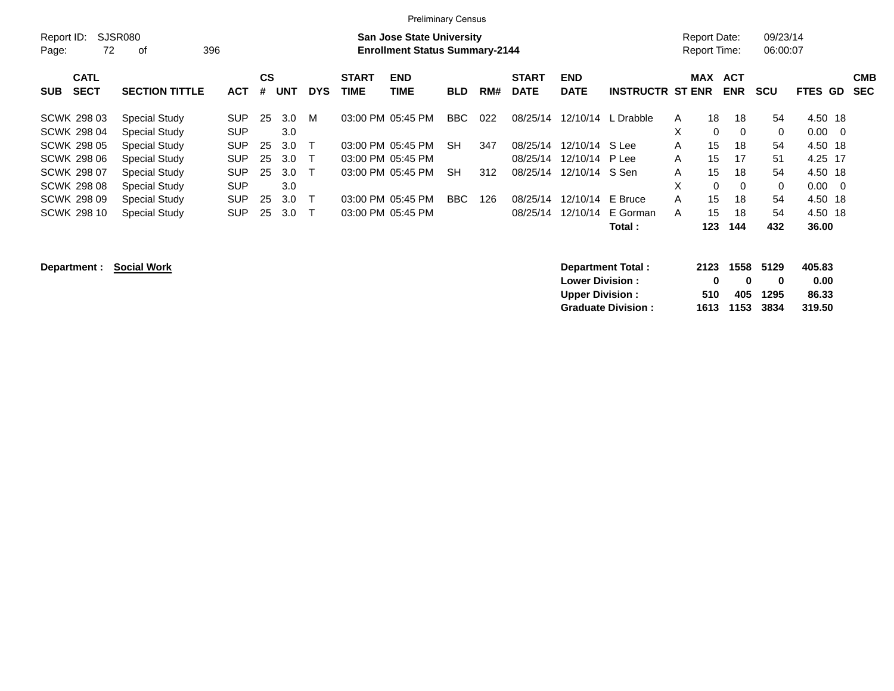Preliminary Census

Report ID: SJSR080

**San Jose State University**
**Enrollment Status Summary-2144**

Report Date: 09/23/14
Report Time: 06:00:07

| SUB | CATL SECT | SECTION TITTLE | ACT | CS # | UNT | DYS | START TIME | END TIME | BLD | RM# | START DATE | END DATE | INSTRUCTR | ST | MAX ENR | ACT ENR | SCU | FTES | GD | CMB SEC |
|---|---|---|---|---|---|---|---|---|---|---|---|---|---|---|---|---|---|---|---|---|
| SCWK | 298 03 | Special Study | SUP | 25 | 3.0 | M | 03:00 PM | 05:45 PM | BBC | 022 | 08/25/14 | 12/10/14 | L Drabble | A | 18 | 18 | 54 | 4.50 | 18 | |
| SCWK | 298 04 | Special Study | SUP | | 3.0 | | | | | | | | | X | 0 | 0 | 0 | 0.00 | 0 | |
| SCWK | 298 05 | Special Study | SUP | 25 | 3.0 | T | 03:00 PM | 05:45 PM | SH | 347 | 08/25/14 | 12/10/14 | S Lee | A | 15 | 18 | 54 | 4.50 | 18 | |
| SCWK | 298 06 | Special Study | SUP | 25 | 3.0 | T | 03:00 PM | 05:45 PM | | | 08/25/14 | 12/10/14 | P Lee | A | 15 | 17 | 51 | 4.25 | 17 | |
| SCWK | 298 07 | Special Study | SUP | 25 | 3.0 | T | 03:00 PM | 05:45 PM | SH | 312 | 08/25/14 | 12/10/14 | S Sen | A | 15 | 18 | 54 | 4.50 | 18 | |
| SCWK | 298 08 | Special Study | SUP | | 3.0 | | | | | | | | | X | 0 | 0 | 0 | 0.00 | 0 | |
| SCWK | 298 09 | Special Study | SUP | 25 | 3.0 | T | 03:00 PM | 05:45 PM | BBC | 126 | 08/25/14 | 12/10/14 | E Bruce | A | 15 | 18 | 54 | 4.50 | 18 | |
| SCWK | 298 10 | Special Study | SUP | 25 | 3.0 | T | 03:00 PM | 05:45 PM | | | 08/25/14 | 12/10/14 | E Gorman | A | 15 | 18 | 54 | 4.50 | 18 | |
| | | | | | | | | | | | | | **Total :** | | **123** | **144** | **432** | **36.00** | | |

**Department :** **Social Work**

| | MAX ENR | ACT ENR | SCU | FTES |
|---|---|---|---|---|
| **Department Total :** | **2123** | **1558** | **5129** | **405.83** |
| **Lower Division :** | **0** | **0** | **0** | **0.00** |
| **Upper Division :** | **510** | **405** | **1295** | **86.33** |
| **Graduate Division :** | **1613** | **1153** | **3834** | **319.50** |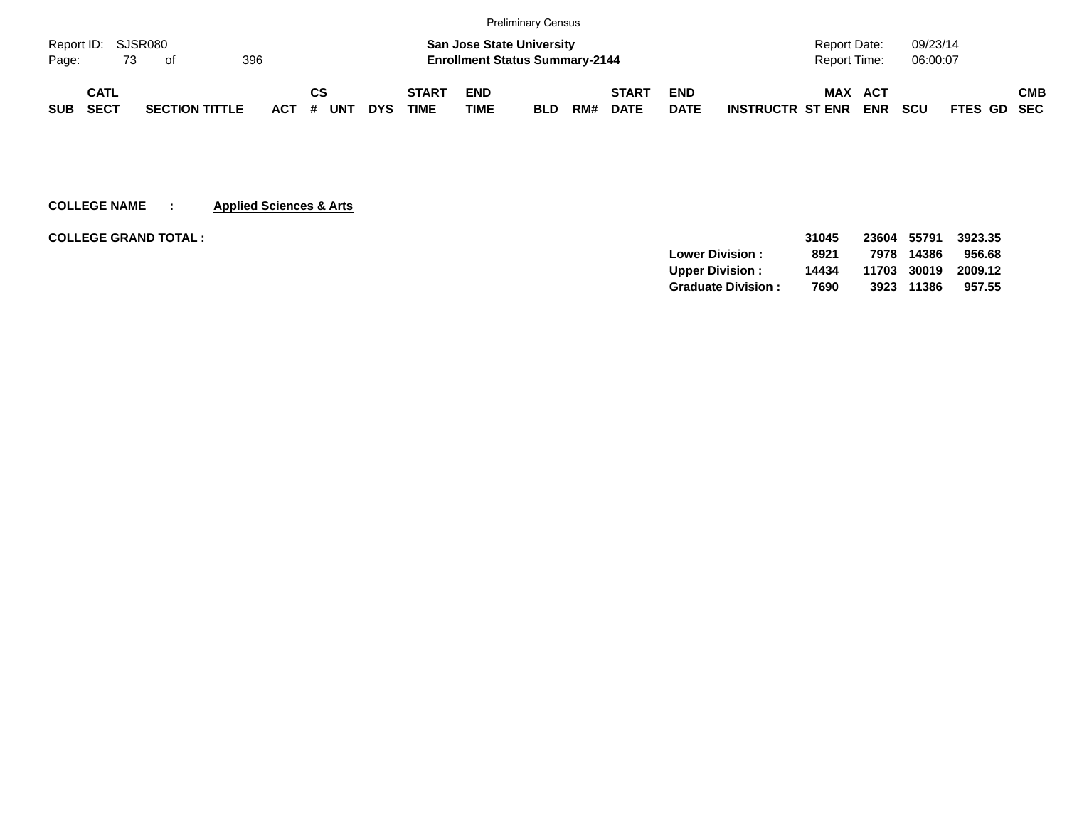Preliminary Census

Report ID: SJSR080

**San Jose State University**
**Enrollment Status Summary-2144**

Report Date: 09/23/14
Report Time: 06:00:07

| SUB | CATL SECT | SECTION TITTLE | ACT | CS # | UNT | DYS | START TIME | END TIME | BLD | RM# | START DATE | END DATE | INSTRUCTR | MAX ST ENR | ACT ENR | SCU | FTES | GD | CMB SEC |
|---|---|---|---|---|---|---|---|---|---|---|---|---|---|---|---|---|---|---|---|

**COLLEGE NAME : Applied Sciences & Arts**

| | | MAX ST ENR | ACT ENR | SCU | FTES |
|---|---|---|---|---|---|
| **COLLEGE GRAND TOTAL :** | | **31045** | **23604** | **55791** | **3923.35** |
| | **Lower Division :** | **8921** | **7978** | **14386** | **956.68** |
| | **Upper Division :** | **14434** | **11703** | **30019** | **2009.12** |
| | **Graduate Division :** | **7690** | **3923** | **11386** | **957.55** |